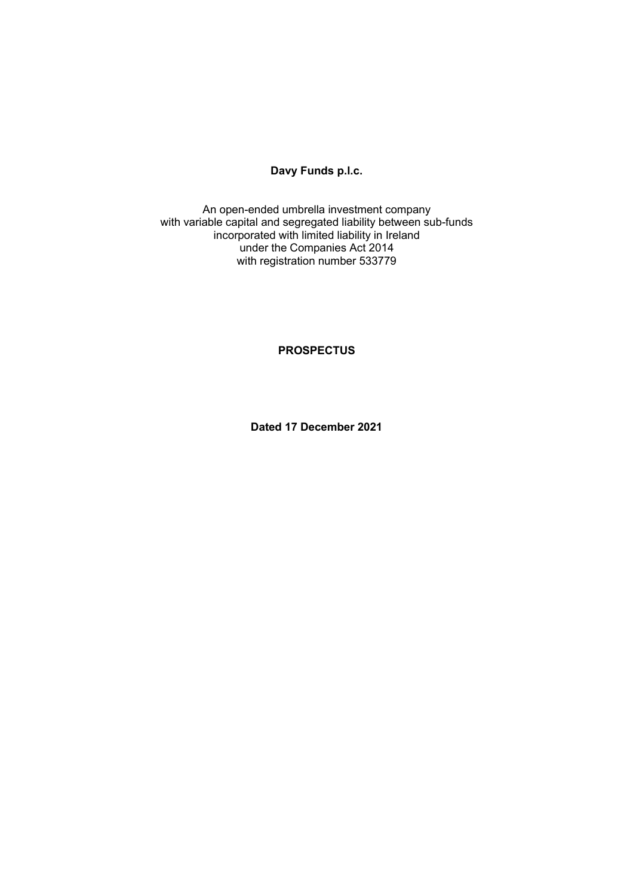**Davy Funds p.l.c.**

An open-ended umbrella investment company
with variable capital and segregated liability between sub-funds
incorporated with limited liability in Ireland
under the Companies Act 2014
with registration number 533779

**PROSPECTUS**

**Dated 17 December 2021**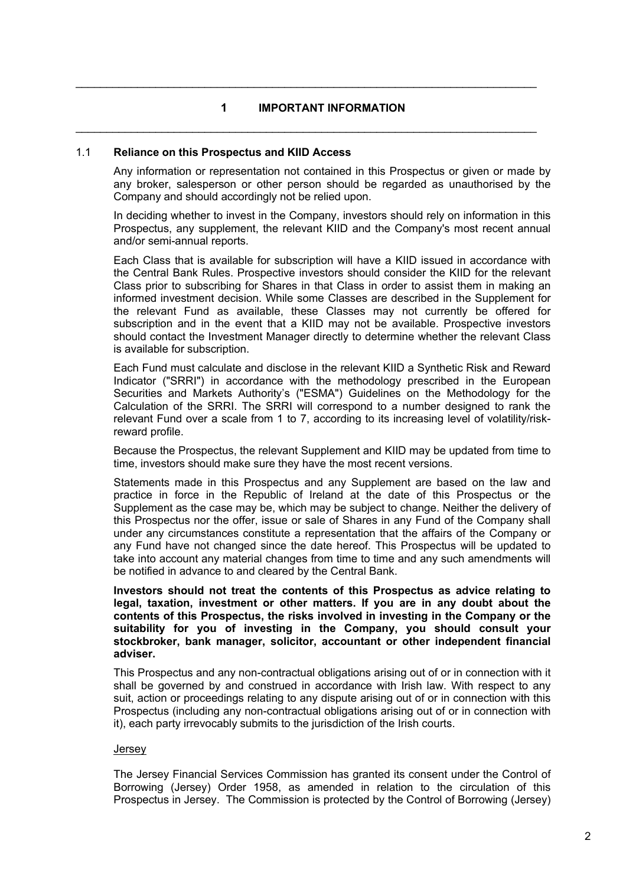# 1 IMPORTANT INFORMATION

## 1.1 Reliance on this Prospectus and KIID Access

Any information or representation not contained in this Prospectus or given or made by any broker, salesperson or other person should be regarded as unauthorised by the Company and should accordingly not be relied upon.

In deciding whether to invest in the Company, investors should rely on information in this Prospectus, any supplement, the relevant KIID and the Company's most recent annual and/or semi-annual reports.

Each Class that is available for subscription will have a KIID issued in accordance with the Central Bank Rules. Prospective investors should consider the KIID for the relevant Class prior to subscribing for Shares in that Class in order to assist them in making an informed investment decision. While some Classes are described in the Supplement for the relevant Fund as available, these Classes may not currently be offered for subscription and in the event that a KIID may not be available. Prospective investors should contact the Investment Manager directly to determine whether the relevant Class is available for subscription.

Each Fund must calculate and disclose in the relevant KIID a Synthetic Risk and Reward Indicator ("SRRI") in accordance with the methodology prescribed in the European Securities and Markets Authority's ("ESMA") Guidelines on the Methodology for the Calculation of the SRRI. The SRRI will correspond to a number designed to rank the relevant Fund over a scale from 1 to 7, according to its increasing level of volatility/risk-reward profile.

Because the Prospectus, the relevant Supplement and KIID may be updated from time to time, investors should make sure they have the most recent versions.

Statements made in this Prospectus and any Supplement are based on the law and practice in force in the Republic of Ireland at the date of this Prospectus or the Supplement as the case may be, which may be subject to change. Neither the delivery of this Prospectus nor the offer, issue or sale of Shares in any Fund of the Company shall under any circumstances constitute a representation that the affairs of the Company or any Fund have not changed since the date hereof. This Prospectus will be updated to take into account any material changes from time to time and any such amendments will be notified in advance to and cleared by the Central Bank.

**Investors should not treat the contents of this Prospectus as advice relating to legal, taxation, investment or other matters. If you are in any doubt about the contents of this Prospectus, the risks involved in investing in the Company or the suitability for you of investing in the Company, you should consult your stockbroker, bank manager, solicitor, accountant or other independent financial adviser.**

This Prospectus and any non-contractual obligations arising out of or in connection with it shall be governed by and construed in accordance with Irish law. With respect to any suit, action or proceedings relating to any dispute arising out of or in connection with this Prospectus (including any non-contractual obligations arising out of or in connection with it), each party irrevocably submits to the jurisdiction of the Irish courts.

Jersey

The Jersey Financial Services Commission has granted its consent under the Control of Borrowing (Jersey) Order 1958, as amended in relation to the circulation of this Prospectus in Jersey. The Commission is protected by the Control of Borrowing (Jersey)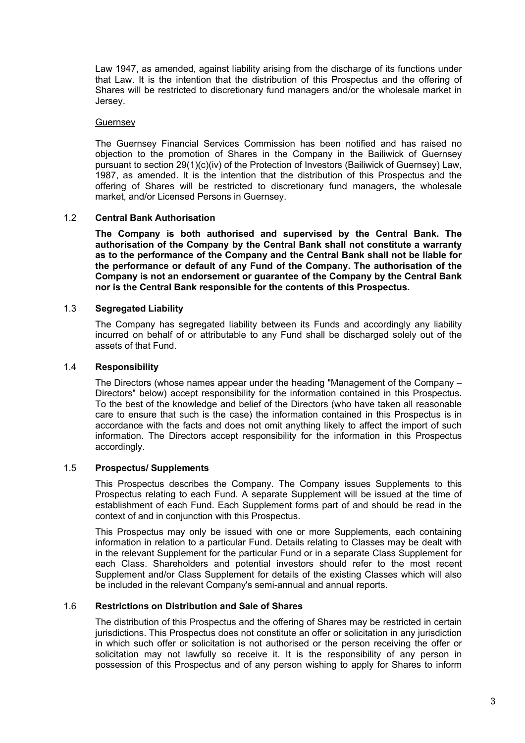Law 1947, as amended, against liability arising from the discharge of its functions under that Law. It is the intention that the distribution of this Prospectus and the offering of Shares will be restricted to discretionary fund managers and/or the wholesale market in Jersey.

Guernsey

The Guernsey Financial Services Commission has been notified and has raised no objection to the promotion of Shares in the Company in the Bailiwick of Guernsey pursuant to section 29(1)(c)(iv) of the Protection of Investors (Bailiwick of Guernsey) Law, 1987, as amended. It is the intention that the distribution of this Prospectus and the offering of Shares will be restricted to discretionary fund managers, the wholesale market, and/or Licensed Persons in Guernsey.

## 1.2 Central Bank Authorisation

**The Company is both authorised and supervised by the Central Bank. The authorisation of the Company by the Central Bank shall not constitute a warranty as to the performance of the Company and the Central Bank shall not be liable for the performance or default of any Fund of the Company. The authorisation of the Company is not an endorsement or guarantee of the Company by the Central Bank nor is the Central Bank responsible for the contents of this Prospectus.**

## 1.3 Segregated Liability

The Company has segregated liability between its Funds and accordingly any liability incurred on behalf of or attributable to any Fund shall be discharged solely out of the assets of that Fund.

## 1.4 Responsibility

The Directors (whose names appear under the heading "Management of the Company – Directors" below) accept responsibility for the information contained in this Prospectus. To the best of the knowledge and belief of the Directors (who have taken all reasonable care to ensure that such is the case) the information contained in this Prospectus is in accordance with the facts and does not omit anything likely to affect the import of such information. The Directors accept responsibility for the information in this Prospectus accordingly.

## 1.5 Prospectus/ Supplements

This Prospectus describes the Company. The Company issues Supplements to this Prospectus relating to each Fund. A separate Supplement will be issued at the time of establishment of each Fund. Each Supplement forms part of and should be read in the context of and in conjunction with this Prospectus.

This Prospectus may only be issued with one or more Supplements, each containing information in relation to a particular Fund. Details relating to Classes may be dealt with in the relevant Supplement for the particular Fund or in a separate Class Supplement for each Class. Shareholders and potential investors should refer to the most recent Supplement and/or Class Supplement for details of the existing Classes which will also be included in the relevant Company's semi-annual and annual reports.

## 1.6 Restrictions on Distribution and Sale of Shares

The distribution of this Prospectus and the offering of Shares may be restricted in certain jurisdictions. This Prospectus does not constitute an offer or solicitation in any jurisdiction in which such offer or solicitation is not authorised or the person receiving the offer or solicitation may not lawfully so receive it. It is the responsibility of any person in possession of this Prospectus and of any person wishing to apply for Shares to inform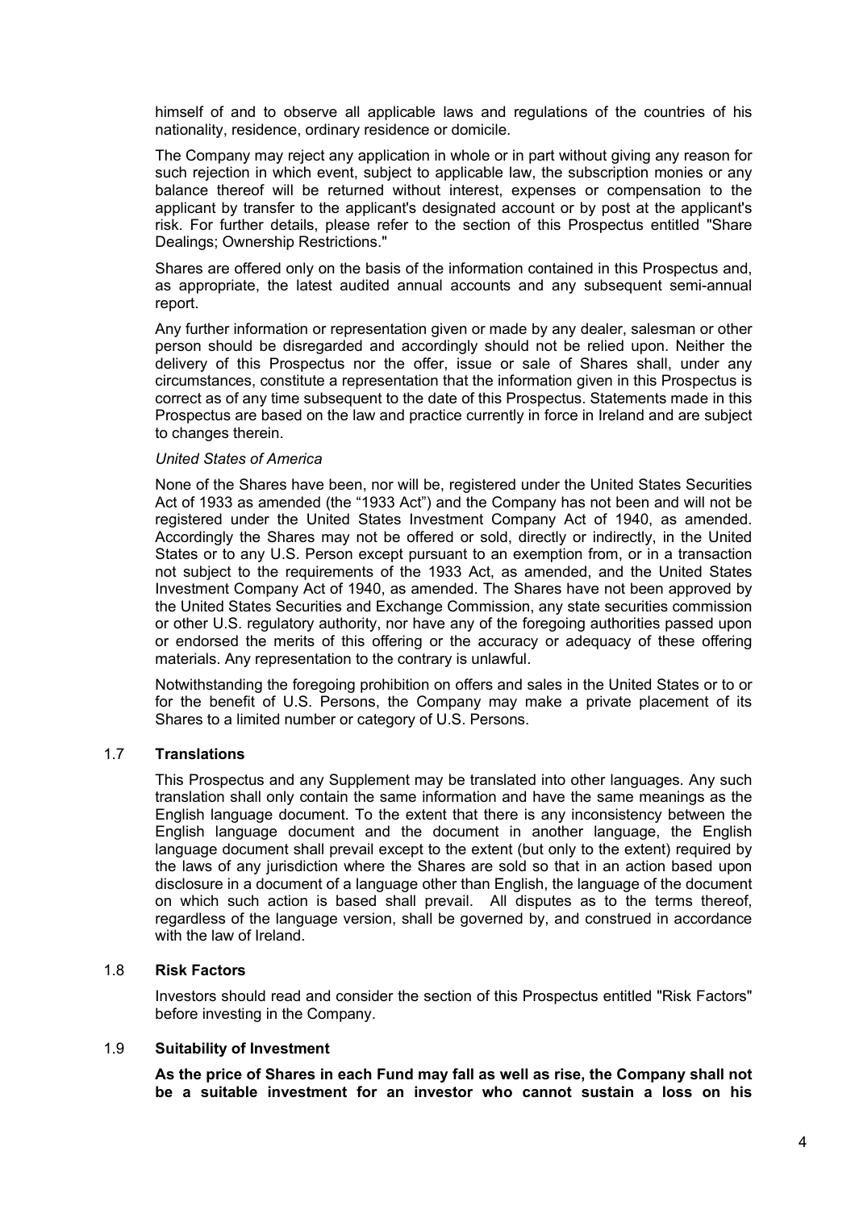himself of and to observe all applicable laws and regulations of the countries of his nationality, residence, ordinary residence or domicile.

The Company may reject any application in whole or in part without giving any reason for such rejection in which event, subject to applicable law, the subscription monies or any balance thereof will be returned without interest, expenses or compensation to the applicant by transfer to the applicant's designated account or by post at the applicant's risk. For further details, please refer to the section of this Prospectus entitled "Share Dealings; Ownership Restrictions."

Shares are offered only on the basis of the information contained in this Prospectus and, as appropriate, the latest audited annual accounts and any subsequent semi-annual report.

Any further information or representation given or made by any dealer, salesman or other person should be disregarded and accordingly should not be relied upon. Neither the delivery of this Prospectus nor the offer, issue or sale of Shares shall, under any circumstances, constitute a representation that the information given in this Prospectus is correct as of any time subsequent to the date of this Prospectus. Statements made in this Prospectus are based on the law and practice currently in force in Ireland and are subject to changes therein.

*United States of America*

None of the Shares have been, nor will be, registered under the United States Securities Act of 1933 as amended (the "1933 Act") and the Company has not been and will not be registered under the United States Investment Company Act of 1940, as amended. Accordingly the Shares may not be offered or sold, directly or indirectly, in the United States or to any U.S. Person except pursuant to an exemption from, or in a transaction not subject to the requirements of the 1933 Act, as amended, and the United States Investment Company Act of 1940, as amended. The Shares have not been approved by the United States Securities and Exchange Commission, any state securities commission or other U.S. regulatory authority, nor have any of the foregoing authorities passed upon or endorsed the merits of this offering or the accuracy or adequacy of these offering materials. Any representation to the contrary is unlawful.

Notwithstanding the foregoing prohibition on offers and sales in the United States or to or for the benefit of U.S. Persons, the Company may make a private placement of its Shares to a limited number or category of U.S. Persons.

## 1.7 Translations

This Prospectus and any Supplement may be translated into other languages. Any such translation shall only contain the same information and have the same meanings as the English language document. To the extent that there is any inconsistency between the English language document and the document in another language, the English language document shall prevail except to the extent (but only to the extent) required by the laws of any jurisdiction where the Shares are sold so that in an action based upon disclosure in a document of a language other than English, the language of the document on which such action is based shall prevail. All disputes as to the terms thereof, regardless of the language version, shall be governed by, and construed in accordance with the law of Ireland.

## 1.8 Risk Factors

Investors should read and consider the section of this Prospectus entitled "Risk Factors" before investing in the Company.

## 1.9 Suitability of Investment

**As the price of Shares in each Fund may fall as well as rise, the Company shall not be a suitable investment for an investor who cannot sustain a loss on his**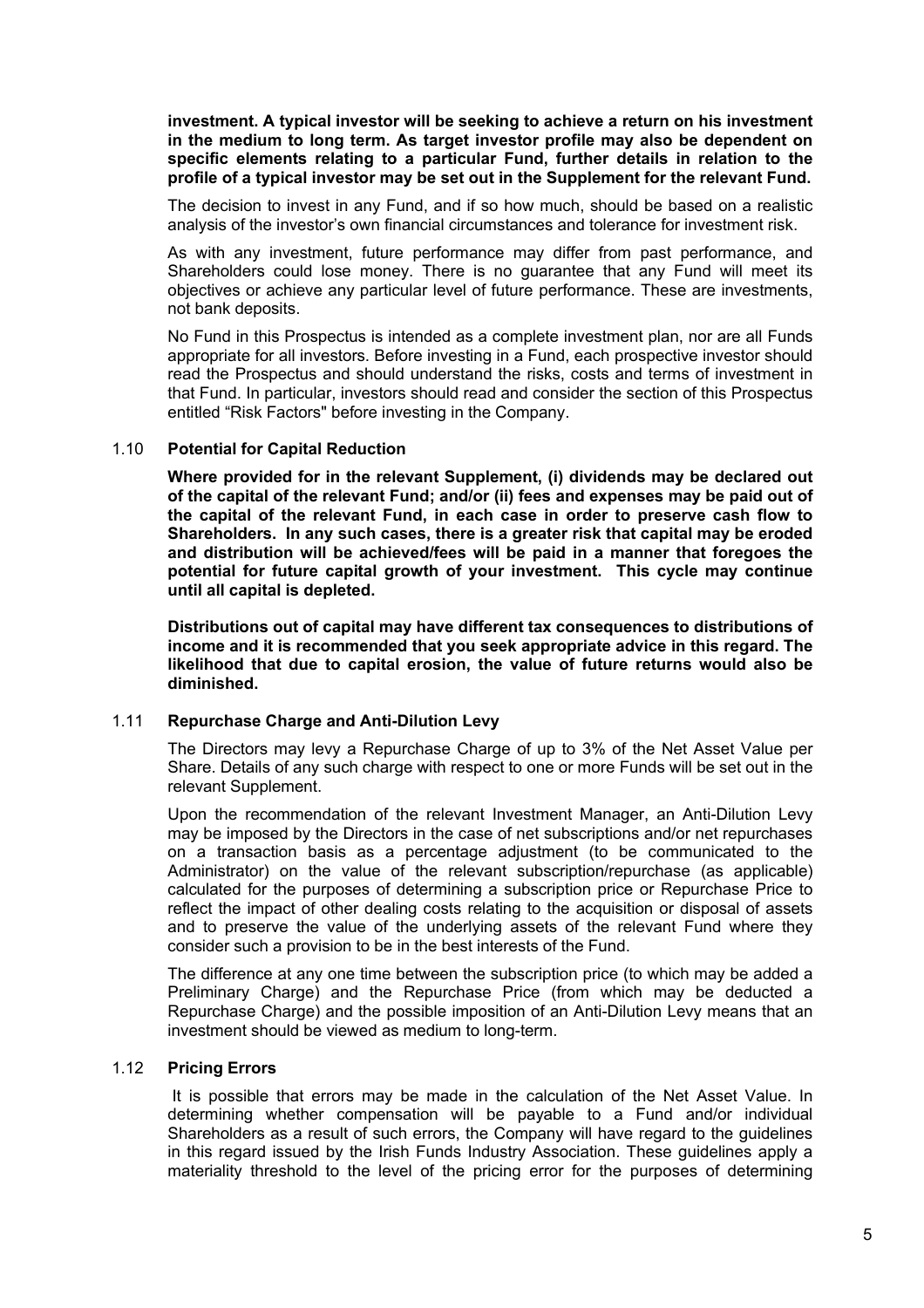**investment. A typical investor will be seeking to achieve a return on his investment in the medium to long term. As target investor profile may also be dependent on specific elements relating to a particular Fund, further details in relation to the profile of a typical investor may be set out in the Supplement for the relevant Fund.**

The decision to invest in any Fund, and if so how much, should be based on a realistic analysis of the investor's own financial circumstances and tolerance for investment risk.

As with any investment, future performance may differ from past performance, and Shareholders could lose money. There is no guarantee that any Fund will meet its objectives or achieve any particular level of future performance. These are investments, not bank deposits.

No Fund in this Prospectus is intended as a complete investment plan, nor are all Funds appropriate for all investors. Before investing in a Fund, each prospective investor should read the Prospectus and should understand the risks, costs and terms of investment in that Fund. In particular, investors should read and consider the section of this Prospectus entitled "Risk Factors" before investing in the Company.

### 1.10 Potential for Capital Reduction

**Where provided for in the relevant Supplement, (i) dividends may be declared out of the capital of the relevant Fund; and/or (ii) fees and expenses may be paid out of the capital of the relevant Fund, in each case in order to preserve cash flow to Shareholders. In any such cases, there is a greater risk that capital may be eroded and distribution will be achieved/fees will be paid in a manner that foregoes the potential for future capital growth of your investment. This cycle may continue until all capital is depleted.**

**Distributions out of capital may have different tax consequences to distributions of income and it is recommended that you seek appropriate advice in this regard. The likelihood that due to capital erosion, the value of future returns would also be diminished.**

### 1.11 Repurchase Charge and Anti-Dilution Levy

The Directors may levy a Repurchase Charge of up to 3% of the Net Asset Value per Share. Details of any such charge with respect to one or more Funds will be set out in the relevant Supplement.

Upon the recommendation of the relevant Investment Manager, an Anti-Dilution Levy may be imposed by the Directors in the case of net subscriptions and/or net repurchases on a transaction basis as a percentage adjustment (to be communicated to the Administrator) on the value of the relevant subscription/repurchase (as applicable) calculated for the purposes of determining a subscription price or Repurchase Price to reflect the impact of other dealing costs relating to the acquisition or disposal of assets and to preserve the value of the underlying assets of the relevant Fund where they consider such a provision to be in the best interests of the Fund.

The difference at any one time between the subscription price (to which may be added a Preliminary Charge) and the Repurchase Price (from which may be deducted a Repurchase Charge) and the possible imposition of an Anti-Dilution Levy means that an investment should be viewed as medium to long-term.

### 1.12 Pricing Errors

It is possible that errors may be made in the calculation of the Net Asset Value. In determining whether compensation will be payable to a Fund and/or individual Shareholders as a result of such errors, the Company will have regard to the guidelines in this regard issued by the Irish Funds Industry Association. These guidelines apply a materiality threshold to the level of the pricing error for the purposes of determining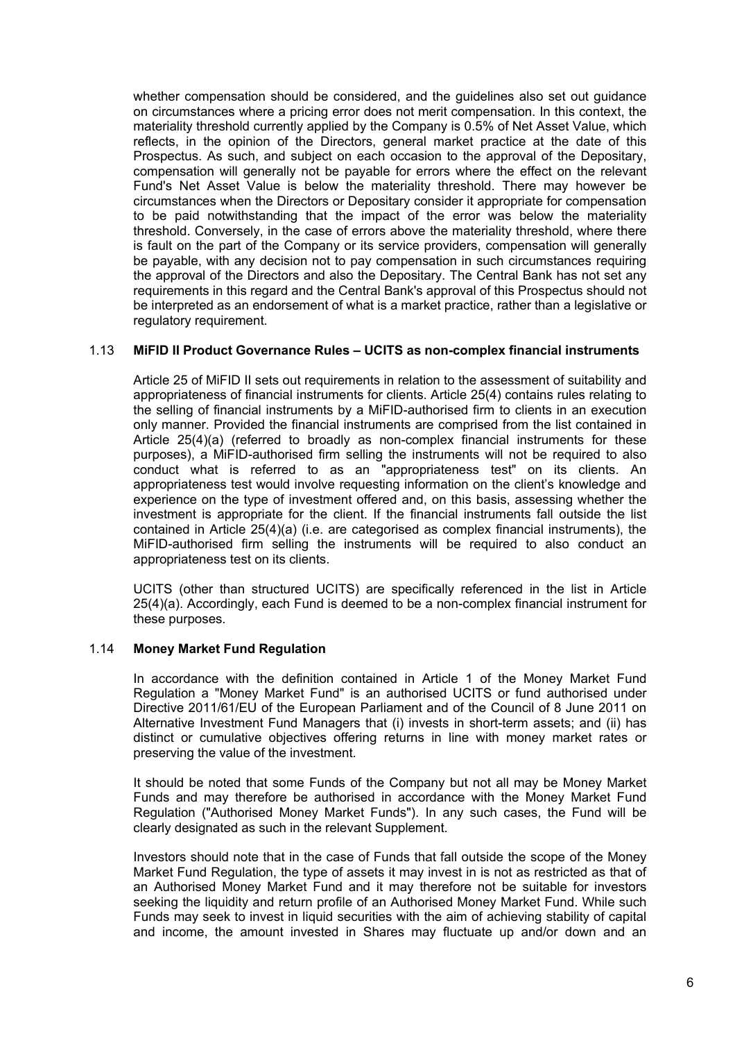whether compensation should be considered, and the guidelines also set out guidance on circumstances where a pricing error does not merit compensation. In this context, the materiality threshold currently applied by the Company is 0.5% of Net Asset Value, which reflects, in the opinion of the Directors, general market practice at the date of this Prospectus. As such, and subject on each occasion to the approval of the Depositary, compensation will generally not be payable for errors where the effect on the relevant Fund's Net Asset Value is below the materiality threshold. There may however be circumstances when the Directors or Depositary consider it appropriate for compensation to be paid notwithstanding that the impact of the error was below the materiality threshold. Conversely, in the case of errors above the materiality threshold, where there is fault on the part of the Company or its service providers, compensation will generally be payable, with any decision not to pay compensation in such circumstances requiring the approval of the Directors and also the Depositary. The Central Bank has not set any requirements in this regard and the Central Bank's approval of this Prospectus should not be interpreted as an endorsement of what is a market practice, rather than a legislative or regulatory requirement.

### 1.13 MiFID II Product Governance Rules – UCITS as non-complex financial instruments

Article 25 of MiFID II sets out requirements in relation to the assessment of suitability and appropriateness of financial instruments for clients. Article 25(4) contains rules relating to the selling of financial instruments by a MiFID-authorised firm to clients in an execution only manner. Provided the financial instruments are comprised from the list contained in Article 25(4)(a) (referred to broadly as non-complex financial instruments for these purposes), a MiFID-authorised firm selling the instruments will not be required to also conduct what is referred to as an "appropriateness test" on its clients. An appropriateness test would involve requesting information on the client's knowledge and experience on the type of investment offered and, on this basis, assessing whether the investment is appropriate for the client. If the financial instruments fall outside the list contained in Article 25(4)(a) (i.e. are categorised as complex financial instruments), the MiFID-authorised firm selling the instruments will be required to also conduct an appropriateness test on its clients.

UCITS (other than structured UCITS) are specifically referenced in the list in Article 25(4)(a). Accordingly, each Fund is deemed to be a non-complex financial instrument for these purposes.

### 1.14 Money Market Fund Regulation

In accordance with the definition contained in Article 1 of the Money Market Fund Regulation a "Money Market Fund" is an authorised UCITS or fund authorised under Directive 2011/61/EU of the European Parliament and of the Council of 8 June 2011 on Alternative Investment Fund Managers that (i) invests in short-term assets; and (ii) has distinct or cumulative objectives offering returns in line with money market rates or preserving the value of the investment.

It should be noted that some Funds of the Company but not all may be Money Market Funds and may therefore be authorised in accordance with the Money Market Fund Regulation ("Authorised Money Market Funds"). In any such cases, the Fund will be clearly designated as such in the relevant Supplement.

Investors should note that in the case of Funds that fall outside the scope of the Money Market Fund Regulation, the type of assets it may invest in is not as restricted as that of an Authorised Money Market Fund and it may therefore not be suitable for investors seeking the liquidity and return profile of an Authorised Money Market Fund. While such Funds may seek to invest in liquid securities with the aim of achieving stability of capital and income, the amount invested in Shares may fluctuate up and/or down and an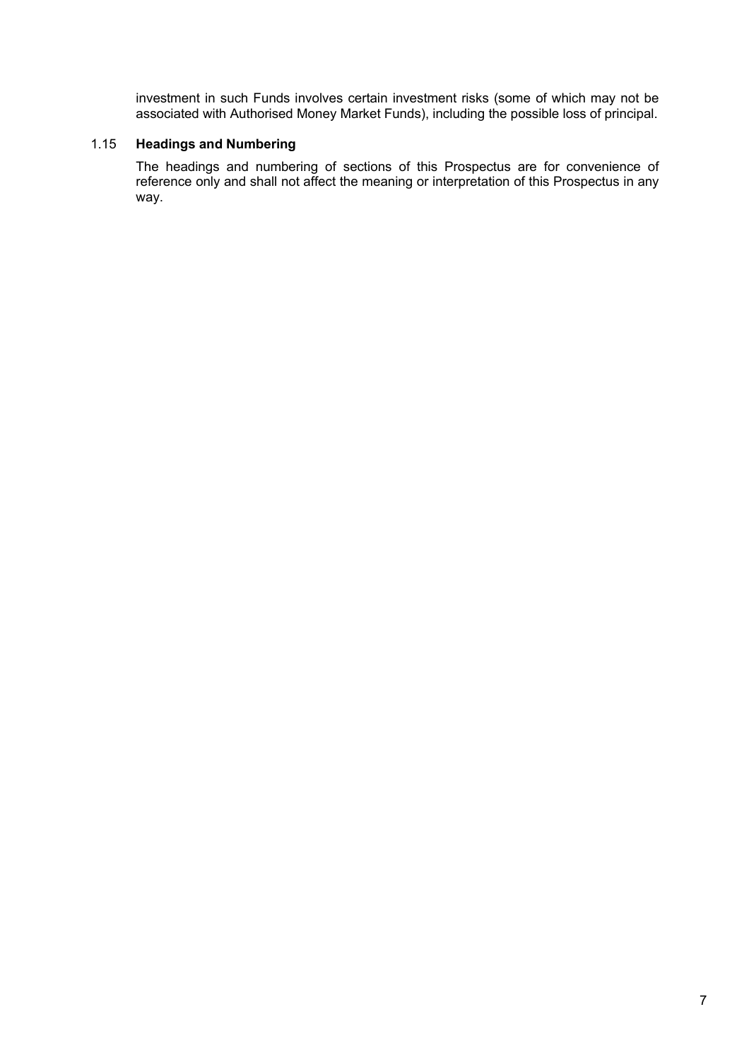investment in such Funds involves certain investment risks (some of which may not be associated with Authorised Money Market Funds), including the possible loss of principal.

### 1.15 Headings and Numbering

The headings and numbering of sections of this Prospectus are for convenience of reference only and shall not affect the meaning or interpretation of this Prospectus in any way.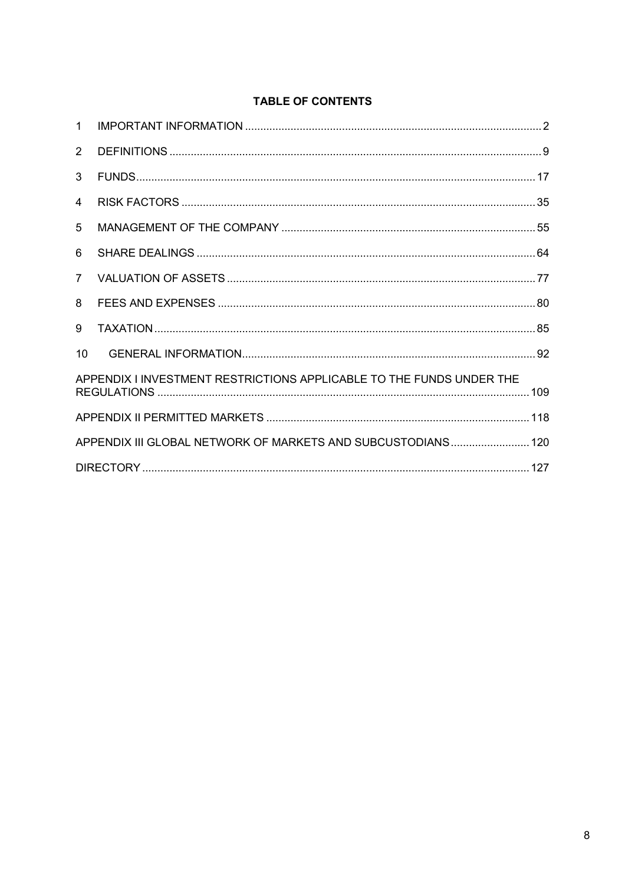**TABLE OF CONTENTS**

| | | |
|---|---|---|
| 1 | IMPORTANT INFORMATION | 2 |
| 2 | DEFINITIONS | 9 |
| 3 | FUNDS | 17 |
| 4 | RISK FACTORS | 35 |
| 5 | MANAGEMENT OF THE COMPANY | 55 |
| 6 | SHARE DEALINGS | 64 |
| 7 | VALUATION OF ASSETS | 77 |
| 8 | FEES AND EXPENSES | 80 |
| 9 | TAXATION | 85 |
| 10 | GENERAL INFORMATION | 92 |
| | APPENDIX I INVESTMENT RESTRICTIONS APPLICABLE TO THE FUNDS UNDER THE REGULATIONS | 109 |
| | APPENDIX II PERMITTED MARKETS | 118 |
| | APPENDIX III GLOBAL NETWORK OF MARKETS AND SUBCUSTODIANS | 120 |
| | DIRECTORY | 127 |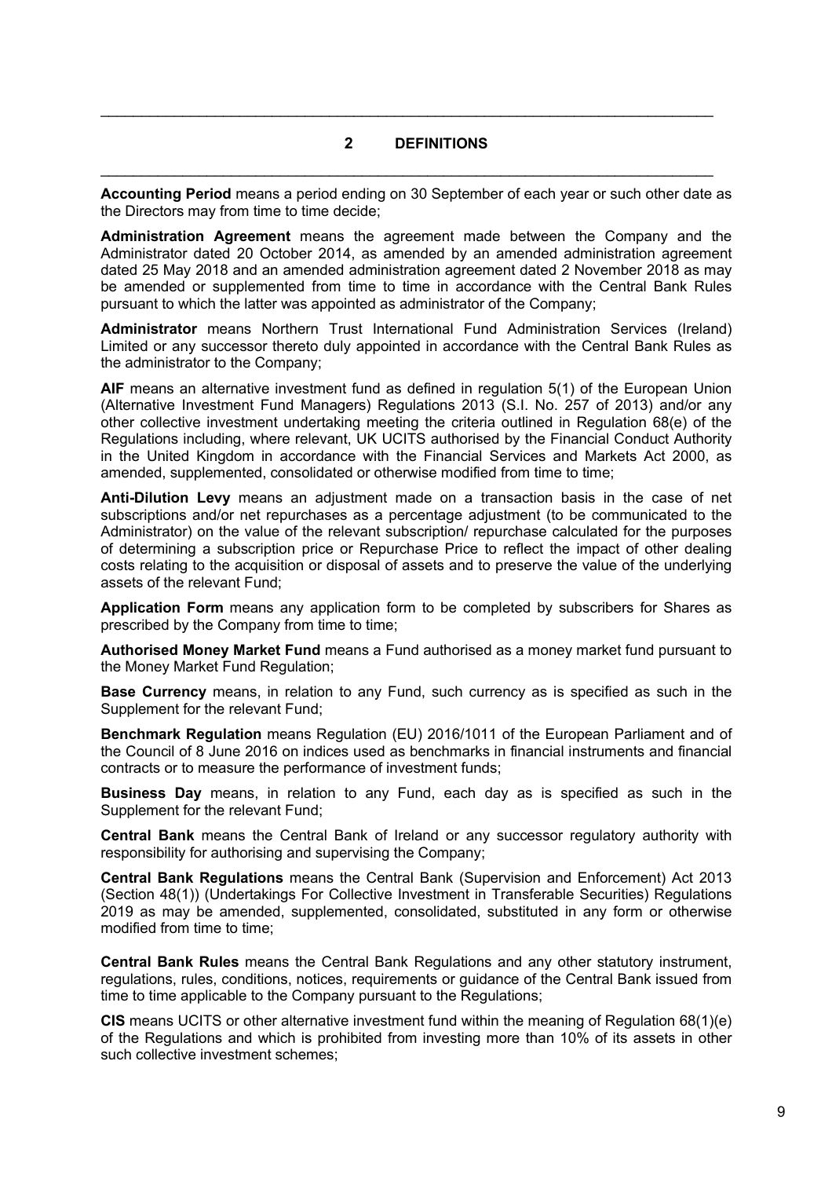## 2 DEFINITIONS

**Accounting Period** means a period ending on 30 September of each year or such other date as the Directors may from time to time decide;

**Administration Agreement** means the agreement made between the Company and the Administrator dated 20 October 2014, as amended by an amended administration agreement dated 25 May 2018 and an amended administration agreement dated 2 November 2018 as may be amended or supplemented from time to time in accordance with the Central Bank Rules pursuant to which the latter was appointed as administrator of the Company;

**Administrator** means Northern Trust International Fund Administration Services (Ireland) Limited or any successor thereto duly appointed in accordance with the Central Bank Rules as the administrator to the Company;

**AIF** means an alternative investment fund as defined in regulation 5(1) of the European Union (Alternative Investment Fund Managers) Regulations 2013 (S.I. No. 257 of 2013) and/or any other collective investment undertaking meeting the criteria outlined in Regulation 68(e) of the Regulations including, where relevant, UK UCITS authorised by the Financial Conduct Authority in the United Kingdom in accordance with the Financial Services and Markets Act 2000, as amended, supplemented, consolidated or otherwise modified from time to time;

**Anti-Dilution Levy** means an adjustment made on a transaction basis in the case of net subscriptions and/or net repurchases as a percentage adjustment (to be communicated to the Administrator) on the value of the relevant subscription/ repurchase calculated for the purposes of determining a subscription price or Repurchase Price to reflect the impact of other dealing costs relating to the acquisition or disposal of assets and to preserve the value of the underlying assets of the relevant Fund;

**Application Form** means any application form to be completed by subscribers for Shares as prescribed by the Company from time to time;

**Authorised Money Market Fund** means a Fund authorised as a money market fund pursuant to the Money Market Fund Regulation;

**Base Currency** means, in relation to any Fund, such currency as is specified as such in the Supplement for the relevant Fund;

**Benchmark Regulation** means Regulation (EU) 2016/1011 of the European Parliament and of the Council of 8 June 2016 on indices used as benchmarks in financial instruments and financial contracts or to measure the performance of investment funds;

**Business Day** means, in relation to any Fund, each day as is specified as such in the Supplement for the relevant Fund;

**Central Bank** means the Central Bank of Ireland or any successor regulatory authority with responsibility for authorising and supervising the Company;

**Central Bank Regulations** means the Central Bank (Supervision and Enforcement) Act 2013 (Section 48(1)) (Undertakings For Collective Investment in Transferable Securities) Regulations 2019 as may be amended, supplemented, consolidated, substituted in any form or otherwise modified from time to time;

**Central Bank Rules** means the Central Bank Regulations and any other statutory instrument, regulations, rules, conditions, notices, requirements or guidance of the Central Bank issued from time to time applicable to the Company pursuant to the Regulations;

**CIS** means UCITS or other alternative investment fund within the meaning of Regulation 68(1)(e) of the Regulations and which is prohibited from investing more than 10% of its assets in other such collective investment schemes;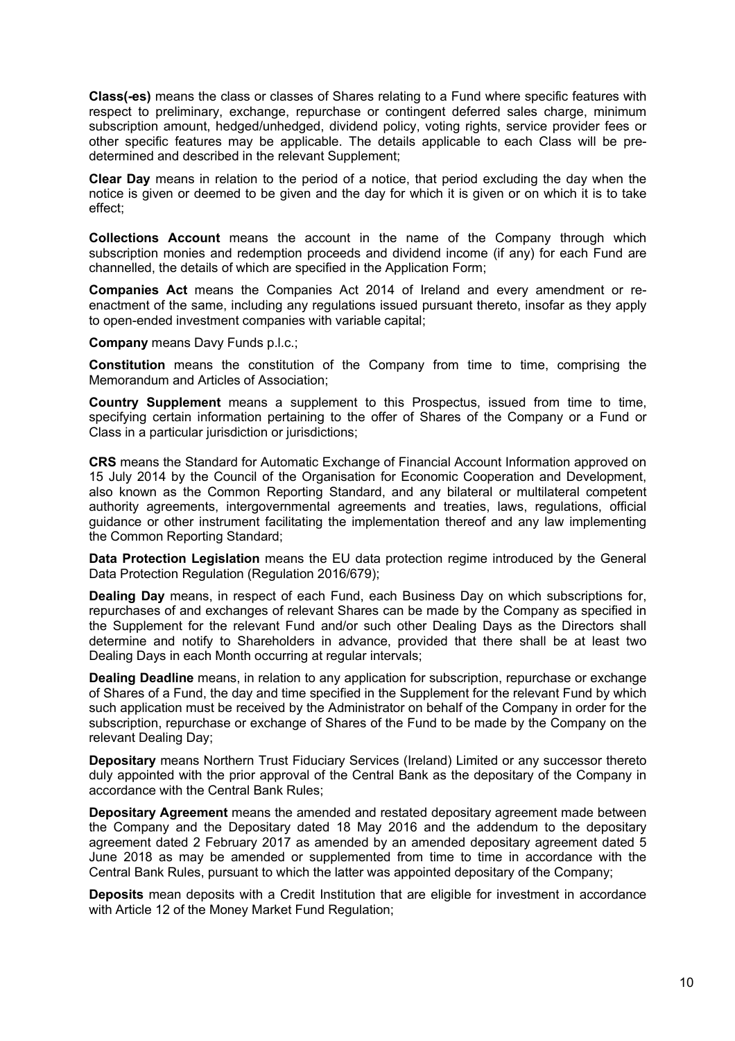**Class(-es)** means the class or classes of Shares relating to a Fund where specific features with respect to preliminary, exchange, repurchase or contingent deferred sales charge, minimum subscription amount, hedged/unhedged, dividend policy, voting rights, service provider fees or other specific features may be applicable. The details applicable to each Class will be pre-determined and described in the relevant Supplement;

**Clear Day** means in relation to the period of a notice, that period excluding the day when the notice is given or deemed to be given and the day for which it is given or on which it is to take effect;

**Collections Account** means the account in the name of the Company through which subscription monies and redemption proceeds and dividend income (if any) for each Fund are channelled, the details of which are specified in the Application Form;

**Companies Act** means the Companies Act 2014 of Ireland and every amendment or re-enactment of the same, including any regulations issued pursuant thereto, insofar as they apply to open-ended investment companies with variable capital;

**Company** means Davy Funds p.l.c.;

**Constitution** means the constitution of the Company from time to time, comprising the Memorandum and Articles of Association;

**Country Supplement** means a supplement to this Prospectus, issued from time to time, specifying certain information pertaining to the offer of Shares of the Company or a Fund or Class in a particular jurisdiction or jurisdictions;

**CRS** means the Standard for Automatic Exchange of Financial Account Information approved on 15 July 2014 by the Council of the Organisation for Economic Cooperation and Development, also known as the Common Reporting Standard, and any bilateral or multilateral competent authority agreements, intergovernmental agreements and treaties, laws, regulations, official guidance or other instrument facilitating the implementation thereof and any law implementing the Common Reporting Standard;

**Data Protection Legislation** means the EU data protection regime introduced by the General Data Protection Regulation (Regulation 2016/679);

**Dealing Day** means, in respect of each Fund, each Business Day on which subscriptions for, repurchases of and exchanges of relevant Shares can be made by the Company as specified in the Supplement for the relevant Fund and/or such other Dealing Days as the Directors shall determine and notify to Shareholders in advance, provided that there shall be at least two Dealing Days in each Month occurring at regular intervals;

**Dealing Deadline** means, in relation to any application for subscription, repurchase or exchange of Shares of a Fund, the day and time specified in the Supplement for the relevant Fund by which such application must be received by the Administrator on behalf of the Company in order for the subscription, repurchase or exchange of Shares of the Fund to be made by the Company on the relevant Dealing Day;

**Depositary** means Northern Trust Fiduciary Services (Ireland) Limited or any successor thereto duly appointed with the prior approval of the Central Bank as the depositary of the Company in accordance with the Central Bank Rules;

**Depositary Agreement** means the amended and restated depositary agreement made between the Company and the Depositary dated 18 May 2016 and the addendum to the depositary agreement dated 2 February 2017 as amended by an amended depositary agreement dated 5 June 2018 as may be amended or supplemented from time to time in accordance with the Central Bank Rules, pursuant to which the latter was appointed depositary of the Company;

**Deposits** mean deposits with a Credit Institution that are eligible for investment in accordance with Article 12 of the Money Market Fund Regulation;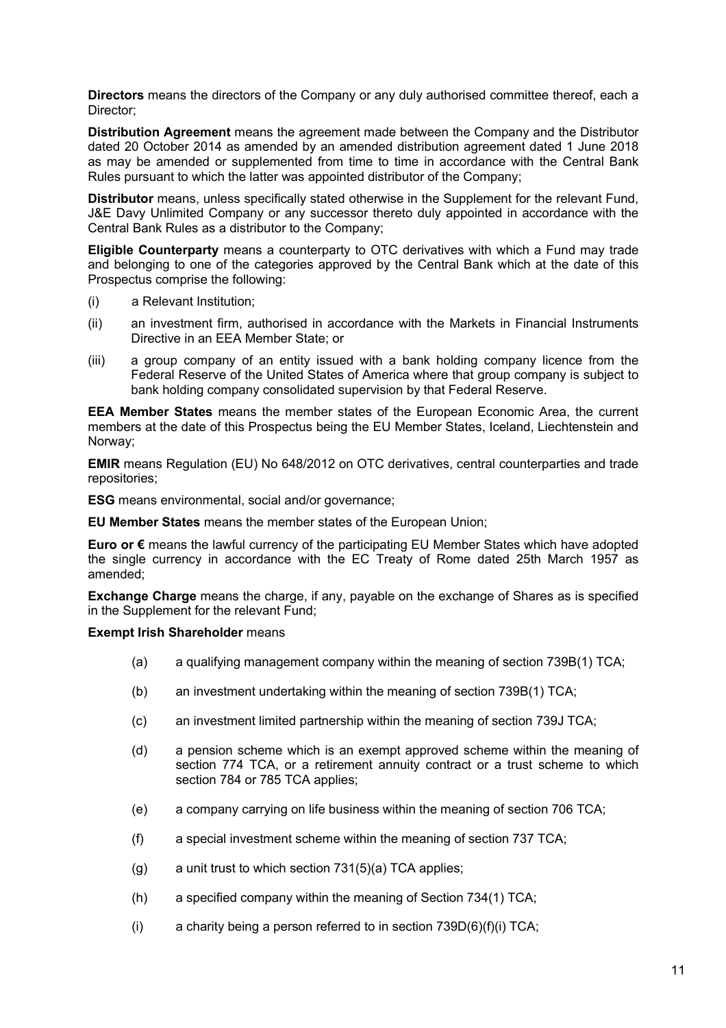**Directors** means the directors of the Company or any duly authorised committee thereof, each a Director;

**Distribution Agreement** means the agreement made between the Company and the Distributor dated 20 October 2014 as amended by an amended distribution agreement dated 1 June 2018 as may be amended or supplemented from time to time in accordance with the Central Bank Rules pursuant to which the latter was appointed distributor of the Company;

**Distributor** means, unless specifically stated otherwise in the Supplement for the relevant Fund, J&E Davy Unlimited Company or any successor thereto duly appointed in accordance with the Central Bank Rules as a distributor to the Company;

**Eligible Counterparty** means a counterparty to OTC derivatives with which a Fund may trade and belonging to one of the categories approved by the Central Bank which at the date of this Prospectus comprise the following:

(i) a Relevant Institution;

(ii) an investment firm, authorised in accordance with the Markets in Financial Instruments Directive in an EEA Member State; or

(iii) a group company of an entity issued with a bank holding company licence from the Federal Reserve of the United States of America where that group company is subject to bank holding company consolidated supervision by that Federal Reserve.

**EEA Member States** means the member states of the European Economic Area, the current members at the date of this Prospectus being the EU Member States, Iceland, Liechtenstein and Norway;

**EMIR** means Regulation (EU) No 648/2012 on OTC derivatives, central counterparties and trade repositories;

**ESG** means environmental, social and/or governance;

**EU Member States** means the member states of the European Union;

**Euro or €** means the lawful currency of the participating EU Member States which have adopted the single currency in accordance with the EC Treaty of Rome dated 25th March 1957 as amended;

**Exchange Charge** means the charge, if any, payable on the exchange of Shares as is specified in the Supplement for the relevant Fund;

**Exempt Irish Shareholder** means

(a) a qualifying management company within the meaning of section 739B(1) TCA;

(b) an investment undertaking within the meaning of section 739B(1) TCA;

(c) an investment limited partnership within the meaning of section 739J TCA;

(d) a pension scheme which is an exempt approved scheme within the meaning of section 774 TCA, or a retirement annuity contract or a trust scheme to which section 784 or 785 TCA applies;

(e) a company carrying on life business within the meaning of section 706 TCA;

(f) a special investment scheme within the meaning of section 737 TCA;

(g) a unit trust to which section 731(5)(a) TCA applies;

(h) a specified company within the meaning of Section 734(1) TCA;

(i) a charity being a person referred to in section 739D(6)(f)(i) TCA;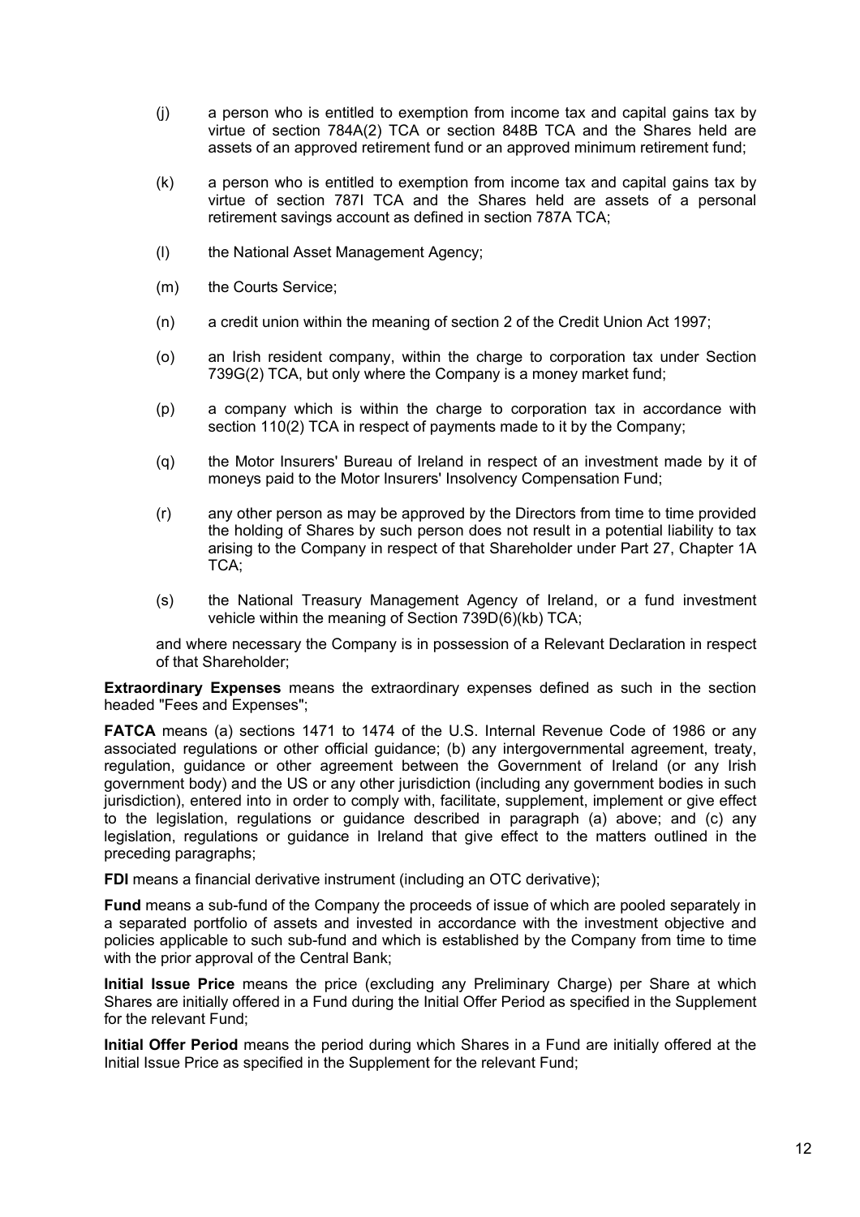(j) a person who is entitled to exemption from income tax and capital gains tax by virtue of section 784A(2) TCA or section 848B TCA and the Shares held are assets of an approved retirement fund or an approved minimum retirement fund;

(k) a person who is entitled to exemption from income tax and capital gains tax by virtue of section 787I TCA and the Shares held are assets of a personal retirement savings account as defined in section 787A TCA;

(l) the National Asset Management Agency;

(m) the Courts Service;

(n) a credit union within the meaning of section 2 of the Credit Union Act 1997;

(o) an Irish resident company, within the charge to corporation tax under Section 739G(2) TCA, but only where the Company is a money market fund;

(p) a company which is within the charge to corporation tax in accordance with section 110(2) TCA in respect of payments made to it by the Company;

(q) the Motor Insurers' Bureau of Ireland in respect of an investment made by it of moneys paid to the Motor Insurers' Insolvency Compensation Fund;

(r) any other person as may be approved by the Directors from time to time provided the holding of Shares by such person does not result in a potential liability to tax arising to the Company in respect of that Shareholder under Part 27, Chapter 1A TCA;

(s) the National Treasury Management Agency of Ireland, or a fund investment vehicle within the meaning of Section 739D(6)(kb) TCA;

and where necessary the Company is in possession of a Relevant Declaration in respect of that Shareholder;

**Extraordinary Expenses** means the extraordinary expenses defined as such in the section headed "Fees and Expenses";

**FATCA** means (a) sections 1471 to 1474 of the U.S. Internal Revenue Code of 1986 or any associated regulations or other official guidance; (b) any intergovernmental agreement, treaty, regulation, guidance or other agreement between the Government of Ireland (or any Irish government body) and the US or any other jurisdiction (including any government bodies in such jurisdiction), entered into in order to comply with, facilitate, supplement, implement or give effect to the legislation, regulations or guidance described in paragraph (a) above; and (c) any legislation, regulations or guidance in Ireland that give effect to the matters outlined in the preceding paragraphs;

**FDI** means a financial derivative instrument (including an OTC derivative);

**Fund** means a sub-fund of the Company the proceeds of issue of which are pooled separately in a separated portfolio of assets and invested in accordance with the investment objective and policies applicable to such sub-fund and which is established by the Company from time to time with the prior approval of the Central Bank;

**Initial Issue Price** means the price (excluding any Preliminary Charge) per Share at which Shares are initially offered in a Fund during the Initial Offer Period as specified in the Supplement for the relevant Fund;

**Initial Offer Period** means the period during which Shares in a Fund are initially offered at the Initial Issue Price as specified in the Supplement for the relevant Fund;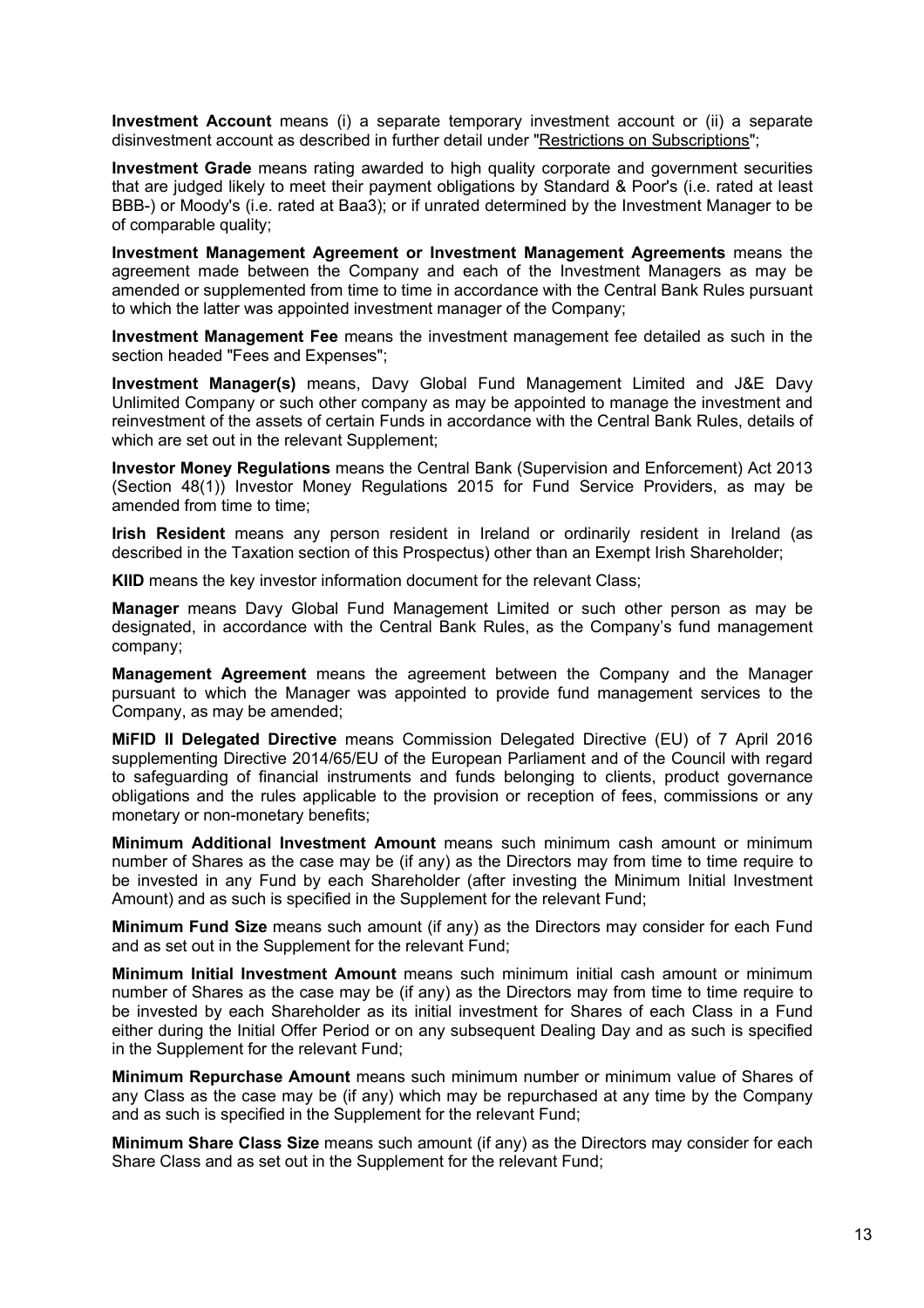**Investment Account** means (i) a separate temporary investment account or (ii) a separate disinvestment account as described in further detail under "Restrictions on Subscriptions";

**Investment Grade** means rating awarded to high quality corporate and government securities that are judged likely to meet their payment obligations by Standard & Poor's (i.e. rated at least BBB-) or Moody's (i.e. rated at Baa3); or if unrated determined by the Investment Manager to be of comparable quality;

**Investment Management Agreement or Investment Management Agreements** means the agreement made between the Company and each of the Investment Managers as may be amended or supplemented from time to time in accordance with the Central Bank Rules pursuant to which the latter was appointed investment manager of the Company;

**Investment Management Fee** means the investment management fee detailed as such in the section headed "Fees and Expenses";

**Investment Manager(s)** means, Davy Global Fund Management Limited and J&E Davy Unlimited Company or such other company as may be appointed to manage the investment and reinvestment of the assets of certain Funds in accordance with the Central Bank Rules, details of which are set out in the relevant Supplement;

**Investor Money Regulations** means the Central Bank (Supervision and Enforcement) Act 2013 (Section 48(1)) Investor Money Regulations 2015 for Fund Service Providers, as may be amended from time to time;

**Irish Resident** means any person resident in Ireland or ordinarily resident in Ireland (as described in the Taxation section of this Prospectus) other than an Exempt Irish Shareholder;

**KIID** means the key investor information document for the relevant Class;

**Manager** means Davy Global Fund Management Limited or such other person as may be designated, in accordance with the Central Bank Rules, as the Company's fund management company;

**Management Agreement** means the agreement between the Company and the Manager pursuant to which the Manager was appointed to provide fund management services to the Company, as may be amended;

**MiFID II Delegated Directive** means Commission Delegated Directive (EU) of 7 April 2016 supplementing Directive 2014/65/EU of the European Parliament and of the Council with regard to safeguarding of financial instruments and funds belonging to clients, product governance obligations and the rules applicable to the provision or reception of fees, commissions or any monetary or non-monetary benefits;

**Minimum Additional Investment Amount** means such minimum cash amount or minimum number of Shares as the case may be (if any) as the Directors may from time to time require to be invested in any Fund by each Shareholder (after investing the Minimum Initial Investment Amount) and as such is specified in the Supplement for the relevant Fund;

**Minimum Fund Size** means such amount (if any) as the Directors may consider for each Fund and as set out in the Supplement for the relevant Fund;

**Minimum Initial Investment Amount** means such minimum initial cash amount or minimum number of Shares as the case may be (if any) as the Directors may from time to time require to be invested by each Shareholder as its initial investment for Shares of each Class in a Fund either during the Initial Offer Period or on any subsequent Dealing Day and as such is specified in the Supplement for the relevant Fund;

**Minimum Repurchase Amount** means such minimum number or minimum value of Shares of any Class as the case may be (if any) which may be repurchased at any time by the Company and as such is specified in the Supplement for the relevant Fund;

**Minimum Share Class Size** means such amount (if any) as the Directors may consider for each Share Class and as set out in the Supplement for the relevant Fund;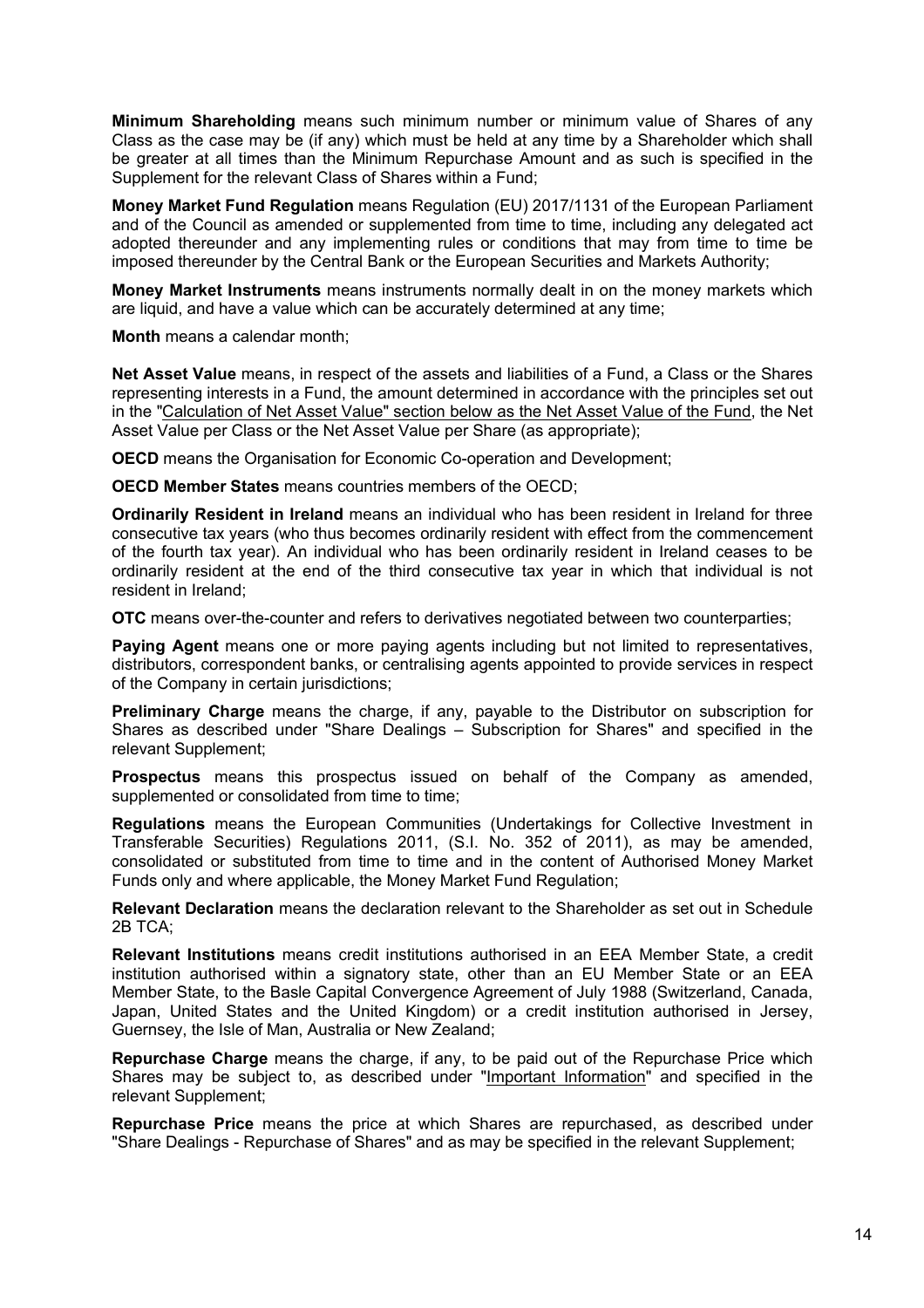**Minimum Shareholding** means such minimum number or minimum value of Shares of any Class as the case may be (if any) which must be held at any time by a Shareholder which shall be greater at all times than the Minimum Repurchase Amount and as such is specified in the Supplement for the relevant Class of Shares within a Fund;

**Money Market Fund Regulation** means Regulation (EU) 2017/1131 of the European Parliament and of the Council as amended or supplemented from time to time, including any delegated act adopted thereunder and any implementing rules or conditions that may from time to time be imposed thereunder by the Central Bank or the European Securities and Markets Authority;

**Money Market Instruments** means instruments normally dealt in on the money markets which are liquid, and have a value which can be accurately determined at any time;

**Month** means a calendar month;

**Net Asset Value** means, in respect of the assets and liabilities of a Fund, a Class or the Shares representing interests in a Fund, the amount determined in accordance with the principles set out in the "Calculation of Net Asset Value" section below as the Net Asset Value of the Fund, the Net Asset Value per Class or the Net Asset Value per Share (as appropriate);

**OECD** means the Organisation for Economic Co-operation and Development;

**OECD Member States** means countries members of the OECD;

**Ordinarily Resident in Ireland** means an individual who has been resident in Ireland for three consecutive tax years (who thus becomes ordinarily resident with effect from the commencement of the fourth tax year). An individual who has been ordinarily resident in Ireland ceases to be ordinarily resident at the end of the third consecutive tax year in which that individual is not resident in Ireland;

**OTC** means over-the-counter and refers to derivatives negotiated between two counterparties;

**Paying Agent** means one or more paying agents including but not limited to representatives, distributors, correspondent banks, or centralising agents appointed to provide services in respect of the Company in certain jurisdictions;

**Preliminary Charge** means the charge, if any, payable to the Distributor on subscription for Shares as described under "Share Dealings – Subscription for Shares" and specified in the relevant Supplement;

**Prospectus** means this prospectus issued on behalf of the Company as amended, supplemented or consolidated from time to time;

**Regulations** means the European Communities (Undertakings for Collective Investment in Transferable Securities) Regulations 2011, (S.I. No. 352 of 2011), as may be amended, consolidated or substituted from time to time and in the content of Authorised Money Market Funds only and where applicable, the Money Market Fund Regulation;

**Relevant Declaration** means the declaration relevant to the Shareholder as set out in Schedule 2B TCA;

**Relevant Institutions** means credit institutions authorised in an EEA Member State, a credit institution authorised within a signatory state, other than an EU Member State or an EEA Member State, to the Basle Capital Convergence Agreement of July 1988 (Switzerland, Canada, Japan, United States and the United Kingdom) or a credit institution authorised in Jersey, Guernsey, the Isle of Man, Australia or New Zealand;

**Repurchase Charge** means the charge, if any, to be paid out of the Repurchase Price which Shares may be subject to, as described under "Important Information" and specified in the relevant Supplement;

**Repurchase Price** means the price at which Shares are repurchased, as described under "Share Dealings - Repurchase of Shares" and as may be specified in the relevant Supplement;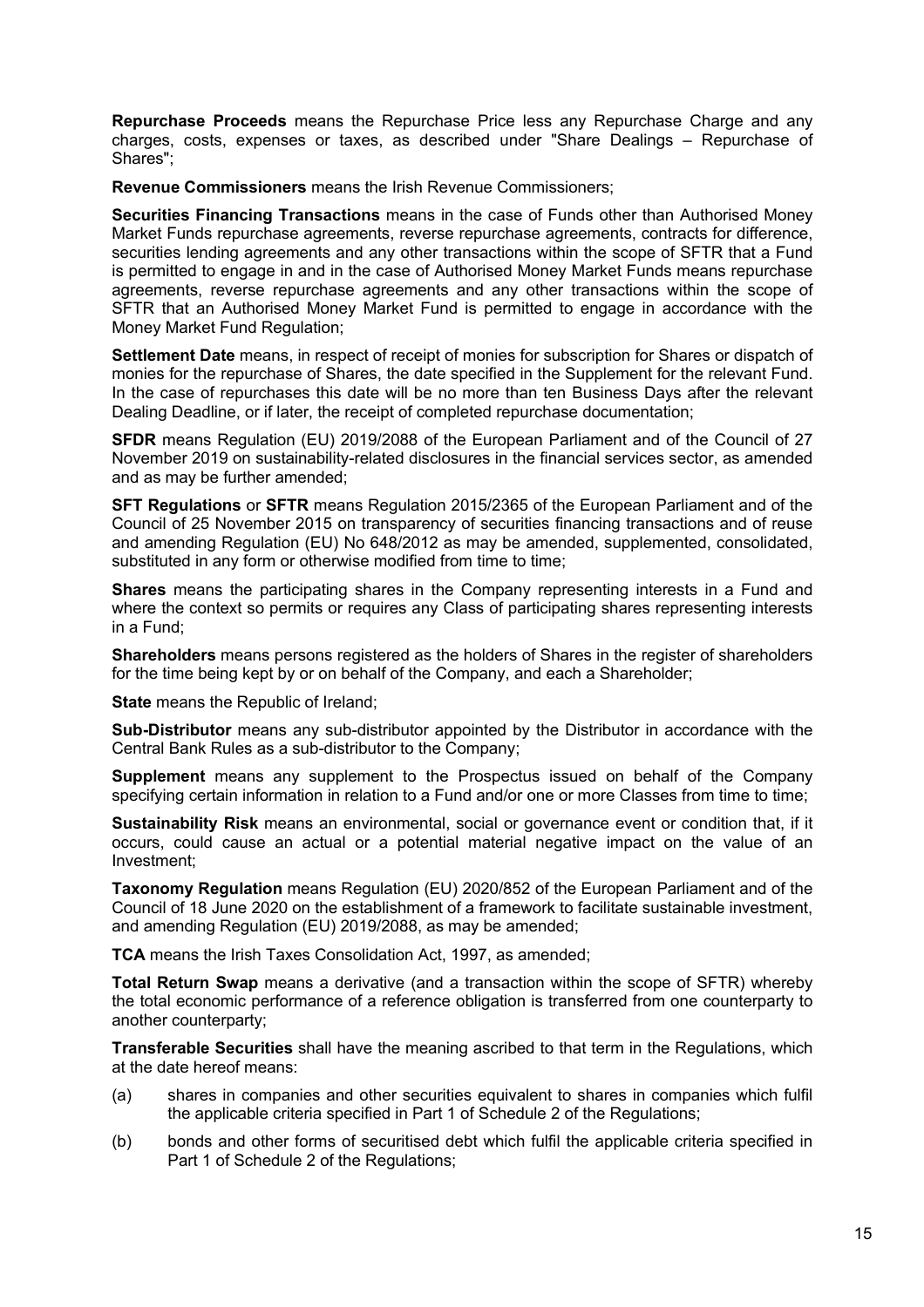**Repurchase Proceeds** means the Repurchase Price less any Repurchase Charge and any charges, costs, expenses or taxes, as described under "Share Dealings – Repurchase of Shares";

**Revenue Commissioners** means the Irish Revenue Commissioners;

**Securities Financing Transactions** means in the case of Funds other than Authorised Money Market Funds repurchase agreements, reverse repurchase agreements, contracts for difference, securities lending agreements and any other transactions within the scope of SFTR that a Fund is permitted to engage in and in the case of Authorised Money Market Funds means repurchase agreements, reverse repurchase agreements and any other transactions within the scope of SFTR that an Authorised Money Market Fund is permitted to engage in accordance with the Money Market Fund Regulation;

**Settlement Date** means, in respect of receipt of monies for subscription for Shares or dispatch of monies for the repurchase of Shares, the date specified in the Supplement for the relevant Fund. In the case of repurchases this date will be no more than ten Business Days after the relevant Dealing Deadline, or if later, the receipt of completed repurchase documentation;

**SFDR** means Regulation (EU) 2019/2088 of the European Parliament and of the Council of 27 November 2019 on sustainability-related disclosures in the financial services sector, as amended and as may be further amended;

**SFT Regulations** or **SFTR** means Regulation 2015/2365 of the European Parliament and of the Council of 25 November 2015 on transparency of securities financing transactions and of reuse and amending Regulation (EU) No 648/2012 as may be amended, supplemented, consolidated, substituted in any form or otherwise modified from time to time;

**Shares** means the participating shares in the Company representing interests in a Fund and where the context so permits or requires any Class of participating shares representing interests in a Fund;

**Shareholders** means persons registered as the holders of Shares in the register of shareholders for the time being kept by or on behalf of the Company, and each a Shareholder;

**State** means the Republic of Ireland;

**Sub-Distributor** means any sub-distributor appointed by the Distributor in accordance with the Central Bank Rules as a sub-distributor to the Company;

**Supplement** means any supplement to the Prospectus issued on behalf of the Company specifying certain information in relation to a Fund and/or one or more Classes from time to time;

**Sustainability Risk** means an environmental, social or governance event or condition that, if it occurs, could cause an actual or a potential material negative impact on the value of an Investment;

**Taxonomy Regulation** means Regulation (EU) 2020/852 of the European Parliament and of the Council of 18 June 2020 on the establishment of a framework to facilitate sustainable investment, and amending Regulation (EU) 2019/2088, as may be amended;

**TCA** means the Irish Taxes Consolidation Act, 1997, as amended;

**Total Return Swap** means a derivative (and a transaction within the scope of SFTR) whereby the total economic performance of a reference obligation is transferred from one counterparty to another counterparty;

**Transferable Securities** shall have the meaning ascribed to that term in the Regulations, which at the date hereof means:

(a) shares in companies and other securities equivalent to shares in companies which fulfil the applicable criteria specified in Part 1 of Schedule 2 of the Regulations;

(b) bonds and other forms of securitised debt which fulfil the applicable criteria specified in Part 1 of Schedule 2 of the Regulations;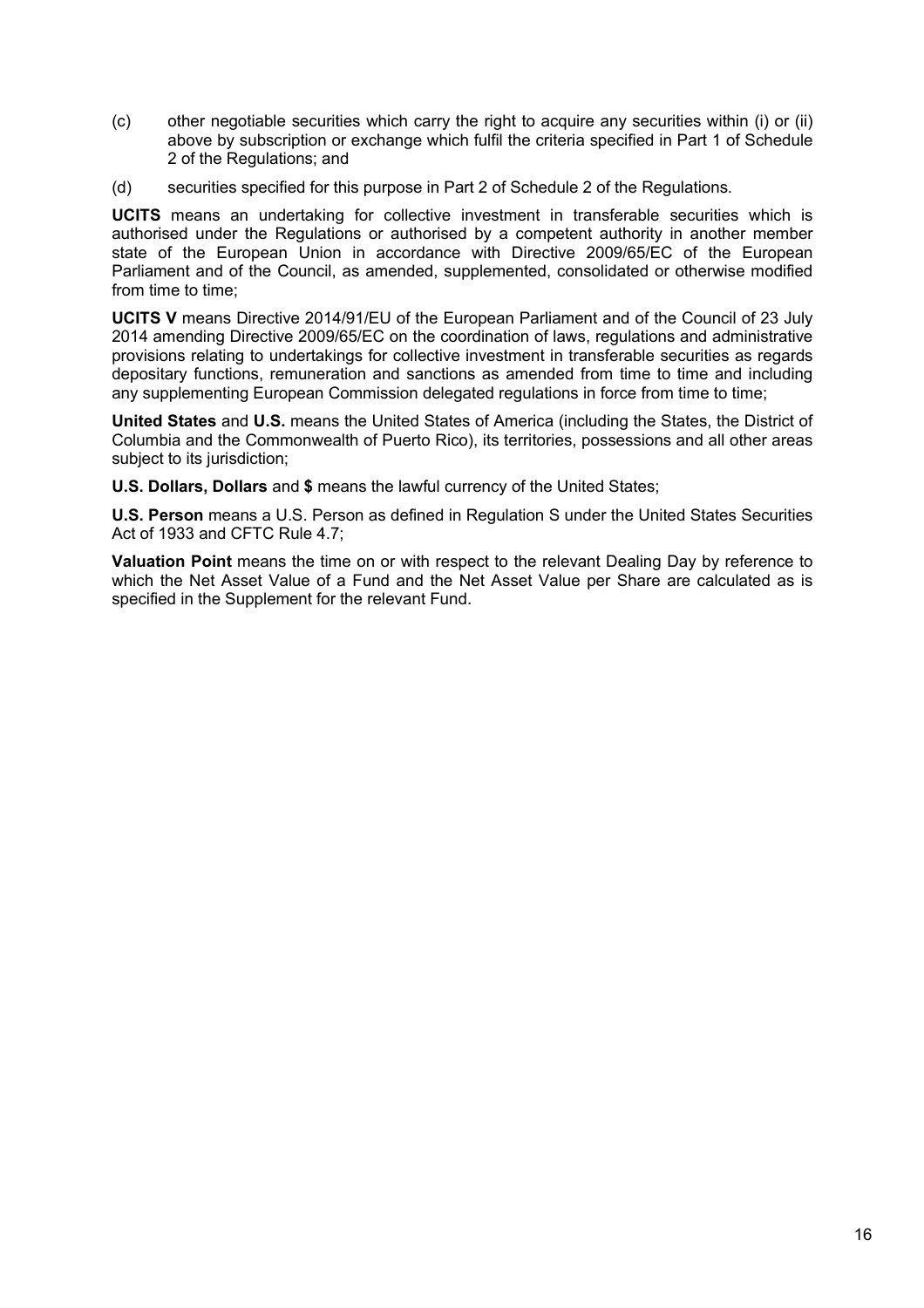(c) other negotiable securities which carry the right to acquire any securities within (i) or (ii) above by subscription or exchange which fulfil the criteria specified in Part 1 of Schedule 2 of the Regulations; and

(d) securities specified for this purpose in Part 2 of Schedule 2 of the Regulations.

**UCITS** means an undertaking for collective investment in transferable securities which is authorised under the Regulations or authorised by a competent authority in another member state of the European Union in accordance with Directive 2009/65/EC of the European Parliament and of the Council, as amended, supplemented, consolidated or otherwise modified from time to time;

**UCITS V** means Directive 2014/91/EU of the European Parliament and of the Council of 23 July 2014 amending Directive 2009/65/EC on the coordination of laws, regulations and administrative provisions relating to undertakings for collective investment in transferable securities as regards depositary functions, remuneration and sanctions as amended from time to time and including any supplementing European Commission delegated regulations in force from time to time;

**United States** and **U.S.** means the United States of America (including the States, the District of Columbia and the Commonwealth of Puerto Rico), its territories, possessions and all other areas subject to its jurisdiction;

**U.S. Dollars, Dollars** and **$** means the lawful currency of the United States;

**U.S. Person** means a U.S. Person as defined in Regulation S under the United States Securities Act of 1933 and CFTC Rule 4.7;

**Valuation Point** means the time on or with respect to the relevant Dealing Day by reference to which the Net Asset Value of a Fund and the Net Asset Value per Share are calculated as is specified in the Supplement for the relevant Fund.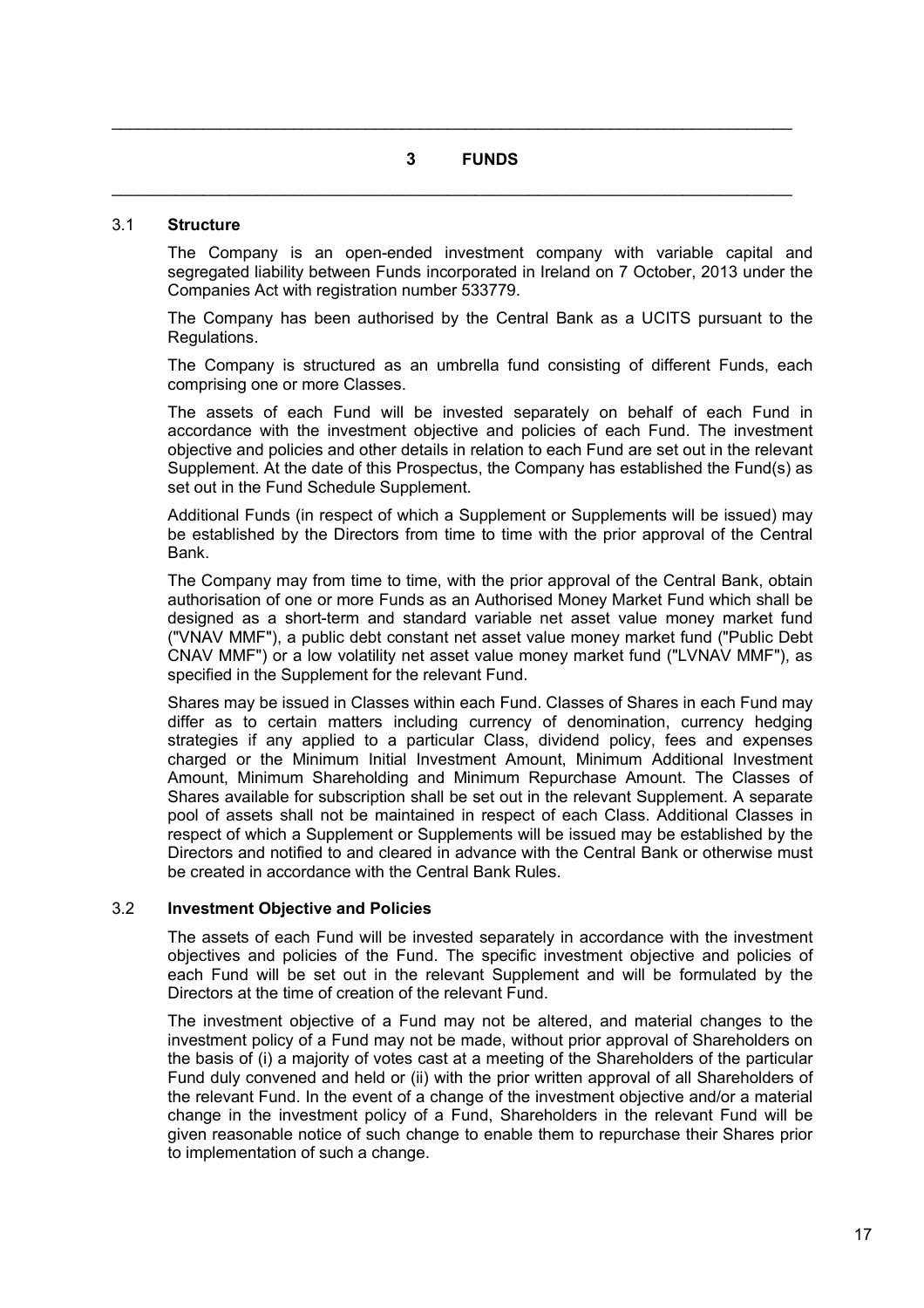# 3 FUNDS

## 3.1 Structure

The Company is an open-ended investment company with variable capital and segregated liability between Funds incorporated in Ireland on 7 October, 2013 under the Companies Act with registration number 533779.

The Company has been authorised by the Central Bank as a UCITS pursuant to the Regulations.

The Company is structured as an umbrella fund consisting of different Funds, each comprising one or more Classes.

The assets of each Fund will be invested separately on behalf of each Fund in accordance with the investment objective and policies of each Fund. The investment objective and policies and other details in relation to each Fund are set out in the relevant Supplement. At the date of this Prospectus, the Company has established the Fund(s) as set out in the Fund Schedule Supplement.

Additional Funds (in respect of which a Supplement or Supplements will be issued) may be established by the Directors from time to time with the prior approval of the Central Bank.

The Company may from time to time, with the prior approval of the Central Bank, obtain authorisation of one or more Funds as an Authorised Money Market Fund which shall be designed as a short-term and standard variable net asset value money market fund ("VNAV MMF"), a public debt constant net asset value money market fund ("Public Debt CNAV MMF") or a low volatility net asset value money market fund ("LVNAV MMF"), as specified in the Supplement for the relevant Fund.

Shares may be issued in Classes within each Fund. Classes of Shares in each Fund may differ as to certain matters including currency of denomination, currency hedging strategies if any applied to a particular Class, dividend policy, fees and expenses charged or the Minimum Initial Investment Amount, Minimum Additional Investment Amount, Minimum Shareholding and Minimum Repurchase Amount. The Classes of Shares available for subscription shall be set out in the relevant Supplement. A separate pool of assets shall not be maintained in respect of each Class. Additional Classes in respect of which a Supplement or Supplements will be issued may be established by the Directors and notified to and cleared in advance with the Central Bank or otherwise must be created in accordance with the Central Bank Rules.

## 3.2 Investment Objective and Policies

The assets of each Fund will be invested separately in accordance with the investment objectives and policies of the Fund. The specific investment objective and policies of each Fund will be set out in the relevant Supplement and will be formulated by the Directors at the time of creation of the relevant Fund.

The investment objective of a Fund may not be altered, and material changes to the investment policy of a Fund may not be made, without prior approval of Shareholders on the basis of (i) a majority of votes cast at a meeting of the Shareholders of the particular Fund duly convened and held or (ii) with the prior written approval of all Shareholders of the relevant Fund. In the event of a change of the investment objective and/or a material change in the investment policy of a Fund, Shareholders in the relevant Fund will be given reasonable notice of such change to enable them to repurchase their Shares prior to implementation of such a change.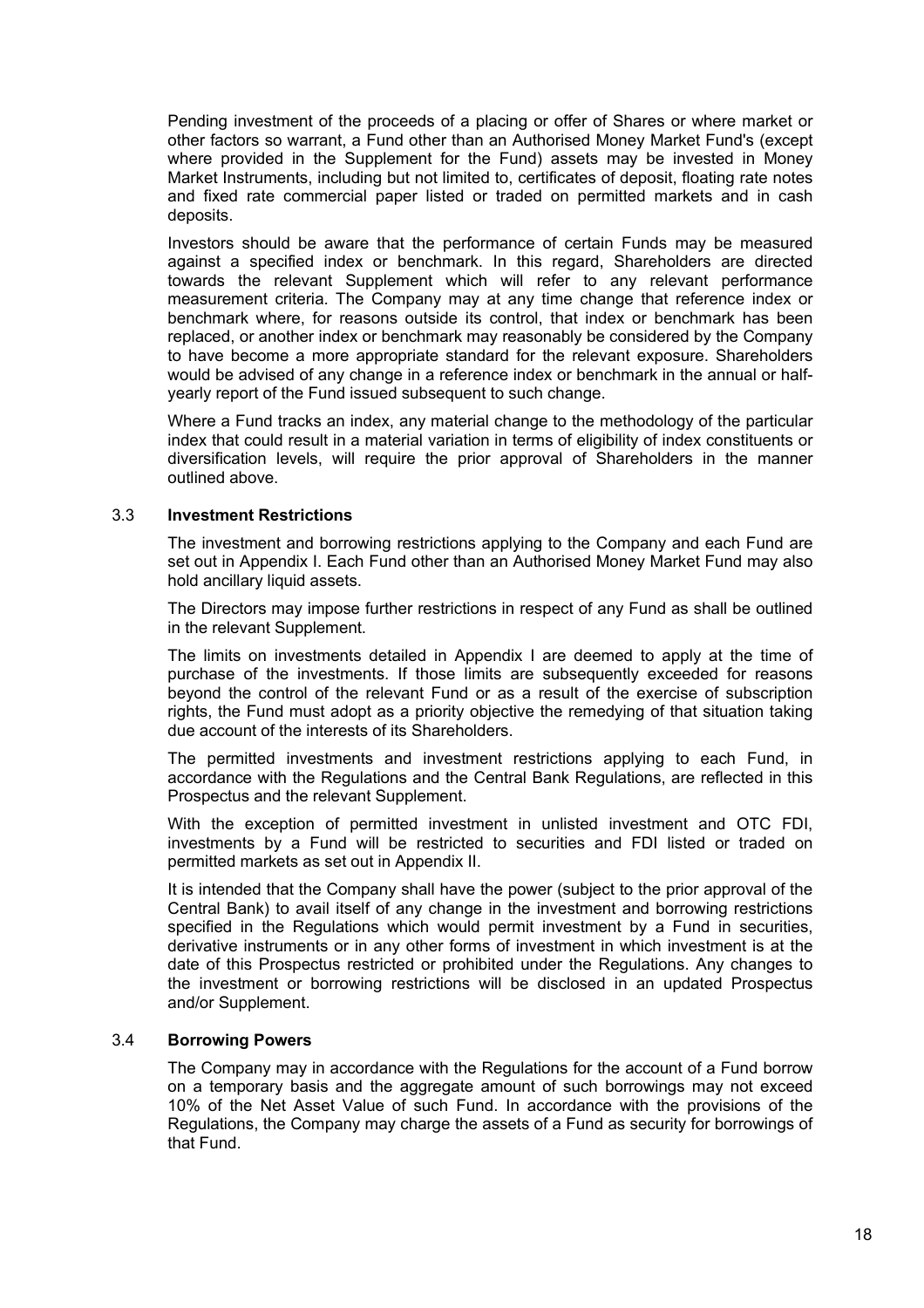Pending investment of the proceeds of a placing or offer of Shares or where market or other factors so warrant, a Fund other than an Authorised Money Market Fund's (except where provided in the Supplement for the Fund) assets may be invested in Money Market Instruments, including but not limited to, certificates of deposit, floating rate notes and fixed rate commercial paper listed or traded on permitted markets and in cash deposits.

Investors should be aware that the performance of certain Funds may be measured against a specified index or benchmark. In this regard, Shareholders are directed towards the relevant Supplement which will refer to any relevant performance measurement criteria. The Company may at any time change that reference index or benchmark where, for reasons outside its control, that index or benchmark has been replaced, or another index or benchmark may reasonably be considered by the Company to have become a more appropriate standard for the relevant exposure. Shareholders would be advised of any change in a reference index or benchmark in the annual or half-yearly report of the Fund issued subsequent to such change.

Where a Fund tracks an index, any material change to the methodology of the particular index that could result in a material variation in terms of eligibility of index constituents or diversification levels, will require the prior approval of Shareholders in the manner outlined above.

### 3.3 Investment Restrictions

The investment and borrowing restrictions applying to the Company and each Fund are set out in Appendix I. Each Fund other than an Authorised Money Market Fund may also hold ancillary liquid assets.

The Directors may impose further restrictions in respect of any Fund as shall be outlined in the relevant Supplement.

The limits on investments detailed in Appendix I are deemed to apply at the time of purchase of the investments. If those limits are subsequently exceeded for reasons beyond the control of the relevant Fund or as a result of the exercise of subscription rights, the Fund must adopt as a priority objective the remedying of that situation taking due account of the interests of its Shareholders.

The permitted investments and investment restrictions applying to each Fund, in accordance with the Regulations and the Central Bank Regulations, are reflected in this Prospectus and the relevant Supplement.

With the exception of permitted investment in unlisted investment and OTC FDI, investments by a Fund will be restricted to securities and FDI listed or traded on permitted markets as set out in Appendix II.

It is intended that the Company shall have the power (subject to the prior approval of the Central Bank) to avail itself of any change in the investment and borrowing restrictions specified in the Regulations which would permit investment by a Fund in securities, derivative instruments or in any other forms of investment in which investment is at the date of this Prospectus restricted or prohibited under the Regulations. Any changes to the investment or borrowing restrictions will be disclosed in an updated Prospectus and/or Supplement.

### 3.4 Borrowing Powers

The Company may in accordance with the Regulations for the account of a Fund borrow on a temporary basis and the aggregate amount of such borrowings may not exceed 10% of the Net Asset Value of such Fund. In accordance with the provisions of the Regulations, the Company may charge the assets of a Fund as security for borrowings of that Fund.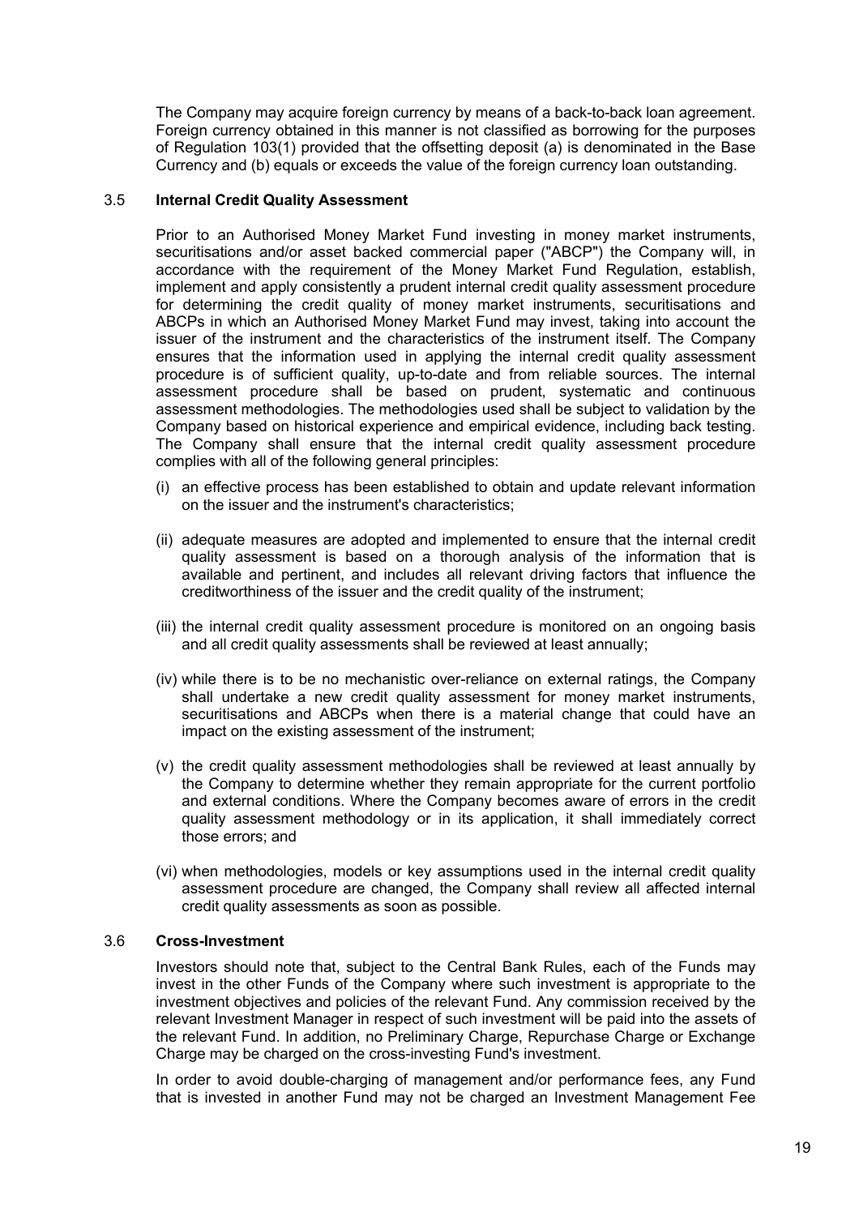The Company may acquire foreign currency by means of a back-to-back loan agreement. Foreign currency obtained in this manner is not classified as borrowing for the purposes of Regulation 103(1) provided that the offsetting deposit (a) is denominated in the Base Currency and (b) equals or exceeds the value of the foreign currency loan outstanding.

### 3.5 Internal Credit Quality Assessment

Prior to an Authorised Money Market Fund investing in money market instruments, securitisations and/or asset backed commercial paper ("ABCP") the Company will, in accordance with the requirement of the Money Market Fund Regulation, establish, implement and apply consistently a prudent internal credit quality assessment procedure for determining the credit quality of money market instruments, securitisations and ABCPs in which an Authorised Money Market Fund may invest, taking into account the issuer of the instrument and the characteristics of the instrument itself. The Company ensures that the information used in applying the internal credit quality assessment procedure is of sufficient quality, up-to-date and from reliable sources. The internal assessment procedure shall be based on prudent, systematic and continuous assessment methodologies. The methodologies used shall be subject to validation by the Company based on historical experience and empirical evidence, including back testing. The Company shall ensure that the internal credit quality assessment procedure complies with all of the following general principles:

(i) an effective process has been established to obtain and update relevant information on the issuer and the instrument's characteristics;

(ii) adequate measures are adopted and implemented to ensure that the internal credit quality assessment is based on a thorough analysis of the information that is available and pertinent, and includes all relevant driving factors that influence the creditworthiness of the issuer and the credit quality of the instrument;

(iii) the internal credit quality assessment procedure is monitored on an ongoing basis and all credit quality assessments shall be reviewed at least annually;

(iv) while there is to be no mechanistic over-reliance on external ratings, the Company shall undertake a new credit quality assessment for money market instruments, securitisations and ABCPs when there is a material change that could have an impact on the existing assessment of the instrument;

(v) the credit quality assessment methodologies shall be reviewed at least annually by the Company to determine whether they remain appropriate for the current portfolio and external conditions. Where the Company becomes aware of errors in the credit quality assessment methodology or in its application, it shall immediately correct those errors; and

(vi) when methodologies, models or key assumptions used in the internal credit quality assessment procedure are changed, the Company shall review all affected internal credit quality assessments as soon as possible.

### 3.6 Cross-Investment

Investors should note that, subject to the Central Bank Rules, each of the Funds may invest in the other Funds of the Company where such investment is appropriate to the investment objectives and policies of the relevant Fund. Any commission received by the relevant Investment Manager in respect of such investment will be paid into the assets of the relevant Fund. In addition, no Preliminary Charge, Repurchase Charge or Exchange Charge may be charged on the cross-investing Fund's investment.

In order to avoid double-charging of management and/or performance fees, any Fund that is invested in another Fund may not be charged an Investment Management Fee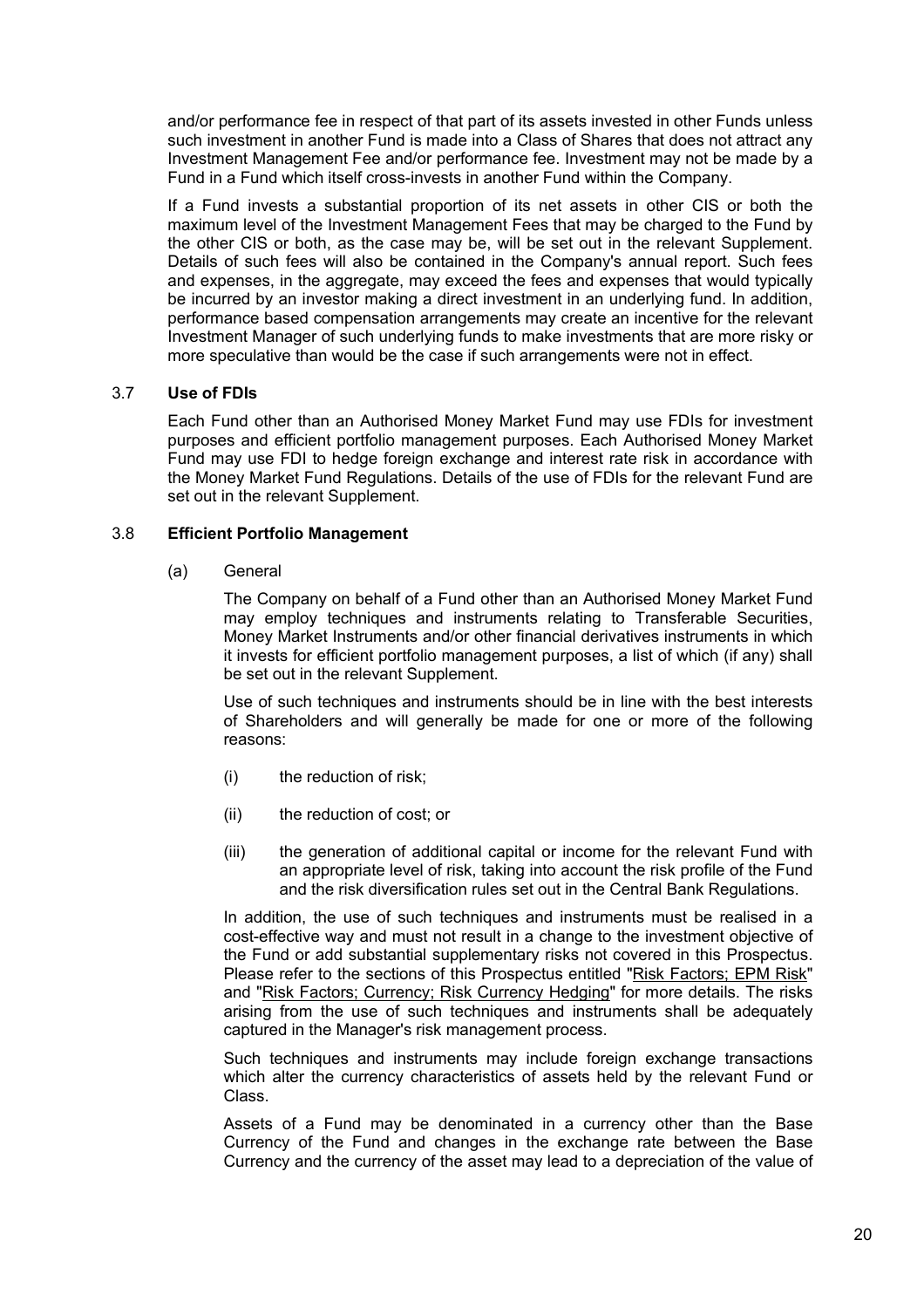and/or performance fee in respect of that part of its assets invested in other Funds unless such investment in another Fund is made into a Class of Shares that does not attract any Investment Management Fee and/or performance fee. Investment may not be made by a Fund in a Fund which itself cross-invests in another Fund within the Company.

If a Fund invests a substantial proportion of its net assets in other CIS or both the maximum level of the Investment Management Fees that may be charged to the Fund by the other CIS or both, as the case may be, will be set out in the relevant Supplement. Details of such fees will also be contained in the Company's annual report. Such fees and expenses, in the aggregate, may exceed the fees and expenses that would typically be incurred by an investor making a direct investment in an underlying fund. In addition, performance based compensation arrangements may create an incentive for the relevant Investment Manager of such underlying funds to make investments that are more risky or more speculative than would be the case if such arrangements were not in effect.

### 3.7 Use of FDIs

Each Fund other than an Authorised Money Market Fund may use FDIs for investment purposes and efficient portfolio management purposes. Each Authorised Money Market Fund may use FDI to hedge foreign exchange and interest rate risk in accordance with the Money Market Fund Regulations. Details of the use of FDIs for the relevant Fund are set out in the relevant Supplement.

### 3.8 Efficient Portfolio Management

(a) General

The Company on behalf of a Fund other than an Authorised Money Market Fund may employ techniques and instruments relating to Transferable Securities, Money Market Instruments and/or other financial derivatives instruments in which it invests for efficient portfolio management purposes, a list of which (if any) shall be set out in the relevant Supplement.

Use of such techniques and instruments should be in line with the best interests of Shareholders and will generally be made for one or more of the following reasons:

(i) the reduction of risk;

(ii) the reduction of cost; or

(iii) the generation of additional capital or income for the relevant Fund with an appropriate level of risk, taking into account the risk profile of the Fund and the risk diversification rules set out in the Central Bank Regulations.

In addition, the use of such techniques and instruments must be realised in a cost-effective way and must not result in a change to the investment objective of the Fund or add substantial supplementary risks not covered in this Prospectus. Please refer to the sections of this Prospectus entitled "Risk Factors; EPM Risk" and "Risk Factors; Currency; Risk Currency Hedging" for more details. The risks arising from the use of such techniques and instruments shall be adequately captured in the Manager's risk management process.

Such techniques and instruments may include foreign exchange transactions which alter the currency characteristics of assets held by the relevant Fund or Class.

Assets of a Fund may be denominated in a currency other than the Base Currency of the Fund and changes in the exchange rate between the Base Currency and the currency of the asset may lead to a depreciation of the value of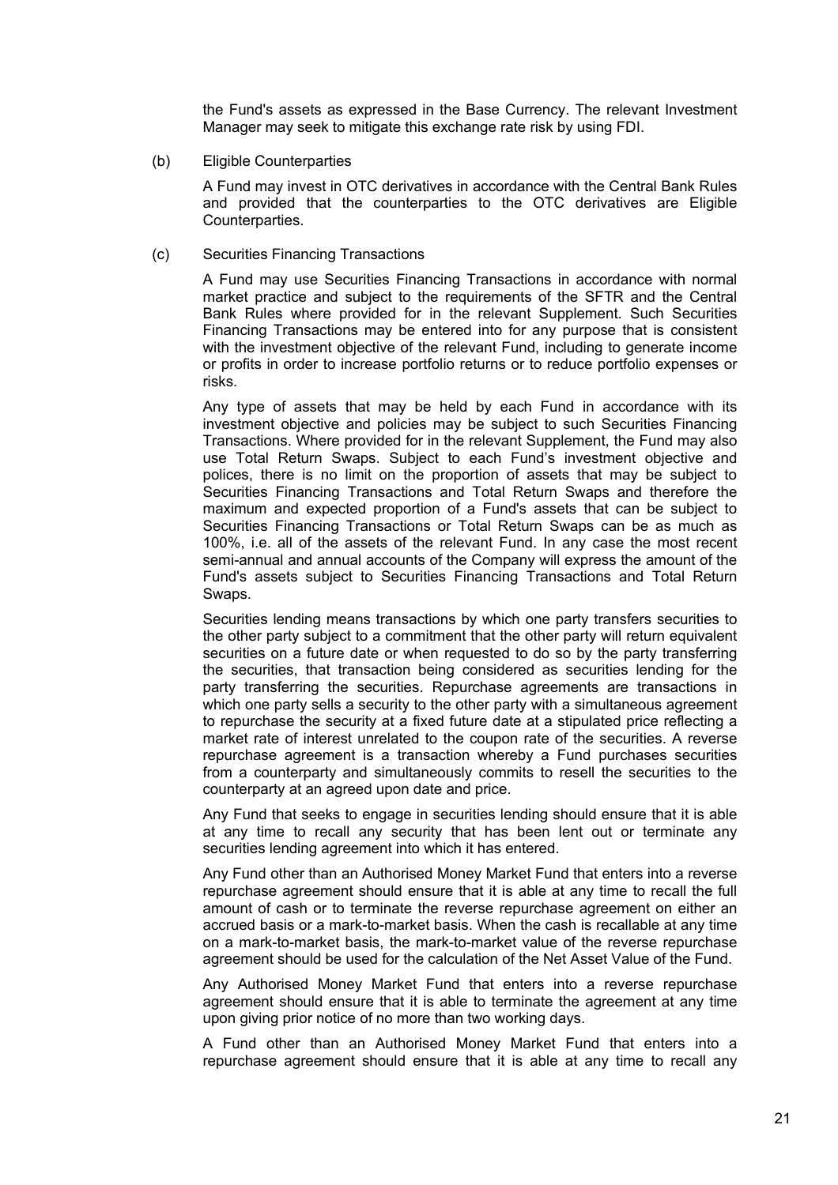the Fund's assets as expressed in the Base Currency. The relevant Investment Manager may seek to mitigate this exchange rate risk by using FDI.

(b) Eligible Counterparties

A Fund may invest in OTC derivatives in accordance with the Central Bank Rules and provided that the counterparties to the OTC derivatives are Eligible Counterparties.

(c) Securities Financing Transactions

A Fund may use Securities Financing Transactions in accordance with normal market practice and subject to the requirements of the SFTR and the Central Bank Rules where provided for in the relevant Supplement. Such Securities Financing Transactions may be entered into for any purpose that is consistent with the investment objective of the relevant Fund, including to generate income or profits in order to increase portfolio returns or to reduce portfolio expenses or risks.

Any type of assets that may be held by each Fund in accordance with its investment objective and policies may be subject to such Securities Financing Transactions. Where provided for in the relevant Supplement, the Fund may also use Total Return Swaps. Subject to each Fund's investment objective and polices, there is no limit on the proportion of assets that may be subject to Securities Financing Transactions and Total Return Swaps and therefore the maximum and expected proportion of a Fund's assets that can be subject to Securities Financing Transactions or Total Return Swaps can be as much as 100%, i.e. all of the assets of the relevant Fund. In any case the most recent semi-annual and annual accounts of the Company will express the amount of the Fund's assets subject to Securities Financing Transactions and Total Return Swaps.

Securities lending means transactions by which one party transfers securities to the other party subject to a commitment that the other party will return equivalent securities on a future date or when requested to do so by the party transferring the securities, that transaction being considered as securities lending for the party transferring the securities. Repurchase agreements are transactions in which one party sells a security to the other party with a simultaneous agreement to repurchase the security at a fixed future date at a stipulated price reflecting a market rate of interest unrelated to the coupon rate of the securities. A reverse repurchase agreement is a transaction whereby a Fund purchases securities from a counterparty and simultaneously commits to resell the securities to the counterparty at an agreed upon date and price.

Any Fund that seeks to engage in securities lending should ensure that it is able at any time to recall any security that has been lent out or terminate any securities lending agreement into which it has entered.

Any Fund other than an Authorised Money Market Fund that enters into a reverse repurchase agreement should ensure that it is able at any time to recall the full amount of cash or to terminate the reverse repurchase agreement on either an accrued basis or a mark-to-market basis. When the cash is recallable at any time on a mark-to-market basis, the mark-to-market value of the reverse repurchase agreement should be used for the calculation of the Net Asset Value of the Fund.

Any Authorised Money Market Fund that enters into a reverse repurchase agreement should ensure that it is able to terminate the agreement at any time upon giving prior notice of no more than two working days.

A Fund other than an Authorised Money Market Fund that enters into a repurchase agreement should ensure that it is able at any time to recall any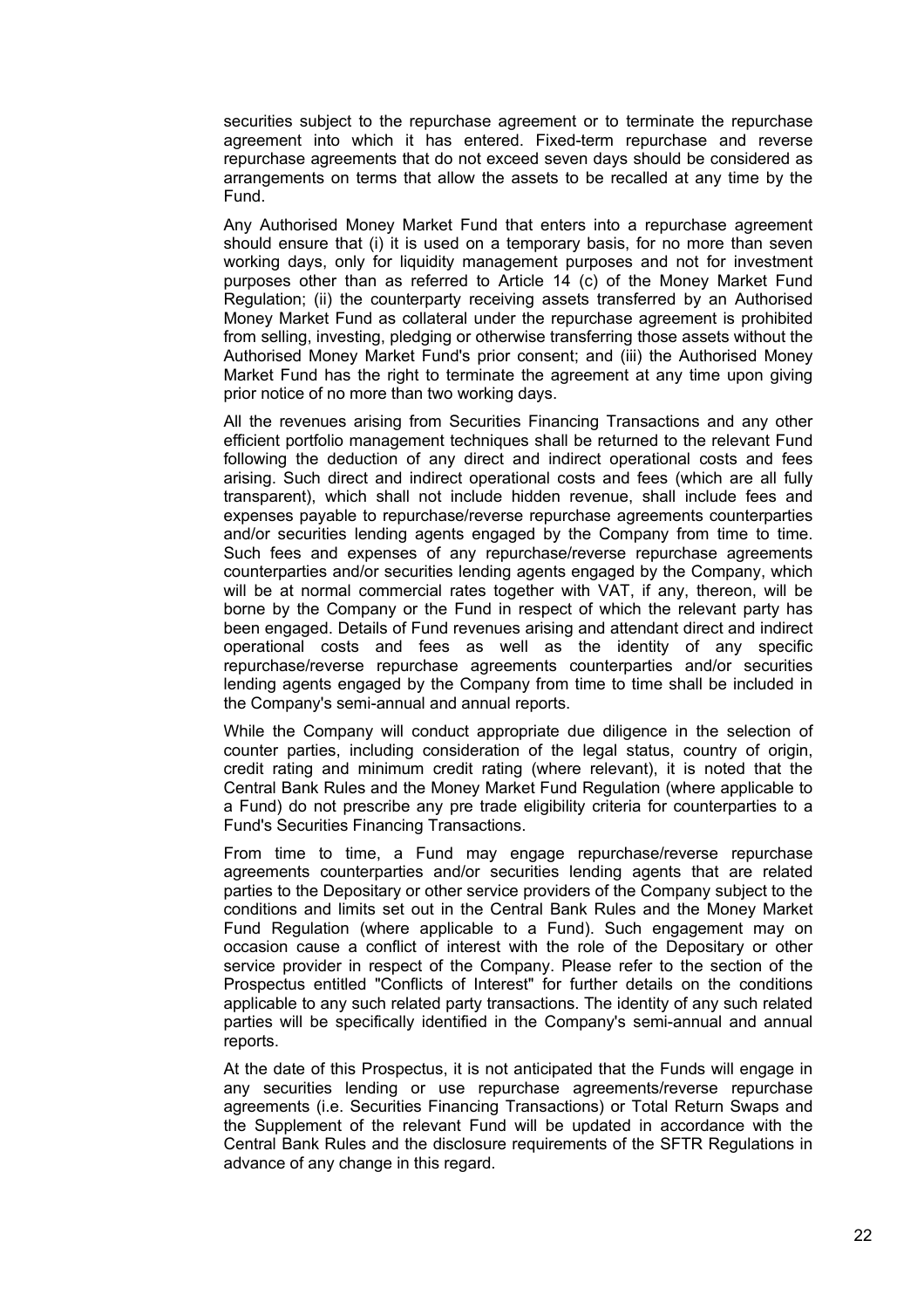securities subject to the repurchase agreement or to terminate the repurchase agreement into which it has entered. Fixed-term repurchase and reverse repurchase agreements that do not exceed seven days should be considered as arrangements on terms that allow the assets to be recalled at any time by the Fund.

Any Authorised Money Market Fund that enters into a repurchase agreement should ensure that (i) it is used on a temporary basis, for no more than seven working days, only for liquidity management purposes and not for investment purposes other than as referred to Article 14 (c) of the Money Market Fund Regulation; (ii) the counterparty receiving assets transferred by an Authorised Money Market Fund as collateral under the repurchase agreement is prohibited from selling, investing, pledging or otherwise transferring those assets without the Authorised Money Market Fund's prior consent; and (iii) the Authorised Money Market Fund has the right to terminate the agreement at any time upon giving prior notice of no more than two working days.

All the revenues arising from Securities Financing Transactions and any other efficient portfolio management techniques shall be returned to the relevant Fund following the deduction of any direct and indirect operational costs and fees arising. Such direct and indirect operational costs and fees (which are all fully transparent), which shall not include hidden revenue, shall include fees and expenses payable to repurchase/reverse repurchase agreements counterparties and/or securities lending agents engaged by the Company from time to time. Such fees and expenses of any repurchase/reverse repurchase agreements counterparties and/or securities lending agents engaged by the Company, which will be at normal commercial rates together with VAT, if any, thereon, will be borne by the Company or the Fund in respect of which the relevant party has been engaged. Details of Fund revenues arising and attendant direct and indirect operational costs and fees as well as the identity of any specific repurchase/reverse repurchase agreements counterparties and/or securities lending agents engaged by the Company from time to time shall be included in the Company's semi-annual and annual reports.

While the Company will conduct appropriate due diligence in the selection of counter parties, including consideration of the legal status, country of origin, credit rating and minimum credit rating (where relevant), it is noted that the Central Bank Rules and the Money Market Fund Regulation (where applicable to a Fund) do not prescribe any pre trade eligibility criteria for counterparties to a Fund's Securities Financing Transactions.

From time to time, a Fund may engage repurchase/reverse repurchase agreements counterparties and/or securities lending agents that are related parties to the Depositary or other service providers of the Company subject to the conditions and limits set out in the Central Bank Rules and the Money Market Fund Regulation (where applicable to a Fund). Such engagement may on occasion cause a conflict of interest with the role of the Depositary or other service provider in respect of the Company. Please refer to the section of the Prospectus entitled "Conflicts of Interest" for further details on the conditions applicable to any such related party transactions. The identity of any such related parties will be specifically identified in the Company's semi-annual and annual reports.

At the date of this Prospectus, it is not anticipated that the Funds will engage in any securities lending or use repurchase agreements/reverse repurchase agreements (i.e. Securities Financing Transactions) or Total Return Swaps and the Supplement of the relevant Fund will be updated in accordance with the Central Bank Rules and the disclosure requirements of the SFTR Regulations in advance of any change in this regard.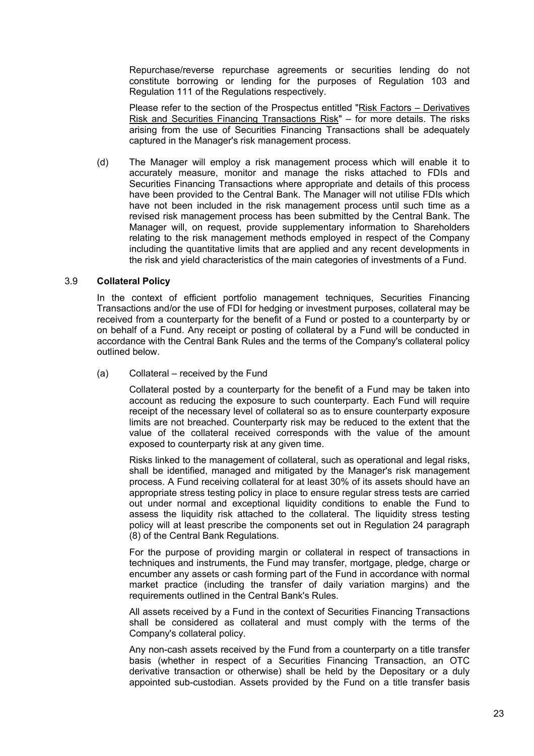Repurchase/reverse repurchase agreements or securities lending do not constitute borrowing or lending for the purposes of Regulation 103 and Regulation 111 of the Regulations respectively.

Please refer to the section of the Prospectus entitled "Risk Factors – Derivatives Risk and Securities Financing Transactions Risk" – for more details. The risks arising from the use of Securities Financing Transactions shall be adequately captured in the Manager's risk management process.

(d) The Manager will employ a risk management process which will enable it to accurately measure, monitor and manage the risks attached to FDIs and Securities Financing Transactions where appropriate and details of this process have been provided to the Central Bank. The Manager will not utilise FDIs which have not been included in the risk management process until such time as a revised risk management process has been submitted by the Central Bank. The Manager will, on request, provide supplementary information to Shareholders relating to the risk management methods employed in respect of the Company including the quantitative limits that are applied and any recent developments in the risk and yield characteristics of the main categories of investments of a Fund.

### 3.9 **Collateral Policy**

In the context of efficient portfolio management techniques, Securities Financing Transactions and/or the use of FDI for hedging or investment purposes, collateral may be received from a counterparty for the benefit of a Fund or posted to a counterparty by or on behalf of a Fund. Any receipt or posting of collateral by a Fund will be conducted in accordance with the Central Bank Rules and the terms of the Company's collateral policy outlined below.

(a) Collateral – received by the Fund

Collateral posted by a counterparty for the benefit of a Fund may be taken into account as reducing the exposure to such counterparty. Each Fund will require receipt of the necessary level of collateral so as to ensure counterparty exposure limits are not breached. Counterparty risk may be reduced to the extent that the value of the collateral received corresponds with the value of the amount exposed to counterparty risk at any given time.

Risks linked to the management of collateral, such as operational and legal risks, shall be identified, managed and mitigated by the Manager's risk management process. A Fund receiving collateral for at least 30% of its assets should have an appropriate stress testing policy in place to ensure regular stress tests are carried out under normal and exceptional liquidity conditions to enable the Fund to assess the liquidity risk attached to the collateral. The liquidity stress testing policy will at least prescribe the components set out in Regulation 24 paragraph (8) of the Central Bank Regulations.

For the purpose of providing margin or collateral in respect of transactions in techniques and instruments, the Fund may transfer, mortgage, pledge, charge or encumber any assets or cash forming part of the Fund in accordance with normal market practice (including the transfer of daily variation margins) and the requirements outlined in the Central Bank's Rules.

All assets received by a Fund in the context of Securities Financing Transactions shall be considered as collateral and must comply with the terms of the Company's collateral policy.

Any non-cash assets received by the Fund from a counterparty on a title transfer basis (whether in respect of a Securities Financing Transaction, an OTC derivative transaction or otherwise) shall be held by the Depositary or a duly appointed sub-custodian. Assets provided by the Fund on a title transfer basis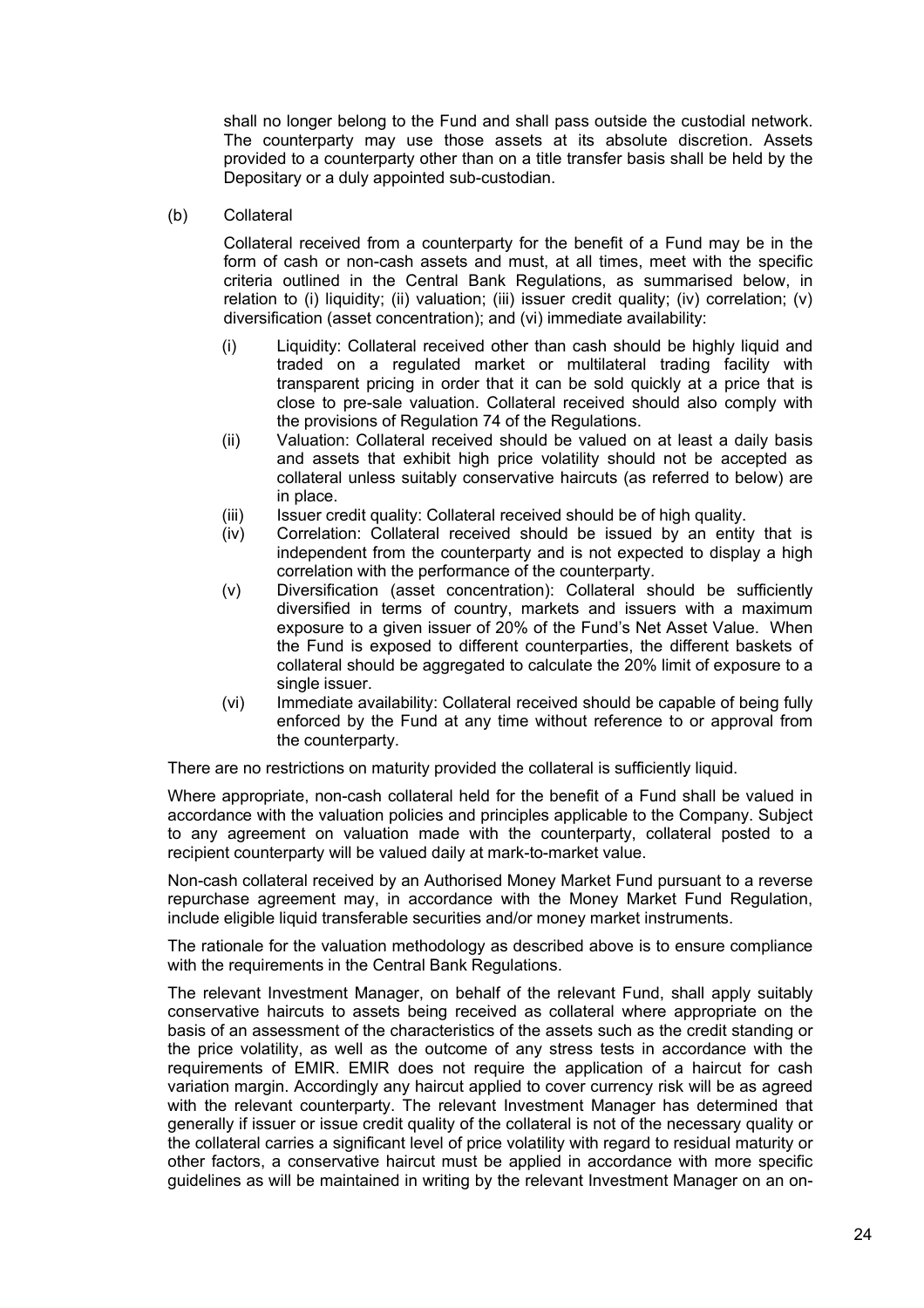shall no longer belong to the Fund and shall pass outside the custodial network. The counterparty may use those assets at its absolute discretion. Assets provided to a counterparty other than on a title transfer basis shall be held by the Depositary or a duly appointed sub-custodian.

(b) Collateral

Collateral received from a counterparty for the benefit of a Fund may be in the form of cash or non-cash assets and must, at all times, meet with the specific criteria outlined in the Central Bank Regulations, as summarised below, in relation to (i) liquidity; (ii) valuation; (iii) issuer credit quality; (iv) correlation; (v) diversification (asset concentration); and (vi) immediate availability:

(i) Liquidity: Collateral received other than cash should be highly liquid and traded on a regulated market or multilateral trading facility with transparent pricing in order that it can be sold quickly at a price that is close to pre-sale valuation. Collateral received should also comply with the provisions of Regulation 74 of the Regulations.

(ii) Valuation: Collateral received should be valued on at least a daily basis and assets that exhibit high price volatility should not be accepted as collateral unless suitably conservative haircuts (as referred to below) are in place.

(iii) Issuer credit quality: Collateral received should be of high quality.

(iv) Correlation: Collateral received should be issued by an entity that is independent from the counterparty and is not expected to display a high correlation with the performance of the counterparty.

(v) Diversification (asset concentration): Collateral should be sufficiently diversified in terms of country, markets and issuers with a maximum exposure to a given issuer of 20% of the Fund's Net Asset Value. When the Fund is exposed to different counterparties, the different baskets of collateral should be aggregated to calculate the 20% limit of exposure to a single issuer.

(vi) Immediate availability: Collateral received should be capable of being fully enforced by the Fund at any time without reference to or approval from the counterparty.

There are no restrictions on maturity provided the collateral is sufficiently liquid.

Where appropriate, non-cash collateral held for the benefit of a Fund shall be valued in accordance with the valuation policies and principles applicable to the Company. Subject to any agreement on valuation made with the counterparty, collateral posted to a recipient counterparty will be valued daily at mark-to-market value.

Non-cash collateral received by an Authorised Money Market Fund pursuant to a reverse repurchase agreement may, in accordance with the Money Market Fund Regulation, include eligible liquid transferable securities and/or money market instruments.

The rationale for the valuation methodology as described above is to ensure compliance with the requirements in the Central Bank Regulations.

The relevant Investment Manager, on behalf of the relevant Fund, shall apply suitably conservative haircuts to assets being received as collateral where appropriate on the basis of an assessment of the characteristics of the assets such as the credit standing or the price volatility, as well as the outcome of any stress tests in accordance with the requirements of EMIR. EMIR does not require the application of a haircut for cash variation margin. Accordingly any haircut applied to cover currency risk will be as agreed with the relevant counterparty. The relevant Investment Manager has determined that generally if issuer or issue credit quality of the collateral is not of the necessary quality or the collateral carries a significant level of price volatility with regard to residual maturity or other factors, a conservative haircut must be applied in accordance with more specific guidelines as will be maintained in writing by the relevant Investment Manager on an on-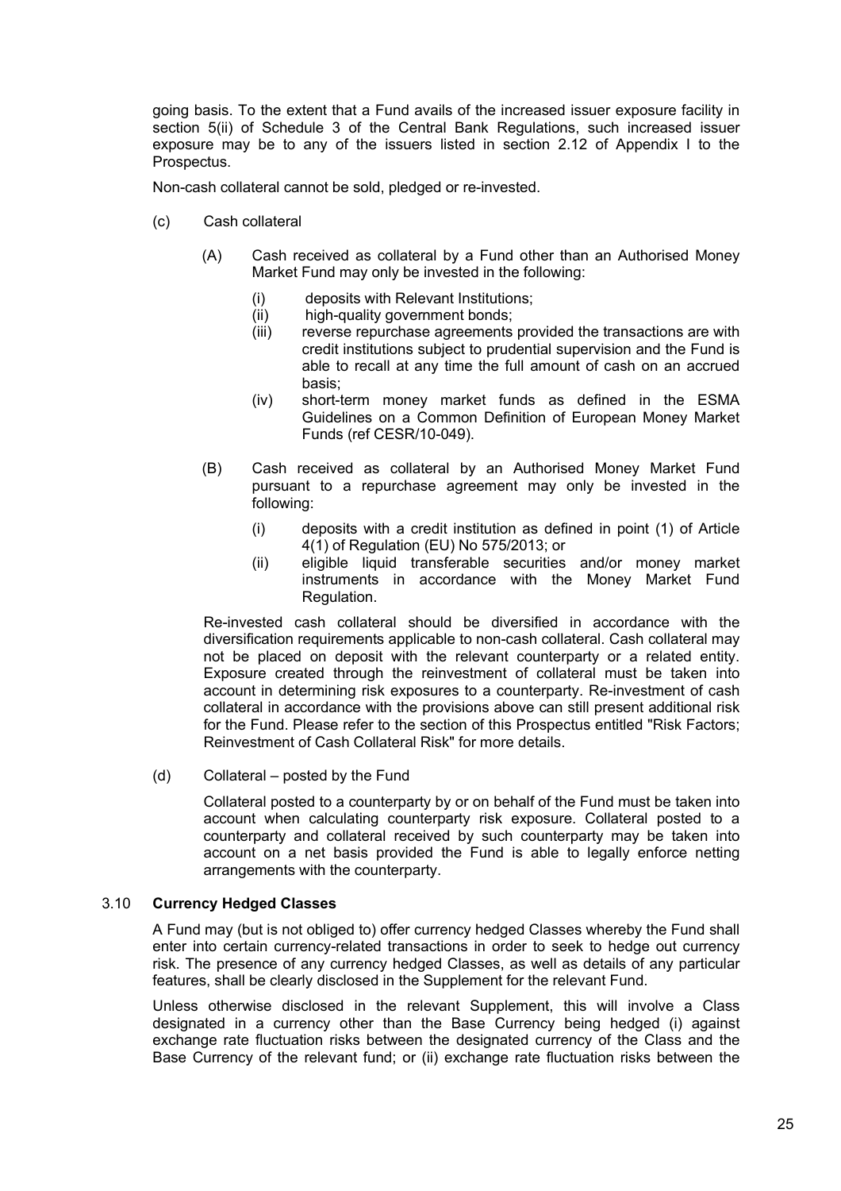going basis. To the extent that a Fund avails of the increased issuer exposure facility in section 5(ii) of Schedule 3 of the Central Bank Regulations, such increased issuer exposure may be to any of the issuers listed in section 2.12 of Appendix I to the Prospectus.

Non-cash collateral cannot be sold, pledged or re-invested.

(c) Cash collateral

(A) Cash received as collateral by a Fund other than an Authorised Money Market Fund may only be invested in the following:

(i) deposits with Relevant Institutions;

(ii) high-quality government bonds;

(iii) reverse repurchase agreements provided the transactions are with credit institutions subject to prudential supervision and the Fund is able to recall at any time the full amount of cash on an accrued basis;

(iv) short-term money market funds as defined in the ESMA Guidelines on a Common Definition of European Money Market Funds (ref CESR/10-049).

(B) Cash received as collateral by an Authorised Money Market Fund pursuant to a repurchase agreement may only be invested in the following:

(i) deposits with a credit institution as defined in point (1) of Article 4(1) of Regulation (EU) No 575/2013; or

(ii) eligible liquid transferable securities and/or money market instruments in accordance with the Money Market Fund Regulation.

Re-invested cash collateral should be diversified in accordance with the diversification requirements applicable to non-cash collateral. Cash collateral may not be placed on deposit with the relevant counterparty or a related entity. Exposure created through the reinvestment of collateral must be taken into account in determining risk exposures to a counterparty. Re-investment of cash collateral in accordance with the provisions above can still present additional risk for the Fund. Please refer to the section of this Prospectus entitled "Risk Factors; Reinvestment of Cash Collateral Risk" for more details.

(d) Collateral – posted by the Fund

Collateral posted to a counterparty by or on behalf of the Fund must be taken into account when calculating counterparty risk exposure. Collateral posted to a counterparty and collateral received by such counterparty may be taken into account on a net basis provided the Fund is able to legally enforce netting arrangements with the counterparty.

### 3.10 **Currency Hedged Classes**

A Fund may (but is not obliged to) offer currency hedged Classes whereby the Fund shall enter into certain currency-related transactions in order to seek to hedge out currency risk. The presence of any currency hedged Classes, as well as details of any particular features, shall be clearly disclosed in the Supplement for the relevant Fund.

Unless otherwise disclosed in the relevant Supplement, this will involve a Class designated in a currency other than the Base Currency being hedged (i) against exchange rate fluctuation risks between the designated currency of the Class and the Base Currency of the relevant fund; or (ii) exchange rate fluctuation risks between the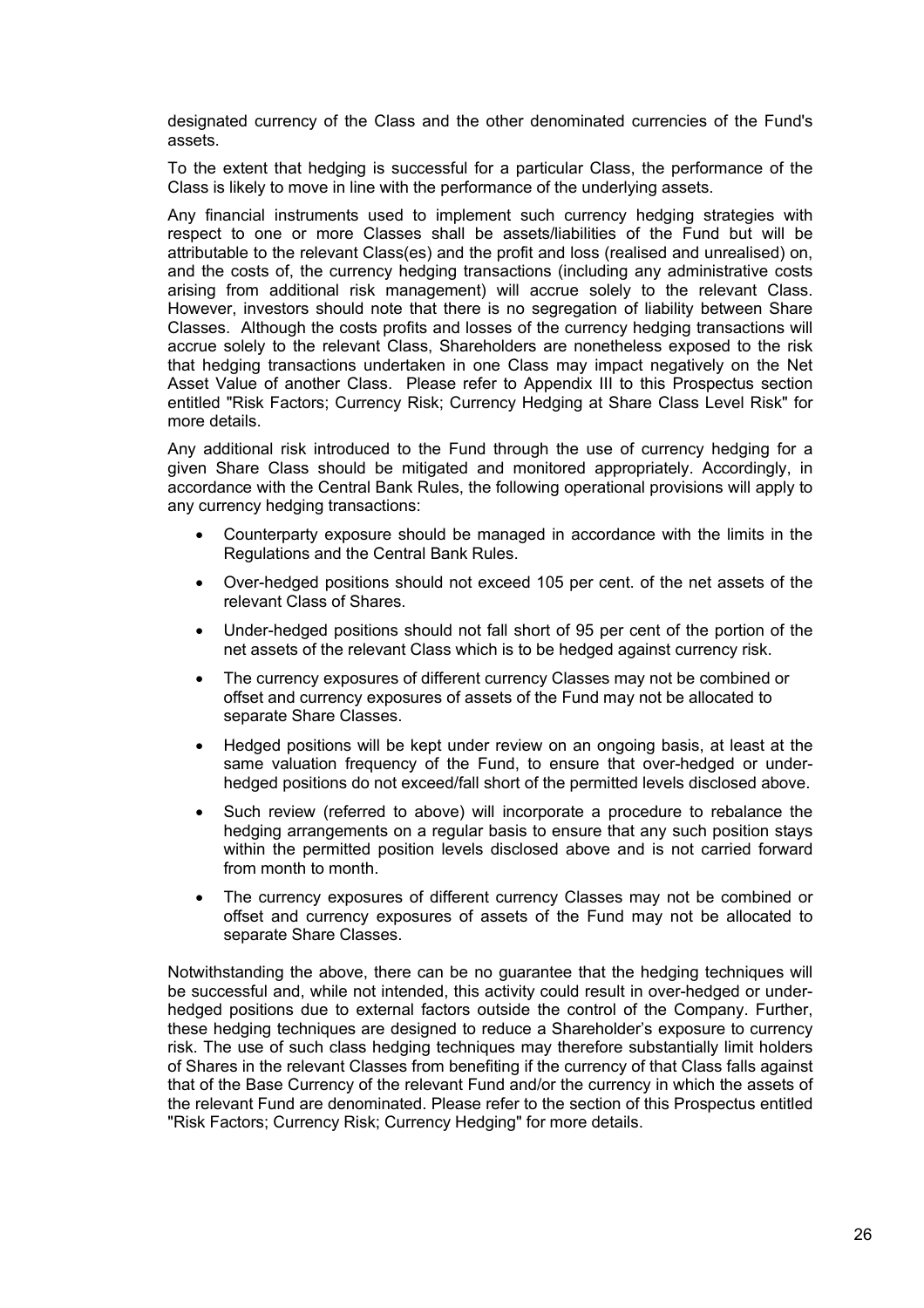designated currency of the Class and the other denominated currencies of the Fund's assets.

To the extent that hedging is successful for a particular Class, the performance of the Class is likely to move in line with the performance of the underlying assets.

Any financial instruments used to implement such currency hedging strategies with respect to one or more Classes shall be assets/liabilities of the Fund but will be attributable to the relevant Class(es) and the profit and loss (realised and unrealised) on, and the costs of, the currency hedging transactions (including any administrative costs arising from additional risk management) will accrue solely to the relevant Class. However, investors should note that there is no segregation of liability between Share Classes. Although the costs profits and losses of the currency hedging transactions will accrue solely to the relevant Class, Shareholders are nonetheless exposed to the risk that hedging transactions undertaken in one Class may impact negatively on the Net Asset Value of another Class. Please refer to Appendix III to this Prospectus section entitled "Risk Factors; Currency Risk; Currency Hedging at Share Class Level Risk" for more details.

Any additional risk introduced to the Fund through the use of currency hedging for a given Share Class should be mitigated and monitored appropriately. Accordingly, in accordance with the Central Bank Rules, the following operational provisions will apply to any currency hedging transactions:

- Counterparty exposure should be managed in accordance with the limits in the Regulations and the Central Bank Rules.
- Over-hedged positions should not exceed 105 per cent. of the net assets of the relevant Class of Shares.
- Under-hedged positions should not fall short of 95 per cent of the portion of the net assets of the relevant Class which is to be hedged against currency risk.
- The currency exposures of different currency Classes may not be combined or offset and currency exposures of assets of the Fund may not be allocated to separate Share Classes.
- Hedged positions will be kept under review on an ongoing basis, at least at the same valuation frequency of the Fund, to ensure that over-hedged or under-hedged positions do not exceed/fall short of the permitted levels disclosed above.
- Such review (referred to above) will incorporate a procedure to rebalance the hedging arrangements on a regular basis to ensure that any such position stays within the permitted position levels disclosed above and is not carried forward from month to month.
- The currency exposures of different currency Classes may not be combined or offset and currency exposures of assets of the Fund may not be allocated to separate Share Classes.

Notwithstanding the above, there can be no guarantee that the hedging techniques will be successful and, while not intended, this activity could result in over-hedged or under-hedged positions due to external factors outside the control of the Company. Further, these hedging techniques are designed to reduce a Shareholder's exposure to currency risk. The use of such class hedging techniques may therefore substantially limit holders of Shares in the relevant Classes from benefiting if the currency of that Class falls against that of the Base Currency of the relevant Fund and/or the currency in which the assets of the relevant Fund are denominated. Please refer to the section of this Prospectus entitled "Risk Factors; Currency Risk; Currency Hedging" for more details.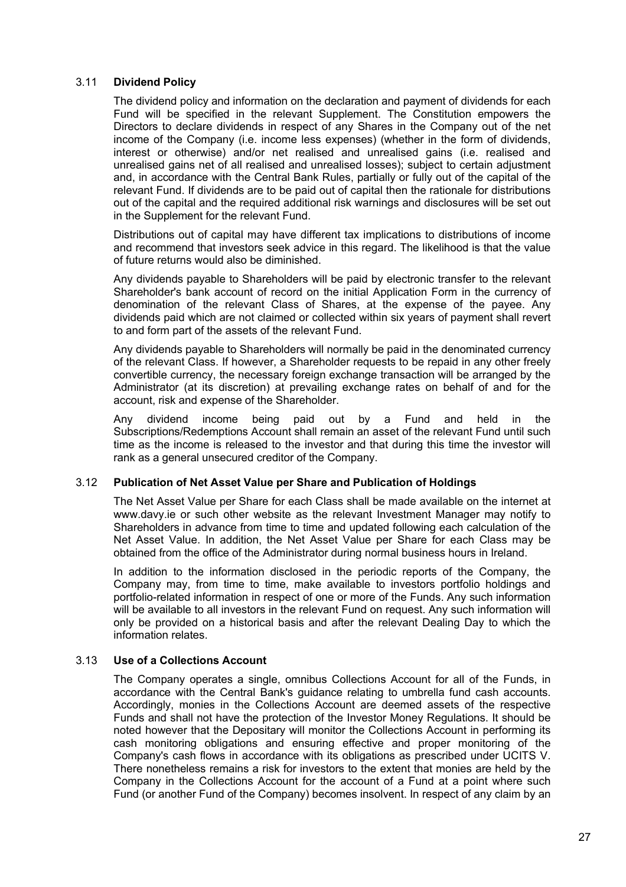### 3.11 Dividend Policy

The dividend policy and information on the declaration and payment of dividends for each Fund will be specified in the relevant Supplement. The Constitution empowers the Directors to declare dividends in respect of any Shares in the Company out of the net income of the Company (i.e. income less expenses) (whether in the form of dividends, interest or otherwise) and/or net realised and unrealised gains (i.e. realised and unrealised gains net of all realised and unrealised losses); subject to certain adjustment and, in accordance with the Central Bank Rules, partially or fully out of the capital of the relevant Fund. If dividends are to be paid out of capital then the rationale for distributions out of the capital and the required additional risk warnings and disclosures will be set out in the Supplement for the relevant Fund.

Distributions out of capital may have different tax implications to distributions of income and recommend that investors seek advice in this regard. The likelihood is that the value of future returns would also be diminished.

Any dividends payable to Shareholders will be paid by electronic transfer to the relevant Shareholder's bank account of record on the initial Application Form in the currency of denomination of the relevant Class of Shares, at the expense of the payee. Any dividends paid which are not claimed or collected within six years of payment shall revert to and form part of the assets of the relevant Fund.

Any dividends payable to Shareholders will normally be paid in the denominated currency of the relevant Class. If however, a Shareholder requests to be repaid in any other freely convertible currency, the necessary foreign exchange transaction will be arranged by the Administrator (at its discretion) at prevailing exchange rates on behalf of and for the account, risk and expense of the Shareholder.

Any dividend income being paid out by a Fund and held in the Subscriptions/Redemptions Account shall remain an asset of the relevant Fund until such time as the income is released to the investor and that during this time the investor will rank as a general unsecured creditor of the Company.

### 3.12 Publication of Net Asset Value per Share and Publication of Holdings

The Net Asset Value per Share for each Class shall be made available on the internet at www.davy.ie or such other website as the relevant Investment Manager may notify to Shareholders in advance from time to time and updated following each calculation of the Net Asset Value. In addition, the Net Asset Value per Share for each Class may be obtained from the office of the Administrator during normal business hours in Ireland.

In addition to the information disclosed in the periodic reports of the Company, the Company may, from time to time, make available to investors portfolio holdings and portfolio-related information in respect of one or more of the Funds. Any such information will be available to all investors in the relevant Fund on request. Any such information will only be provided on a historical basis and after the relevant Dealing Day to which the information relates.

### 3.13 Use of a Collections Account

The Company operates a single, omnibus Collections Account for all of the Funds, in accordance with the Central Bank's guidance relating to umbrella fund cash accounts. Accordingly, monies in the Collections Account are deemed assets of the respective Funds and shall not have the protection of the Investor Money Regulations. It should be noted however that the Depositary will monitor the Collections Account in performing its cash monitoring obligations and ensuring effective and proper monitoring of the Company's cash flows in accordance with its obligations as prescribed under UCITS V. There nonetheless remains a risk for investors to the extent that monies are held by the Company in the Collections Account for the account of a Fund at a point where such Fund (or another Fund of the Company) becomes insolvent. In respect of any claim by an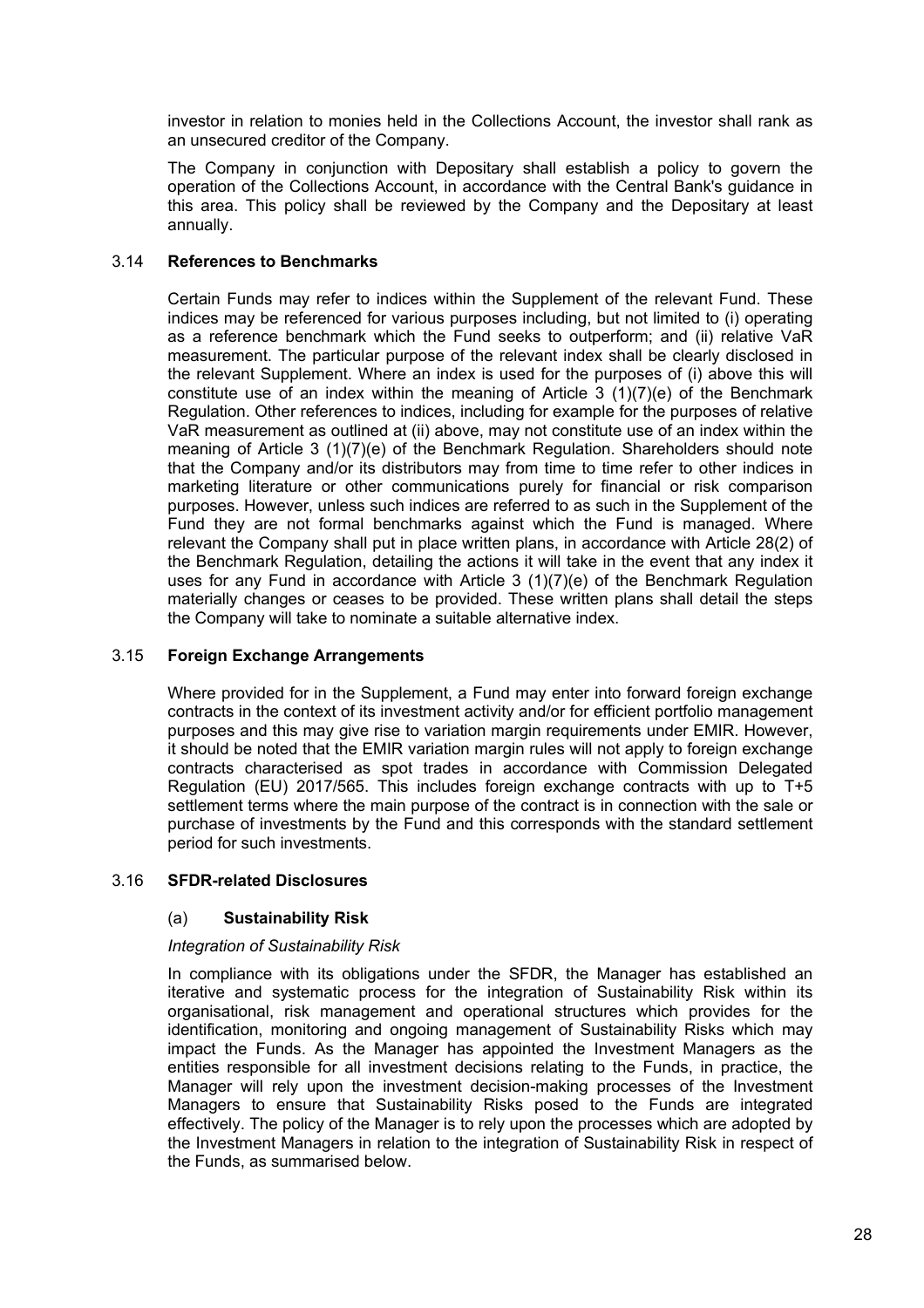investor in relation to monies held in the Collections Account, the investor shall rank as an unsecured creditor of the Company.

The Company in conjunction with Depositary shall establish a policy to govern the operation of the Collections Account, in accordance with the Central Bank's guidance in this area. This policy shall be reviewed by the Company and the Depositary at least annually.

### 3.14 References to Benchmarks

Certain Funds may refer to indices within the Supplement of the relevant Fund. These indices may be referenced for various purposes including, but not limited to (i) operating as a reference benchmark which the Fund seeks to outperform; and (ii) relative VaR measurement. The particular purpose of the relevant index shall be clearly disclosed in the relevant Supplement. Where an index is used for the purposes of (i) above this will constitute use of an index within the meaning of Article 3 (1)(7)(e) of the Benchmark Regulation. Other references to indices, including for example for the purposes of relative VaR measurement as outlined at (ii) above, may not constitute use of an index within the meaning of Article 3 (1)(7)(e) of the Benchmark Regulation. Shareholders should note that the Company and/or its distributors may from time to time refer to other indices in marketing literature or other communications purely for financial or risk comparison purposes. However, unless such indices are referred to as such in the Supplement of the Fund they are not formal benchmarks against which the Fund is managed. Where relevant the Company shall put in place written plans, in accordance with Article 28(2) of the Benchmark Regulation, detailing the actions it will take in the event that any index it uses for any Fund in accordance with Article 3 (1)(7)(e) of the Benchmark Regulation materially changes or ceases to be provided. These written plans shall detail the steps the Company will take to nominate a suitable alternative index.

### 3.15 Foreign Exchange Arrangements

Where provided for in the Supplement, a Fund may enter into forward foreign exchange contracts in the context of its investment activity and/or for efficient portfolio management purposes and this may give rise to variation margin requirements under EMIR. However, it should be noted that the EMIR variation margin rules will not apply to foreign exchange contracts characterised as spot trades in accordance with Commission Delegated Regulation (EU) 2017/565. This includes foreign exchange contracts with up to T+5 settlement terms where the main purpose of the contract is in connection with the sale or purchase of investments by the Fund and this corresponds with the standard settlement period for such investments.

### 3.16 SFDR-related Disclosures

#### (a) Sustainability Risk

*Integration of Sustainability Risk*

In compliance with its obligations under the SFDR, the Manager has established an iterative and systematic process for the integration of Sustainability Risk within its organisational, risk management and operational structures which provides for the identification, monitoring and ongoing management of Sustainability Risks which may impact the Funds. As the Manager has appointed the Investment Managers as the entities responsible for all investment decisions relating to the Funds, in practice, the Manager will rely upon the investment decision-making processes of the Investment Managers to ensure that Sustainability Risks posed to the Funds are integrated effectively. The policy of the Manager is to rely upon the processes which are adopted by the Investment Managers in relation to the integration of Sustainability Risk in respect of the Funds, as summarised below.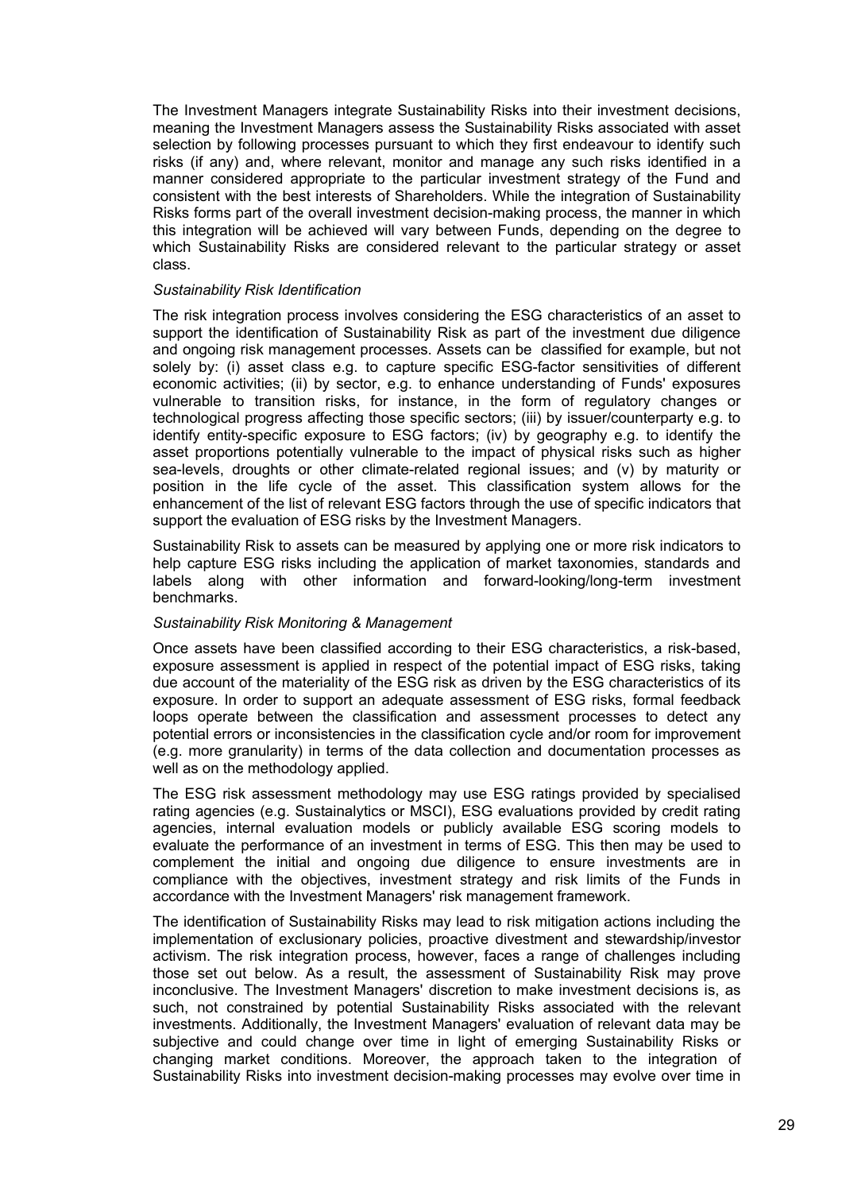The Investment Managers integrate Sustainability Risks into their investment decisions, meaning the Investment Managers assess the Sustainability Risks associated with asset selection by following processes pursuant to which they first endeavour to identify such risks (if any) and, where relevant, monitor and manage any such risks identified in a manner considered appropriate to the particular investment strategy of the Fund and consistent with the best interests of Shareholders. While the integration of Sustainability Risks forms part of the overall investment decision-making process, the manner in which this integration will be achieved will vary between Funds, depending on the degree to which Sustainability Risks are considered relevant to the particular strategy or asset class.

*Sustainability Risk Identification*

The risk integration process involves considering the ESG characteristics of an asset to support the identification of Sustainability Risk as part of the investment due diligence and ongoing risk management processes. Assets can be classified for example, but not solely by: (i) asset class e.g. to capture specific ESG-factor sensitivities of different economic activities; (ii) by sector, e.g. to enhance understanding of Funds' exposures vulnerable to transition risks, for instance, in the form of regulatory changes or technological progress affecting those specific sectors; (iii) by issuer/counterparty e.g. to identify entity-specific exposure to ESG factors; (iv) by geography e.g. to identify the asset proportions potentially vulnerable to the impact of physical risks such as higher sea-levels, droughts or other climate-related regional issues; and (v) by maturity or position in the life cycle of the asset. This classification system allows for the enhancement of the list of relevant ESG factors through the use of specific indicators that support the evaluation of ESG risks by the Investment Managers.

Sustainability Risk to assets can be measured by applying one or more risk indicators to help capture ESG risks including the application of market taxonomies, standards and labels along with other information and forward-looking/long-term investment benchmarks.

*Sustainability Risk Monitoring & Management*

Once assets have been classified according to their ESG characteristics, a risk-based, exposure assessment is applied in respect of the potential impact of ESG risks, taking due account of the materiality of the ESG risk as driven by the ESG characteristics of its exposure. In order to support an adequate assessment of ESG risks, formal feedback loops operate between the classification and assessment processes to detect any potential errors or inconsistencies in the classification cycle and/or room for improvement (e.g. more granularity) in terms of the data collection and documentation processes as well as on the methodology applied.

The ESG risk assessment methodology may use ESG ratings provided by specialised rating agencies (e.g. Sustainalytics or MSCI), ESG evaluations provided by credit rating agencies, internal evaluation models or publicly available ESG scoring models to evaluate the performance of an investment in terms of ESG. This then may be used to complement the initial and ongoing due diligence to ensure investments are in compliance with the objectives, investment strategy and risk limits of the Funds in accordance with the Investment Managers' risk management framework.

The identification of Sustainability Risks may lead to risk mitigation actions including the implementation of exclusionary policies, proactive divestment and stewardship/investor activism. The risk integration process, however, faces a range of challenges including those set out below. As a result, the assessment of Sustainability Risk may prove inconclusive. The Investment Managers' discretion to make investment decisions is, as such, not constrained by potential Sustainability Risks associated with the relevant investments. Additionally, the Investment Managers' evaluation of relevant data may be subjective and could change over time in light of emerging Sustainability Risks or changing market conditions. Moreover, the approach taken to the integration of Sustainability Risks into investment decision-making processes may evolve over time in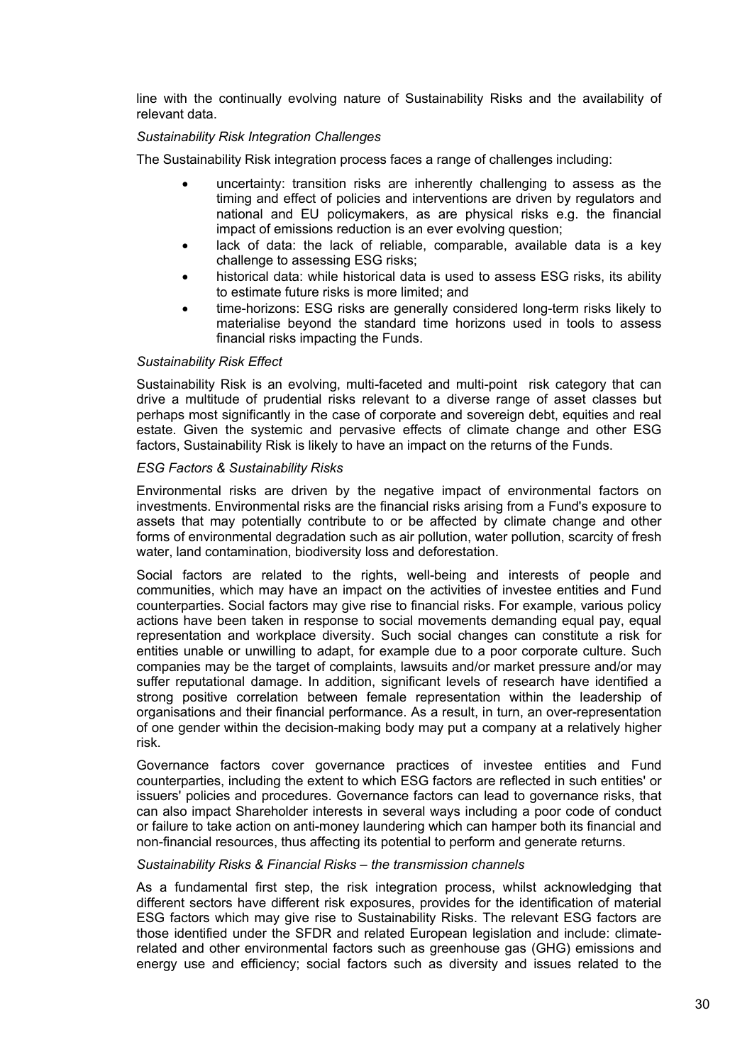line with the continually evolving nature of Sustainability Risks and the availability of relevant data.

*Sustainability Risk Integration Challenges*

The Sustainability Risk integration process faces a range of challenges including:

- uncertainty: transition risks are inherently challenging to assess as the timing and effect of policies and interventions are driven by regulators and national and EU policymakers, as are physical risks e.g. the financial impact of emissions reduction is an ever evolving question;
- lack of data: the lack of reliable, comparable, available data is a key challenge to assessing ESG risks;
- historical data: while historical data is used to assess ESG risks, its ability to estimate future risks is more limited; and
- time-horizons: ESG risks are generally considered long-term risks likely to materialise beyond the standard time horizons used in tools to assess financial risks impacting the Funds.

*Sustainability Risk Effect*

Sustainability Risk is an evolving, multi-faceted and multi-point risk category that can drive a multitude of prudential risks relevant to a diverse range of asset classes but perhaps most significantly in the case of corporate and sovereign debt, equities and real estate. Given the systemic and pervasive effects of climate change and other ESG factors, Sustainability Risk is likely to have an impact on the returns of the Funds.

*ESG Factors & Sustainability Risks*

Environmental risks are driven by the negative impact of environmental factors on investments. Environmental risks are the financial risks arising from a Fund's exposure to assets that may potentially contribute to or be affected by climate change and other forms of environmental degradation such as air pollution, water pollution, scarcity of fresh water, land contamination, biodiversity loss and deforestation.

Social factors are related to the rights, well-being and interests of people and communities, which may have an impact on the activities of investee entities and Fund counterparties. Social factors may give rise to financial risks. For example, various policy actions have been taken in response to social movements demanding equal pay, equal representation and workplace diversity. Such social changes can constitute a risk for entities unable or unwilling to adapt, for example due to a poor corporate culture. Such companies may be the target of complaints, lawsuits and/or market pressure and/or may suffer reputational damage. In addition, significant levels of research have identified a strong positive correlation between female representation within the leadership of organisations and their financial performance. As a result, in turn, an over-representation of one gender within the decision-making body may put a company at a relatively higher risk.

Governance factors cover governance practices of investee entities and Fund counterparties, including the extent to which ESG factors are reflected in such entities' or issuers' policies and procedures. Governance factors can lead to governance risks, that can also impact Shareholder interests in several ways including a poor code of conduct or failure to take action on anti-money laundering which can hamper both its financial and non-financial resources, thus affecting its potential to perform and generate returns.

*Sustainability Risks & Financial Risks – the transmission channels*

As a fundamental first step, the risk integration process, whilst acknowledging that different sectors have different risk exposures, provides for the identification of material ESG factors which may give rise to Sustainability Risks. The relevant ESG factors are those identified under the SFDR and related European legislation and include: climate-related and other environmental factors such as greenhouse gas (GHG) emissions and energy use and efficiency; social factors such as diversity and issues related to the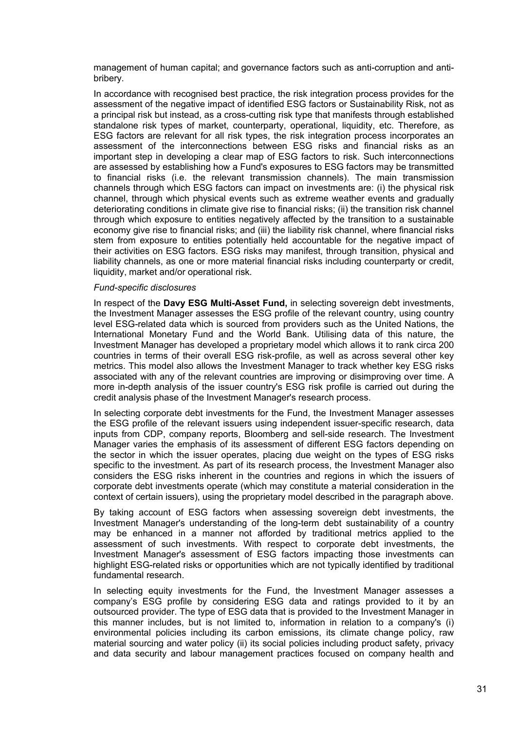management of human capital; and governance factors such as anti-corruption and anti-bribery.

In accordance with recognised best practice, the risk integration process provides for the assessment of the negative impact of identified ESG factors or Sustainability Risk, not as a principal risk but instead, as a cross-cutting risk type that manifests through established standalone risk types of market, counterparty, operational, liquidity, etc. Therefore, as ESG factors are relevant for all risk types, the risk integration process incorporates an assessment of the interconnections between ESG risks and financial risks as an important step in developing a clear map of ESG factors to risk. Such interconnections are assessed by establishing how a Fund's exposures to ESG factors may be transmitted to financial risks (i.e. the relevant transmission channels). The main transmission channels through which ESG factors can impact on investments are: (i) the physical risk channel, through which physical events such as extreme weather events and gradually deteriorating conditions in climate give rise to financial risks; (ii) the transition risk channel through which exposure to entities negatively affected by the transition to a sustainable economy give rise to financial risks; and (iii) the liability risk channel, where financial risks stem from exposure to entities potentially held accountable for the negative impact of their activities on ESG factors. ESG risks may manifest, through transition, physical and liability channels, as one or more material financial risks including counterparty or credit, liquidity, market and/or operational risk.

*Fund-specific disclosures*

In respect of the **Davy ESG Multi-Asset Fund,** in selecting sovereign debt investments, the Investment Manager assesses the ESG profile of the relevant country, using country level ESG-related data which is sourced from providers such as the United Nations, the International Monetary Fund and the World Bank. Utilising data of this nature, the Investment Manager has developed a proprietary model which allows it to rank circa 200 countries in terms of their overall ESG risk-profile, as well as across several other key metrics. This model also allows the Investment Manager to track whether key ESG risks associated with any of the relevant countries are improving or disimproving over time. A more in-depth analysis of the issuer country's ESG risk profile is carried out during the credit analysis phase of the Investment Manager's research process.

In selecting corporate debt investments for the Fund, the Investment Manager assesses the ESG profile of the relevant issuers using independent issuer-specific research, data inputs from CDP, company reports, Bloomberg and sell-side research. The Investment Manager varies the emphasis of its assessment of different ESG factors depending on the sector in which the issuer operates, placing due weight on the types of ESG risks specific to the investment. As part of its research process, the Investment Manager also considers the ESG risks inherent in the countries and regions in which the issuers of corporate debt investments operate (which may constitute a material consideration in the context of certain issuers), using the proprietary model described in the paragraph above.

By taking account of ESG factors when assessing sovereign debt investments, the Investment Manager's understanding of the long-term debt sustainability of a country may be enhanced in a manner not afforded by traditional metrics applied to the assessment of such investments. With respect to corporate debt investments, the Investment Manager's assessment of ESG factors impacting those investments can highlight ESG-related risks or opportunities which are not typically identified by traditional fundamental research.

In selecting equity investments for the Fund, the Investment Manager assesses a company's ESG profile by considering ESG data and ratings provided to it by an outsourced provider. The type of ESG data that is provided to the Investment Manager in this manner includes, but is not limited to, information in relation to a company's (i) environmental policies including its carbon emissions, its climate change policy, raw material sourcing and water policy (ii) its social policies including product safety, privacy and data security and labour management practices focused on company health and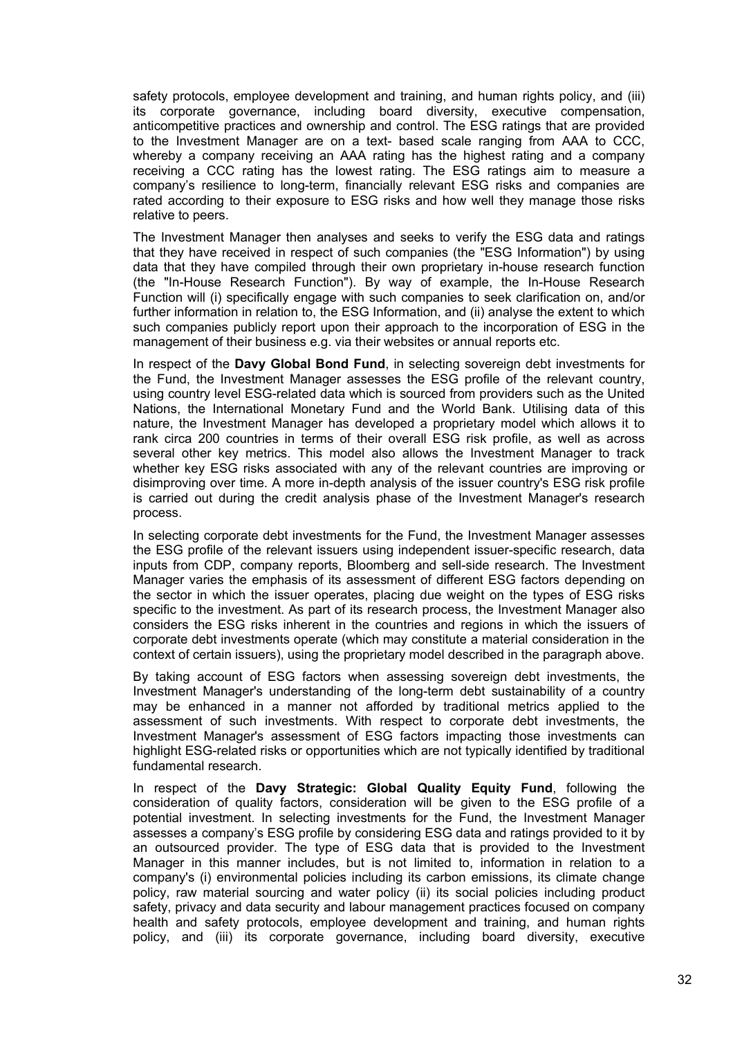safety protocols, employee development and training, and human rights policy, and (iii) its corporate governance, including board diversity, executive compensation, anticompetitive practices and ownership and control. The ESG ratings that are provided to the Investment Manager are on a text- based scale ranging from AAA to CCC, whereby a company receiving an AAA rating has the highest rating and a company receiving a CCC rating has the lowest rating. The ESG ratings aim to measure a company's resilience to long-term, financially relevant ESG risks and companies are rated according to their exposure to ESG risks and how well they manage those risks relative to peers.

The Investment Manager then analyses and seeks to verify the ESG data and ratings that they have received in respect of such companies (the "ESG Information") by using data that they have compiled through their own proprietary in-house research function (the "In-House Research Function"). By way of example, the In-House Research Function will (i) specifically engage with such companies to seek clarification on, and/or further information in relation to, the ESG Information, and (ii) analyse the extent to which such companies publicly report upon their approach to the incorporation of ESG in the management of their business e.g. via their websites or annual reports etc.

In respect of the **Davy Global Bond Fund**, in selecting sovereign debt investments for the Fund, the Investment Manager assesses the ESG profile of the relevant country, using country level ESG-related data which is sourced from providers such as the United Nations, the International Monetary Fund and the World Bank. Utilising data of this nature, the Investment Manager has developed a proprietary model which allows it to rank circa 200 countries in terms of their overall ESG risk profile, as well as across several other key metrics. This model also allows the Investment Manager to track whether key ESG risks associated with any of the relevant countries are improving or disimproving over time. A more in-depth analysis of the issuer country's ESG risk profile is carried out during the credit analysis phase of the Investment Manager's research process.

In selecting corporate debt investments for the Fund, the Investment Manager assesses the ESG profile of the relevant issuers using independent issuer-specific research, data inputs from CDP, company reports, Bloomberg and sell-side research. The Investment Manager varies the emphasis of its assessment of different ESG factors depending on the sector in which the issuer operates, placing due weight on the types of ESG risks specific to the investment. As part of its research process, the Investment Manager also considers the ESG risks inherent in the countries and regions in which the issuers of corporate debt investments operate (which may constitute a material consideration in the context of certain issuers), using the proprietary model described in the paragraph above.

By taking account of ESG factors when assessing sovereign debt investments, the Investment Manager's understanding of the long-term debt sustainability of a country may be enhanced in a manner not afforded by traditional metrics applied to the assessment of such investments. With respect to corporate debt investments, the Investment Manager's assessment of ESG factors impacting those investments can highlight ESG-related risks or opportunities which are not typically identified by traditional fundamental research.

In respect of the **Davy Strategic: Global Quality Equity Fund**, following the consideration of quality factors, consideration will be given to the ESG profile of a potential investment. In selecting investments for the Fund, the Investment Manager assesses a company's ESG profile by considering ESG data and ratings provided to it by an outsourced provider. The type of ESG data that is provided to the Investment Manager in this manner includes, but is not limited to, information in relation to a company's (i) environmental policies including its carbon emissions, its climate change policy, raw material sourcing and water policy (ii) its social policies including product safety, privacy and data security and labour management practices focused on company health and safety protocols, employee development and training, and human rights policy, and (iii) its corporate governance, including board diversity, executive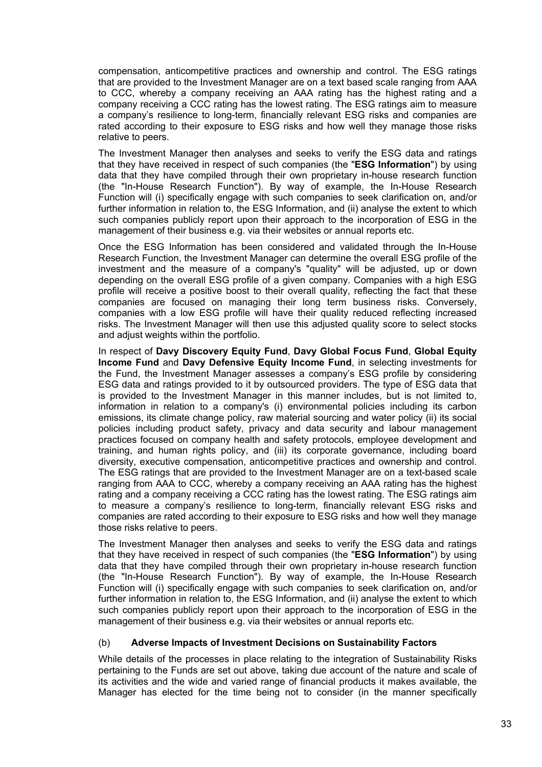compensation, anticompetitive practices and ownership and control. The ESG ratings that are provided to the Investment Manager are on a text based scale ranging from AAA to CCC, whereby a company receiving an AAA rating has the highest rating and a company receiving a CCC rating has the lowest rating. The ESG ratings aim to measure a company's resilience to long-term, financially relevant ESG risks and companies are rated according to their exposure to ESG risks and how well they manage those risks relative to peers.

The Investment Manager then analyses and seeks to verify the ESG data and ratings that they have received in respect of such companies (the "**ESG Information**") by using data that they have compiled through their own proprietary in-house research function (the "In-House Research Function"). By way of example, the In-House Research Function will (i) specifically engage with such companies to seek clarification on, and/or further information in relation to, the ESG Information, and (ii) analyse the extent to which such companies publicly report upon their approach to the incorporation of ESG in the management of their business e.g. via their websites or annual reports etc.

Once the ESG Information has been considered and validated through the In-House Research Function, the Investment Manager can determine the overall ESG profile of the investment and the measure of a company's "quality" will be adjusted, up or down depending on the overall ESG profile of a given company. Companies with a high ESG profile will receive a positive boost to their overall quality, reflecting the fact that these companies are focused on managing their long term business risks. Conversely, companies with a low ESG profile will have their quality reduced reflecting increased risks. The Investment Manager will then use this adjusted quality score to select stocks and adjust weights within the portfolio.

In respect of **Davy Discovery Equity Fund**, **Davy Global Focus Fund**, **Global Equity Income Fund** and **Davy Defensive Equity Income Fund**, in selecting investments for the Fund, the Investment Manager assesses a company's ESG profile by considering ESG data and ratings provided to it by outsourced providers. The type of ESG data that is provided to the Investment Manager in this manner includes, but is not limited to, information in relation to a company's (i) environmental policies including its carbon emissions, its climate change policy, raw material sourcing and water policy (ii) its social policies including product safety, privacy and data security and labour management practices focused on company health and safety protocols, employee development and training, and human rights policy, and (iii) its corporate governance, including board diversity, executive compensation, anticompetitive practices and ownership and control. The ESG ratings that are provided to the Investment Manager are on a text-based scale ranging from AAA to CCC, whereby a company receiving an AAA rating has the highest rating and a company receiving a CCC rating has the lowest rating. The ESG ratings aim to measure a company's resilience to long-term, financially relevant ESG risks and companies are rated according to their exposure to ESG risks and how well they manage those risks relative to peers.

The Investment Manager then analyses and seeks to verify the ESG data and ratings that they have received in respect of such companies (the "**ESG Information**") by using data that they have compiled through their own proprietary in-house research function (the "In-House Research Function"). By way of example, the In-House Research Function will (i) specifically engage with such companies to seek clarification on, and/or further information in relation to, the ESG Information, and (ii) analyse the extent to which such companies publicly report upon their approach to the incorporation of ESG in the management of their business e.g. via their websites or annual reports etc.

(b) **Adverse Impacts of Investment Decisions on Sustainability Factors**

While details of the processes in place relating to the integration of Sustainability Risks pertaining to the Funds are set out above, taking due account of the nature and scale of its activities and the wide and varied range of financial products it makes available, the Manager has elected for the time being not to consider (in the manner specifically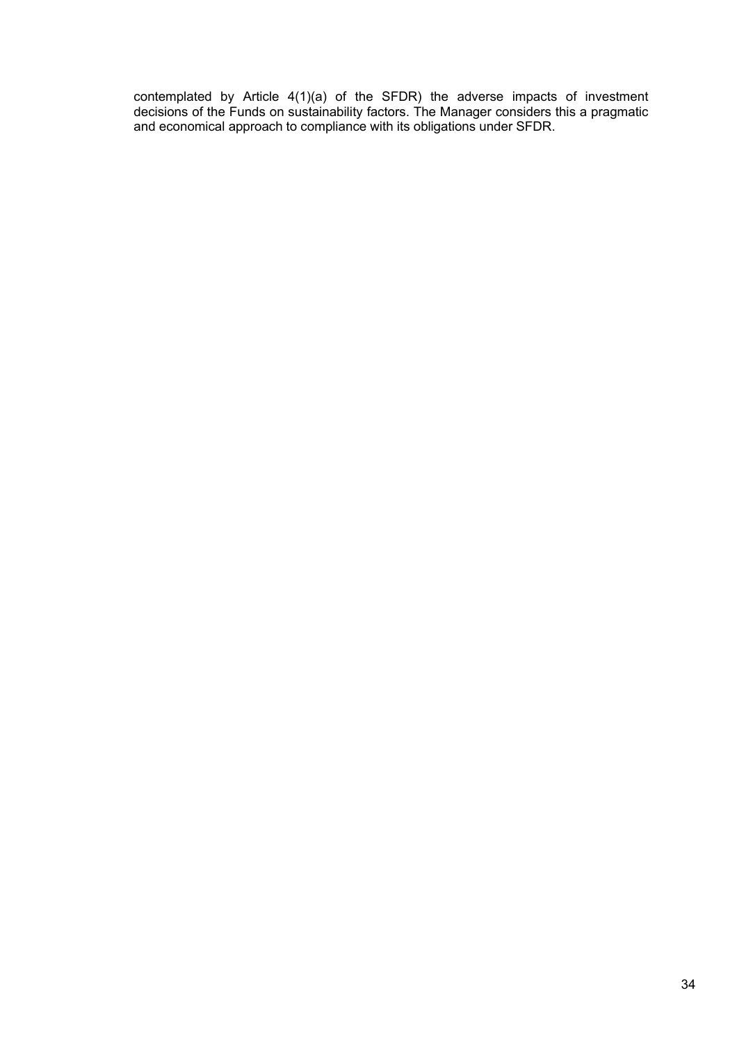contemplated by Article 4(1)(a) of the SFDR) the adverse impacts of investment decisions of the Funds on sustainability factors. The Manager considers this a pragmatic and economical approach to compliance with its obligations under SFDR.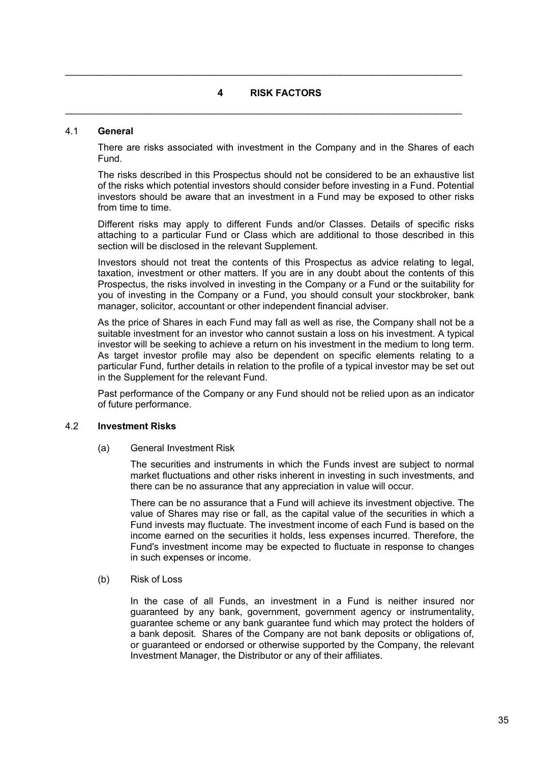# 4 RISK FACTORS

## 4.1 General

There are risks associated with investment in the Company and in the Shares of each Fund.

The risks described in this Prospectus should not be considered to be an exhaustive list of the risks which potential investors should consider before investing in a Fund. Potential investors should be aware that an investment in a Fund may be exposed to other risks from time to time.

Different risks may apply to different Funds and/or Classes. Details of specific risks attaching to a particular Fund or Class which are additional to those described in this section will be disclosed in the relevant Supplement.

Investors should not treat the contents of this Prospectus as advice relating to legal, taxation, investment or other matters. If you are in any doubt about the contents of this Prospectus, the risks involved in investing in the Company or a Fund or the suitability for you of investing in the Company or a Fund, you should consult your stockbroker, bank manager, solicitor, accountant or other independent financial adviser.

As the price of Shares in each Fund may fall as well as rise, the Company shall not be a suitable investment for an investor who cannot sustain a loss on his investment. A typical investor will be seeking to achieve a return on his investment in the medium to long term. As target investor profile may also be dependent on specific elements relating to a particular Fund, further details in relation to the profile of a typical investor may be set out in the Supplement for the relevant Fund.

Past performance of the Company or any Fund should not be relied upon as an indicator of future performance.

## 4.2 Investment Risks

(a) General Investment Risk

The securities and instruments in which the Funds invest are subject to normal market fluctuations and other risks inherent in investing in such investments, and there can be no assurance that any appreciation in value will occur.

There can be no assurance that a Fund will achieve its investment objective. The value of Shares may rise or fall, as the capital value of the securities in which a Fund invests may fluctuate. The investment income of each Fund is based on the income earned on the securities it holds, less expenses incurred. Therefore, the Fund's investment income may be expected to fluctuate in response to changes in such expenses or income.

(b) Risk of Loss

In the case of all Funds, an investment in a Fund is neither insured nor guaranteed by any bank, government, government agency or instrumentality, guarantee scheme or any bank guarantee fund which may protect the holders of a bank deposit. Shares of the Company are not bank deposits or obligations of, or guaranteed or endorsed or otherwise supported by the Company, the relevant Investment Manager, the Distributor or any of their affiliates.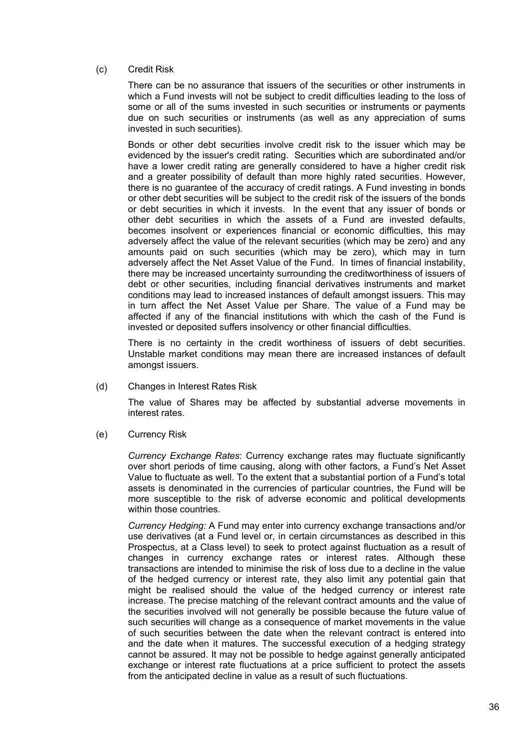(c) Credit Risk

There can be no assurance that issuers of the securities or other instruments in which a Fund invests will not be subject to credit difficulties leading to the loss of some or all of the sums invested in such securities or instruments or payments due on such securities or instruments (as well as any appreciation of sums invested in such securities).

Bonds or other debt securities involve credit risk to the issuer which may be evidenced by the issuer's credit rating. Securities which are subordinated and/or have a lower credit rating are generally considered to have a higher credit risk and a greater possibility of default than more highly rated securities. However, there is no guarantee of the accuracy of credit ratings. A Fund investing in bonds or other debt securities will be subject to the credit risk of the issuers of the bonds or debt securities in which it invests. In the event that any issuer of bonds or other debt securities in which the assets of a Fund are invested defaults, becomes insolvent or experiences financial or economic difficulties, this may adversely affect the value of the relevant securities (which may be zero) and any amounts paid on such securities (which may be zero), which may in turn adversely affect the Net Asset Value of the Fund. In times of financial instability, there may be increased uncertainty surrounding the creditworthiness of issuers of debt or other securities, including financial derivatives instruments and market conditions may lead to increased instances of default amongst issuers. This may in turn affect the Net Asset Value per Share. The value of a Fund may be affected if any of the financial institutions with which the cash of the Fund is invested or deposited suffers insolvency or other financial difficulties.

There is no certainty in the credit worthiness of issuers of debt securities. Unstable market conditions may mean there are increased instances of default amongst issuers.

(d) Changes in Interest Rates Risk

The value of Shares may be affected by substantial adverse movements in interest rates.

(e) Currency Risk

*Currency Exchange Rates*: Currency exchange rates may fluctuate significantly over short periods of time causing, along with other factors, a Fund's Net Asset Value to fluctuate as well. To the extent that a substantial portion of a Fund's total assets is denominated in the currencies of particular countries, the Fund will be more susceptible to the risk of adverse economic and political developments within those countries.

*Currency Hedging:* A Fund may enter into currency exchange transactions and/or use derivatives (at a Fund level or, in certain circumstances as described in this Prospectus, at a Class level) to seek to protect against fluctuation as a result of changes in currency exchange rates or interest rates. Although these transactions are intended to minimise the risk of loss due to a decline in the value of the hedged currency or interest rate, they also limit any potential gain that might be realised should the value of the hedged currency or interest rate increase. The precise matching of the relevant contract amounts and the value of the securities involved will not generally be possible because the future value of such securities will change as a consequence of market movements in the value of such securities between the date when the relevant contract is entered into and the date when it matures. The successful execution of a hedging strategy cannot be assured. It may not be possible to hedge against generally anticipated exchange or interest rate fluctuations at a price sufficient to protect the assets from the anticipated decline in value as a result of such fluctuations.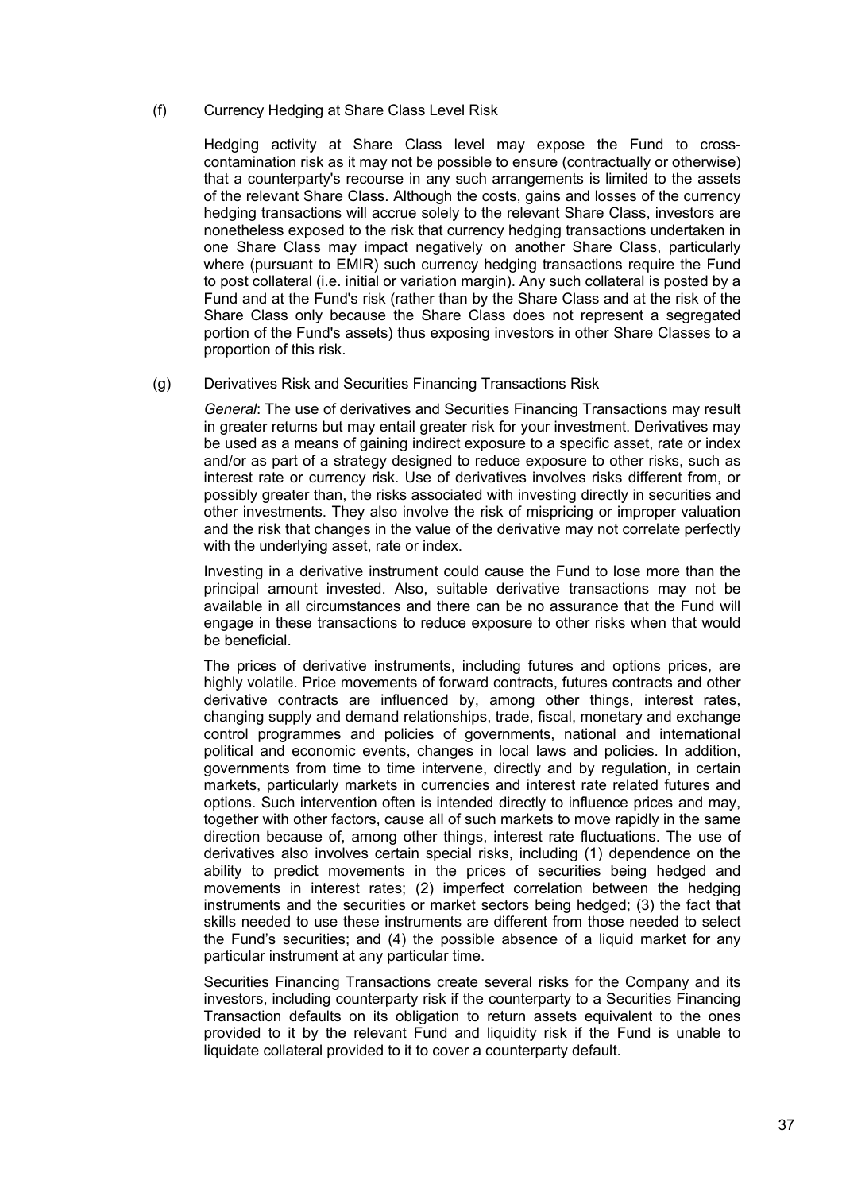(f) Currency Hedging at Share Class Level Risk

Hedging activity at Share Class level may expose the Fund to cross-contamination risk as it may not be possible to ensure (contractually or otherwise) that a counterparty's recourse in any such arrangements is limited to the assets of the relevant Share Class. Although the costs, gains and losses of the currency hedging transactions will accrue solely to the relevant Share Class, investors are nonetheless exposed to the risk that currency hedging transactions undertaken in one Share Class may impact negatively on another Share Class, particularly where (pursuant to EMIR) such currency hedging transactions require the Fund to post collateral (i.e. initial or variation margin). Any such collateral is posted by a Fund and at the Fund's risk (rather than by the Share Class and at the risk of the Share Class only because the Share Class does not represent a segregated portion of the Fund's assets) thus exposing investors in other Share Classes to a proportion of this risk.

(g) Derivatives Risk and Securities Financing Transactions Risk

*General*: The use of derivatives and Securities Financing Transactions may result in greater returns but may entail greater risk for your investment. Derivatives may be used as a means of gaining indirect exposure to a specific asset, rate or index and/or as part of a strategy designed to reduce exposure to other risks, such as interest rate or currency risk. Use of derivatives involves risks different from, or possibly greater than, the risks associated with investing directly in securities and other investments. They also involve the risk of mispricing or improper valuation and the risk that changes in the value of the derivative may not correlate perfectly with the underlying asset, rate or index.

Investing in a derivative instrument could cause the Fund to lose more than the principal amount invested. Also, suitable derivative transactions may not be available in all circumstances and there can be no assurance that the Fund will engage in these transactions to reduce exposure to other risks when that would be beneficial.

The prices of derivative instruments, including futures and options prices, are highly volatile. Price movements of forward contracts, futures contracts and other derivative contracts are influenced by, among other things, interest rates, changing supply and demand relationships, trade, fiscal, monetary and exchange control programmes and policies of governments, national and international political and economic events, changes in local laws and policies. In addition, governments from time to time intervene, directly and by regulation, in certain markets, particularly markets in currencies and interest rate related futures and options. Such intervention often is intended directly to influence prices and may, together with other factors, cause all of such markets to move rapidly in the same direction because of, among other things, interest rate fluctuations. The use of derivatives also involves certain special risks, including (1) dependence on the ability to predict movements in the prices of securities being hedged and movements in interest rates; (2) imperfect correlation between the hedging instruments and the securities or market sectors being hedged; (3) the fact that skills needed to use these instruments are different from those needed to select the Fund's securities; and (4) the possible absence of a liquid market for any particular instrument at any particular time.

Securities Financing Transactions create several risks for the Company and its investors, including counterparty risk if the counterparty to a Securities Financing Transaction defaults on its obligation to return assets equivalent to the ones provided to it by the relevant Fund and liquidity risk if the Fund is unable to liquidate collateral provided to it to cover a counterparty default.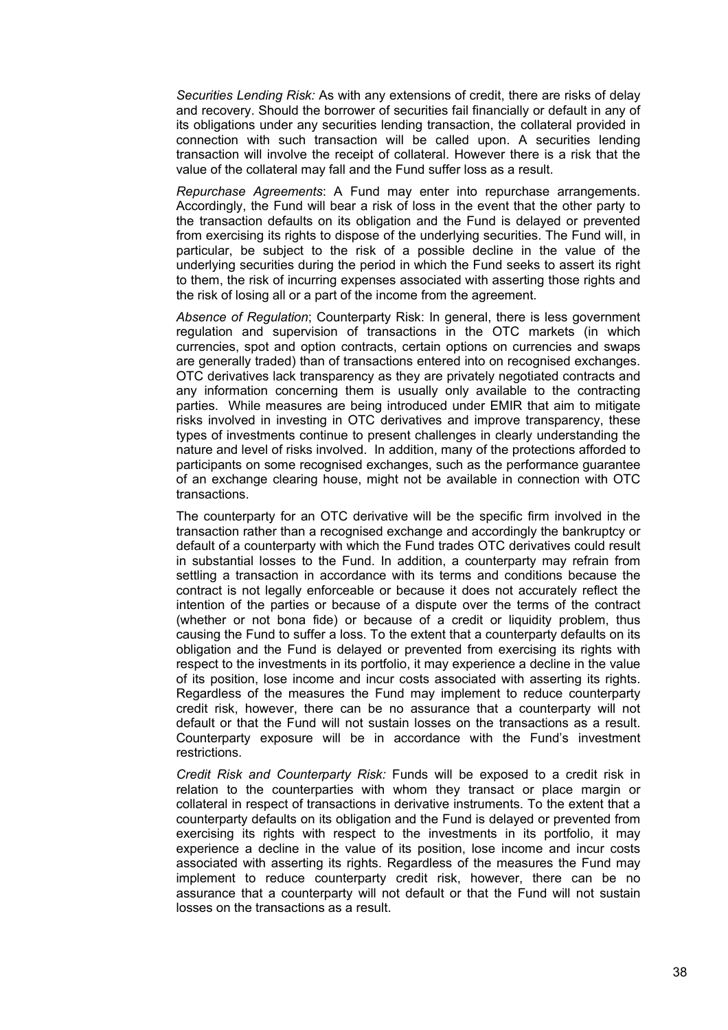*Securities Lending Risk:* As with any extensions of credit, there are risks of delay and recovery. Should the borrower of securities fail financially or default in any of its obligations under any securities lending transaction, the collateral provided in connection with such transaction will be called upon. A securities lending transaction will involve the receipt of collateral. However there is a risk that the value of the collateral may fall and the Fund suffer loss as a result.

*Repurchase Agreements*: A Fund may enter into repurchase arrangements. Accordingly, the Fund will bear a risk of loss in the event that the other party to the transaction defaults on its obligation and the Fund is delayed or prevented from exercising its rights to dispose of the underlying securities. The Fund will, in particular, be subject to the risk of a possible decline in the value of the underlying securities during the period in which the Fund seeks to assert its right to them, the risk of incurring expenses associated with asserting those rights and the risk of losing all or a part of the income from the agreement.

*Absence of Regulation*; Counterparty Risk: In general, there is less government regulation and supervision of transactions in the OTC markets (in which currencies, spot and option contracts, certain options on currencies and swaps are generally traded) than of transactions entered into on recognised exchanges. OTC derivatives lack transparency as they are privately negotiated contracts and any information concerning them is usually only available to the contracting parties. While measures are being introduced under EMIR that aim to mitigate risks involved in investing in OTC derivatives and improve transparency, these types of investments continue to present challenges in clearly understanding the nature and level of risks involved. In addition, many of the protections afforded to participants on some recognised exchanges, such as the performance guarantee of an exchange clearing house, might not be available in connection with OTC transactions.

The counterparty for an OTC derivative will be the specific firm involved in the transaction rather than a recognised exchange and accordingly the bankruptcy or default of a counterparty with which the Fund trades OTC derivatives could result in substantial losses to the Fund. In addition, a counterparty may refrain from settling a transaction in accordance with its terms and conditions because the contract is not legally enforceable or because it does not accurately reflect the intention of the parties or because of a dispute over the terms of the contract (whether or not bona fide) or because of a credit or liquidity problem, thus causing the Fund to suffer a loss. To the extent that a counterparty defaults on its obligation and the Fund is delayed or prevented from exercising its rights with respect to the investments in its portfolio, it may experience a decline in the value of its position, lose income and incur costs associated with asserting its rights. Regardless of the measures the Fund may implement to reduce counterparty credit risk, however, there can be no assurance that a counterparty will not default or that the Fund will not sustain losses on the transactions as a result. Counterparty exposure will be in accordance with the Fund's investment restrictions.

*Credit Risk and Counterparty Risk:* Funds will be exposed to a credit risk in relation to the counterparties with whom they transact or place margin or collateral in respect of transactions in derivative instruments. To the extent that a counterparty defaults on its obligation and the Fund is delayed or prevented from exercising its rights with respect to the investments in its portfolio, it may experience a decline in the value of its position, lose income and incur costs associated with asserting its rights. Regardless of the measures the Fund may implement to reduce counterparty credit risk, however, there can be no assurance that a counterparty will not default or that the Fund will not sustain losses on the transactions as a result.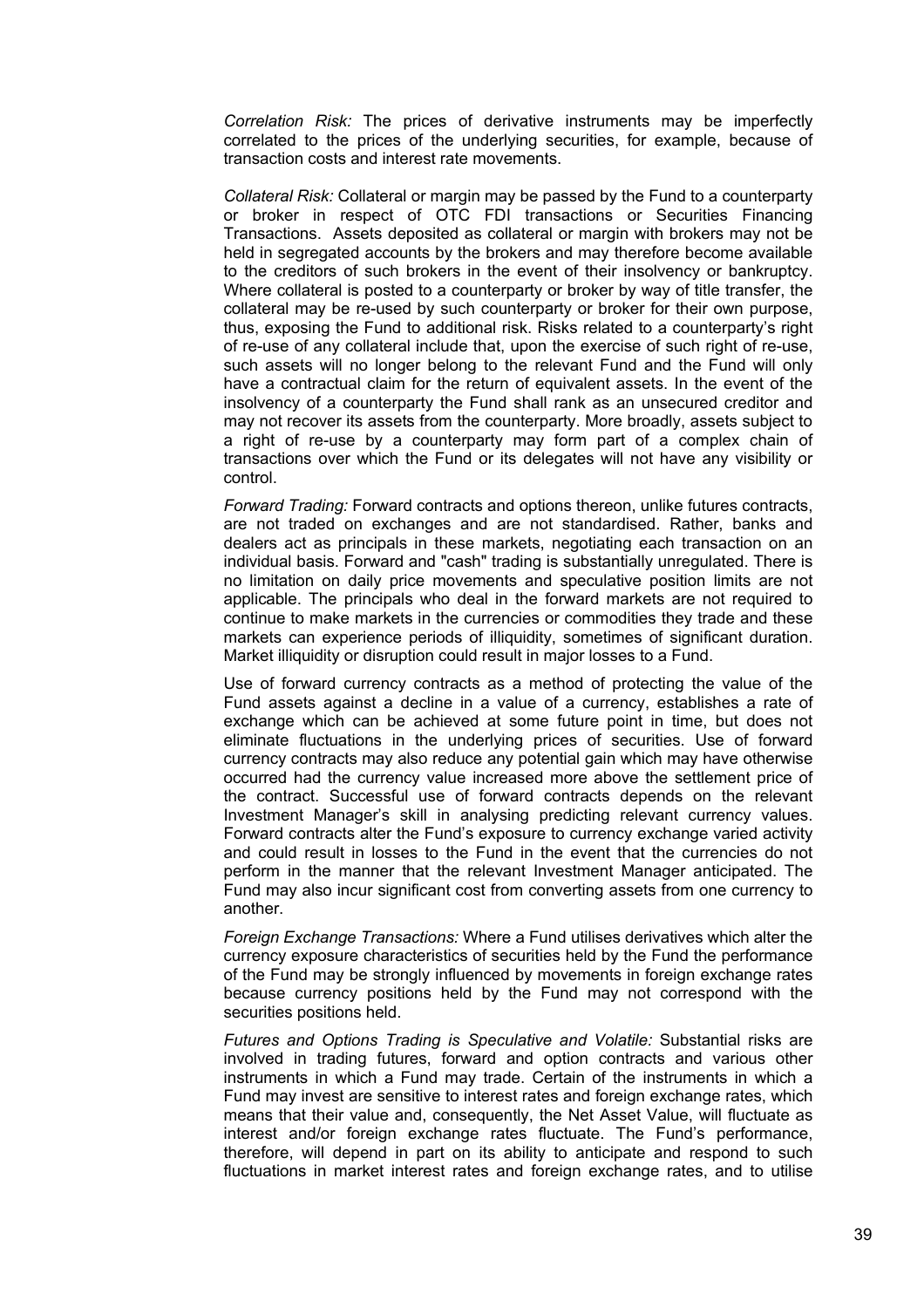*Correlation Risk:* The prices of derivative instruments may be imperfectly correlated to the prices of the underlying securities, for example, because of transaction costs and interest rate movements.

*Collateral Risk:* Collateral or margin may be passed by the Fund to a counterparty or broker in respect of OTC FDI transactions or Securities Financing Transactions. Assets deposited as collateral or margin with brokers may not be held in segregated accounts by the brokers and may therefore become available to the creditors of such brokers in the event of their insolvency or bankruptcy. Where collateral is posted to a counterparty or broker by way of title transfer, the collateral may be re-used by such counterparty or broker for their own purpose, thus, exposing the Fund to additional risk. Risks related to a counterparty's right of re-use of any collateral include that, upon the exercise of such right of re-use, such assets will no longer belong to the relevant Fund and the Fund will only have a contractual claim for the return of equivalent assets. In the event of the insolvency of a counterparty the Fund shall rank as an unsecured creditor and may not recover its assets from the counterparty. More broadly, assets subject to a right of re-use by a counterparty may form part of a complex chain of transactions over which the Fund or its delegates will not have any visibility or control.

*Forward Trading:* Forward contracts and options thereon, unlike futures contracts, are not traded on exchanges and are not standardised. Rather, banks and dealers act as principals in these markets, negotiating each transaction on an individual basis. Forward and "cash" trading is substantially unregulated. There is no limitation on daily price movements and speculative position limits are not applicable. The principals who deal in the forward markets are not required to continue to make markets in the currencies or commodities they trade and these markets can experience periods of illiquidity, sometimes of significant duration. Market illiquidity or disruption could result in major losses to a Fund.

Use of forward currency contracts as a method of protecting the value of the Fund assets against a decline in a value of a currency, establishes a rate of exchange which can be achieved at some future point in time, but does not eliminate fluctuations in the underlying prices of securities. Use of forward currency contracts may also reduce any potential gain which may have otherwise occurred had the currency value increased more above the settlement price of the contract. Successful use of forward contracts depends on the relevant Investment Manager's skill in analysing predicting relevant currency values. Forward contracts alter the Fund's exposure to currency exchange varied activity and could result in losses to the Fund in the event that the currencies do not perform in the manner that the relevant Investment Manager anticipated. The Fund may also incur significant cost from converting assets from one currency to another.

*Foreign Exchange Transactions:* Where a Fund utilises derivatives which alter the currency exposure characteristics of securities held by the Fund the performance of the Fund may be strongly influenced by movements in foreign exchange rates because currency positions held by the Fund may not correspond with the securities positions held.

*Futures and Options Trading is Speculative and Volatile:* Substantial risks are involved in trading futures, forward and option contracts and various other instruments in which a Fund may trade. Certain of the instruments in which a Fund may invest are sensitive to interest rates and foreign exchange rates, which means that their value and, consequently, the Net Asset Value, will fluctuate as interest and/or foreign exchange rates fluctuate. The Fund's performance, therefore, will depend in part on its ability to anticipate and respond to such fluctuations in market interest rates and foreign exchange rates, and to utilise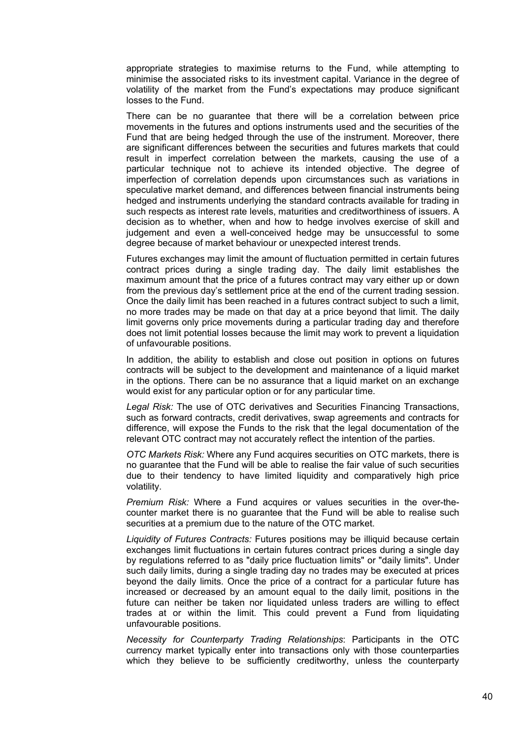appropriate strategies to maximise returns to the Fund, while attempting to minimise the associated risks to its investment capital. Variance in the degree of volatility of the market from the Fund's expectations may produce significant losses to the Fund.

There can be no guarantee that there will be a correlation between price movements in the futures and options instruments used and the securities of the Fund that are being hedged through the use of the instrument. Moreover, there are significant differences between the securities and futures markets that could result in imperfect correlation between the markets, causing the use of a particular technique not to achieve its intended objective. The degree of imperfection of correlation depends upon circumstances such as variations in speculative market demand, and differences between financial instruments being hedged and instruments underlying the standard contracts available for trading in such respects as interest rate levels, maturities and creditworthiness of issuers. A decision as to whether, when and how to hedge involves exercise of skill and judgement and even a well-conceived hedge may be unsuccessful to some degree because of market behaviour or unexpected interest trends.

Futures exchanges may limit the amount of fluctuation permitted in certain futures contract prices during a single trading day. The daily limit establishes the maximum amount that the price of a futures contract may vary either up or down from the previous day's settlement price at the end of the current trading session. Once the daily limit has been reached in a futures contract subject to such a limit, no more trades may be made on that day at a price beyond that limit. The daily limit governs only price movements during a particular trading day and therefore does not limit potential losses because the limit may work to prevent a liquidation of unfavourable positions.

In addition, the ability to establish and close out position in options on futures contracts will be subject to the development and maintenance of a liquid market in the options. There can be no assurance that a liquid market on an exchange would exist for any particular option or for any particular time.

*Legal Risk:* The use of OTC derivatives and Securities Financing Transactions, such as forward contracts, credit derivatives, swap agreements and contracts for difference, will expose the Funds to the risk that the legal documentation of the relevant OTC contract may not accurately reflect the intention of the parties.

*OTC Markets Risk:* Where any Fund acquires securities on OTC markets, there is no guarantee that the Fund will be able to realise the fair value of such securities due to their tendency to have limited liquidity and comparatively high price volatility.

*Premium Risk:* Where a Fund acquires or values securities in the over-the-counter market there is no guarantee that the Fund will be able to realise such securities at a premium due to the nature of the OTC market.

*Liquidity of Futures Contracts:* Futures positions may be illiquid because certain exchanges limit fluctuations in certain futures contract prices during a single day by regulations referred to as "daily price fluctuation limits" or "daily limits". Under such daily limits, during a single trading day no trades may be executed at prices beyond the daily limits. Once the price of a contract for a particular future has increased or decreased by an amount equal to the daily limit, positions in the future can neither be taken nor liquidated unless traders are willing to effect trades at or within the limit. This could prevent a Fund from liquidating unfavourable positions.

*Necessity for Counterparty Trading Relationships*: Participants in the OTC currency market typically enter into transactions only with those counterparties which they believe to be sufficiently creditworthy, unless the counterparty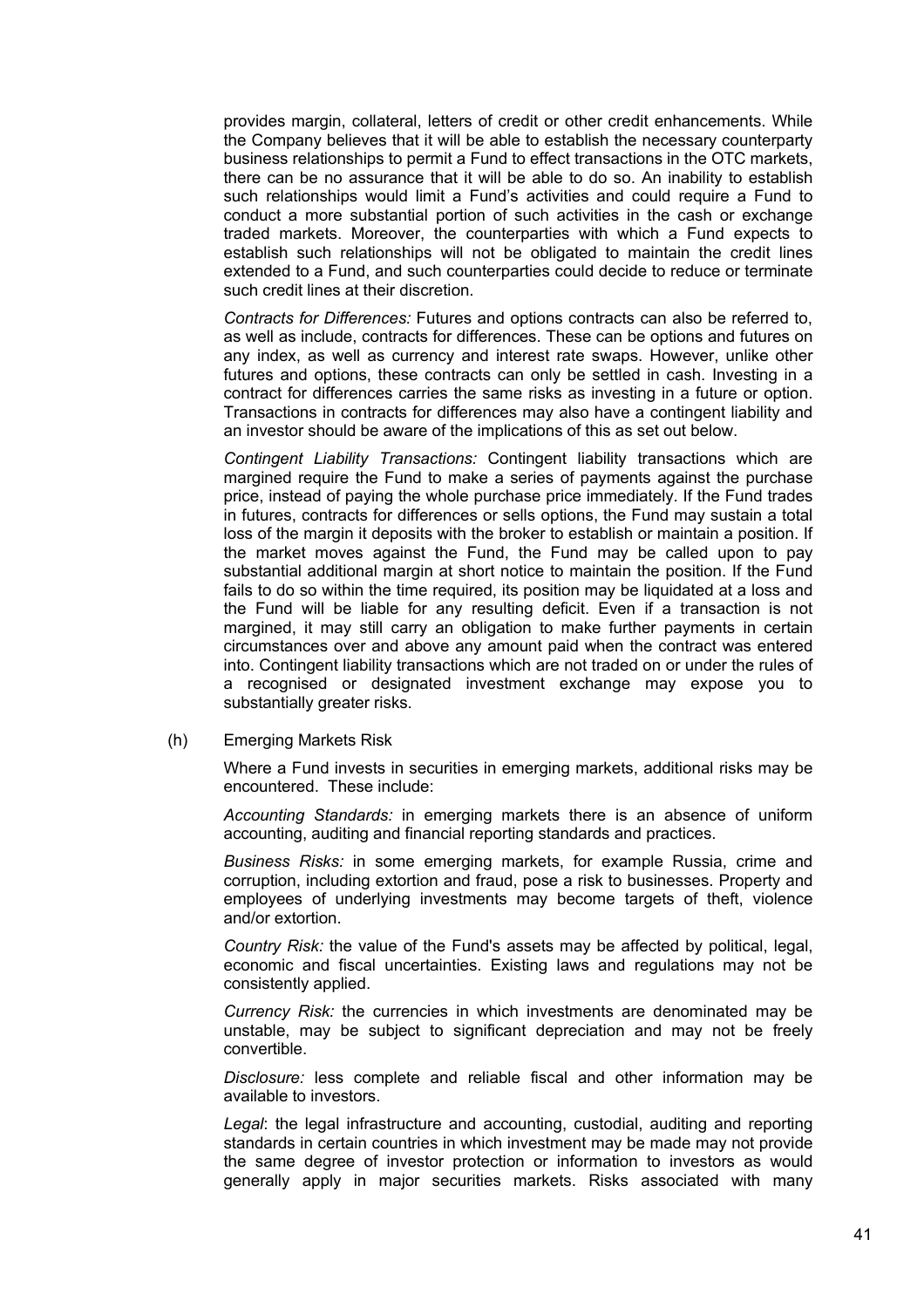provides margin, collateral, letters of credit or other credit enhancements. While the Company believes that it will be able to establish the necessary counterparty business relationships to permit a Fund to effect transactions in the OTC markets, there can be no assurance that it will be able to do so. An inability to establish such relationships would limit a Fund's activities and could require a Fund to conduct a more substantial portion of such activities in the cash or exchange traded markets. Moreover, the counterparties with which a Fund expects to establish such relationships will not be obligated to maintain the credit lines extended to a Fund, and such counterparties could decide to reduce or terminate such credit lines at their discretion.

*Contracts for Differences:* Futures and options contracts can also be referred to, as well as include, contracts for differences. These can be options and futures on any index, as well as currency and interest rate swaps. However, unlike other futures and options, these contracts can only be settled in cash. Investing in a contract for differences carries the same risks as investing in a future or option. Transactions in contracts for differences may also have a contingent liability and an investor should be aware of the implications of this as set out below.

*Contingent Liability Transactions:* Contingent liability transactions which are margined require the Fund to make a series of payments against the purchase price, instead of paying the whole purchase price immediately. If the Fund trades in futures, contracts for differences or sells options, the Fund may sustain a total loss of the margin it deposits with the broker to establish or maintain a position. If the market moves against the Fund, the Fund may be called upon to pay substantial additional margin at short notice to maintain the position. If the Fund fails to do so within the time required, its position may be liquidated at a loss and the Fund will be liable for any resulting deficit. Even if a transaction is not margined, it may still carry an obligation to make further payments in certain circumstances over and above any amount paid when the contract was entered into. Contingent liability transactions which are not traded on or under the rules of a recognised or designated investment exchange may expose you to substantially greater risks.

(h) Emerging Markets Risk

Where a Fund invests in securities in emerging markets, additional risks may be encountered. These include:

*Accounting Standards:* in emerging markets there is an absence of uniform accounting, auditing and financial reporting standards and practices.

*Business Risks:* in some emerging markets, for example Russia, crime and corruption, including extortion and fraud, pose a risk to businesses. Property and employees of underlying investments may become targets of theft, violence and/or extortion.

*Country Risk:* the value of the Fund's assets may be affected by political, legal, economic and fiscal uncertainties. Existing laws and regulations may not be consistently applied.

*Currency Risk:* the currencies in which investments are denominated may be unstable, may be subject to significant depreciation and may not be freely convertible.

*Disclosure:* less complete and reliable fiscal and other information may be available to investors.

*Legal*: the legal infrastructure and accounting, custodial, auditing and reporting standards in certain countries in which investment may be made may not provide the same degree of investor protection or information to investors as would generally apply in major securities markets. Risks associated with many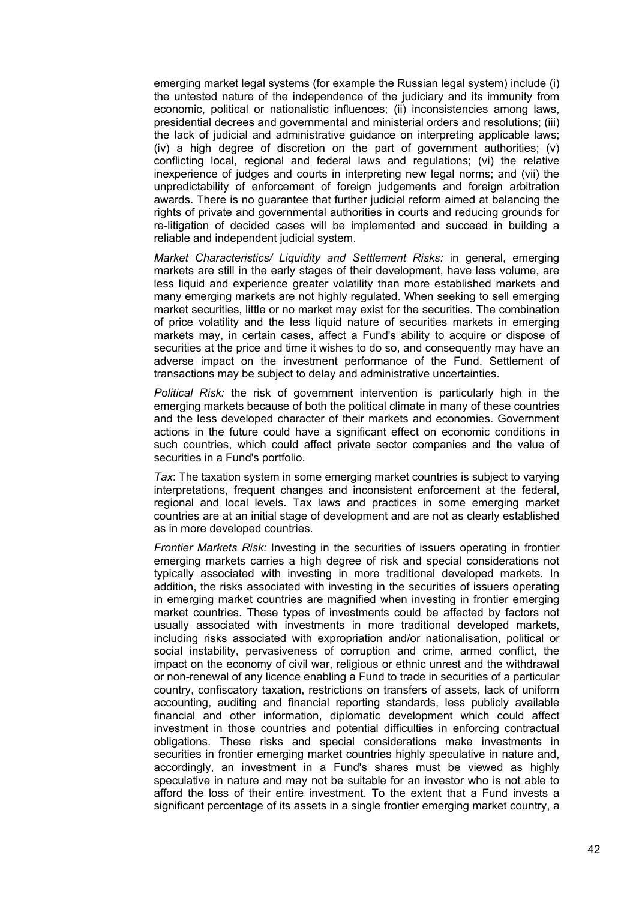emerging market legal systems (for example the Russian legal system) include (i) the untested nature of the independence of the judiciary and its immunity from economic, political or nationalistic influences; (ii) inconsistencies among laws, presidential decrees and governmental and ministerial orders and resolutions; (iii) the lack of judicial and administrative guidance on interpreting applicable laws; (iv) a high degree of discretion on the part of government authorities; (v) conflicting local, regional and federal laws and regulations; (vi) the relative inexperience of judges and courts in interpreting new legal norms; and (vii) the unpredictability of enforcement of foreign judgements and foreign arbitration awards. There is no guarantee that further judicial reform aimed at balancing the rights of private and governmental authorities in courts and reducing grounds for re-litigation of decided cases will be implemented and succeed in building a reliable and independent judicial system.

*Market Characteristics/ Liquidity and Settlement Risks:* in general, emerging markets are still in the early stages of their development, have less volume, are less liquid and experience greater volatility than more established markets and many emerging markets are not highly regulated. When seeking to sell emerging market securities, little or no market may exist for the securities. The combination of price volatility and the less liquid nature of securities markets in emerging markets may, in certain cases, affect a Fund's ability to acquire or dispose of securities at the price and time it wishes to do so, and consequently may have an adverse impact on the investment performance of the Fund. Settlement of transactions may be subject to delay and administrative uncertainties.

*Political Risk:* the risk of government intervention is particularly high in the emerging markets because of both the political climate in many of these countries and the less developed character of their markets and economies. Government actions in the future could have a significant effect on economic conditions in such countries, which could affect private sector companies and the value of securities in a Fund's portfolio.

*Tax*: The taxation system in some emerging market countries is subject to varying interpretations, frequent changes and inconsistent enforcement at the federal, regional and local levels. Tax laws and practices in some emerging market countries are at an initial stage of development and are not as clearly established as in more developed countries.

*Frontier Markets Risk:* Investing in the securities of issuers operating in frontier emerging markets carries a high degree of risk and special considerations not typically associated with investing in more traditional developed markets. In addition, the risks associated with investing in the securities of issuers operating in emerging market countries are magnified when investing in frontier emerging market countries. These types of investments could be affected by factors not usually associated with investments in more traditional developed markets, including risks associated with expropriation and/or nationalisation, political or social instability, pervasiveness of corruption and crime, armed conflict, the impact on the economy of civil war, religious or ethnic unrest and the withdrawal or non-renewal of any licence enabling a Fund to trade in securities of a particular country, confiscatory taxation, restrictions on transfers of assets, lack of uniform accounting, auditing and financial reporting standards, less publicly available financial and other information, diplomatic development which could affect investment in those countries and potential difficulties in enforcing contractual obligations. These risks and special considerations make investments in securities in frontier emerging market countries highly speculative in nature and, accordingly, an investment in a Fund's shares must be viewed as highly speculative in nature and may not be suitable for an investor who is not able to afford the loss of their entire investment. To the extent that a Fund invests a significant percentage of its assets in a single frontier emerging market country, a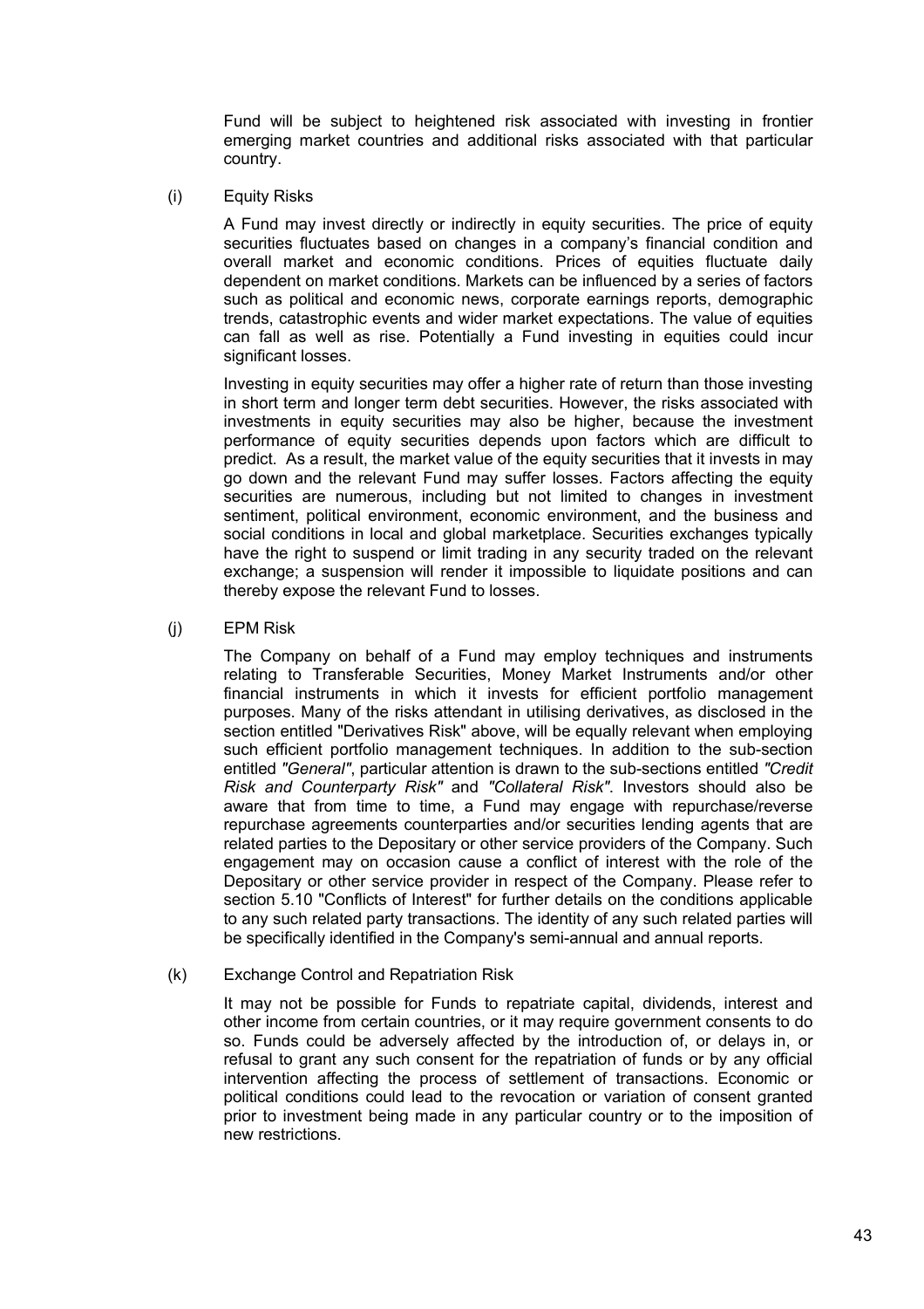Fund will be subject to heightened risk associated with investing in frontier emerging market countries and additional risks associated with that particular country.

(i) Equity Risks

A Fund may invest directly or indirectly in equity securities. The price of equity securities fluctuates based on changes in a company's financial condition and overall market and economic conditions. Prices of equities fluctuate daily dependent on market conditions. Markets can be influenced by a series of factors such as political and economic news, corporate earnings reports, demographic trends, catastrophic events and wider market expectations. The value of equities can fall as well as rise. Potentially a Fund investing in equities could incur significant losses.

Investing in equity securities may offer a higher rate of return than those investing in short term and longer term debt securities. However, the risks associated with investments in equity securities may also be higher, because the investment performance of equity securities depends upon factors which are difficult to predict. As a result, the market value of the equity securities that it invests in may go down and the relevant Fund may suffer losses. Factors affecting the equity securities are numerous, including but not limited to changes in investment sentiment, political environment, economic environment, and the business and social conditions in local and global marketplace. Securities exchanges typically have the right to suspend or limit trading in any security traded on the relevant exchange; a suspension will render it impossible to liquidate positions and can thereby expose the relevant Fund to losses.

(j) EPM Risk

The Company on behalf of a Fund may employ techniques and instruments relating to Transferable Securities, Money Market Instruments and/or other financial instruments in which it invests for efficient portfolio management purposes. Many of the risks attendant in utilising derivatives, as disclosed in the section entitled "Derivatives Risk" above, will be equally relevant when employing such efficient portfolio management techniques. In addition to the sub-section entitled *"General"*, particular attention is drawn to the sub-sections entitled *"Credit Risk and Counterparty Risk"* and *"Collateral Risk"*. Investors should also be aware that from time to time, a Fund may engage with repurchase/reverse repurchase agreements counterparties and/or securities lending agents that are related parties to the Depositary or other service providers of the Company. Such engagement may on occasion cause a conflict of interest with the role of the Depositary or other service provider in respect of the Company. Please refer to section 5.10 "Conflicts of Interest" for further details on the conditions applicable to any such related party transactions. The identity of any such related parties will be specifically identified in the Company's semi-annual and annual reports.

(k) Exchange Control and Repatriation Risk

It may not be possible for Funds to repatriate capital, dividends, interest and other income from certain countries, or it may require government consents to do so. Funds could be adversely affected by the introduction of, or delays in, or refusal to grant any such consent for the repatriation of funds or by any official intervention affecting the process of settlement of transactions. Economic or political conditions could lead to the revocation or variation of consent granted prior to investment being made in any particular country or to the imposition of new restrictions.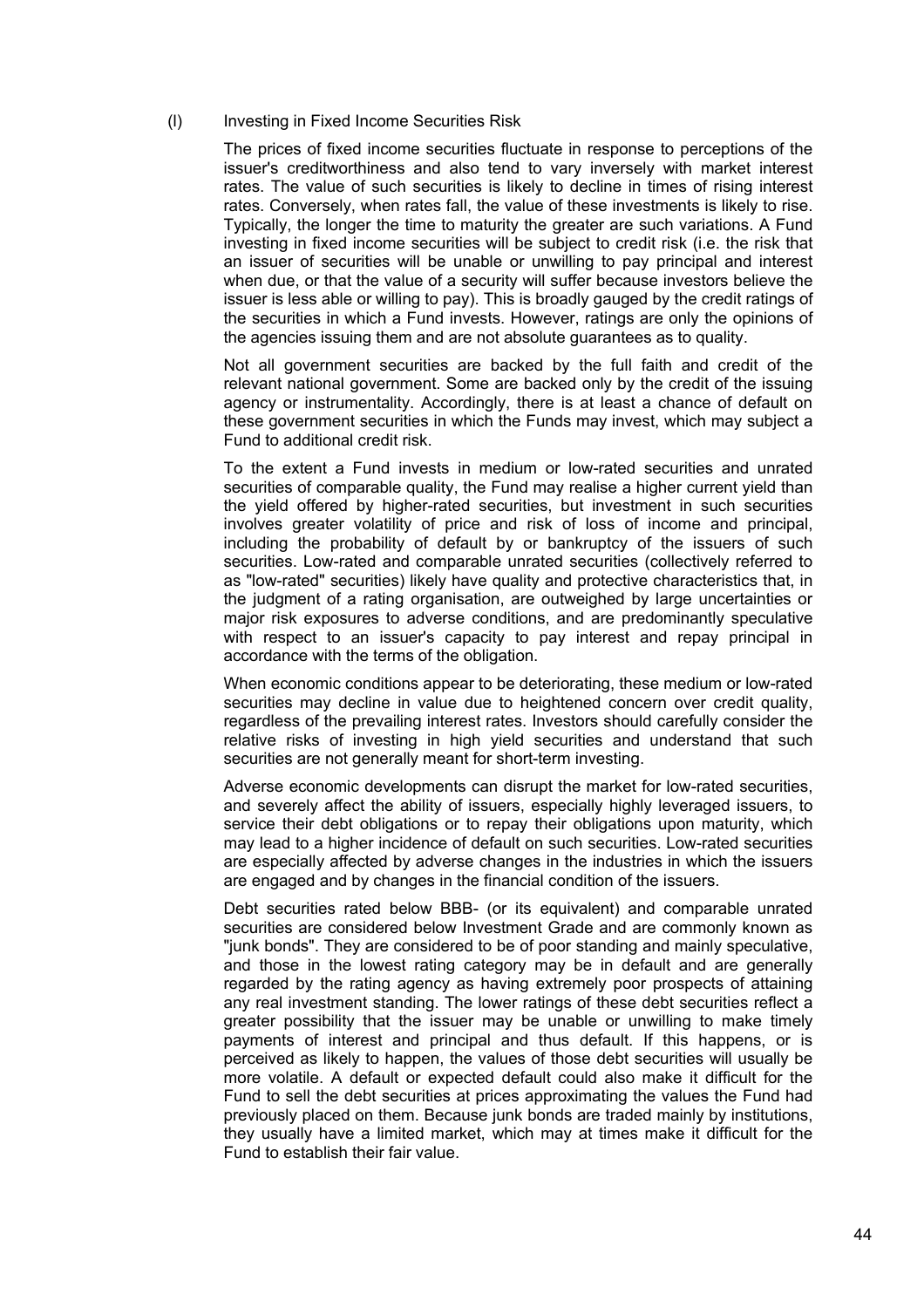(l) Investing in Fixed Income Securities Risk

The prices of fixed income securities fluctuate in response to perceptions of the issuer's creditworthiness and also tend to vary inversely with market interest rates. The value of such securities is likely to decline in times of rising interest rates. Conversely, when rates fall, the value of these investments is likely to rise. Typically, the longer the time to maturity the greater are such variations. A Fund investing in fixed income securities will be subject to credit risk (i.e. the risk that an issuer of securities will be unable or unwilling to pay principal and interest when due, or that the value of a security will suffer because investors believe the issuer is less able or willing to pay). This is broadly gauged by the credit ratings of the securities in which a Fund invests. However, ratings are only the opinions of the agencies issuing them and are not absolute guarantees as to quality.

Not all government securities are backed by the full faith and credit of the relevant national government. Some are backed only by the credit of the issuing agency or instrumentality. Accordingly, there is at least a chance of default on these government securities in which the Funds may invest, which may subject a Fund to additional credit risk.

To the extent a Fund invests in medium or low-rated securities and unrated securities of comparable quality, the Fund may realise a higher current yield than the yield offered by higher-rated securities, but investment in such securities involves greater volatility of price and risk of loss of income and principal, including the probability of default by or bankruptcy of the issuers of such securities. Low-rated and comparable unrated securities (collectively referred to as "low-rated" securities) likely have quality and protective characteristics that, in the judgment of a rating organisation, are outweighed by large uncertainties or major risk exposures to adverse conditions, and are predominantly speculative with respect to an issuer's capacity to pay interest and repay principal in accordance with the terms of the obligation.

When economic conditions appear to be deteriorating, these medium or low-rated securities may decline in value due to heightened concern over credit quality, regardless of the prevailing interest rates. Investors should carefully consider the relative risks of investing in high yield securities and understand that such securities are not generally meant for short-term investing.

Adverse economic developments can disrupt the market for low-rated securities, and severely affect the ability of issuers, especially highly leveraged issuers, to service their debt obligations or to repay their obligations upon maturity, which may lead to a higher incidence of default on such securities. Low-rated securities are especially affected by adverse changes in the industries in which the issuers are engaged and by changes in the financial condition of the issuers.

Debt securities rated below BBB- (or its equivalent) and comparable unrated securities are considered below Investment Grade and are commonly known as "junk bonds". They are considered to be of poor standing and mainly speculative, and those in the lowest rating category may be in default and are generally regarded by the rating agency as having extremely poor prospects of attaining any real investment standing. The lower ratings of these debt securities reflect a greater possibility that the issuer may be unable or unwilling to make timely payments of interest and principal and thus default. If this happens, or is perceived as likely to happen, the values of those debt securities will usually be more volatile. A default or expected default could also make it difficult for the Fund to sell the debt securities at prices approximating the values the Fund had previously placed on them. Because junk bonds are traded mainly by institutions, they usually have a limited market, which may at times make it difficult for the Fund to establish their fair value.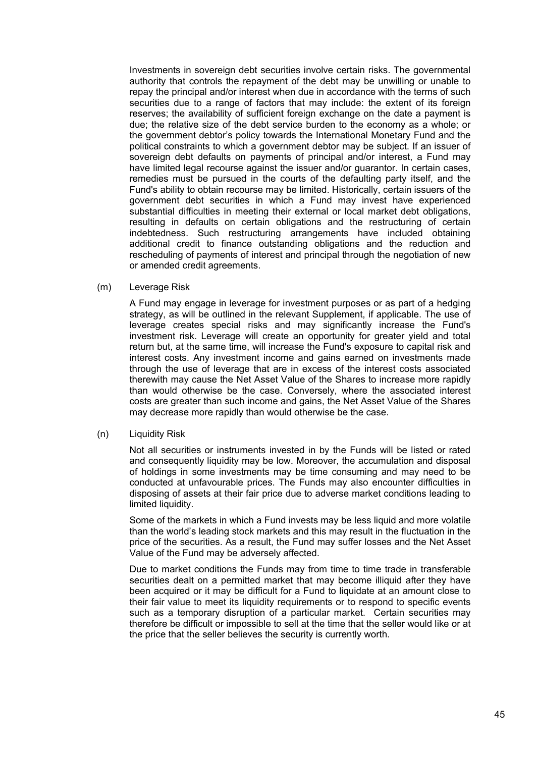Investments in sovereign debt securities involve certain risks. The governmental authority that controls the repayment of the debt may be unwilling or unable to repay the principal and/or interest when due in accordance with the terms of such securities due to a range of factors that may include: the extent of its foreign reserves; the availability of sufficient foreign exchange on the date a payment is due; the relative size of the debt service burden to the economy as a whole; or the government debtor's policy towards the International Monetary Fund and the political constraints to which a government debtor may be subject. If an issuer of sovereign debt defaults on payments of principal and/or interest, a Fund may have limited legal recourse against the issuer and/or guarantor. In certain cases, remedies must be pursued in the courts of the defaulting party itself, and the Fund's ability to obtain recourse may be limited. Historically, certain issuers of the government debt securities in which a Fund may invest have experienced substantial difficulties in meeting their external or local market debt obligations, resulting in defaults on certain obligations and the restructuring of certain indebtedness. Such restructuring arrangements have included obtaining additional credit to finance outstanding obligations and the reduction and rescheduling of payments of interest and principal through the negotiation of new or amended credit agreements.

(m) Leverage Risk

A Fund may engage in leverage for investment purposes or as part of a hedging strategy, as will be outlined in the relevant Supplement, if applicable. The use of leverage creates special risks and may significantly increase the Fund's investment risk. Leverage will create an opportunity for greater yield and total return but, at the same time, will increase the Fund's exposure to capital risk and interest costs. Any investment income and gains earned on investments made through the use of leverage that are in excess of the interest costs associated therewith may cause the Net Asset Value of the Shares to increase more rapidly than would otherwise be the case. Conversely, where the associated interest costs are greater than such income and gains, the Net Asset Value of the Shares may decrease more rapidly than would otherwise be the case.

(n) Liquidity Risk

Not all securities or instruments invested in by the Funds will be listed or rated and consequently liquidity may be low. Moreover, the accumulation and disposal of holdings in some investments may be time consuming and may need to be conducted at unfavourable prices. The Funds may also encounter difficulties in disposing of assets at their fair price due to adverse market conditions leading to limited liquidity.

Some of the markets in which a Fund invests may be less liquid and more volatile than the world's leading stock markets and this may result in the fluctuation in the price of the securities. As a result, the Fund may suffer losses and the Net Asset Value of the Fund may be adversely affected.

Due to market conditions the Funds may from time to time trade in transferable securities dealt on a permitted market that may become illiquid after they have been acquired or it may be difficult for a Fund to liquidate at an amount close to their fair value to meet its liquidity requirements or to respond to specific events such as a temporary disruption of a particular market. Certain securities may therefore be difficult or impossible to sell at the time that the seller would like or at the price that the seller believes the security is currently worth.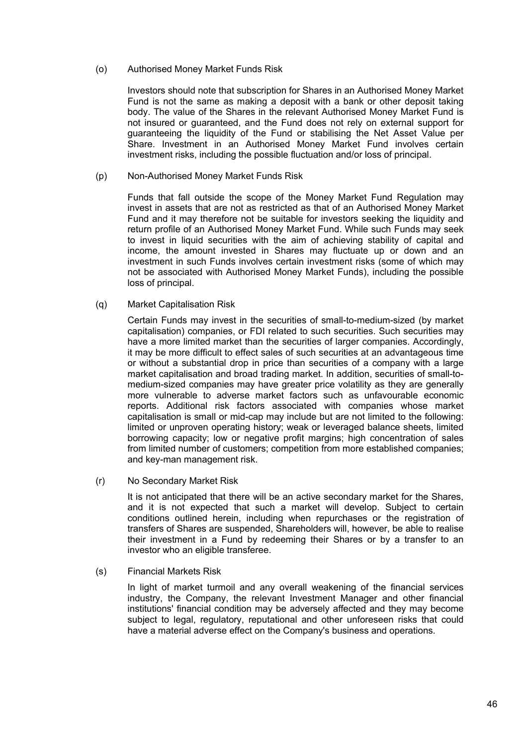(o) Authorised Money Market Funds Risk

Investors should note that subscription for Shares in an Authorised Money Market Fund is not the same as making a deposit with a bank or other deposit taking body. The value of the Shares in the relevant Authorised Money Market Fund is not insured or guaranteed, and the Fund does not rely on external support for guaranteeing the liquidity of the Fund or stabilising the Net Asset Value per Share. Investment in an Authorised Money Market Fund involves certain investment risks, including the possible fluctuation and/or loss of principal.

(p) Non-Authorised Money Market Funds Risk

Funds that fall outside the scope of the Money Market Fund Regulation may invest in assets that are not as restricted as that of an Authorised Money Market Fund and it may therefore not be suitable for investors seeking the liquidity and return profile of an Authorised Money Market Fund. While such Funds may seek to invest in liquid securities with the aim of achieving stability of capital and income, the amount invested in Shares may fluctuate up or down and an investment in such Funds involves certain investment risks (some of which may not be associated with Authorised Money Market Funds), including the possible loss of principal.

(q) Market Capitalisation Risk

Certain Funds may invest in the securities of small-to-medium-sized (by market capitalisation) companies, or FDI related to such securities. Such securities may have a more limited market than the securities of larger companies. Accordingly, it may be more difficult to effect sales of such securities at an advantageous time or without a substantial drop in price than securities of a company with a large market capitalisation and broad trading market. In addition, securities of small-to-medium-sized companies may have greater price volatility as they are generally more vulnerable to adverse market factors such as unfavourable economic reports. Additional risk factors associated with companies whose market capitalisation is small or mid-cap may include but are not limited to the following: limited or unproven operating history; weak or leveraged balance sheets, limited borrowing capacity; low or negative profit margins; high concentration of sales from limited number of customers; competition from more established companies; and key-man management risk.

(r) No Secondary Market Risk

It is not anticipated that there will be an active secondary market for the Shares, and it is not expected that such a market will develop. Subject to certain conditions outlined herein, including when repurchases or the registration of transfers of Shares are suspended, Shareholders will, however, be able to realise their investment in a Fund by redeeming their Shares or by a transfer to an investor who an eligible transferee.

(s) Financial Markets Risk

In light of market turmoil and any overall weakening of the financial services industry, the Company, the relevant Investment Manager and other financial institutions' financial condition may be adversely affected and they may become subject to legal, regulatory, reputational and other unforeseen risks that could have a material adverse effect on the Company's business and operations.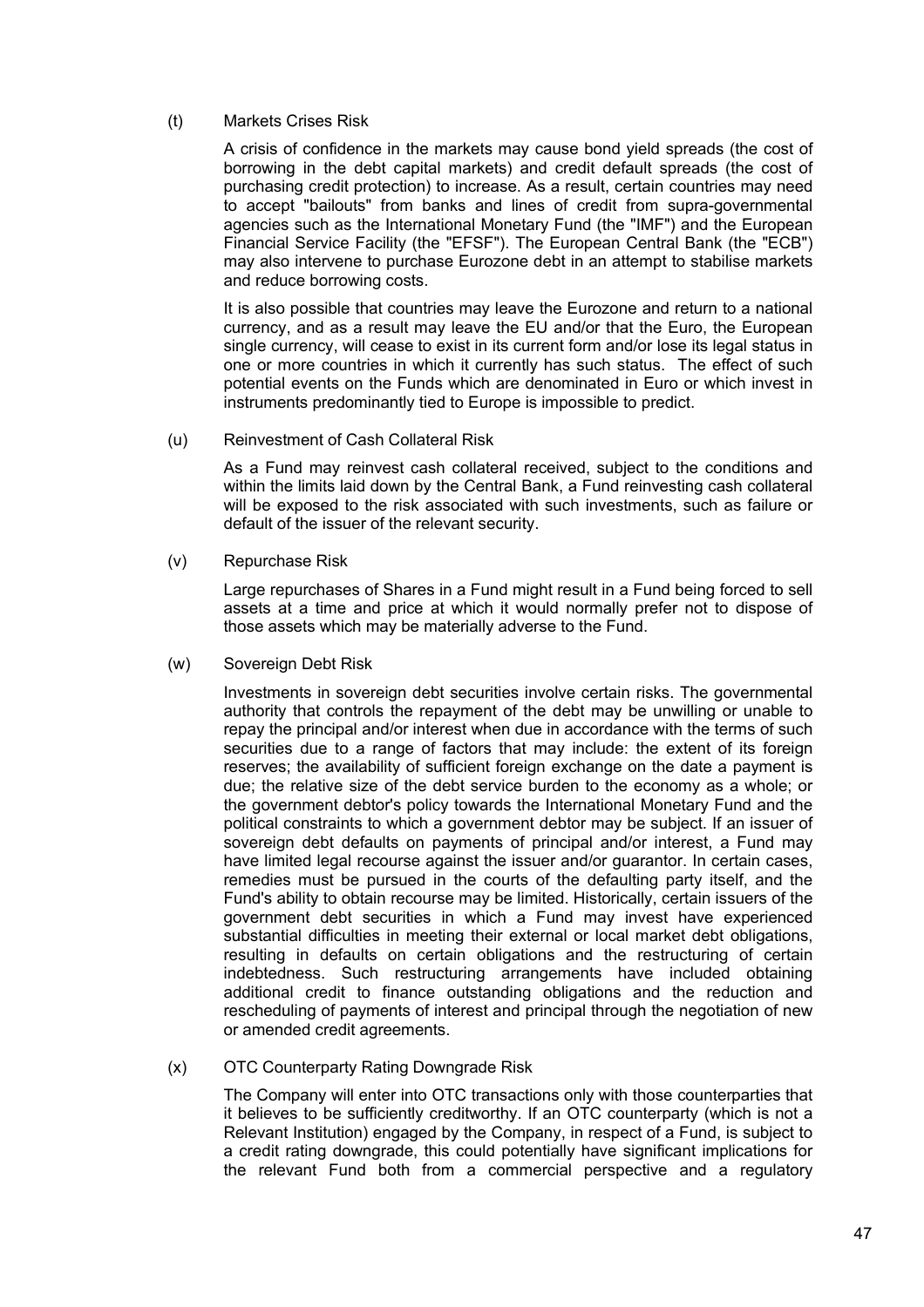(t) Markets Crises Risk

A crisis of confidence in the markets may cause bond yield spreads (the cost of borrowing in the debt capital markets) and credit default spreads (the cost of purchasing credit protection) to increase. As a result, certain countries may need to accept "bailouts" from banks and lines of credit from supra-governmental agencies such as the International Monetary Fund (the "IMF") and the European Financial Service Facility (the "EFSF"). The European Central Bank (the "ECB") may also intervene to purchase Eurozone debt in an attempt to stabilise markets and reduce borrowing costs.

It is also possible that countries may leave the Eurozone and return to a national currency, and as a result may leave the EU and/or that the Euro, the European single currency, will cease to exist in its current form and/or lose its legal status in one or more countries in which it currently has such status. The effect of such potential events on the Funds which are denominated in Euro or which invest in instruments predominantly tied to Europe is impossible to predict.

(u) Reinvestment of Cash Collateral Risk

As a Fund may reinvest cash collateral received, subject to the conditions and within the limits laid down by the Central Bank, a Fund reinvesting cash collateral will be exposed to the risk associated with such investments, such as failure or default of the issuer of the relevant security.

(v) Repurchase Risk

Large repurchases of Shares in a Fund might result in a Fund being forced to sell assets at a time and price at which it would normally prefer not to dispose of those assets which may be materially adverse to the Fund.

(w) Sovereign Debt Risk

Investments in sovereign debt securities involve certain risks. The governmental authority that controls the repayment of the debt may be unwilling or unable to repay the principal and/or interest when due in accordance with the terms of such securities due to a range of factors that may include: the extent of its foreign reserves; the availability of sufficient foreign exchange on the date a payment is due; the relative size of the debt service burden to the economy as a whole; or the government debtor's policy towards the International Monetary Fund and the political constraints to which a government debtor may be subject. If an issuer of sovereign debt defaults on payments of principal and/or interest, a Fund may have limited legal recourse against the issuer and/or guarantor. In certain cases, remedies must be pursued in the courts of the defaulting party itself, and the Fund's ability to obtain recourse may be limited. Historically, certain issuers of the government debt securities in which a Fund may invest have experienced substantial difficulties in meeting their external or local market debt obligations, resulting in defaults on certain obligations and the restructuring of certain indebtedness. Such restructuring arrangements have included obtaining additional credit to finance outstanding obligations and the reduction and rescheduling of payments of interest and principal through the negotiation of new or amended credit agreements.

(x) OTC Counterparty Rating Downgrade Risk

The Company will enter into OTC transactions only with those counterparties that it believes to be sufficiently creditworthy. If an OTC counterparty (which is not a Relevant Institution) engaged by the Company, in respect of a Fund, is subject to a credit rating downgrade, this could potentially have significant implications for the relevant Fund both from a commercial perspective and a regulatory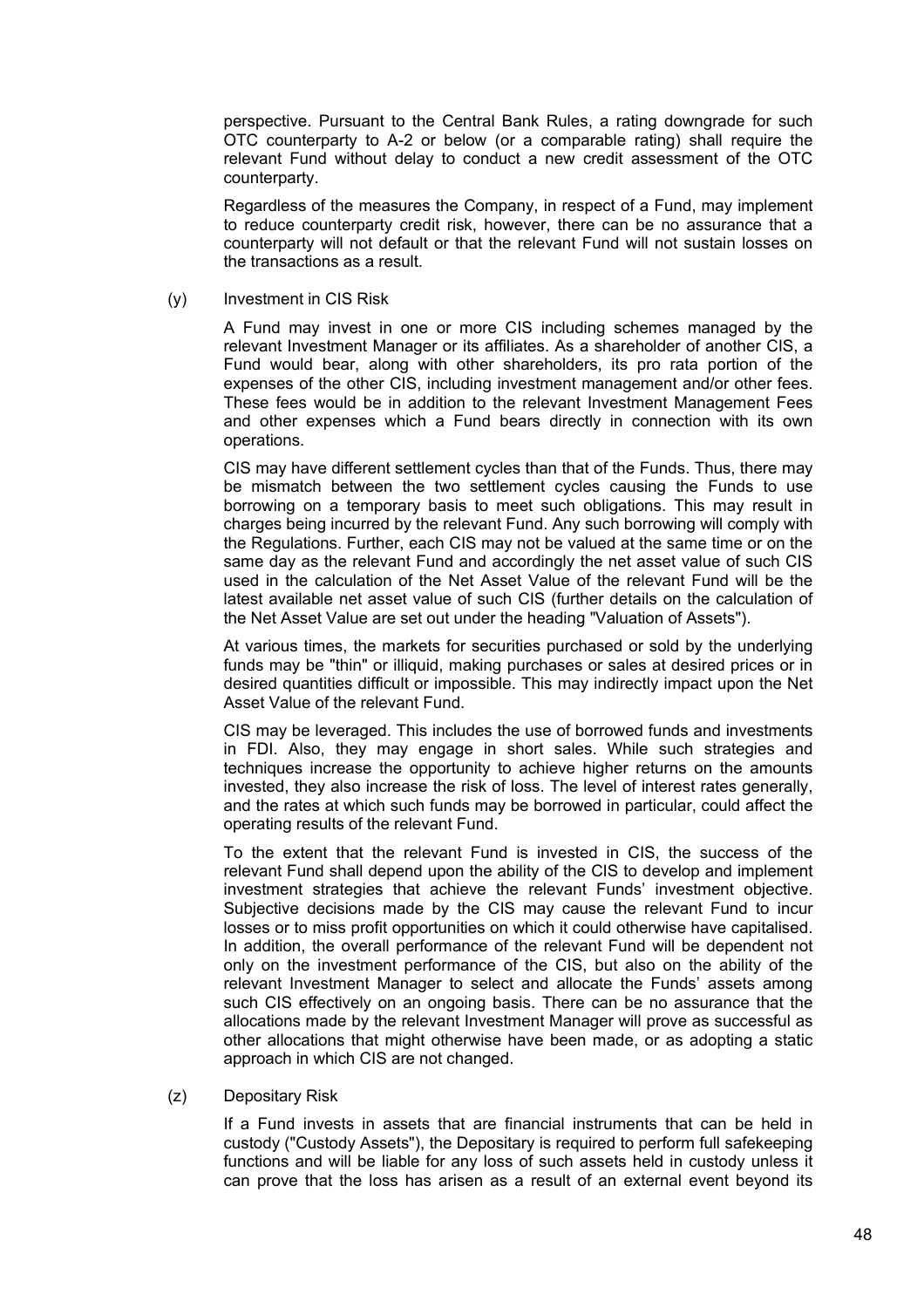perspective. Pursuant to the Central Bank Rules, a rating downgrade for such OTC counterparty to A-2 or below (or a comparable rating) shall require the relevant Fund without delay to conduct a new credit assessment of the OTC counterparty.

Regardless of the measures the Company, in respect of a Fund, may implement to reduce counterparty credit risk, however, there can be no assurance that a counterparty will not default or that the relevant Fund will not sustain losses on the transactions as a result.

(y) Investment in CIS Risk

A Fund may invest in one or more CIS including schemes managed by the relevant Investment Manager or its affiliates. As a shareholder of another CIS, a Fund would bear, along with other shareholders, its pro rata portion of the expenses of the other CIS, including investment management and/or other fees. These fees would be in addition to the relevant Investment Management Fees and other expenses which a Fund bears directly in connection with its own operations.

CIS may have different settlement cycles than that of the Funds. Thus, there may be mismatch between the two settlement cycles causing the Funds to use borrowing on a temporary basis to meet such obligations. This may result in charges being incurred by the relevant Fund. Any such borrowing will comply with the Regulations. Further, each CIS may not be valued at the same time or on the same day as the relevant Fund and accordingly the net asset value of such CIS used in the calculation of the Net Asset Value of the relevant Fund will be the latest available net asset value of such CIS (further details on the calculation of the Net Asset Value are set out under the heading "Valuation of Assets").

At various times, the markets for securities purchased or sold by the underlying funds may be "thin" or illiquid, making purchases or sales at desired prices or in desired quantities difficult or impossible. This may indirectly impact upon the Net Asset Value of the relevant Fund.

CIS may be leveraged. This includes the use of borrowed funds and investments in FDI. Also, they may engage in short sales. While such strategies and techniques increase the opportunity to achieve higher returns on the amounts invested, they also increase the risk of loss. The level of interest rates generally, and the rates at which such funds may be borrowed in particular, could affect the operating results of the relevant Fund.

To the extent that the relevant Fund is invested in CIS, the success of the relevant Fund shall depend upon the ability of the CIS to develop and implement investment strategies that achieve the relevant Funds' investment objective. Subjective decisions made by the CIS may cause the relevant Fund to incur losses or to miss profit opportunities on which it could otherwise have capitalised. In addition, the overall performance of the relevant Fund will be dependent not only on the investment performance of the CIS, but also on the ability of the relevant Investment Manager to select and allocate the Funds' assets among such CIS effectively on an ongoing basis. There can be no assurance that the allocations made by the relevant Investment Manager will prove as successful as other allocations that might otherwise have been made, or as adopting a static approach in which CIS are not changed.

(z) Depositary Risk

If a Fund invests in assets that are financial instruments that can be held in custody ("Custody Assets"), the Depositary is required to perform full safekeeping functions and will be liable for any loss of such assets held in custody unless it can prove that the loss has arisen as a result of an external event beyond its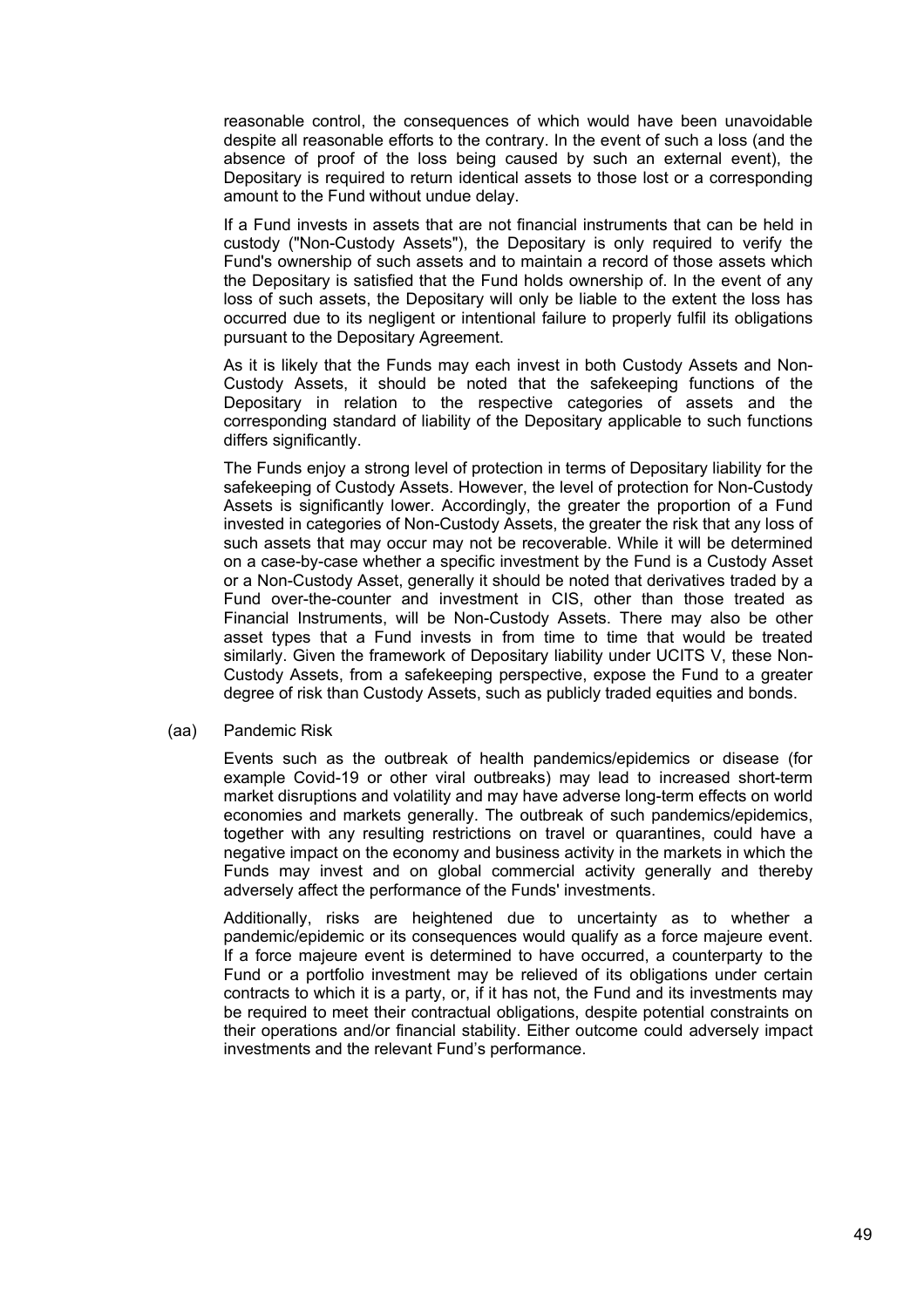reasonable control, the consequences of which would have been unavoidable despite all reasonable efforts to the contrary. In the event of such a loss (and the absence of proof of the loss being caused by such an external event), the Depositary is required to return identical assets to those lost or a corresponding amount to the Fund without undue delay.

If a Fund invests in assets that are not financial instruments that can be held in custody ("Non-Custody Assets"), the Depositary is only required to verify the Fund's ownership of such assets and to maintain a record of those assets which the Depositary is satisfied that the Fund holds ownership of. In the event of any loss of such assets, the Depositary will only be liable to the extent the loss has occurred due to its negligent or intentional failure to properly fulfil its obligations pursuant to the Depositary Agreement.

As it is likely that the Funds may each invest in both Custody Assets and Non-Custody Assets, it should be noted that the safekeeping functions of the Depositary in relation to the respective categories of assets and the corresponding standard of liability of the Depositary applicable to such functions differs significantly.

The Funds enjoy a strong level of protection in terms of Depositary liability for the safekeeping of Custody Assets. However, the level of protection for Non-Custody Assets is significantly lower. Accordingly, the greater the proportion of a Fund invested in categories of Non-Custody Assets, the greater the risk that any loss of such assets that may occur may not be recoverable. While it will be determined on a case-by-case whether a specific investment by the Fund is a Custody Asset or a Non-Custody Asset, generally it should be noted that derivatives traded by a Fund over-the-counter and investment in CIS, other than those treated as Financial Instruments, will be Non-Custody Assets. There may also be other asset types that a Fund invests in from time to time that would be treated similarly. Given the framework of Depositary liability under UCITS V, these Non-Custody Assets, from a safekeeping perspective, expose the Fund to a greater degree of risk than Custody Assets, such as publicly traded equities and bonds.

(aa) Pandemic Risk

Events such as the outbreak of health pandemics/epidemics or disease (for example Covid-19 or other viral outbreaks) may lead to increased short-term market disruptions and volatility and may have adverse long-term effects on world economies and markets generally. The outbreak of such pandemics/epidemics, together with any resulting restrictions on travel or quarantines, could have a negative impact on the economy and business activity in the markets in which the Funds may invest and on global commercial activity generally and thereby adversely affect the performance of the Funds' investments.

Additionally, risks are heightened due to uncertainty as to whether a pandemic/epidemic or its consequences would qualify as a force majeure event. If a force majeure event is determined to have occurred, a counterparty to the Fund or a portfolio investment may be relieved of its obligations under certain contracts to which it is a party, or, if it has not, the Fund and its investments may be required to meet their contractual obligations, despite potential constraints on their operations and/or financial stability. Either outcome could adversely impact investments and the relevant Fund's performance.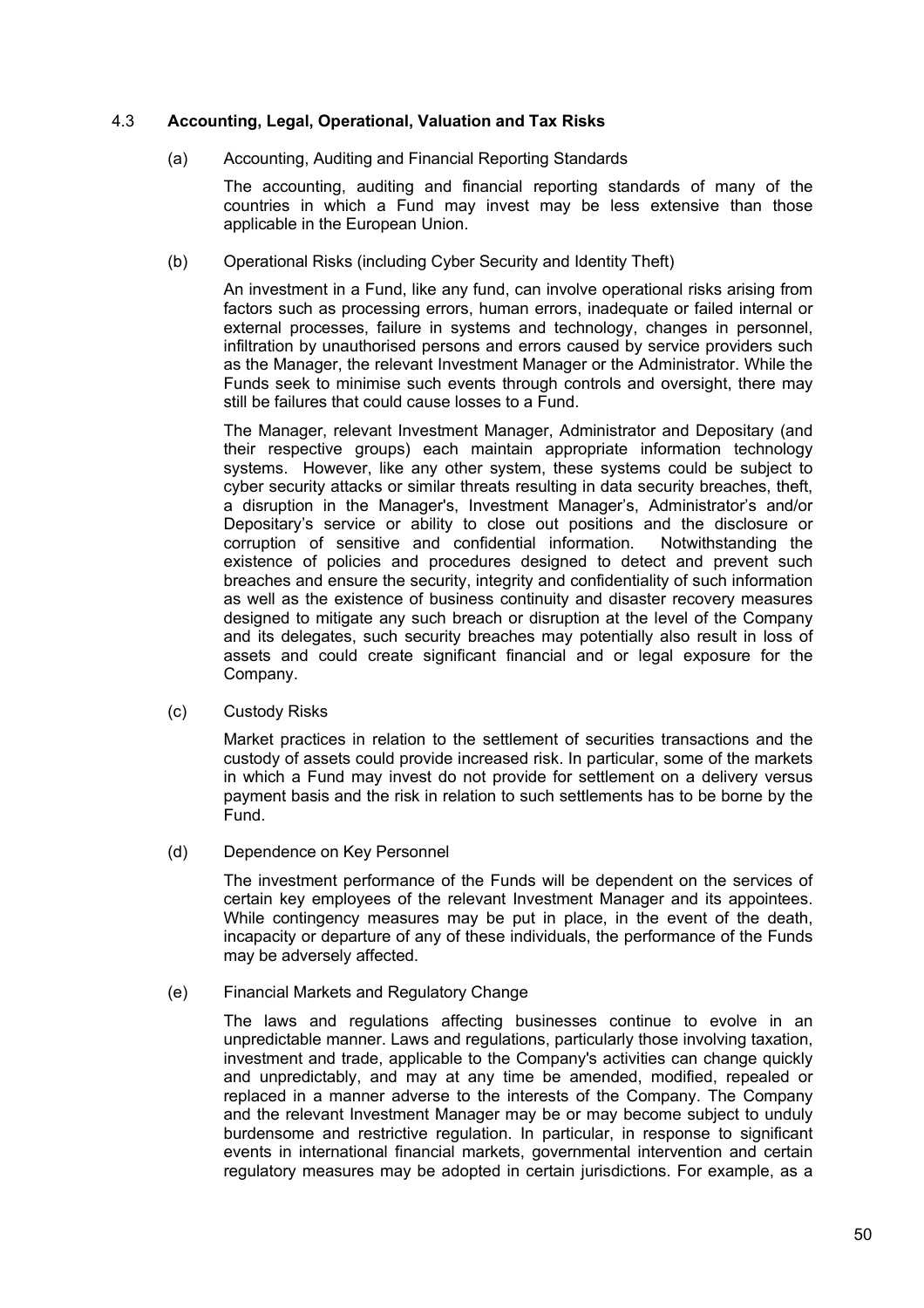### 4.3 Accounting, Legal, Operational, Valuation and Tax Risks

(a) Accounting, Auditing and Financial Reporting Standards

The accounting, auditing and financial reporting standards of many of the countries in which a Fund may invest may be less extensive than those applicable in the European Union.

(b) Operational Risks (including Cyber Security and Identity Theft)

An investment in a Fund, like any fund, can involve operational risks arising from factors such as processing errors, human errors, inadequate or failed internal or external processes, failure in systems and technology, changes in personnel, infiltration by unauthorised persons and errors caused by service providers such as the Manager, the relevant Investment Manager or the Administrator. While the Funds seek to minimise such events through controls and oversight, there may still be failures that could cause losses to a Fund.

The Manager, relevant Investment Manager, Administrator and Depositary (and their respective groups) each maintain appropriate information technology systems. However, like any other system, these systems could be subject to cyber security attacks or similar threats resulting in data security breaches, theft, a disruption in the Manager's, Investment Manager's, Administrator's and/or Depositary's service or ability to close out positions and the disclosure or corruption of sensitive and confidential information. Notwithstanding the existence of policies and procedures designed to detect and prevent such breaches and ensure the security, integrity and confidentiality of such information as well as the existence of business continuity and disaster recovery measures designed to mitigate any such breach or disruption at the level of the Company and its delegates, such security breaches may potentially also result in loss of assets and could create significant financial and or legal exposure for the Company.

(c) Custody Risks

Market practices in relation to the settlement of securities transactions and the custody of assets could provide increased risk. In particular, some of the markets in which a Fund may invest do not provide for settlement on a delivery versus payment basis and the risk in relation to such settlements has to be borne by the Fund.

(d) Dependence on Key Personnel

The investment performance of the Funds will be dependent on the services of certain key employees of the relevant Investment Manager and its appointees. While contingency measures may be put in place, in the event of the death, incapacity or departure of any of these individuals, the performance of the Funds may be adversely affected.

(e) Financial Markets and Regulatory Change

The laws and regulations affecting businesses continue to evolve in an unpredictable manner. Laws and regulations, particularly those involving taxation, investment and trade, applicable to the Company's activities can change quickly and unpredictably, and may at any time be amended, modified, repealed or replaced in a manner adverse to the interests of the Company. The Company and the relevant Investment Manager may be or may become subject to unduly burdensome and restrictive regulation. In particular, in response to significant events in international financial markets, governmental intervention and certain regulatory measures may be adopted in certain jurisdictions. For example, as a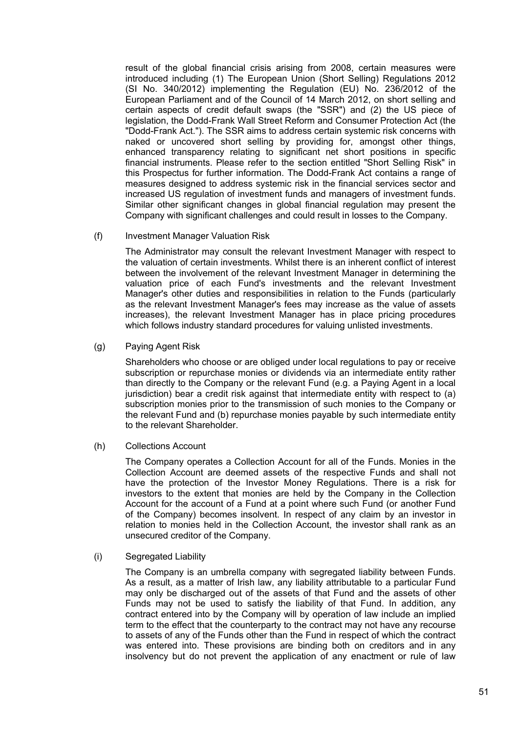result of the global financial crisis arising from 2008, certain measures were introduced including (1) The European Union (Short Selling) Regulations 2012 (SI No. 340/2012) implementing the Regulation (EU) No. 236/2012 of the European Parliament and of the Council of 14 March 2012, on short selling and certain aspects of credit default swaps (the "SSR") and (2) the US piece of legislation, the Dodd-Frank Wall Street Reform and Consumer Protection Act (the "Dodd-Frank Act."). The SSR aims to address certain systemic risk concerns with naked or uncovered short selling by providing for, amongst other things, enhanced transparency relating to significant net short positions in specific financial instruments. Please refer to the section entitled "Short Selling Risk" in this Prospectus for further information. The Dodd-Frank Act contains a range of measures designed to address systemic risk in the financial services sector and increased US regulation of investment funds and managers of investment funds. Similar other significant changes in global financial regulation may present the Company with significant challenges and could result in losses to the Company.

(f) Investment Manager Valuation Risk

The Administrator may consult the relevant Investment Manager with respect to the valuation of certain investments. Whilst there is an inherent conflict of interest between the involvement of the relevant Investment Manager in determining the valuation price of each Fund's investments and the relevant Investment Manager's other duties and responsibilities in relation to the Funds (particularly as the relevant Investment Manager's fees may increase as the value of assets increases), the relevant Investment Manager has in place pricing procedures which follows industry standard procedures for valuing unlisted investments.

(g) Paying Agent Risk

Shareholders who choose or are obliged under local regulations to pay or receive subscription or repurchase monies or dividends via an intermediate entity rather than directly to the Company or the relevant Fund (e.g. a Paying Agent in a local jurisdiction) bear a credit risk against that intermediate entity with respect to (a) subscription monies prior to the transmission of such monies to the Company or the relevant Fund and (b) repurchase monies payable by such intermediate entity to the relevant Shareholder.

(h) Collections Account

The Company operates a Collection Account for all of the Funds. Monies in the Collection Account are deemed assets of the respective Funds and shall not have the protection of the Investor Money Regulations. There is a risk for investors to the extent that monies are held by the Company in the Collection Account for the account of a Fund at a point where such Fund (or another Fund of the Company) becomes insolvent. In respect of any claim by an investor in relation to monies held in the Collection Account, the investor shall rank as an unsecured creditor of the Company.

(i) Segregated Liability

The Company is an umbrella company with segregated liability between Funds. As a result, as a matter of Irish law, any liability attributable to a particular Fund may only be discharged out of the assets of that Fund and the assets of other Funds may not be used to satisfy the liability of that Fund. In addition, any contract entered into by the Company will by operation of law include an implied term to the effect that the counterparty to the contract may not have any recourse to assets of any of the Funds other than the Fund in respect of which the contract was entered into. These provisions are binding both on creditors and in any insolvency but do not prevent the application of any enactment or rule of law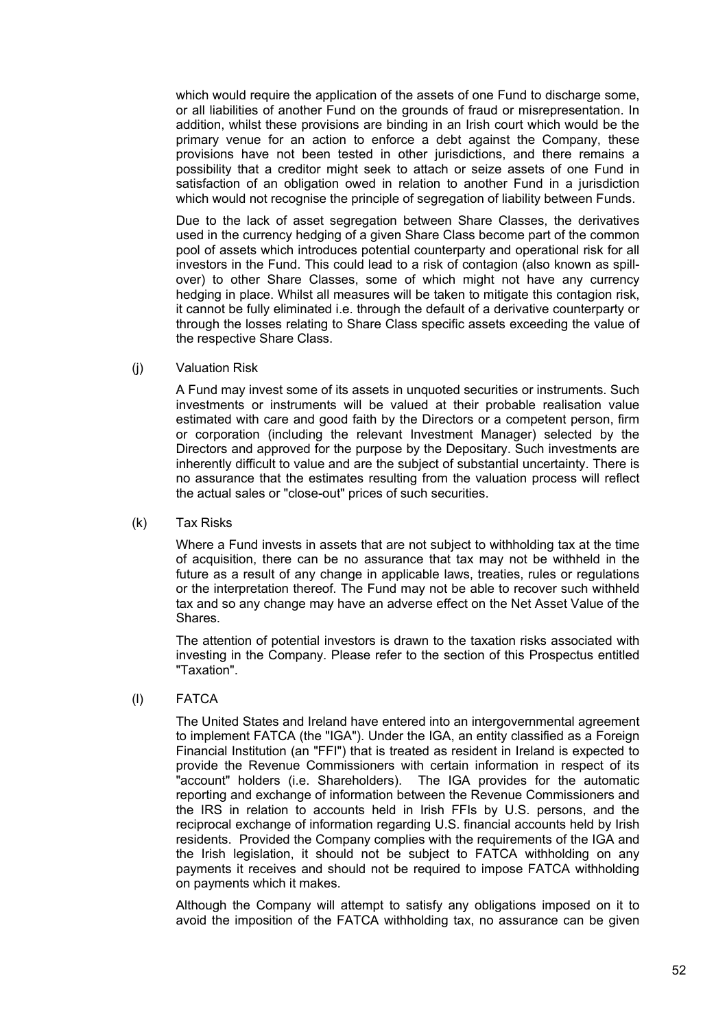which would require the application of the assets of one Fund to discharge some, or all liabilities of another Fund on the grounds of fraud or misrepresentation. In addition, whilst these provisions are binding in an Irish court which would be the primary venue for an action to enforce a debt against the Company, these provisions have not been tested in other jurisdictions, and there remains a possibility that a creditor might seek to attach or seize assets of one Fund in satisfaction of an obligation owed in relation to another Fund in a jurisdiction which would not recognise the principle of segregation of liability between Funds.

Due to the lack of asset segregation between Share Classes, the derivatives used in the currency hedging of a given Share Class become part of the common pool of assets which introduces potential counterparty and operational risk for all investors in the Fund. This could lead to a risk of contagion (also known as spill-over) to other Share Classes, some of which might not have any currency hedging in place. Whilst all measures will be taken to mitigate this contagion risk, it cannot be fully eliminated i.e. through the default of a derivative counterparty or through the losses relating to Share Class specific assets exceeding the value of the respective Share Class.

(j) Valuation Risk

A Fund may invest some of its assets in unquoted securities or instruments. Such investments or instruments will be valued at their probable realisation value estimated with care and good faith by the Directors or a competent person, firm or corporation (including the relevant Investment Manager) selected by the Directors and approved for the purpose by the Depositary. Such investments are inherently difficult to value and are the subject of substantial uncertainty. There is no assurance that the estimates resulting from the valuation process will reflect the actual sales or "close-out" prices of such securities.

(k) Tax Risks

Where a Fund invests in assets that are not subject to withholding tax at the time of acquisition, there can be no assurance that tax may not be withheld in the future as a result of any change in applicable laws, treaties, rules or regulations or the interpretation thereof. The Fund may not be able to recover such withheld tax and so any change may have an adverse effect on the Net Asset Value of the Shares.

The attention of potential investors is drawn to the taxation risks associated with investing in the Company. Please refer to the section of this Prospectus entitled "Taxation".

(l) FATCA

The United States and Ireland have entered into an intergovernmental agreement to implement FATCA (the "IGA"). Under the IGA, an entity classified as a Foreign Financial Institution (an "FFI") that is treated as resident in Ireland is expected to provide the Revenue Commissioners with certain information in respect of its "account" holders (i.e. Shareholders). The IGA provides for the automatic reporting and exchange of information between the Revenue Commissioners and the IRS in relation to accounts held in Irish FFIs by U.S. persons, and the reciprocal exchange of information regarding U.S. financial accounts held by Irish residents. Provided the Company complies with the requirements of the IGA and the Irish legislation, it should not be subject to FATCA withholding on any payments it receives and should not be required to impose FATCA withholding on payments which it makes.

Although the Company will attempt to satisfy any obligations imposed on it to avoid the imposition of the FATCA withholding tax, no assurance can be given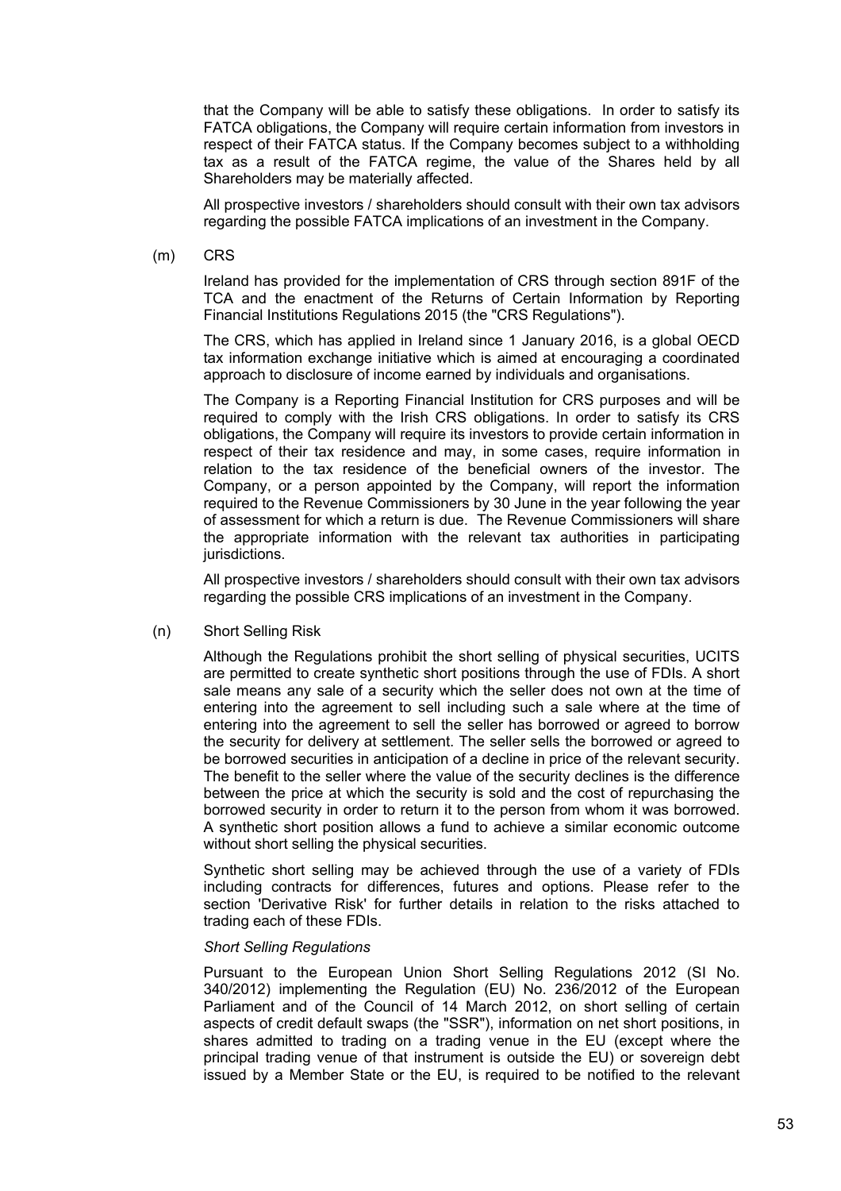that the Company will be able to satisfy these obligations. In order to satisfy its FATCA obligations, the Company will require certain information from investors in respect of their FATCA status. If the Company becomes subject to a withholding tax as a result of the FATCA regime, the value of the Shares held by all Shareholders may be materially affected.

All prospective investors / shareholders should consult with their own tax advisors regarding the possible FATCA implications of an investment in the Company.

(m) CRS

Ireland has provided for the implementation of CRS through section 891F of the TCA and the enactment of the Returns of Certain Information by Reporting Financial Institutions Regulations 2015 (the "CRS Regulations").

The CRS, which has applied in Ireland since 1 January 2016, is a global OECD tax information exchange initiative which is aimed at encouraging a coordinated approach to disclosure of income earned by individuals and organisations.

The Company is a Reporting Financial Institution for CRS purposes and will be required to comply with the Irish CRS obligations. In order to satisfy its CRS obligations, the Company will require its investors to provide certain information in respect of their tax residence and may, in some cases, require information in relation to the tax residence of the beneficial owners of the investor. The Company, or a person appointed by the Company, will report the information required to the Revenue Commissioners by 30 June in the year following the year of assessment for which a return is due. The Revenue Commissioners will share the appropriate information with the relevant tax authorities in participating jurisdictions.

All prospective investors / shareholders should consult with their own tax advisors regarding the possible CRS implications of an investment in the Company.

(n) Short Selling Risk

Although the Regulations prohibit the short selling of physical securities, UCITS are permitted to create synthetic short positions through the use of FDIs. A short sale means any sale of a security which the seller does not own at the time of entering into the agreement to sell including such a sale where at the time of entering into the agreement to sell the seller has borrowed or agreed to borrow the security for delivery at settlement. The seller sells the borrowed or agreed to be borrowed securities in anticipation of a decline in price of the relevant security. The benefit to the seller where the value of the security declines is the difference between the price at which the security is sold and the cost of repurchasing the borrowed security in order to return it to the person from whom it was borrowed. A synthetic short position allows a fund to achieve a similar economic outcome without short selling the physical securities.

Synthetic short selling may be achieved through the use of a variety of FDIs including contracts for differences, futures and options. Please refer to the section 'Derivative Risk' for further details in relation to the risks attached to trading each of these FDIs.

*Short Selling Regulations*

Pursuant to the European Union Short Selling Regulations 2012 (SI No. 340/2012) implementing the Regulation (EU) No. 236/2012 of the European Parliament and of the Council of 14 March 2012, on short selling of certain aspects of credit default swaps (the "SSR"), information on net short positions, in shares admitted to trading on a trading venue in the EU (except where the principal trading venue of that instrument is outside the EU) or sovereign debt issued by a Member State or the EU, is required to be notified to the relevant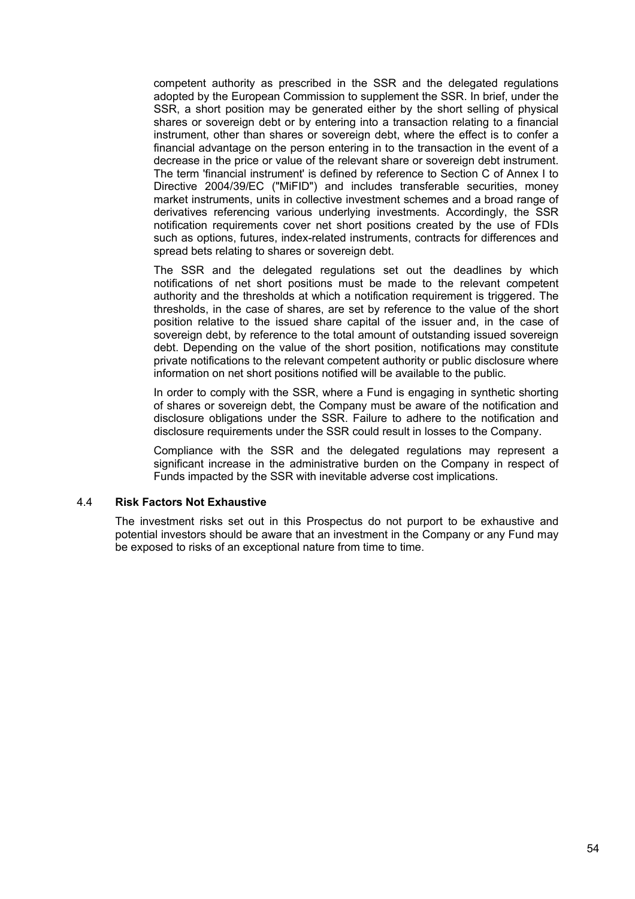competent authority as prescribed in the SSR and the delegated regulations adopted by the European Commission to supplement the SSR. In brief, under the SSR, a short position may be generated either by the short selling of physical shares or sovereign debt or by entering into a transaction relating to a financial instrument, other than shares or sovereign debt, where the effect is to confer a financial advantage on the person entering in to the transaction in the event of a decrease in the price or value of the relevant share or sovereign debt instrument. The term 'financial instrument' is defined by reference to Section C of Annex I to Directive 2004/39/EC ("MiFID") and includes transferable securities, money market instruments, units in collective investment schemes and a broad range of derivatives referencing various underlying investments. Accordingly, the SSR notification requirements cover net short positions created by the use of FDIs such as options, futures, index-related instruments, contracts for differences and spread bets relating to shares or sovereign debt.

The SSR and the delegated regulations set out the deadlines by which notifications of net short positions must be made to the relevant competent authority and the thresholds at which a notification requirement is triggered. The thresholds, in the case of shares, are set by reference to the value of the short position relative to the issued share capital of the issuer and, in the case of sovereign debt, by reference to the total amount of outstanding issued sovereign debt. Depending on the value of the short position, notifications may constitute private notifications to the relevant competent authority or public disclosure where information on net short positions notified will be available to the public.

In order to comply with the SSR, where a Fund is engaging in synthetic shorting of shares or sovereign debt, the Company must be aware of the notification and disclosure obligations under the SSR. Failure to adhere to the notification and disclosure requirements under the SSR could result in losses to the Company.

Compliance with the SSR and the delegated regulations may represent a significant increase in the administrative burden on the Company in respect of Funds impacted by the SSR with inevitable adverse cost implications.

## 4.4 Risk Factors Not Exhaustive

The investment risks set out in this Prospectus do not purport to be exhaustive and potential investors should be aware that an investment in the Company or any Fund may be exposed to risks of an exceptional nature from time to time.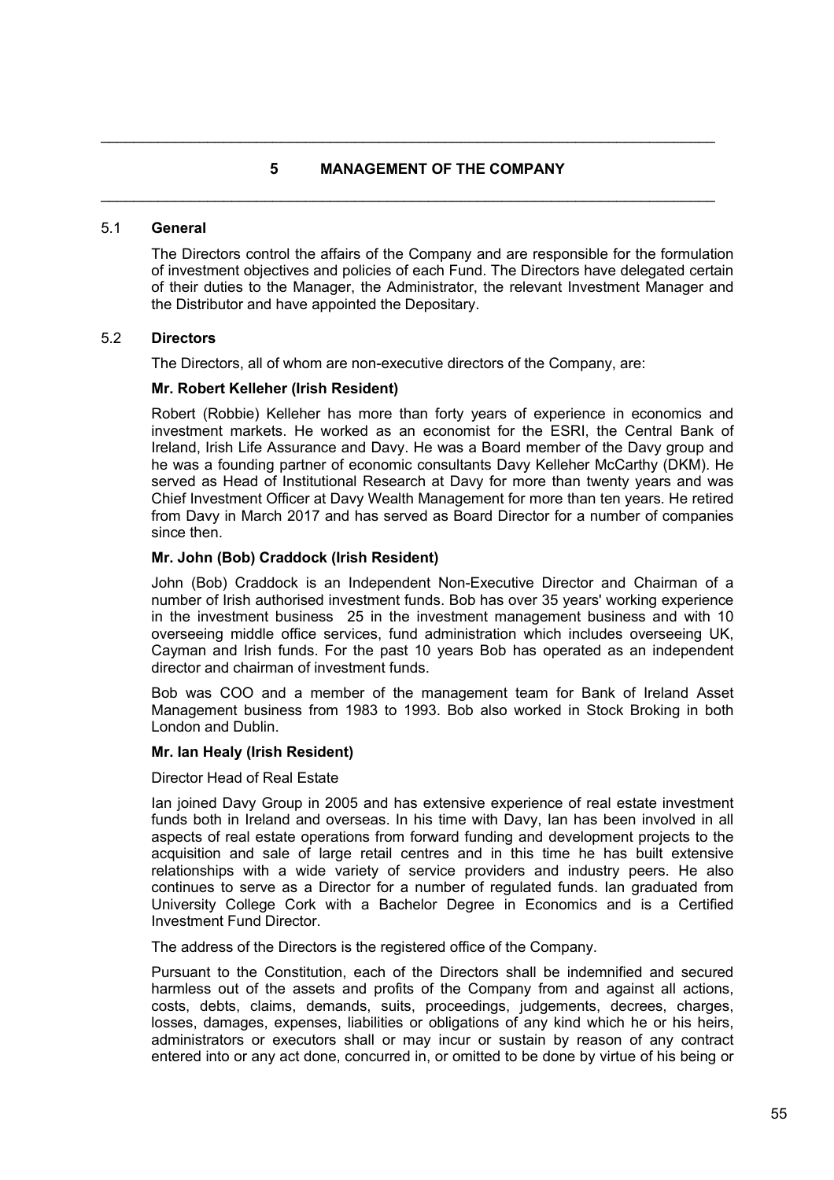## 5 MANAGEMENT OF THE COMPANY

### 5.1 General

The Directors control the affairs of the Company and are responsible for the formulation of investment objectives and policies of each Fund. The Directors have delegated certain of their duties to the Manager, the Administrator, the relevant Investment Manager and the Distributor and have appointed the Depositary.

### 5.2 Directors

The Directors, all of whom are non-executive directors of the Company, are:

**Mr. Robert Kelleher (Irish Resident)**

Robert (Robbie) Kelleher has more than forty years of experience in economics and investment markets. He worked as an economist for the ESRI, the Central Bank of Ireland, Irish Life Assurance and Davy. He was a Board member of the Davy group and he was a founding partner of economic consultants Davy Kelleher McCarthy (DKM). He served as Head of Institutional Research at Davy for more than twenty years and was Chief Investment Officer at Davy Wealth Management for more than ten years. He retired from Davy in March 2017 and has served as Board Director for a number of companies since then.

**Mr. John (Bob) Craddock (Irish Resident)**

John (Bob) Craddock is an Independent Non-Executive Director and Chairman of a number of Irish authorised investment funds. Bob has over 35 years' working experience in the investment business 25 in the investment management business and with 10 overseeing middle office services, fund administration which includes overseeing UK, Cayman and Irish funds. For the past 10 years Bob has operated as an independent director and chairman of investment funds.

Bob was COO and a member of the management team for Bank of Ireland Asset Management business from 1983 to 1993. Bob also worked in Stock Broking in both London and Dublin.

**Mr. Ian Healy (Irish Resident)**

Director Head of Real Estate

Ian joined Davy Group in 2005 and has extensive experience of real estate investment funds both in Ireland and overseas. In his time with Davy, Ian has been involved in all aspects of real estate operations from forward funding and development projects to the acquisition and sale of large retail centres and in this time he has built extensive relationships with a wide variety of service providers and industry peers. He also continues to serve as a Director for a number of regulated funds. Ian graduated from University College Cork with a Bachelor Degree in Economics and is a Certified Investment Fund Director.

The address of the Directors is the registered office of the Company.

Pursuant to the Constitution, each of the Directors shall be indemnified and secured harmless out of the assets and profits of the Company from and against all actions, costs, debts, claims, demands, suits, proceedings, judgements, decrees, charges, losses, damages, expenses, liabilities or obligations of any kind which he or his heirs, administrators or executors shall or may incur or sustain by reason of any contract entered into or any act done, concurred in, or omitted to be done by virtue of his being or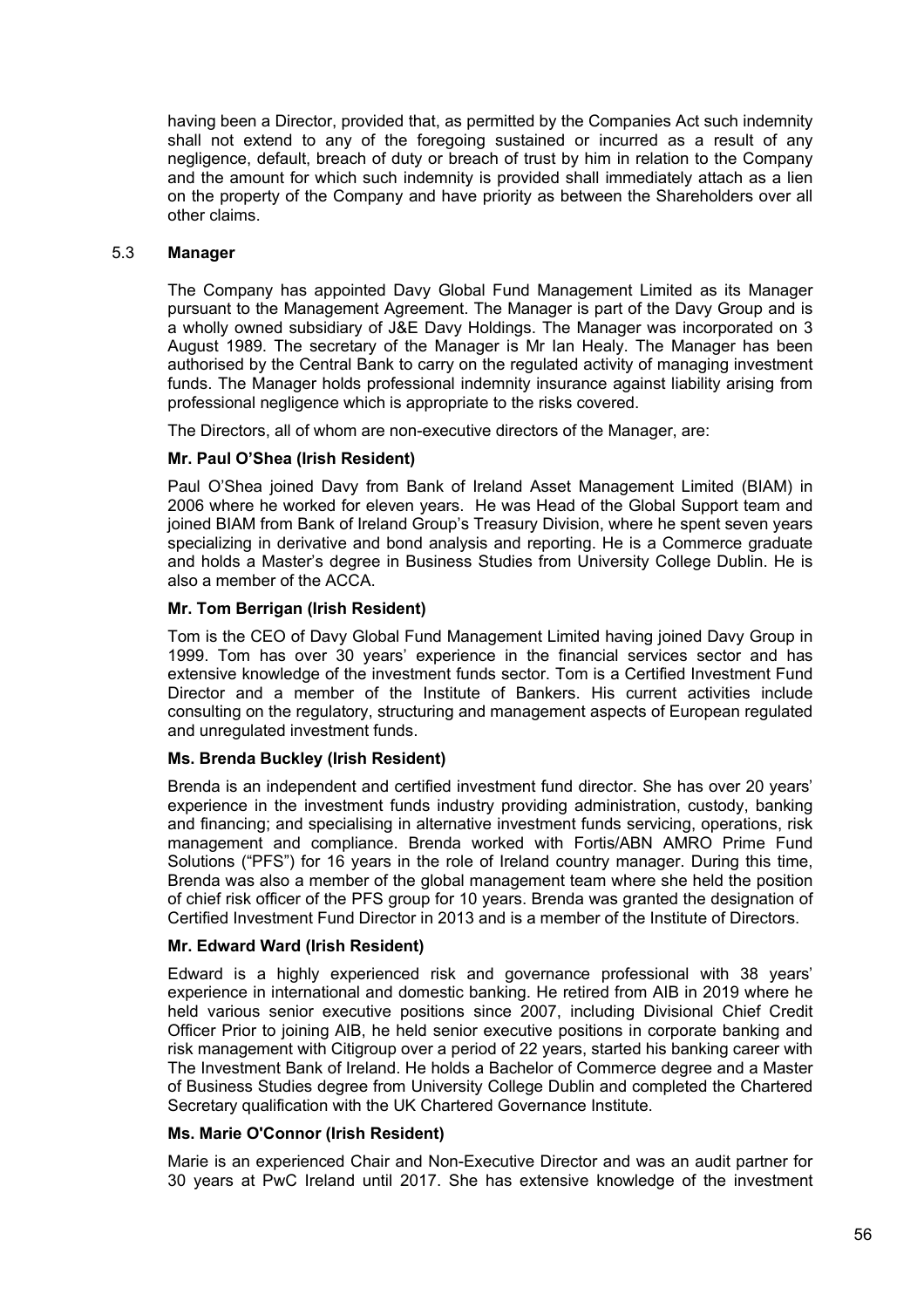having been a Director, provided that, as permitted by the Companies Act such indemnity shall not extend to any of the foregoing sustained or incurred as a result of any negligence, default, breach of duty or breach of trust by him in relation to the Company and the amount for which such indemnity is provided shall immediately attach as a lien on the property of the Company and have priority as between the Shareholders over all other claims.

## 5.3 Manager

The Company has appointed Davy Global Fund Management Limited as its Manager pursuant to the Management Agreement. The Manager is part of the Davy Group and is a wholly owned subsidiary of J&E Davy Holdings. The Manager was incorporated on 3 August 1989. The secretary of the Manager is Mr Ian Healy. The Manager has been authorised by the Central Bank to carry on the regulated activity of managing investment funds. The Manager holds professional indemnity insurance against liability arising from professional negligence which is appropriate to the risks covered.

The Directors, all of whom are non-executive directors of the Manager, are:

**Mr. Paul O'Shea (Irish Resident)**

Paul O'Shea joined Davy from Bank of Ireland Asset Management Limited (BIAM) in 2006 where he worked for eleven years. He was Head of the Global Support team and joined BIAM from Bank of Ireland Group's Treasury Division, where he spent seven years specializing in derivative and bond analysis and reporting. He is a Commerce graduate and holds a Master's degree in Business Studies from University College Dublin. He is also a member of the ACCA.

**Mr. Tom Berrigan (Irish Resident)**

Tom is the CEO of Davy Global Fund Management Limited having joined Davy Group in 1999. Tom has over 30 years' experience in the financial services sector and has extensive knowledge of the investment funds sector. Tom is a Certified Investment Fund Director and a member of the Institute of Bankers. His current activities include consulting on the regulatory, structuring and management aspects of European regulated and unregulated investment funds.

**Ms. Brenda Buckley (Irish Resident)**

Brenda is an independent and certified investment fund director. She has over 20 years' experience in the investment funds industry providing administration, custody, banking and financing; and specialising in alternative investment funds servicing, operations, risk management and compliance. Brenda worked with Fortis/ABN AMRO Prime Fund Solutions ("PFS") for 16 years in the role of Ireland country manager. During this time, Brenda was also a member of the global management team where she held the position of chief risk officer of the PFS group for 10 years. Brenda was granted the designation of Certified Investment Fund Director in 2013 and is a member of the Institute of Directors.

**Mr. Edward Ward (Irish Resident)**

Edward is a highly experienced risk and governance professional with 38 years' experience in international and domestic banking. He retired from AIB in 2019 where he held various senior executive positions since 2007, including Divisional Chief Credit Officer Prior to joining AIB, he held senior executive positions in corporate banking and risk management with Citigroup over a period of 22 years, started his banking career with The Investment Bank of Ireland. He holds a Bachelor of Commerce degree and a Master of Business Studies degree from University College Dublin and completed the Chartered Secretary qualification with the UK Chartered Governance Institute.

**Ms. Marie O'Connor (Irish Resident)**

Marie is an experienced Chair and Non-Executive Director and was an audit partner for 30 years at PwC Ireland until 2017. She has extensive knowledge of the investment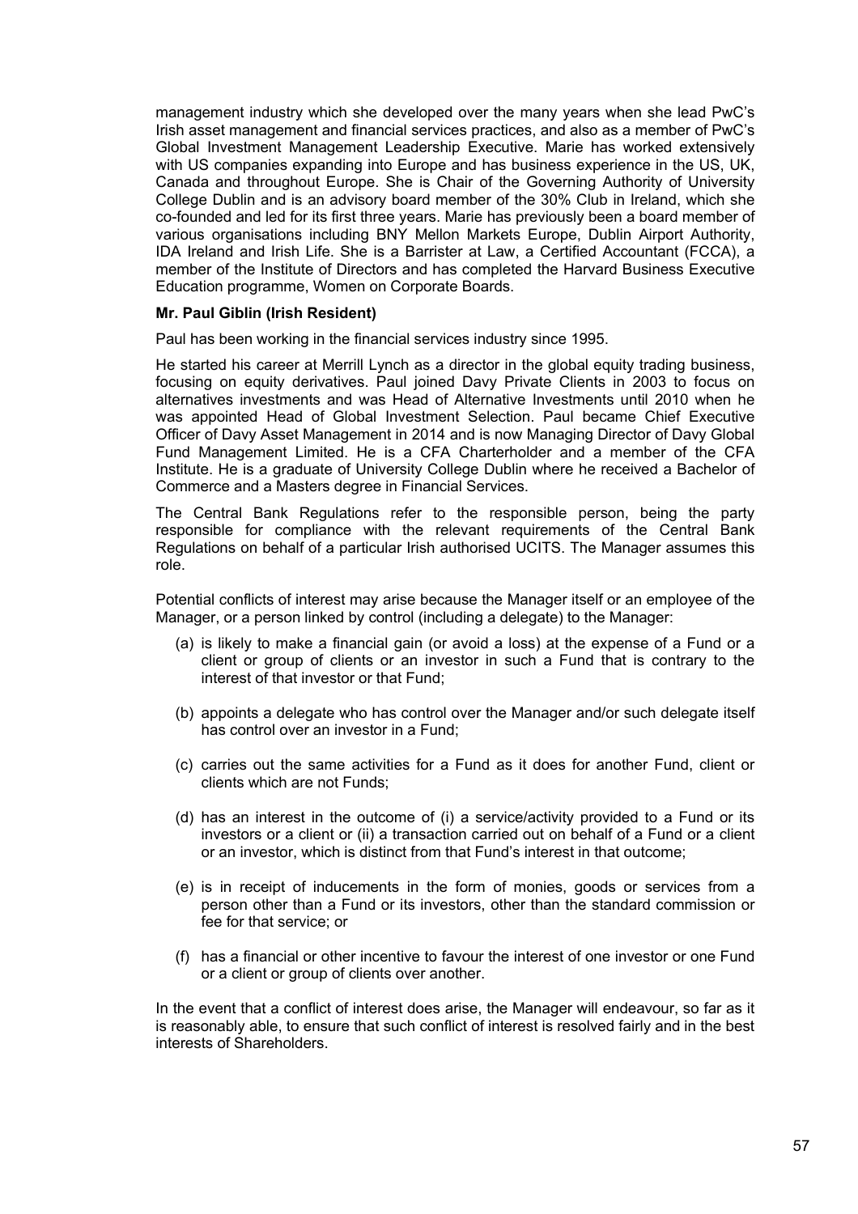management industry which she developed over the many years when she lead PwC's Irish asset management and financial services practices, and also as a member of PwC's Global Investment Management Leadership Executive. Marie has worked extensively with US companies expanding into Europe and has business experience in the US, UK, Canada and throughout Europe. She is Chair of the Governing Authority of University College Dublin and is an advisory board member of the 30% Club in Ireland, which she co-founded and led for its first three years. Marie has previously been a board member of various organisations including BNY Mellon Markets Europe, Dublin Airport Authority, IDA Ireland and Irish Life. She is a Barrister at Law, a Certified Accountant (FCCA), a member of the Institute of Directors and has completed the Harvard Business Executive Education programme, Women on Corporate Boards.

**Mr. Paul Giblin (Irish Resident)**

Paul has been working in the financial services industry since 1995.

He started his career at Merrill Lynch as a director in the global equity trading business, focusing on equity derivatives. Paul joined Davy Private Clients in 2003 to focus on alternatives investments and was Head of Alternative Investments until 2010 when he was appointed Head of Global Investment Selection. Paul became Chief Executive Officer of Davy Asset Management in 2014 and is now Managing Director of Davy Global Fund Management Limited. He is a CFA Charterholder and a member of the CFA Institute. He is a graduate of University College Dublin where he received a Bachelor of Commerce and a Masters degree in Financial Services.

The Central Bank Regulations refer to the responsible person, being the party responsible for compliance with the relevant requirements of the Central Bank Regulations on behalf of a particular Irish authorised UCITS. The Manager assumes this role.

Potential conflicts of interest may arise because the Manager itself or an employee of the Manager, or a person linked by control (including a delegate) to the Manager:

(a) is likely to make a financial gain (or avoid a loss) at the expense of a Fund or a client or group of clients or an investor in such a Fund that is contrary to the interest of that investor or that Fund;

(b) appoints a delegate who has control over the Manager and/or such delegate itself has control over an investor in a Fund;

(c) carries out the same activities for a Fund as it does for another Fund, client or clients which are not Funds;

(d) has an interest in the outcome of (i) a service/activity provided to a Fund or its investors or a client or (ii) a transaction carried out on behalf of a Fund or a client or an investor, which is distinct from that Fund's interest in that outcome;

(e) is in receipt of inducements in the form of monies, goods or services from a person other than a Fund or its investors, other than the standard commission or fee for that service; or

(f) has a financial or other incentive to favour the interest of one investor or one Fund or a client or group of clients over another.

In the event that a conflict of interest does arise, the Manager will endeavour, so far as it is reasonably able, to ensure that such conflict of interest is resolved fairly and in the best interests of Shareholders.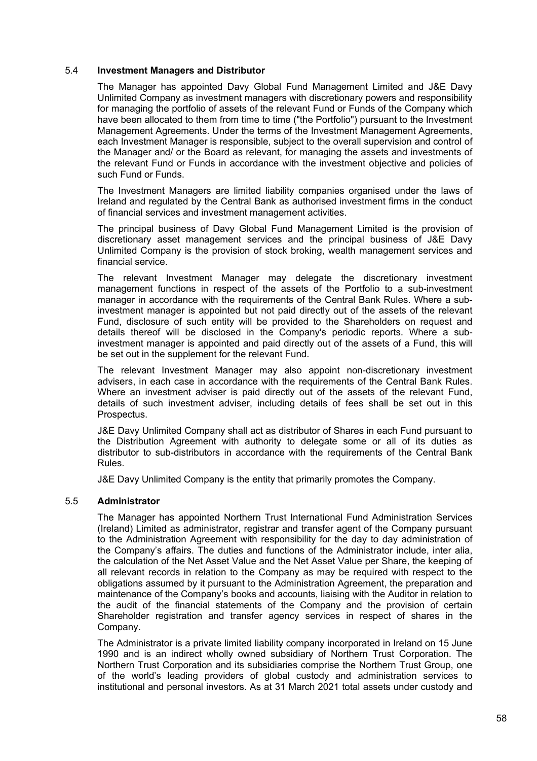### 5.4 **Investment Managers and Distributor**

The Manager has appointed Davy Global Fund Management Limited and J&E Davy Unlimited Company as investment managers with discretionary powers and responsibility for managing the portfolio of assets of the relevant Fund or Funds of the Company which have been allocated to them from time to time ("the Portfolio") pursuant to the Investment Management Agreements. Under the terms of the Investment Management Agreements, each Investment Manager is responsible, subject to the overall supervision and control of the Manager and/ or the Board as relevant, for managing the assets and investments of the relevant Fund or Funds in accordance with the investment objective and policies of such Fund or Funds.

The Investment Managers are limited liability companies organised under the laws of Ireland and regulated by the Central Bank as authorised investment firms in the conduct of financial services and investment management activities.

The principal business of Davy Global Fund Management Limited is the provision of discretionary asset management services and the principal business of J&E Davy Unlimited Company is the provision of stock broking, wealth management services and financial service.

The relevant Investment Manager may delegate the discretionary investment management functions in respect of the assets of the Portfolio to a sub-investment manager in accordance with the requirements of the Central Bank Rules. Where a sub-investment manager is appointed but not paid directly out of the assets of the relevant Fund, disclosure of such entity will be provided to the Shareholders on request and details thereof will be disclosed in the Company's periodic reports. Where a sub-investment manager is appointed and paid directly out of the assets of a Fund, this will be set out in the supplement for the relevant Fund.

The relevant Investment Manager may also appoint non-discretionary investment advisers, in each case in accordance with the requirements of the Central Bank Rules. Where an investment adviser is paid directly out of the assets of the relevant Fund, details of such investment adviser, including details of fees shall be set out in this Prospectus.

J&E Davy Unlimited Company shall act as distributor of Shares in each Fund pursuant to the Distribution Agreement with authority to delegate some or all of its duties as distributor to sub-distributors in accordance with the requirements of the Central Bank Rules.

J&E Davy Unlimited Company is the entity that primarily promotes the Company.

### 5.5 **Administrator**

The Manager has appointed Northern Trust International Fund Administration Services (Ireland) Limited as administrator, registrar and transfer agent of the Company pursuant to the Administration Agreement with responsibility for the day to day administration of the Company's affairs. The duties and functions of the Administrator include, inter alia, the calculation of the Net Asset Value and the Net Asset Value per Share, the keeping of all relevant records in relation to the Company as may be required with respect to the obligations assumed by it pursuant to the Administration Agreement, the preparation and maintenance of the Company's books and accounts, liaising with the Auditor in relation to the audit of the financial statements of the Company and the provision of certain Shareholder registration and transfer agency services in respect of shares in the Company.

The Administrator is a private limited liability company incorporated in Ireland on 15 June 1990 and is an indirect wholly owned subsidiary of Northern Trust Corporation. The Northern Trust Corporation and its subsidiaries comprise the Northern Trust Group, one of the world's leading providers of global custody and administration services to institutional and personal investors. As at 31 March 2021 total assets under custody and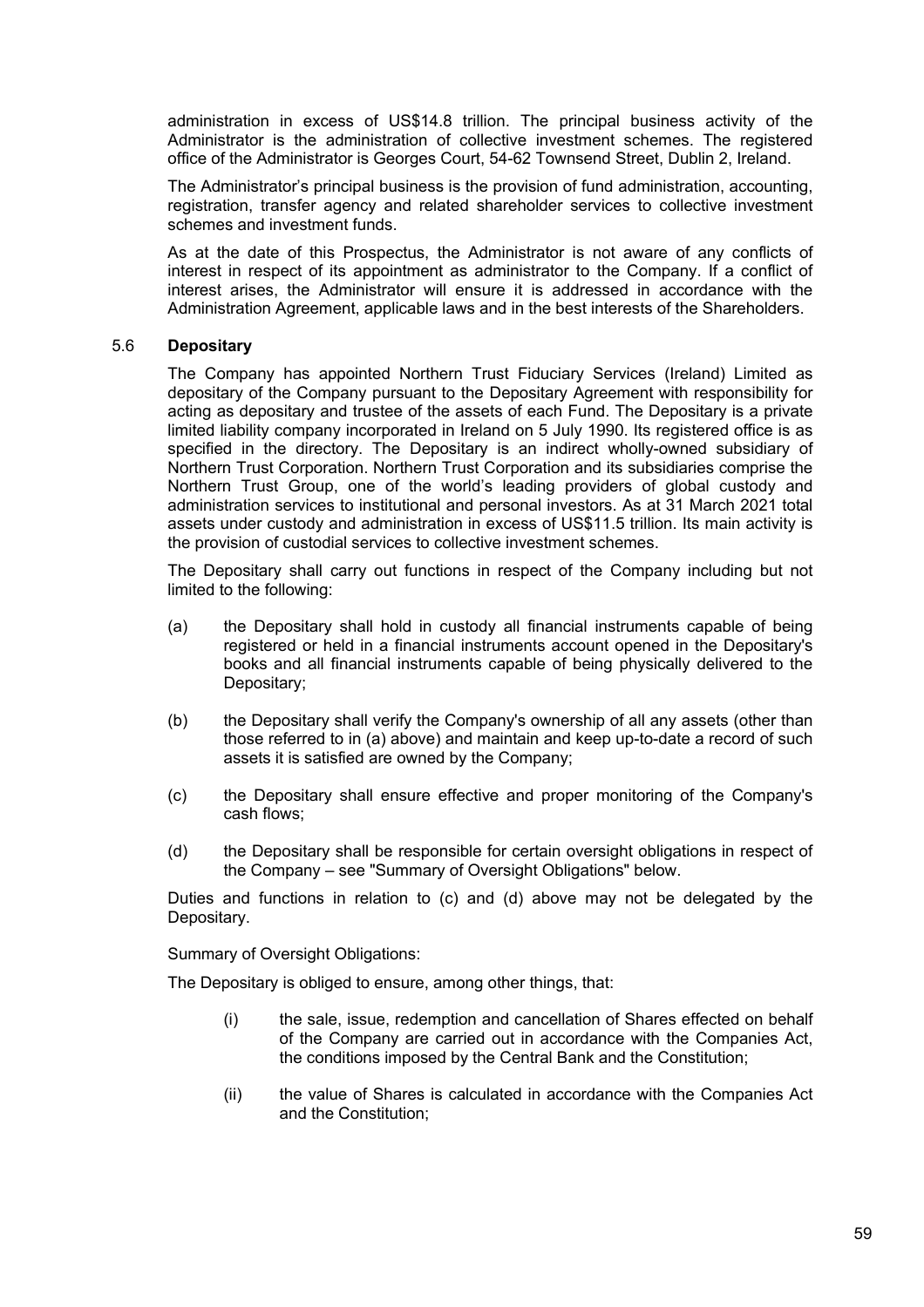administration in excess of US$14.8 trillion. The principal business activity of the Administrator is the administration of collective investment schemes. The registered office of the Administrator is Georges Court, 54-62 Townsend Street, Dublin 2, Ireland.

The Administrator's principal business is the provision of fund administration, accounting, registration, transfer agency and related shareholder services to collective investment schemes and investment funds.

As at the date of this Prospectus, the Administrator is not aware of any conflicts of interest in respect of its appointment as administrator to the Company. If a conflict of interest arises, the Administrator will ensure it is addressed in accordance with the Administration Agreement, applicable laws and in the best interests of the Shareholders.

### 5.6 **Depositary**

The Company has appointed Northern Trust Fiduciary Services (Ireland) Limited as depositary of the Company pursuant to the Depositary Agreement with responsibility for acting as depositary and trustee of the assets of each Fund. The Depositary is a private limited liability company incorporated in Ireland on 5 July 1990. Its registered office is as specified in the directory. The Depositary is an indirect wholly-owned subsidiary of Northern Trust Corporation. Northern Trust Corporation and its subsidiaries comprise the Northern Trust Group, one of the world's leading providers of global custody and administration services to institutional and personal investors. As at 31 March 2021 total assets under custody and administration in excess of US$11.5 trillion. Its main activity is the provision of custodial services to collective investment schemes.

The Depositary shall carry out functions in respect of the Company including but not limited to the following:

(a) the Depositary shall hold in custody all financial instruments capable of being registered or held in a financial instruments account opened in the Depositary's books and all financial instruments capable of being physically delivered to the Depositary;

(b) the Depositary shall verify the Company's ownership of all any assets (other than those referred to in (a) above) and maintain and keep up-to-date a record of such assets it is satisfied are owned by the Company;

(c) the Depositary shall ensure effective and proper monitoring of the Company's cash flows;

(d) the Depositary shall be responsible for certain oversight obligations in respect of the Company – see "Summary of Oversight Obligations" below.

Duties and functions in relation to (c) and (d) above may not be delegated by the Depositary.

Summary of Oversight Obligations:

The Depositary is obliged to ensure, among other things, that:

(i) the sale, issue, redemption and cancellation of Shares effected on behalf of the Company are carried out in accordance with the Companies Act, the conditions imposed by the Central Bank and the Constitution;

(ii) the value of Shares is calculated in accordance with the Companies Act and the Constitution;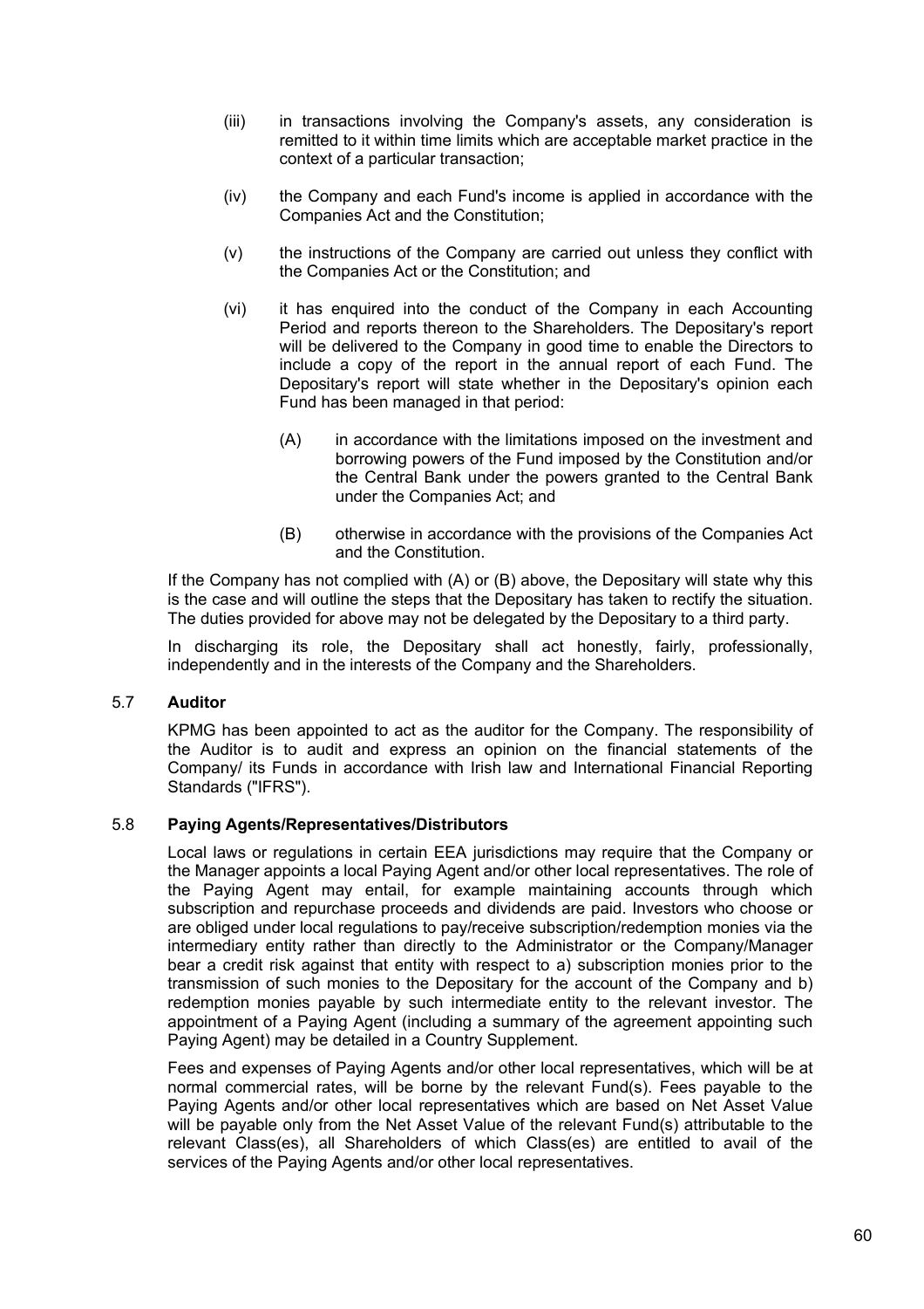(iii) in transactions involving the Company's assets, any consideration is remitted to it within time limits which are acceptable market practice in the context of a particular transaction;

(iv) the Company and each Fund's income is applied in accordance with the Companies Act and the Constitution;

(v) the instructions of the Company are carried out unless they conflict with the Companies Act or the Constitution; and

(vi) it has enquired into the conduct of the Company in each Accounting Period and reports thereon to the Shareholders. The Depositary's report will be delivered to the Company in good time to enable the Directors to include a copy of the report in the annual report of each Fund. The Depositary's report will state whether in the Depositary's opinion each Fund has been managed in that period:

  (A) in accordance with the limitations imposed on the investment and borrowing powers of the Fund imposed by the Constitution and/or the Central Bank under the powers granted to the Central Bank under the Companies Act; and

  (B) otherwise in accordance with the provisions of the Companies Act and the Constitution.

If the Company has not complied with (A) or (B) above, the Depositary will state why this is the case and will outline the steps that the Depositary has taken to rectify the situation. The duties provided for above may not be delegated by the Depositary to a third party.

In discharging its role, the Depositary shall act honestly, fairly, professionally, independently and in the interests of the Company and the Shareholders.

### 5.7 Auditor

KPMG has been appointed to act as the auditor for the Company. The responsibility of the Auditor is to audit and express an opinion on the financial statements of the Company/ its Funds in accordance with Irish law and International Financial Reporting Standards ("IFRS").

### 5.8 Paying Agents/Representatives/Distributors

Local laws or regulations in certain EEA jurisdictions may require that the Company or the Manager appoints a local Paying Agent and/or other local representatives. The role of the Paying Agent may entail, for example maintaining accounts through which subscription and repurchase proceeds and dividends are paid. Investors who choose or are obliged under local regulations to pay/receive subscription/redemption monies via the intermediary entity rather than directly to the Administrator or the Company/Manager bear a credit risk against that entity with respect to a) subscription monies prior to the transmission of such monies to the Depositary for the account of the Company and b) redemption monies payable by such intermediate entity to the relevant investor. The appointment of a Paying Agent (including a summary of the agreement appointing such Paying Agent) may be detailed in a Country Supplement.

Fees and expenses of Paying Agents and/or other local representatives, which will be at normal commercial rates, will be borne by the relevant Fund(s). Fees payable to the Paying Agents and/or other local representatives which are based on Net Asset Value will be payable only from the Net Asset Value of the relevant Fund(s) attributable to the relevant Class(es), all Shareholders of which Class(es) are entitled to avail of the services of the Paying Agents and/or other local representatives.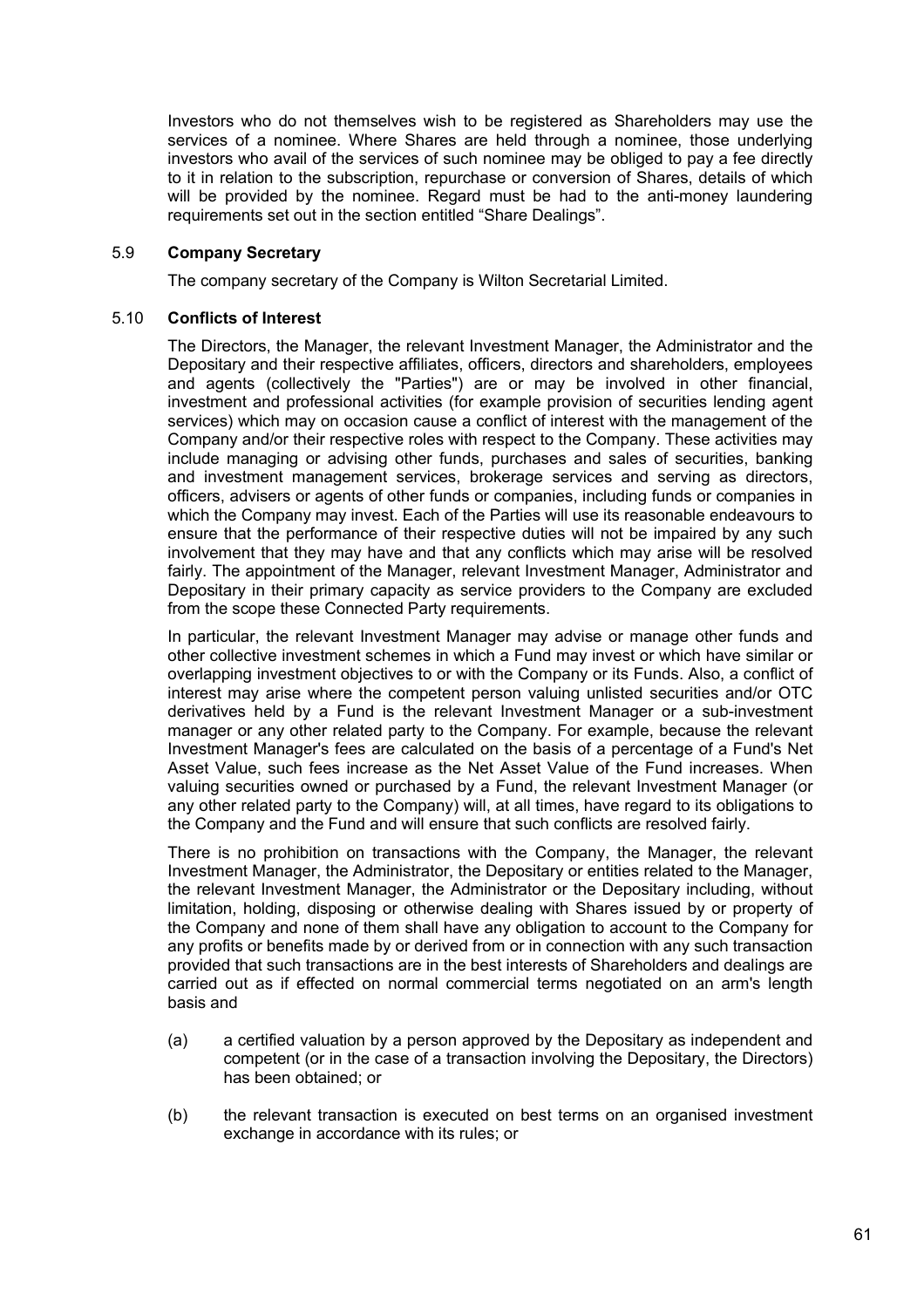Investors who do not themselves wish to be registered as Shareholders may use the services of a nominee. Where Shares are held through a nominee, those underlying investors who avail of the services of such nominee may be obliged to pay a fee directly to it in relation to the subscription, repurchase or conversion of Shares, details of which will be provided by the nominee. Regard must be had to the anti-money laundering requirements set out in the section entitled "Share Dealings".

### 5.9 Company Secretary

The company secretary of the Company is Wilton Secretarial Limited.

### 5.10 Conflicts of Interest

The Directors, the Manager, the relevant Investment Manager, the Administrator and the Depositary and their respective affiliates, officers, directors and shareholders, employees and agents (collectively the "Parties") are or may be involved in other financial, investment and professional activities (for example provision of securities lending agent services) which may on occasion cause a conflict of interest with the management of the Company and/or their respective roles with respect to the Company. These activities may include managing or advising other funds, purchases and sales of securities, banking and investment management services, brokerage services and serving as directors, officers, advisers or agents of other funds or companies, including funds or companies in which the Company may invest. Each of the Parties will use its reasonable endeavours to ensure that the performance of their respective duties will not be impaired by any such involvement that they may have and that any conflicts which may arise will be resolved fairly. The appointment of the Manager, relevant Investment Manager, Administrator and Depositary in their primary capacity as service providers to the Company are excluded from the scope these Connected Party requirements.

In particular, the relevant Investment Manager may advise or manage other funds and other collective investment schemes in which a Fund may invest or which have similar or overlapping investment objectives to or with the Company or its Funds. Also, a conflict of interest may arise where the competent person valuing unlisted securities and/or OTC derivatives held by a Fund is the relevant Investment Manager or a sub-investment manager or any other related party to the Company. For example, because the relevant Investment Manager's fees are calculated on the basis of a percentage of a Fund's Net Asset Value, such fees increase as the Net Asset Value of the Fund increases. When valuing securities owned or purchased by a Fund, the relevant Investment Manager (or any other related party to the Company) will, at all times, have regard to its obligations to the Company and the Fund and will ensure that such conflicts are resolved fairly.

There is no prohibition on transactions with the Company, the Manager, the relevant Investment Manager, the Administrator, the Depositary or entities related to the Manager, the relevant Investment Manager, the Administrator or the Depositary including, without limitation, holding, disposing or otherwise dealing with Shares issued by or property of the Company and none of them shall have any obligation to account to the Company for any profits or benefits made by or derived from or in connection with any such transaction provided that such transactions are in the best interests of Shareholders and dealings are carried out as if effected on normal commercial terms negotiated on an arm's length basis and

(a) a certified valuation by a person approved by the Depositary as independent and competent (or in the case of a transaction involving the Depositary, the Directors) has been obtained; or

(b) the relevant transaction is executed on best terms on an organised investment exchange in accordance with its rules; or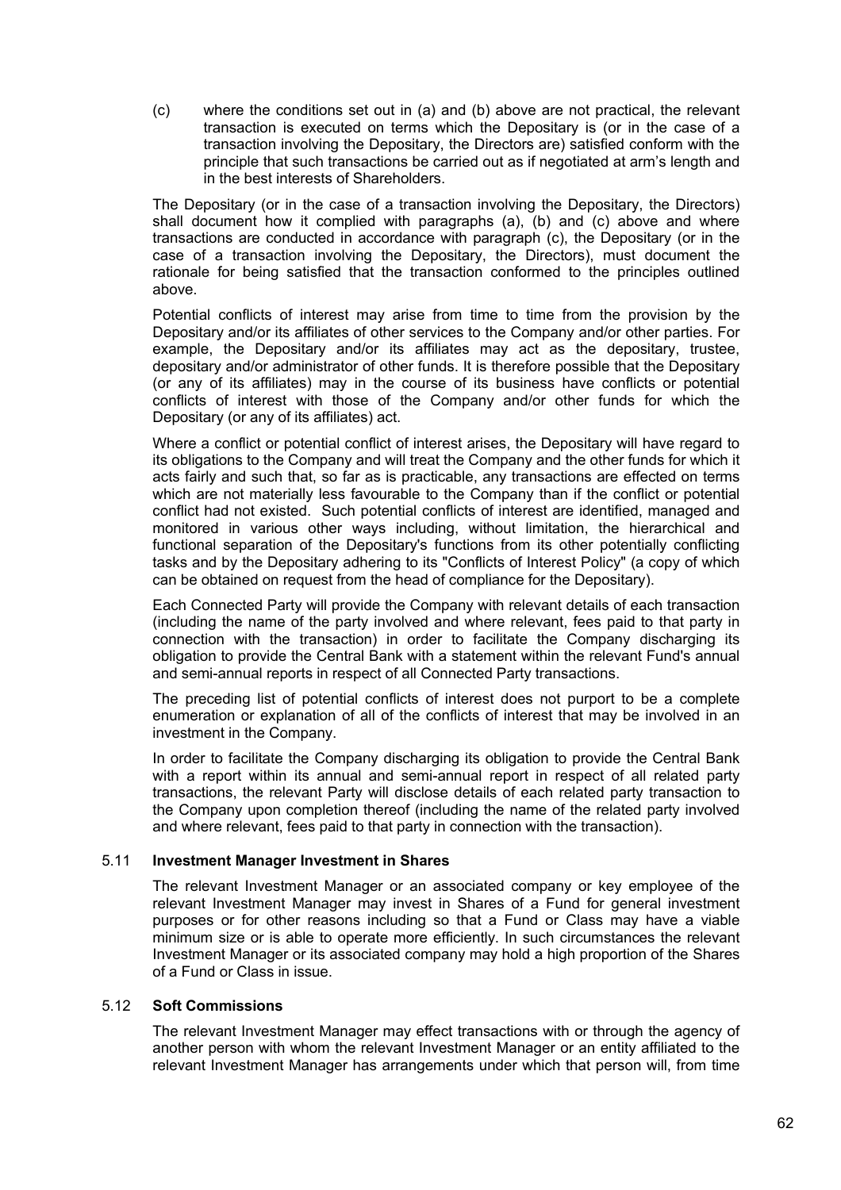(c) where the conditions set out in (a) and (b) above are not practical, the relevant transaction is executed on terms which the Depositary is (or in the case of a transaction involving the Depositary, the Directors are) satisfied conform with the principle that such transactions be carried out as if negotiated at arm's length and in the best interests of Shareholders.

The Depositary (or in the case of a transaction involving the Depositary, the Directors) shall document how it complied with paragraphs (a), (b) and (c) above and where transactions are conducted in accordance with paragraph (c), the Depositary (or in the case of a transaction involving the Depositary, the Directors), must document the rationale for being satisfied that the transaction conformed to the principles outlined above.

Potential conflicts of interest may arise from time to time from the provision by the Depositary and/or its affiliates of other services to the Company and/or other parties. For example, the Depositary and/or its affiliates may act as the depositary, trustee, depositary and/or administrator of other funds. It is therefore possible that the Depositary (or any of its affiliates) may in the course of its business have conflicts or potential conflicts of interest with those of the Company and/or other funds for which the Depositary (or any of its affiliates) act.

Where a conflict or potential conflict of interest arises, the Depositary will have regard to its obligations to the Company and will treat the Company and the other funds for which it acts fairly and such that, so far as is practicable, any transactions are effected on terms which are not materially less favourable to the Company than if the conflict or potential conflict had not existed. Such potential conflicts of interest are identified, managed and monitored in various other ways including, without limitation, the hierarchical and functional separation of the Depositary's functions from its other potentially conflicting tasks and by the Depositary adhering to its "Conflicts of Interest Policy" (a copy of which can be obtained on request from the head of compliance for the Depositary).

Each Connected Party will provide the Company with relevant details of each transaction (including the name of the party involved and where relevant, fees paid to that party in connection with the transaction) in order to facilitate the Company discharging its obligation to provide the Central Bank with a statement within the relevant Fund's annual and semi-annual reports in respect of all Connected Party transactions.

The preceding list of potential conflicts of interest does not purport to be a complete enumeration or explanation of all of the conflicts of interest that may be involved in an investment in the Company.

In order to facilitate the Company discharging its obligation to provide the Central Bank with a report within its annual and semi-annual report in respect of all related party transactions, the relevant Party will disclose details of each related party transaction to the Company upon completion thereof (including the name of the related party involved and where relevant, fees paid to that party in connection with the transaction).

### 5.11 Investment Manager Investment in Shares

The relevant Investment Manager or an associated company or key employee of the relevant Investment Manager may invest in Shares of a Fund for general investment purposes or for other reasons including so that a Fund or Class may have a viable minimum size or is able to operate more efficiently. In such circumstances the relevant Investment Manager or its associated company may hold a high proportion of the Shares of a Fund or Class in issue.

### 5.12 Soft Commissions

The relevant Investment Manager may effect transactions with or through the agency of another person with whom the relevant Investment Manager or an entity affiliated to the relevant Investment Manager has arrangements under which that person will, from time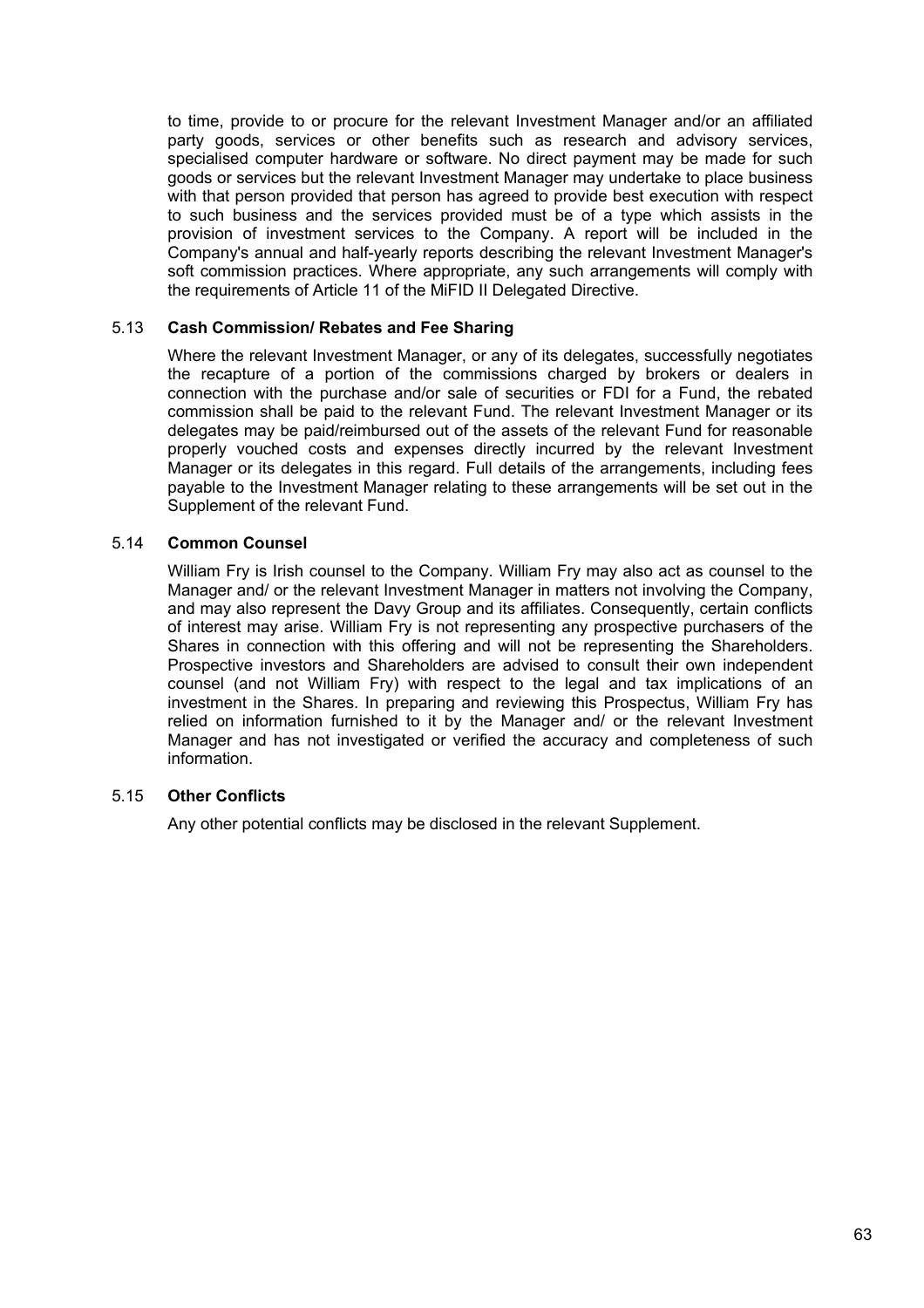to time, provide to or procure for the relevant Investment Manager and/or an affiliated party goods, services or other benefits such as research and advisory services, specialised computer hardware or software. No direct payment may be made for such goods or services but the relevant Investment Manager may undertake to place business with that person provided that person has agreed to provide best execution with respect to such business and the services provided must be of a type which assists in the provision of investment services to the Company. A report will be included in the Company's annual and half-yearly reports describing the relevant Investment Manager's soft commission practices. Where appropriate, any such arrangements will comply with the requirements of Article 11 of the MiFID II Delegated Directive.

5.13 **Cash Commission/ Rebates and Fee Sharing**

Where the relevant Investment Manager, or any of its delegates, successfully negotiates the recapture of a portion of the commissions charged by brokers or dealers in connection with the purchase and/or sale of securities or FDI for a Fund, the rebated commission shall be paid to the relevant Fund. The relevant Investment Manager or its delegates may be paid/reimbursed out of the assets of the relevant Fund for reasonable properly vouched costs and expenses directly incurred by the relevant Investment Manager or its delegates in this regard. Full details of the arrangements, including fees payable to the Investment Manager relating to these arrangements will be set out in the Supplement of the relevant Fund.

5.14 **Common Counsel**

William Fry is Irish counsel to the Company. William Fry may also act as counsel to the Manager and/ or the relevant Investment Manager in matters not involving the Company, and may also represent the Davy Group and its affiliates. Consequently, certain conflicts of interest may arise. William Fry is not representing any prospective purchasers of the Shares in connection with this offering and will not be representing the Shareholders. Prospective investors and Shareholders are advised to consult their own independent counsel (and not William Fry) with respect to the legal and tax implications of an investment in the Shares. In preparing and reviewing this Prospectus, William Fry has relied on information furnished to it by the Manager and/ or the relevant Investment Manager and has not investigated or verified the accuracy and completeness of such information.

5.15 **Other Conflicts**

Any other potential conflicts may be disclosed in the relevant Supplement.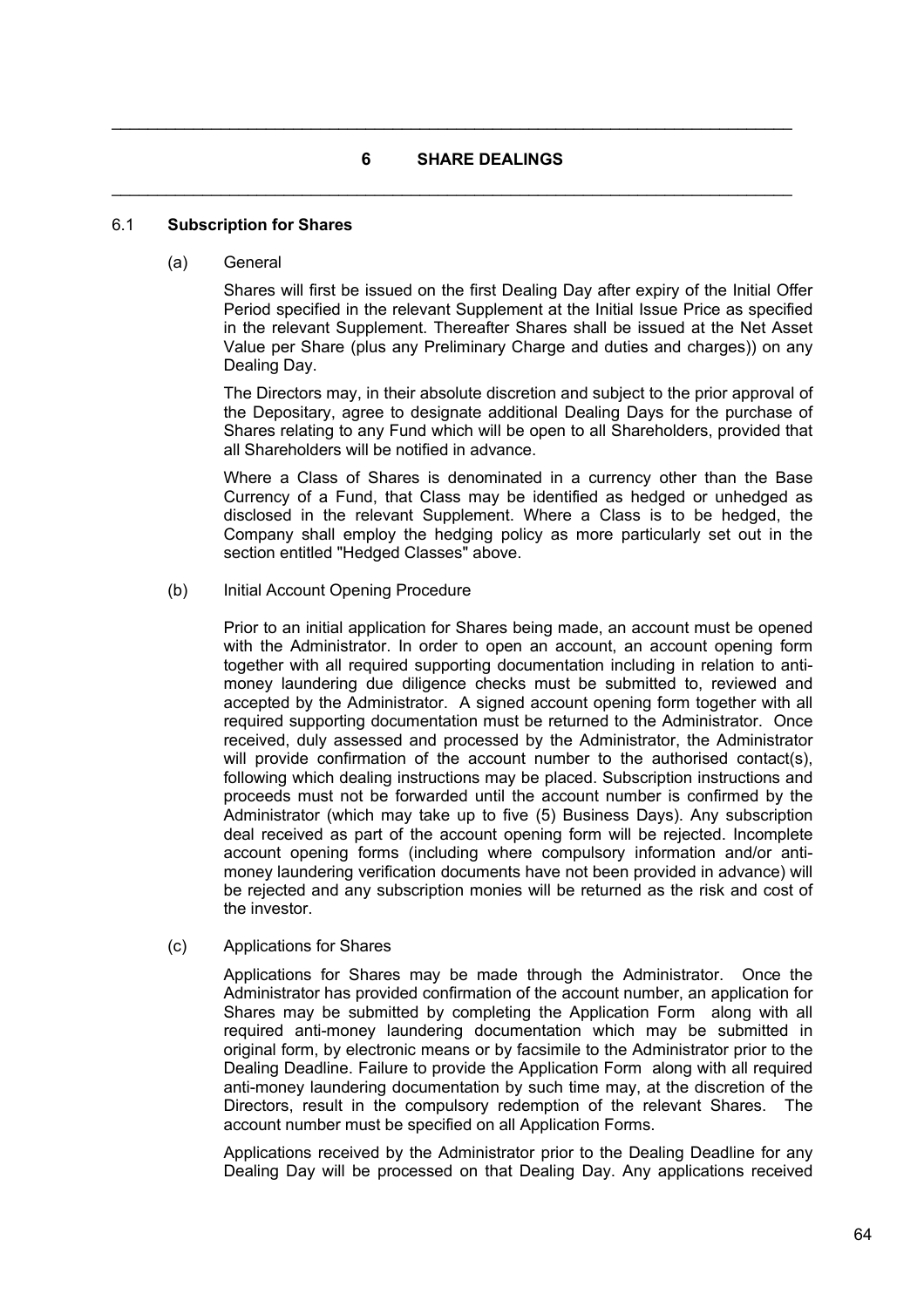## 6 SHARE DEALINGS

### 6.1 Subscription for Shares

(a) General

Shares will first be issued on the first Dealing Day after expiry of the Initial Offer Period specified in the relevant Supplement at the Initial Issue Price as specified in the relevant Supplement. Thereafter Shares shall be issued at the Net Asset Value per Share (plus any Preliminary Charge and duties and charges)) on any Dealing Day.

The Directors may, in their absolute discretion and subject to the prior approval of the Depositary, agree to designate additional Dealing Days for the purchase of Shares relating to any Fund which will be open to all Shareholders, provided that all Shareholders will be notified in advance.

Where a Class of Shares is denominated in a currency other than the Base Currency of a Fund, that Class may be identified as hedged or unhedged as disclosed in the relevant Supplement. Where a Class is to be hedged, the Company shall employ the hedging policy as more particularly set out in the section entitled "Hedged Classes" above.

(b) Initial Account Opening Procedure

Prior to an initial application for Shares being made, an account must be opened with the Administrator. In order to open an account, an account opening form together with all required supporting documentation including in relation to anti-money laundering due diligence checks must be submitted to, reviewed and accepted by the Administrator. A signed account opening form together with all required supporting documentation must be returned to the Administrator. Once received, duly assessed and processed by the Administrator, the Administrator will provide confirmation of the account number to the authorised contact(s), following which dealing instructions may be placed. Subscription instructions and proceeds must not be forwarded until the account number is confirmed by the Administrator (which may take up to five (5) Business Days). Any subscription deal received as part of the account opening form will be rejected. Incomplete account opening forms (including where compulsory information and/or anti-money laundering verification documents have not been provided in advance) will be rejected and any subscription monies will be returned as the risk and cost of the investor.

(c) Applications for Shares

Applications for Shares may be made through the Administrator. Once the Administrator has provided confirmation of the account number, an application for Shares may be submitted by completing the Application Form along with all required anti-money laundering documentation which may be submitted in original form, by electronic means or by facsimile to the Administrator prior to the Dealing Deadline. Failure to provide the Application Form along with all required anti-money laundering documentation by such time may, at the discretion of the Directors, result in the compulsory redemption of the relevant Shares. The account number must be specified on all Application Forms.

Applications received by the Administrator prior to the Dealing Deadline for any Dealing Day will be processed on that Dealing Day. Any applications received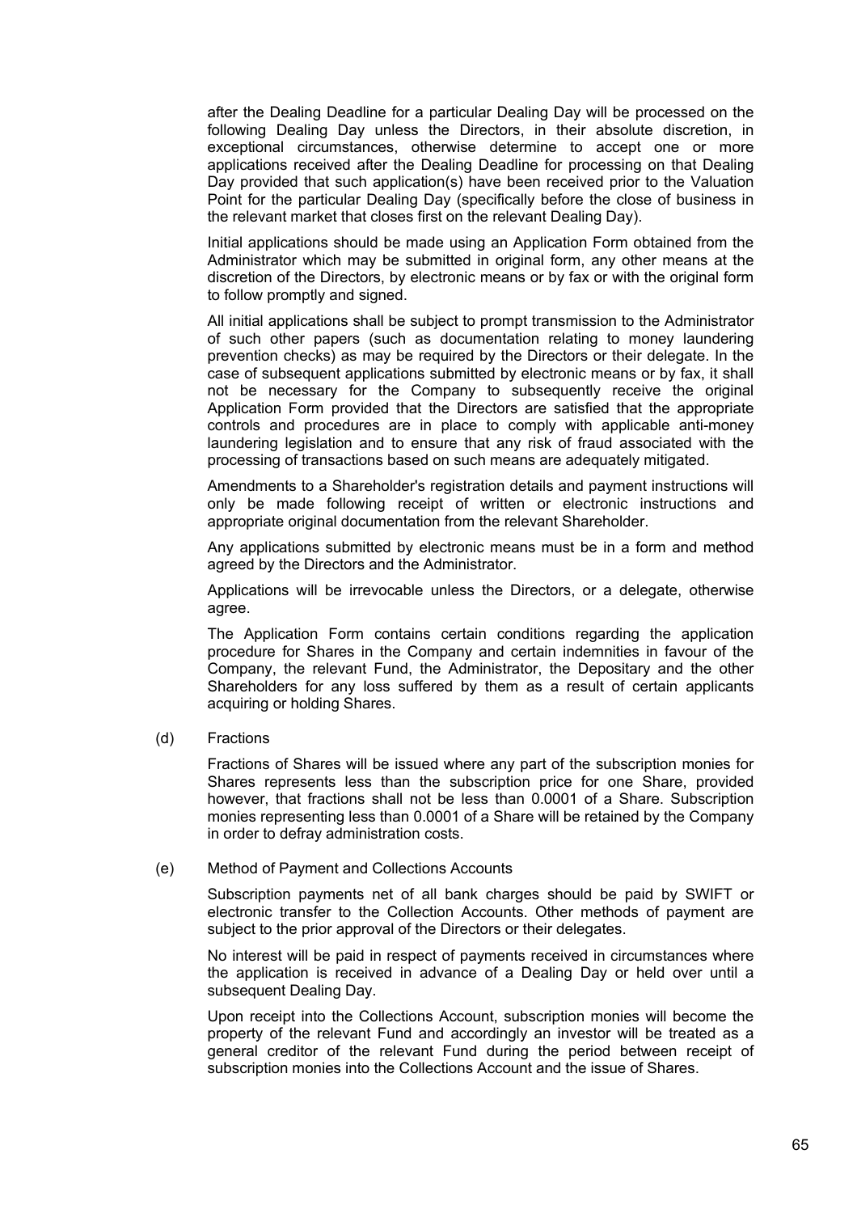after the Dealing Deadline for a particular Dealing Day will be processed on the following Dealing Day unless the Directors, in their absolute discretion, in exceptional circumstances, otherwise determine to accept one or more applications received after the Dealing Deadline for processing on that Dealing Day provided that such application(s) have been received prior to the Valuation Point for the particular Dealing Day (specifically before the close of business in the relevant market that closes first on the relevant Dealing Day).

Initial applications should be made using an Application Form obtained from the Administrator which may be submitted in original form, any other means at the discretion of the Directors, by electronic means or by fax or with the original form to follow promptly and signed.

All initial applications shall be subject to prompt transmission to the Administrator of such other papers (such as documentation relating to money laundering prevention checks) as may be required by the Directors or their delegate. In the case of subsequent applications submitted by electronic means or by fax, it shall not be necessary for the Company to subsequently receive the original Application Form provided that the Directors are satisfied that the appropriate controls and procedures are in place to comply with applicable anti-money laundering legislation and to ensure that any risk of fraud associated with the processing of transactions based on such means are adequately mitigated.

Amendments to a Shareholder's registration details and payment instructions will only be made following receipt of written or electronic instructions and appropriate original documentation from the relevant Shareholder.

Any applications submitted by electronic means must be in a form and method agreed by the Directors and the Administrator.

Applications will be irrevocable unless the Directors, or a delegate, otherwise agree.

The Application Form contains certain conditions regarding the application procedure for Shares in the Company and certain indemnities in favour of the Company, the relevant Fund, the Administrator, the Depositary and the other Shareholders for any loss suffered by them as a result of certain applicants acquiring or holding Shares.

(d) Fractions

Fractions of Shares will be issued where any part of the subscription monies for Shares represents less than the subscription price for one Share, provided however, that fractions shall not be less than 0.0001 of a Share. Subscription monies representing less than 0.0001 of a Share will be retained by the Company in order to defray administration costs.

(e) Method of Payment and Collections Accounts

Subscription payments net of all bank charges should be paid by SWIFT or electronic transfer to the Collection Accounts. Other methods of payment are subject to the prior approval of the Directors or their delegates.

No interest will be paid in respect of payments received in circumstances where the application is received in advance of a Dealing Day or held over until a subsequent Dealing Day.

Upon receipt into the Collections Account, subscription monies will become the property of the relevant Fund and accordingly an investor will be treated as a general creditor of the relevant Fund during the period between receipt of subscription monies into the Collections Account and the issue of Shares.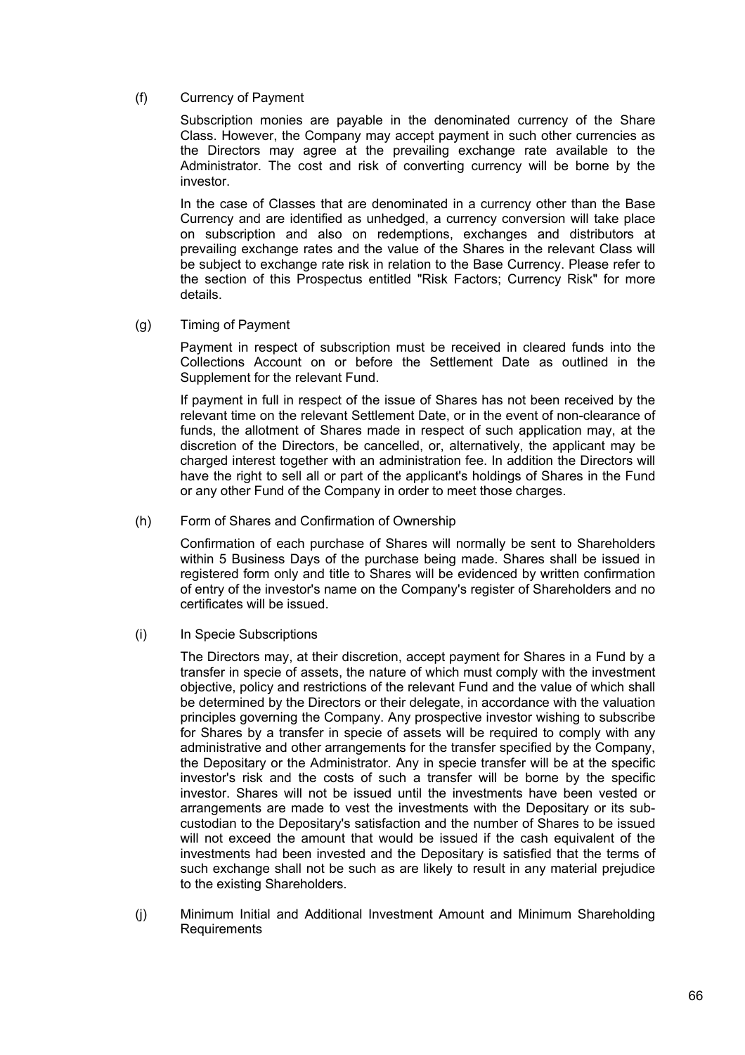(f) Currency of Payment

Subscription monies are payable in the denominated currency of the Share Class. However, the Company may accept payment in such other currencies as the Directors may agree at the prevailing exchange rate available to the Administrator. The cost and risk of converting currency will be borne by the investor.

In the case of Classes that are denominated in a currency other than the Base Currency and are identified as unhedged, a currency conversion will take place on subscription and also on redemptions, exchanges and distributors at prevailing exchange rates and the value of the Shares in the relevant Class will be subject to exchange rate risk in relation to the Base Currency. Please refer to the section of this Prospectus entitled "Risk Factors; Currency Risk" for more details.

(g) Timing of Payment

Payment in respect of subscription must be received in cleared funds into the Collections Account on or before the Settlement Date as outlined in the Supplement for the relevant Fund.

If payment in full in respect of the issue of Shares has not been received by the relevant time on the relevant Settlement Date, or in the event of non-clearance of funds, the allotment of Shares made in respect of such application may, at the discretion of the Directors, be cancelled, or, alternatively, the applicant may be charged interest together with an administration fee. In addition the Directors will have the right to sell all or part of the applicant's holdings of Shares in the Fund or any other Fund of the Company in order to meet those charges.

(h) Form of Shares and Confirmation of Ownership

Confirmation of each purchase of Shares will normally be sent to Shareholders within 5 Business Days of the purchase being made. Shares shall be issued in registered form only and title to Shares will be evidenced by written confirmation of entry of the investor's name on the Company's register of Shareholders and no certificates will be issued.

(i) In Specie Subscriptions

The Directors may, at their discretion, accept payment for Shares in a Fund by a transfer in specie of assets, the nature of which must comply with the investment objective, policy and restrictions of the relevant Fund and the value of which shall be determined by the Directors or their delegate, in accordance with the valuation principles governing the Company. Any prospective investor wishing to subscribe for Shares by a transfer in specie of assets will be required to comply with any administrative and other arrangements for the transfer specified by the Company, the Depositary or the Administrator. Any in specie transfer will be at the specific investor's risk and the costs of such a transfer will be borne by the specific investor. Shares will not be issued until the investments have been vested or arrangements are made to vest the investments with the Depositary or its sub-custodian to the Depositary's satisfaction and the number of Shares to be issued will not exceed the amount that would be issued if the cash equivalent of the investments had been invested and the Depositary is satisfied that the terms of such exchange shall not be such as are likely to result in any material prejudice to the existing Shareholders.

(j) Minimum Initial and Additional Investment Amount and Minimum Shareholding Requirements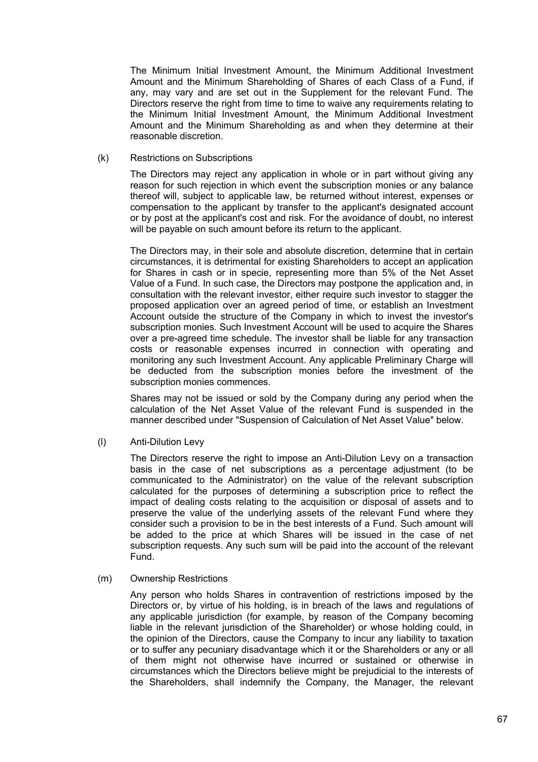The Minimum Initial Investment Amount, the Minimum Additional Investment Amount and the Minimum Shareholding of Shares of each Class of a Fund, if any, may vary and are set out in the Supplement for the relevant Fund. The Directors reserve the right from time to time to waive any requirements relating to the Minimum Initial Investment Amount, the Minimum Additional Investment Amount and the Minimum Shareholding as and when they determine at their reasonable discretion.

(k) Restrictions on Subscriptions

The Directors may reject any application in whole or in part without giving any reason for such rejection in which event the subscription monies or any balance thereof will, subject to applicable law, be returned without interest, expenses or compensation to the applicant by transfer to the applicant's designated account or by post at the applicant's cost and risk. For the avoidance of doubt, no interest will be payable on such amount before its return to the applicant.

The Directors may, in their sole and absolute discretion, determine that in certain circumstances, it is detrimental for existing Shareholders to accept an application for Shares in cash or in specie, representing more than 5% of the Net Asset Value of a Fund. In such case, the Directors may postpone the application and, in consultation with the relevant investor, either require such investor to stagger the proposed application over an agreed period of time, or establish an Investment Account outside the structure of the Company in which to invest the investor's subscription monies. Such Investment Account will be used to acquire the Shares over a pre-agreed time schedule. The investor shall be liable for any transaction costs or reasonable expenses incurred in connection with operating and monitoring any such Investment Account. Any applicable Preliminary Charge will be deducted from the subscription monies before the investment of the subscription monies commences.

Shares may not be issued or sold by the Company during any period when the calculation of the Net Asset Value of the relevant Fund is suspended in the manner described under "Suspension of Calculation of Net Asset Value" below.

(l) Anti-Dilution Levy

The Directors reserve the right to impose an Anti-Dilution Levy on a transaction basis in the case of net subscriptions as a percentage adjustment (to be communicated to the Administrator) on the value of the relevant subscription calculated for the purposes of determining a subscription price to reflect the impact of dealing costs relating to the acquisition or disposal of assets and to preserve the value of the underlying assets of the relevant Fund where they consider such a provision to be in the best interests of a Fund. Such amount will be added to the price at which Shares will be issued in the case of net subscription requests. Any such sum will be paid into the account of the relevant Fund.

(m) Ownership Restrictions

Any person who holds Shares in contravention of restrictions imposed by the Directors or, by virtue of his holding, is in breach of the laws and regulations of any applicable jurisdiction (for example, by reason of the Company becoming liable in the relevant jurisdiction of the Shareholder) or whose holding could, in the opinion of the Directors, cause the Company to incur any liability to taxation or to suffer any pecuniary disadvantage which it or the Shareholders or any or all of them might not otherwise have incurred or sustained or otherwise in circumstances which the Directors believe might be prejudicial to the interests of the Shareholders, shall indemnify the Company, the Manager, the relevant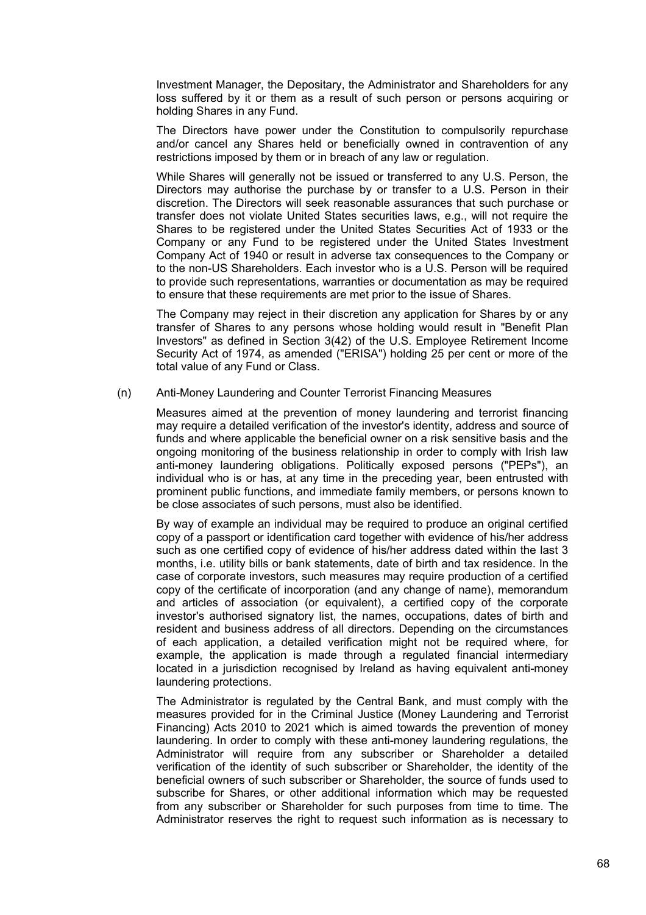Investment Manager, the Depositary, the Administrator and Shareholders for any loss suffered by it or them as a result of such person or persons acquiring or holding Shares in any Fund.

The Directors have power under the Constitution to compulsorily repurchase and/or cancel any Shares held or beneficially owned in contravention of any restrictions imposed by them or in breach of any law or regulation.

While Shares will generally not be issued or transferred to any U.S. Person, the Directors may authorise the purchase by or transfer to a U.S. Person in their discretion. The Directors will seek reasonable assurances that such purchase or transfer does not violate United States securities laws, e.g., will not require the Shares to be registered under the United States Securities Act of 1933 or the Company or any Fund to be registered under the United States Investment Company Act of 1940 or result in adverse tax consequences to the Company or to the non-US Shareholders. Each investor who is a U.S. Person will be required to provide such representations, warranties or documentation as may be required to ensure that these requirements are met prior to the issue of Shares.

The Company may reject in their discretion any application for Shares by or any transfer of Shares to any persons whose holding would result in "Benefit Plan Investors" as defined in Section 3(42) of the U.S. Employee Retirement Income Security Act of 1974, as amended ("ERISA") holding 25 per cent or more of the total value of any Fund or Class.

(n) Anti-Money Laundering and Counter Terrorist Financing Measures

Measures aimed at the prevention of money laundering and terrorist financing may require a detailed verification of the investor's identity, address and source of funds and where applicable the beneficial owner on a risk sensitive basis and the ongoing monitoring of the business relationship in order to comply with Irish law anti-money laundering obligations. Politically exposed persons ("PEPs"), an individual who is or has, at any time in the preceding year, been entrusted with prominent public functions, and immediate family members, or persons known to be close associates of such persons, must also be identified.

By way of example an individual may be required to produce an original certified copy of a passport or identification card together with evidence of his/her address such as one certified copy of evidence of his/her address dated within the last 3 months, i.e. utility bills or bank statements, date of birth and tax residence. In the case of corporate investors, such measures may require production of a certified copy of the certificate of incorporation (and any change of name), memorandum and articles of association (or equivalent), a certified copy of the corporate investor's authorised signatory list, the names, occupations, dates of birth and resident and business address of all directors. Depending on the circumstances of each application, a detailed verification might not be required where, for example, the application is made through a regulated financial intermediary located in a jurisdiction recognised by Ireland as having equivalent anti-money laundering protections.

The Administrator is regulated by the Central Bank, and must comply with the measures provided for in the Criminal Justice (Money Laundering and Terrorist Financing) Acts 2010 to 2021 which is aimed towards the prevention of money laundering. In order to comply with these anti-money laundering regulations, the Administrator will require from any subscriber or Shareholder a detailed verification of the identity of such subscriber or Shareholder, the identity of the beneficial owners of such subscriber or Shareholder, the source of funds used to subscribe for Shares, or other additional information which may be requested from any subscriber or Shareholder for such purposes from time to time. The Administrator reserves the right to request such information as is necessary to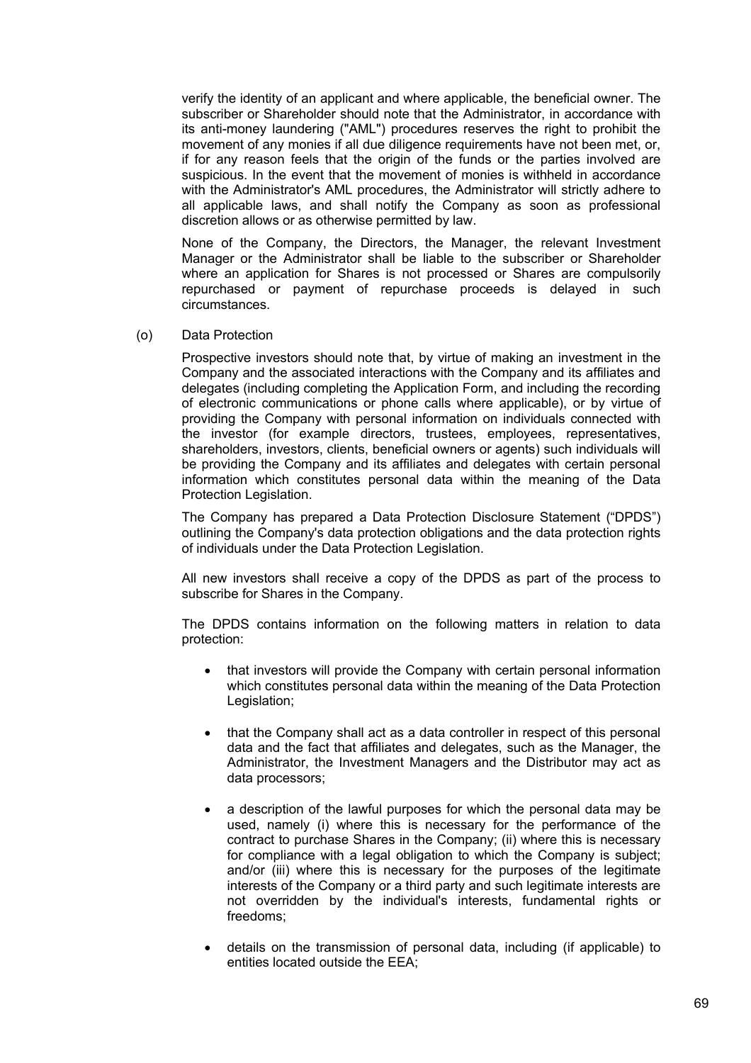verify the identity of an applicant and where applicable, the beneficial owner. The subscriber or Shareholder should note that the Administrator, in accordance with its anti-money laundering ("AML") procedures reserves the right to prohibit the movement of any monies if all due diligence requirements have not been met, or, if for any reason feels that the origin of the funds or the parties involved are suspicious. In the event that the movement of monies is withheld in accordance with the Administrator's AML procedures, the Administrator will strictly adhere to all applicable laws, and shall notify the Company as soon as professional discretion allows or as otherwise permitted by law.

None of the Company, the Directors, the Manager, the relevant Investment Manager or the Administrator shall be liable to the subscriber or Shareholder where an application for Shares is not processed or Shares are compulsorily repurchased or payment of repurchase proceeds is delayed in such circumstances.

(o) Data Protection

Prospective investors should note that, by virtue of making an investment in the Company and the associated interactions with the Company and its affiliates and delegates (including completing the Application Form, and including the recording of electronic communications or phone calls where applicable), or by virtue of providing the Company with personal information on individuals connected with the investor (for example directors, trustees, employees, representatives, shareholders, investors, clients, beneficial owners or agents) such individuals will be providing the Company and its affiliates and delegates with certain personal information which constitutes personal data within the meaning of the Data Protection Legislation.

The Company has prepared a Data Protection Disclosure Statement ("DPDS") outlining the Company's data protection obligations and the data protection rights of individuals under the Data Protection Legislation.

All new investors shall receive a copy of the DPDS as part of the process to subscribe for Shares in the Company.

The DPDS contains information on the following matters in relation to data protection:

- that investors will provide the Company with certain personal information which constitutes personal data within the meaning of the Data Protection Legislation;
- that the Company shall act as a data controller in respect of this personal data and the fact that affiliates and delegates, such as the Manager, the Administrator, the Investment Managers and the Distributor may act as data processors;
- a description of the lawful purposes for which the personal data may be used, namely (i) where this is necessary for the performance of the contract to purchase Shares in the Company; (ii) where this is necessary for compliance with a legal obligation to which the Company is subject; and/or (iii) where this is necessary for the purposes of the legitimate interests of the Company or a third party and such legitimate interests are not overridden by the individual's interests, fundamental rights or freedoms;
- details on the transmission of personal data, including (if applicable) to entities located outside the EEA;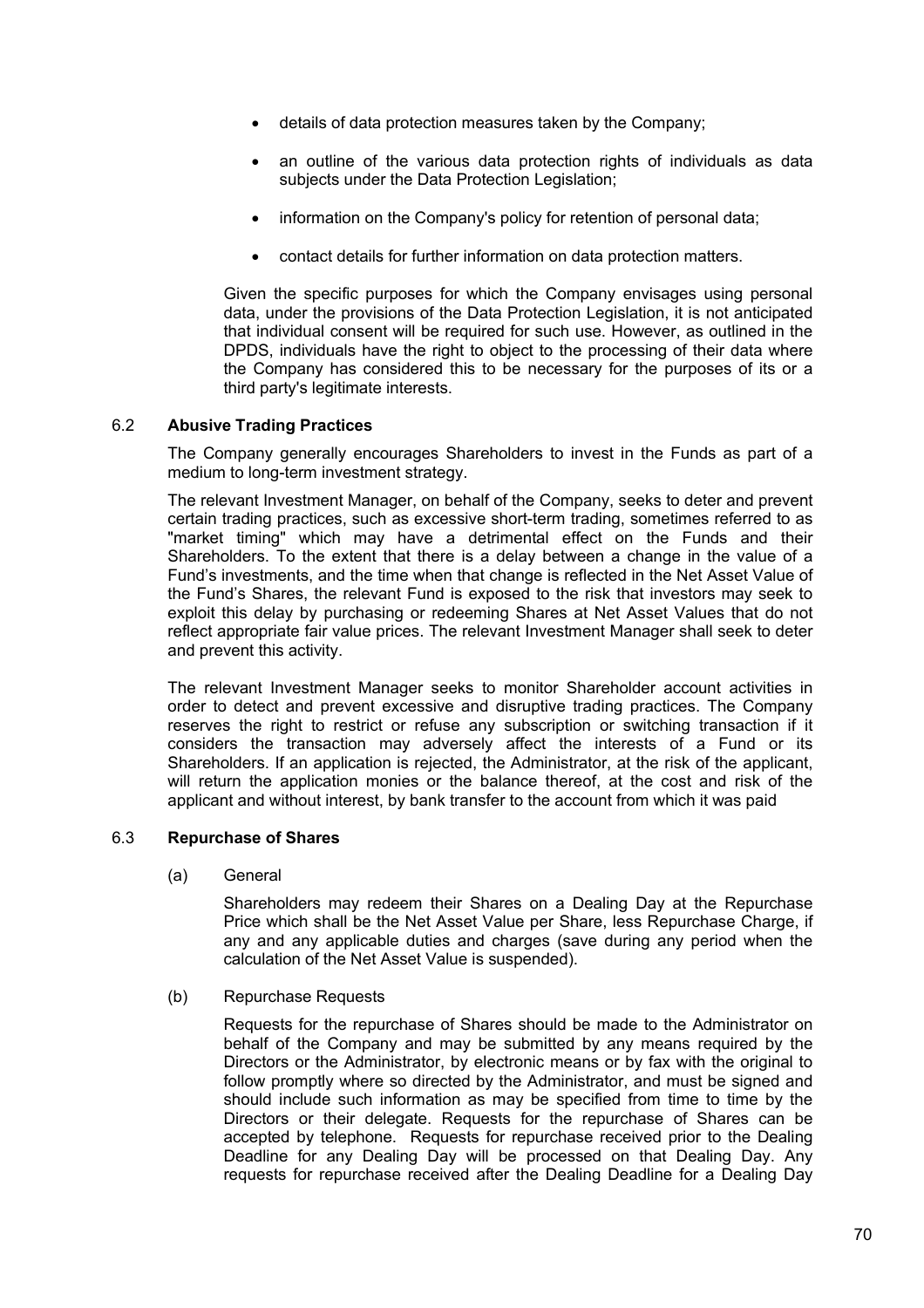- details of data protection measures taken by the Company;
- an outline of the various data protection rights of individuals as data subjects under the Data Protection Legislation;
- information on the Company's policy for retention of personal data;
- contact details for further information on data protection matters.

Given the specific purposes for which the Company envisages using personal data, under the provisions of the Data Protection Legislation, it is not anticipated that individual consent will be required for such use. However, as outlined in the DPDS, individuals have the right to object to the processing of their data where the Company has considered this to be necessary for the purposes of its or a third party's legitimate interests.

### 6.2 Abusive Trading Practices

The Company generally encourages Shareholders to invest in the Funds as part of a medium to long-term investment strategy.

The relevant Investment Manager, on behalf of the Company, seeks to deter and prevent certain trading practices, such as excessive short-term trading, sometimes referred to as "market timing" which may have a detrimental effect on the Funds and their Shareholders. To the extent that there is a delay between a change in the value of a Fund's investments, and the time when that change is reflected in the Net Asset Value of the Fund's Shares, the relevant Fund is exposed to the risk that investors may seek to exploit this delay by purchasing or redeeming Shares at Net Asset Values that do not reflect appropriate fair value prices. The relevant Investment Manager shall seek to deter and prevent this activity.

The relevant Investment Manager seeks to monitor Shareholder account activities in order to detect and prevent excessive and disruptive trading practices. The Company reserves the right to restrict or refuse any subscription or switching transaction if it considers the transaction may adversely affect the interests of a Fund or its Shareholders. If an application is rejected, the Administrator, at the risk of the applicant, will return the application monies or the balance thereof, at the cost and risk of the applicant and without interest, by bank transfer to the account from which it was paid

### 6.3 Repurchase of Shares

(a) General

Shareholders may redeem their Shares on a Dealing Day at the Repurchase Price which shall be the Net Asset Value per Share, less Repurchase Charge, if any and any applicable duties and charges (save during any period when the calculation of the Net Asset Value is suspended).

(b) Repurchase Requests

Requests for the repurchase of Shares should be made to the Administrator on behalf of the Company and may be submitted by any means required by the Directors or the Administrator, by electronic means or by fax with the original to follow promptly where so directed by the Administrator, and must be signed and should include such information as may be specified from time to time by the Directors or their delegate. Requests for the repurchase of Shares can be accepted by telephone. Requests for repurchase received prior to the Dealing Deadline for any Dealing Day will be processed on that Dealing Day. Any requests for repurchase received after the Dealing Deadline for a Dealing Day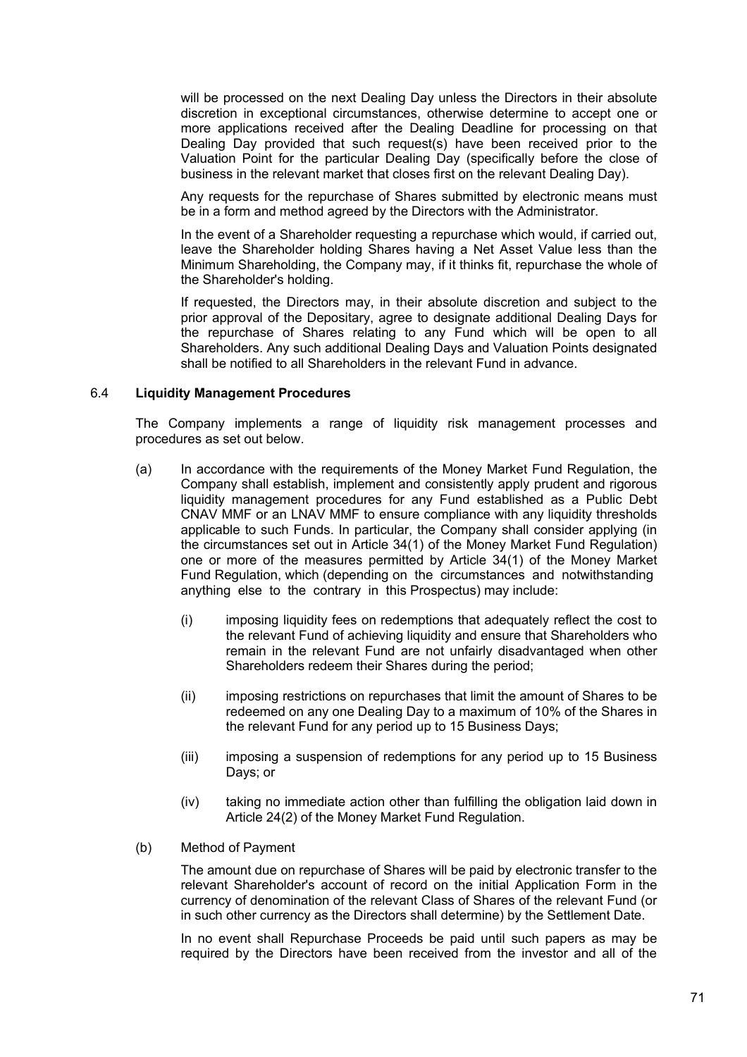will be processed on the next Dealing Day unless the Directors in their absolute discretion in exceptional circumstances, otherwise determine to accept one or more applications received after the Dealing Deadline for processing on that Dealing Day provided that such request(s) have been received prior to the Valuation Point for the particular Dealing Day (specifically before the close of business in the relevant market that closes first on the relevant Dealing Day).

Any requests for the repurchase of Shares submitted by electronic means must be in a form and method agreed by the Directors with the Administrator.

In the event of a Shareholder requesting a repurchase which would, if carried out, leave the Shareholder holding Shares having a Net Asset Value less than the Minimum Shareholding, the Company may, if it thinks fit, repurchase the whole of the Shareholder's holding.

If requested, the Directors may, in their absolute discretion and subject to the prior approval of the Depositary, agree to designate additional Dealing Days for the repurchase of Shares relating to any Fund which will be open to all Shareholders. Any such additional Dealing Days and Valuation Points designated shall be notified to all Shareholders in the relevant Fund in advance.

### 6.4 Liquidity Management Procedures

The Company implements a range of liquidity risk management processes and procedures as set out below.

(a) In accordance with the requirements of the Money Market Fund Regulation, the Company shall establish, implement and consistently apply prudent and rigorous liquidity management procedures for any Fund established as a Public Debt CNAV MMF or an LNAV MMF to ensure compliance with any liquidity thresholds applicable to such Funds. In particular, the Company shall consider applying (in the circumstances set out in Article 34(1) of the Money Market Fund Regulation) one or more of the measures permitted by Article 34(1) of the Money Market Fund Regulation, which (depending on the circumstances and notwithstanding anything else to the contrary in this Prospectus) may include:

   (i) imposing liquidity fees on redemptions that adequately reflect the cost to the relevant Fund of achieving liquidity and ensure that Shareholders who remain in the relevant Fund are not unfairly disadvantaged when other Shareholders redeem their Shares during the period;

   (ii) imposing restrictions on repurchases that limit the amount of Shares to be redeemed on any one Dealing Day to a maximum of 10% of the Shares in the relevant Fund for any period up to 15 Business Days;

   (iii) imposing a suspension of redemptions for any period up to 15 Business Days; or

   (iv) taking no immediate action other than fulfilling the obligation laid down in Article 24(2) of the Money Market Fund Regulation.

(b) Method of Payment

The amount due on repurchase of Shares will be paid by electronic transfer to the relevant Shareholder's account of record on the initial Application Form in the currency of denomination of the relevant Class of Shares of the relevant Fund (or in such other currency as the Directors shall determine) by the Settlement Date.

In no event shall Repurchase Proceeds be paid until such papers as may be required by the Directors have been received from the investor and all of the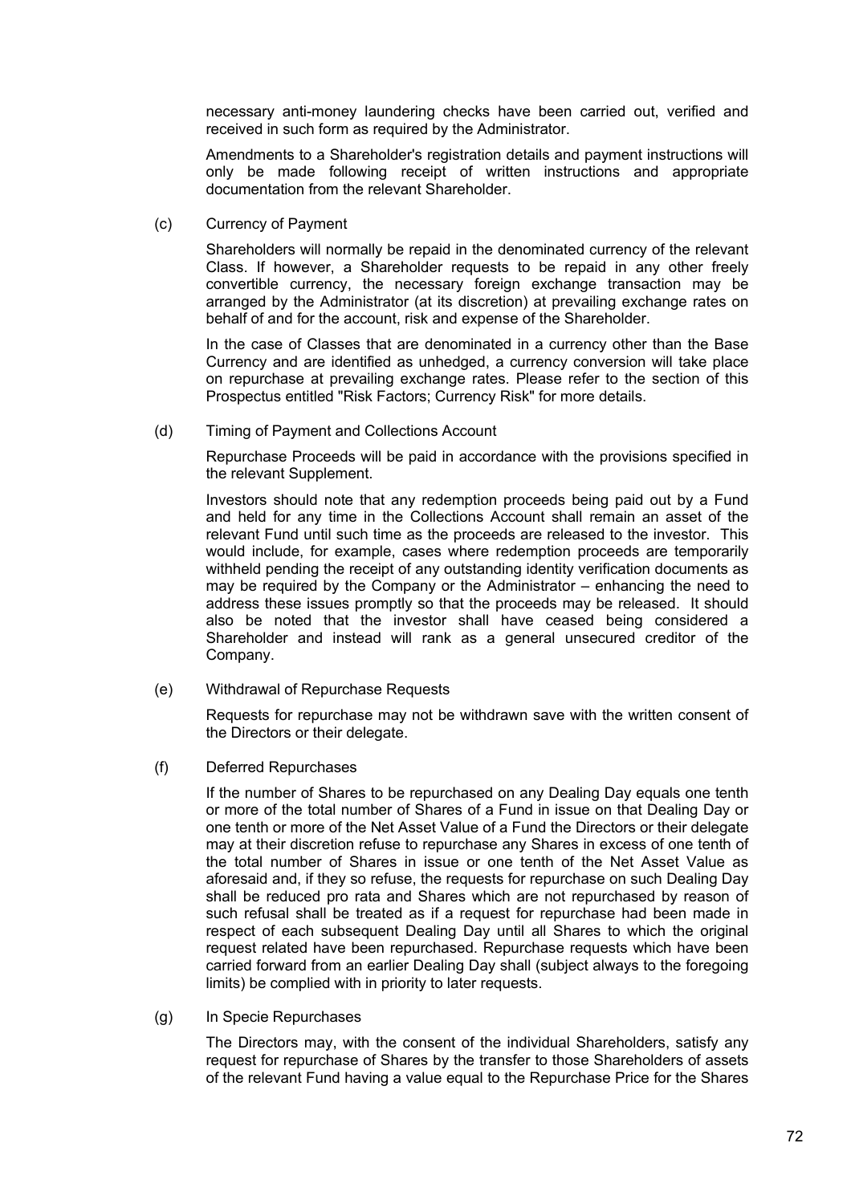necessary anti-money laundering checks have been carried out, verified and received in such form as required by the Administrator.

Amendments to a Shareholder's registration details and payment instructions will only be made following receipt of written instructions and appropriate documentation from the relevant Shareholder.

(c) Currency of Payment

Shareholders will normally be repaid in the denominated currency of the relevant Class. If however, a Shareholder requests to be repaid in any other freely convertible currency, the necessary foreign exchange transaction may be arranged by the Administrator (at its discretion) at prevailing exchange rates on behalf of and for the account, risk and expense of the Shareholder.

In the case of Classes that are denominated in a currency other than the Base Currency and are identified as unhedged, a currency conversion will take place on repurchase at prevailing exchange rates. Please refer to the section of this Prospectus entitled "Risk Factors; Currency Risk" for more details.

(d) Timing of Payment and Collections Account

Repurchase Proceeds will be paid in accordance with the provisions specified in the relevant Supplement.

Investors should note that any redemption proceeds being paid out by a Fund and held for any time in the Collections Account shall remain an asset of the relevant Fund until such time as the proceeds are released to the investor. This would include, for example, cases where redemption proceeds are temporarily withheld pending the receipt of any outstanding identity verification documents as may be required by the Company or the Administrator – enhancing the need to address these issues promptly so that the proceeds may be released. It should also be noted that the investor shall have ceased being considered a Shareholder and instead will rank as a general unsecured creditor of the Company.

(e) Withdrawal of Repurchase Requests

Requests for repurchase may not be withdrawn save with the written consent of the Directors or their delegate.

(f) Deferred Repurchases

If the number of Shares to be repurchased on any Dealing Day equals one tenth or more of the total number of Shares of a Fund in issue on that Dealing Day or one tenth or more of the Net Asset Value of a Fund the Directors or their delegate may at their discretion refuse to repurchase any Shares in excess of one tenth of the total number of Shares in issue or one tenth of the Net Asset Value as aforesaid and, if they so refuse, the requests for repurchase on such Dealing Day shall be reduced pro rata and Shares which are not repurchased by reason of such refusal shall be treated as if a request for repurchase had been made in respect of each subsequent Dealing Day until all Shares to which the original request related have been repurchased. Repurchase requests which have been carried forward from an earlier Dealing Day shall (subject always to the foregoing limits) be complied with in priority to later requests.

(g) In Specie Repurchases

The Directors may, with the consent of the individual Shareholders, satisfy any request for repurchase of Shares by the transfer to those Shareholders of assets of the relevant Fund having a value equal to the Repurchase Price for the Shares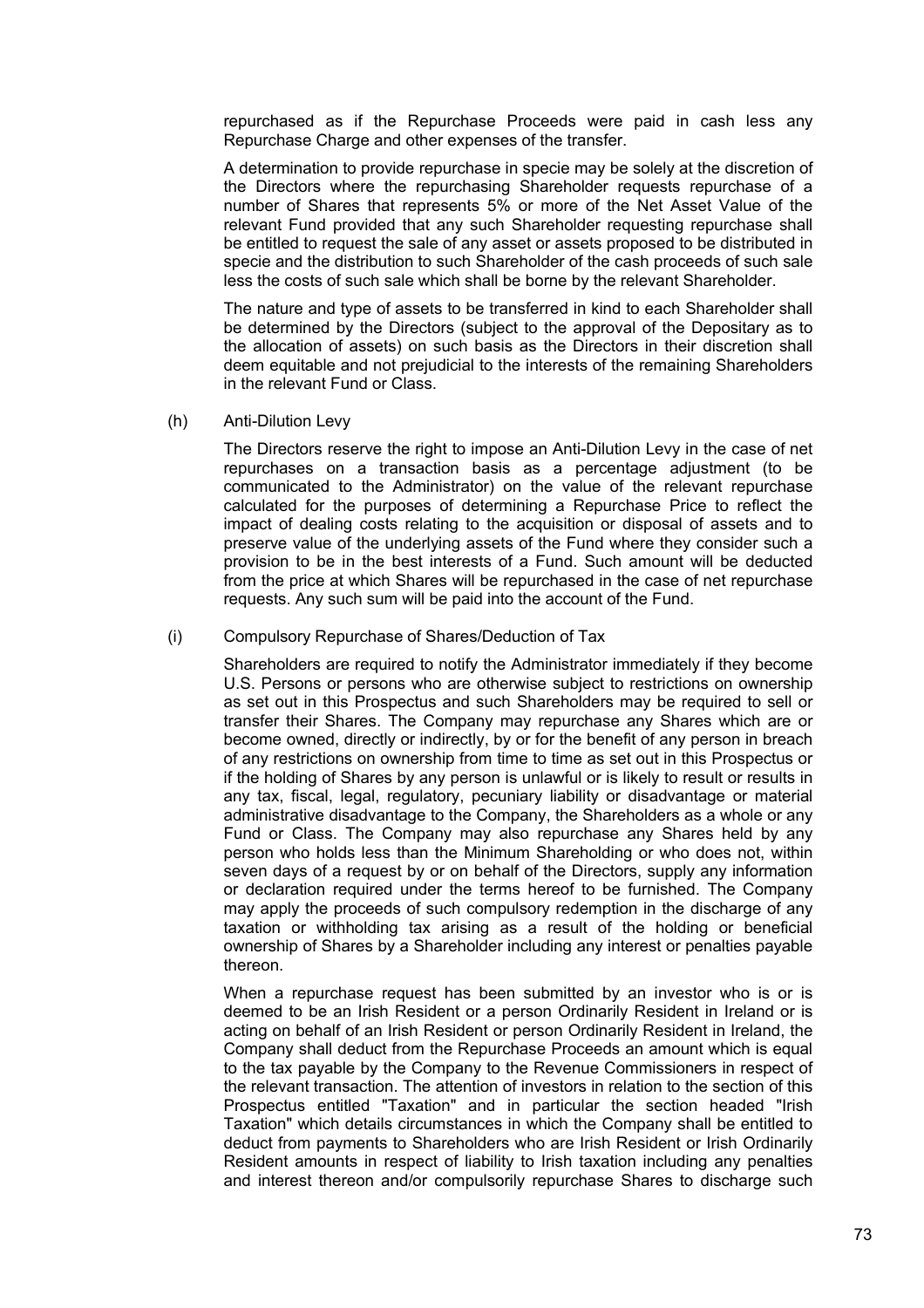repurchased as if the Repurchase Proceeds were paid in cash less any Repurchase Charge and other expenses of the transfer.

A determination to provide repurchase in specie may be solely at the discretion of the Directors where the repurchasing Shareholder requests repurchase of a number of Shares that represents 5% or more of the Net Asset Value of the relevant Fund provided that any such Shareholder requesting repurchase shall be entitled to request the sale of any asset or assets proposed to be distributed in specie and the distribution to such Shareholder of the cash proceeds of such sale less the costs of such sale which shall be borne by the relevant Shareholder.

The nature and type of assets to be transferred in kind to each Shareholder shall be determined by the Directors (subject to the approval of the Depositary as to the allocation of assets) on such basis as the Directors in their discretion shall deem equitable and not prejudicial to the interests of the remaining Shareholders in the relevant Fund or Class.

(h) Anti-Dilution Levy

The Directors reserve the right to impose an Anti-Dilution Levy in the case of net repurchases on a transaction basis as a percentage adjustment (to be communicated to the Administrator) on the value of the relevant repurchase calculated for the purposes of determining a Repurchase Price to reflect the impact of dealing costs relating to the acquisition or disposal of assets and to preserve value of the underlying assets of the Fund where they consider such a provision to be in the best interests of a Fund. Such amount will be deducted from the price at which Shares will be repurchased in the case of net repurchase requests. Any such sum will be paid into the account of the Fund.

(i) Compulsory Repurchase of Shares/Deduction of Tax

Shareholders are required to notify the Administrator immediately if they become U.S. Persons or persons who are otherwise subject to restrictions on ownership as set out in this Prospectus and such Shareholders may be required to sell or transfer their Shares. The Company may repurchase any Shares which are or become owned, directly or indirectly, by or for the benefit of any person in breach of any restrictions on ownership from time to time as set out in this Prospectus or if the holding of Shares by any person is unlawful or is likely to result or results in any tax, fiscal, legal, regulatory, pecuniary liability or disadvantage or material administrative disadvantage to the Company, the Shareholders as a whole or any Fund or Class. The Company may also repurchase any Shares held by any person who holds less than the Minimum Shareholding or who does not, within seven days of a request by or on behalf of the Directors, supply any information or declaration required under the terms hereof to be furnished. The Company may apply the proceeds of such compulsory redemption in the discharge of any taxation or withholding tax arising as a result of the holding or beneficial ownership of Shares by a Shareholder including any interest or penalties payable thereon.

When a repurchase request has been submitted by an investor who is or is deemed to be an Irish Resident or a person Ordinarily Resident in Ireland or is acting on behalf of an Irish Resident or person Ordinarily Resident in Ireland, the Company shall deduct from the Repurchase Proceeds an amount which is equal to the tax payable by the Company to the Revenue Commissioners in respect of the relevant transaction. The attention of investors in relation to the section of this Prospectus entitled "Taxation" and in particular the section headed "Irish Taxation" which details circumstances in which the Company shall be entitled to deduct from payments to Shareholders who are Irish Resident or Irish Ordinarily Resident amounts in respect of liability to Irish taxation including any penalties and interest thereon and/or compulsorily repurchase Shares to discharge such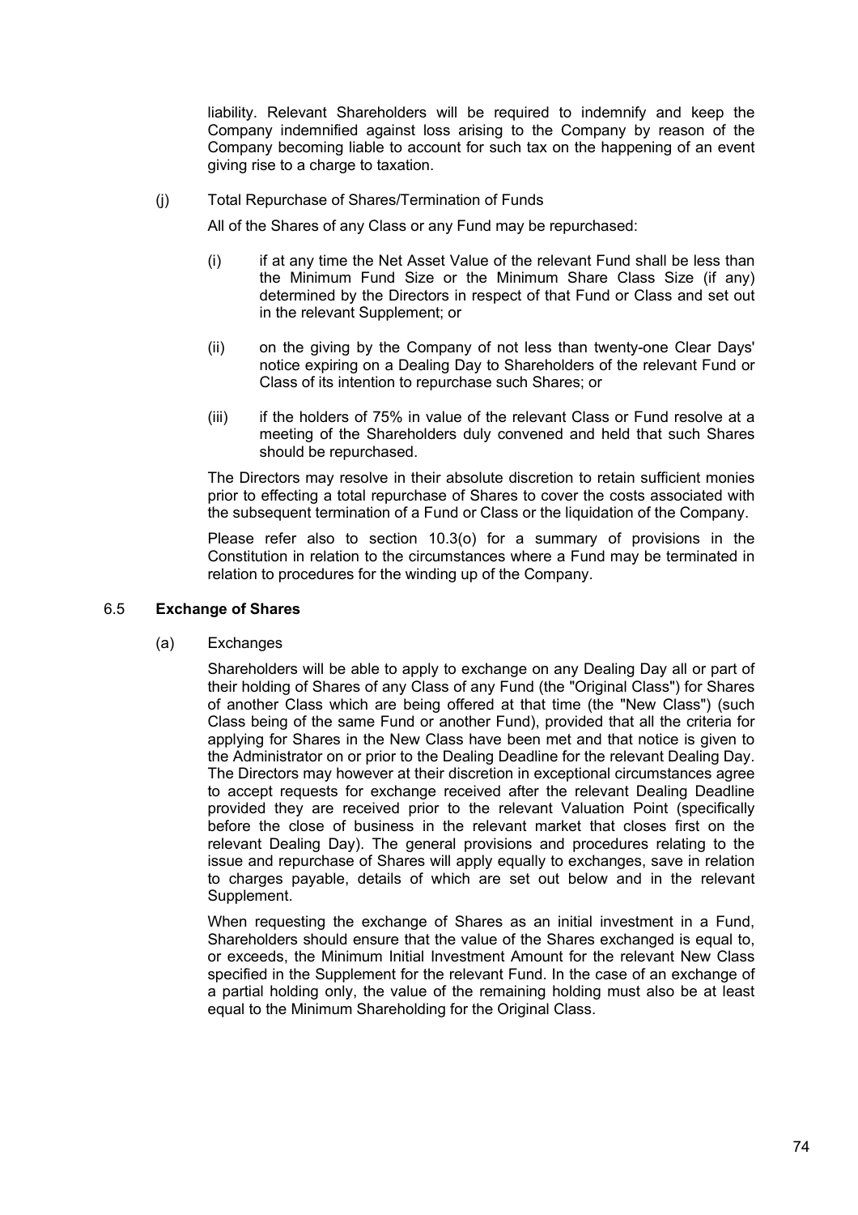liability. Relevant Shareholders will be required to indemnify and keep the Company indemnified against loss arising to the Company by reason of the Company becoming liable to account for such tax on the happening of an event giving rise to a charge to taxation.

(j) Total Repurchase of Shares/Termination of Funds

All of the Shares of any Class or any Fund may be repurchased:

(i) if at any time the Net Asset Value of the relevant Fund shall be less than the Minimum Fund Size or the Minimum Share Class Size (if any) determined by the Directors in respect of that Fund or Class and set out in the relevant Supplement; or

(ii) on the giving by the Company of not less than twenty-one Clear Days' notice expiring on a Dealing Day to Shareholders of the relevant Fund or Class of its intention to repurchase such Shares; or

(iii) if the holders of 75% in value of the relevant Class or Fund resolve at a meeting of the Shareholders duly convened and held that such Shares should be repurchased.

The Directors may resolve in their absolute discretion to retain sufficient monies prior to effecting a total repurchase of Shares to cover the costs associated with the subsequent termination of a Fund or Class or the liquidation of the Company.

Please refer also to section 10.3(o) for a summary of provisions in the Constitution in relation to the circumstances where a Fund may be terminated in relation to procedures for the winding up of the Company.

### 6.5 Exchange of Shares

(a) Exchanges

Shareholders will be able to apply to exchange on any Dealing Day all or part of their holding of Shares of any Class of any Fund (the "Original Class") for Shares of another Class which are being offered at that time (the "New Class") (such Class being of the same Fund or another Fund), provided that all the criteria for applying for Shares in the New Class have been met and that notice is given to the Administrator on or prior to the Dealing Deadline for the relevant Dealing Day. The Directors may however at their discretion in exceptional circumstances agree to accept requests for exchange received after the relevant Dealing Deadline provided they are received prior to the relevant Valuation Point (specifically before the close of business in the relevant market that closes first on the relevant Dealing Day). The general provisions and procedures relating to the issue and repurchase of Shares will apply equally to exchanges, save in relation to charges payable, details of which are set out below and in the relevant Supplement.

When requesting the exchange of Shares as an initial investment in a Fund, Shareholders should ensure that the value of the Shares exchanged is equal to, or exceeds, the Minimum Initial Investment Amount for the relevant New Class specified in the Supplement for the relevant Fund. In the case of an exchange of a partial holding only, the value of the remaining holding must also be at least equal to the Minimum Shareholding for the Original Class.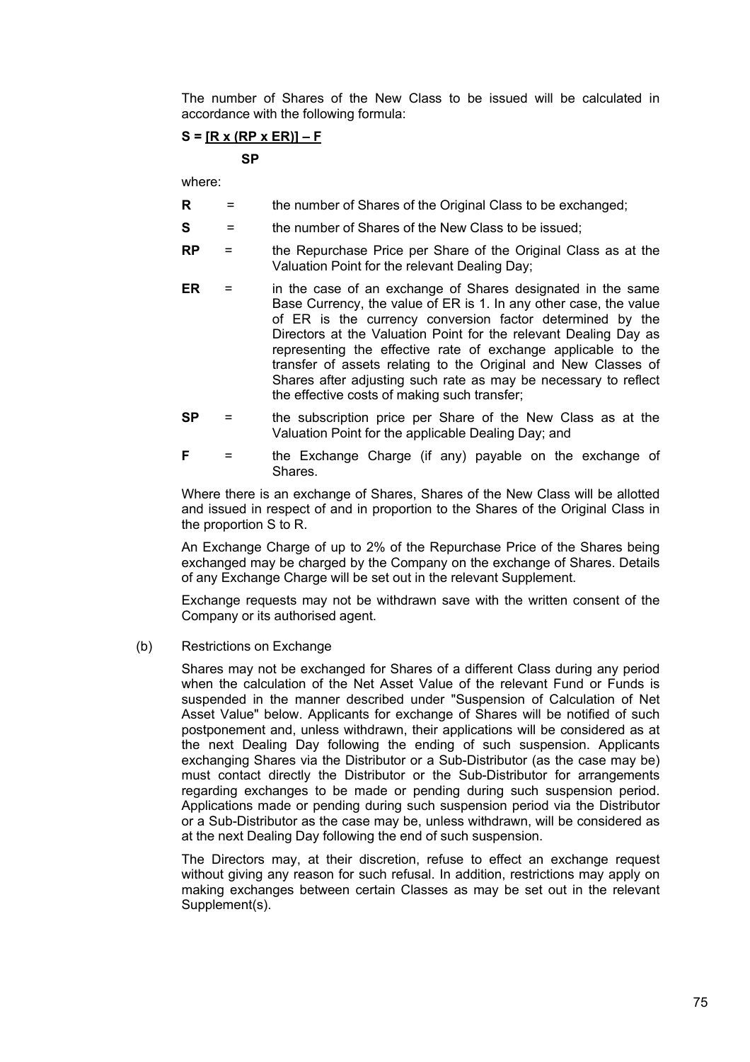The number of Shares of the New Class to be issued will be calculated in accordance with the following formula:

$$S = \frac{[R \times (RP \times ER)] - F}{SP}$$

where:

**R** = the number of Shares of the Original Class to be exchanged;

**S** = the number of Shares of the New Class to be issued;

**RP** = the Repurchase Price per Share of the Original Class as at the Valuation Point for the relevant Dealing Day;

**ER** = in the case of an exchange of Shares designated in the same Base Currency, the value of ER is 1. In any other case, the value of ER is the currency conversion factor determined by the Directors at the Valuation Point for the relevant Dealing Day as representing the effective rate of exchange applicable to the transfer of assets relating to the Original and New Classes of Shares after adjusting such rate as may be necessary to reflect the effective costs of making such transfer;

**SP** = the subscription price per Share of the New Class as at the Valuation Point for the applicable Dealing Day; and

**F** = the Exchange Charge (if any) payable on the exchange of Shares.

Where there is an exchange of Shares, Shares of the New Class will be allotted and issued in respect of and in proportion to the Shares of the Original Class in the proportion S to R.

An Exchange Charge of up to 2% of the Repurchase Price of the Shares being exchanged may be charged by the Company on the exchange of Shares. Details of any Exchange Charge will be set out in the relevant Supplement.

Exchange requests may not be withdrawn save with the written consent of the Company or its authorised agent.

(b) Restrictions on Exchange

Shares may not be exchanged for Shares of a different Class during any period when the calculation of the Net Asset Value of the relevant Fund or Funds is suspended in the manner described under "Suspension of Calculation of Net Asset Value" below. Applicants for exchange of Shares will be notified of such postponement and, unless withdrawn, their applications will be considered as at the next Dealing Day following the ending of such suspension. Applicants exchanging Shares via the Distributor or a Sub-Distributor (as the case may be) must contact directly the Distributor or the Sub-Distributor for arrangements regarding exchanges to be made or pending during such suspension period. Applications made or pending during such suspension period via the Distributor or a Sub-Distributor as the case may be, unless withdrawn, will be considered as at the next Dealing Day following the end of such suspension.

The Directors may, at their discretion, refuse to effect an exchange request without giving any reason for such refusal. In addition, restrictions may apply on making exchanges between certain Classes as may be set out in the relevant Supplement(s).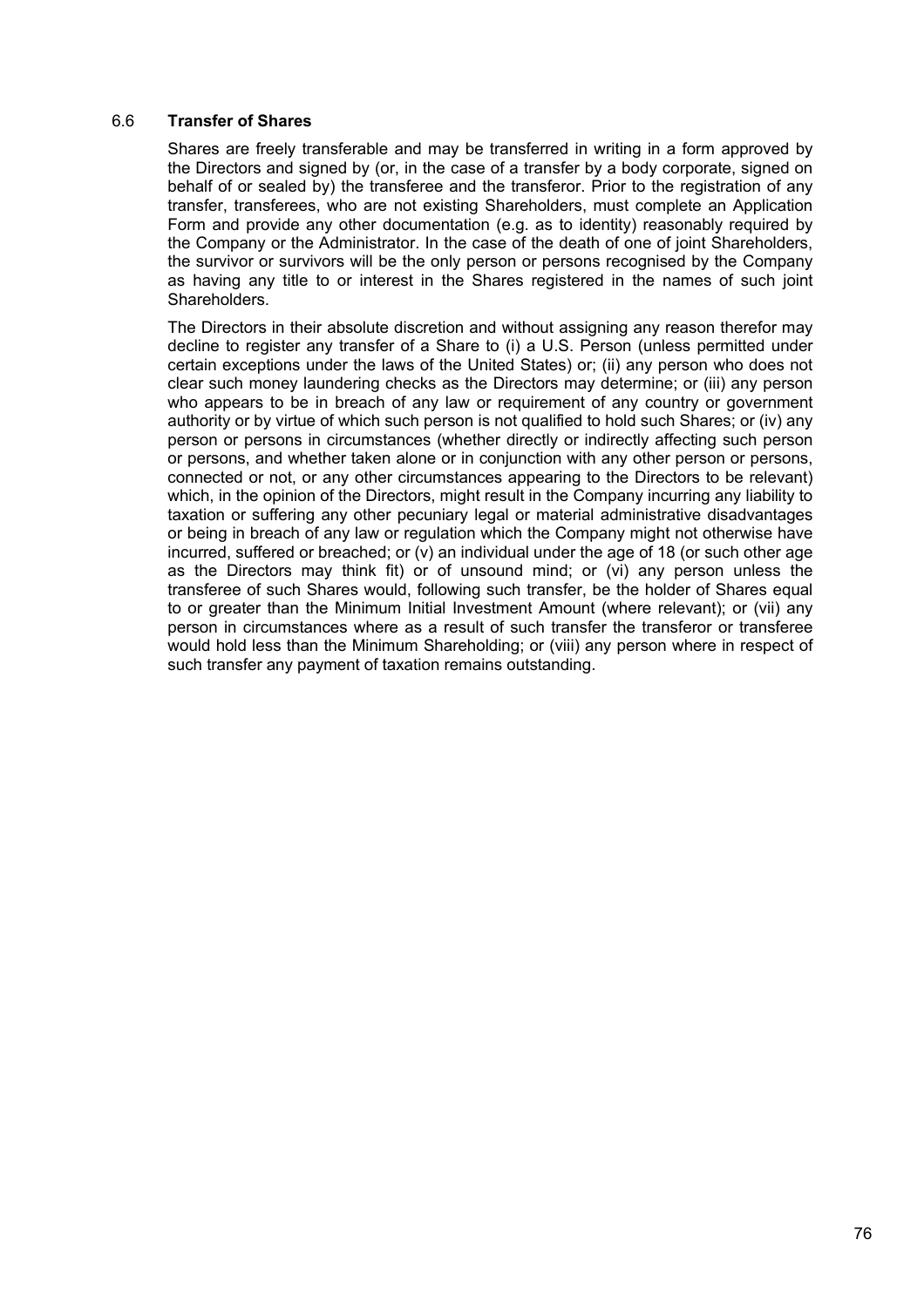### 6.6 **Transfer of Shares**

Shares are freely transferable and may be transferred in writing in a form approved by the Directors and signed by (or, in the case of a transfer by a body corporate, signed on behalf of or sealed by) the transferee and the transferor. Prior to the registration of any transfer, transferees, who are not existing Shareholders, must complete an Application Form and provide any other documentation (e.g. as to identity) reasonably required by the Company or the Administrator. In the case of the death of one of joint Shareholders, the survivor or survivors will be the only person or persons recognised by the Company as having any title to or interest in the Shares registered in the names of such joint Shareholders.

The Directors in their absolute discretion and without assigning any reason therefor may decline to register any transfer of a Share to (i) a U.S. Person (unless permitted under certain exceptions under the laws of the United States) or; (ii) any person who does not clear such money laundering checks as the Directors may determine; or (iii) any person who appears to be in breach of any law or requirement of any country or government authority or by virtue of which such person is not qualified to hold such Shares; or (iv) any person or persons in circumstances (whether directly or indirectly affecting such person or persons, and whether taken alone or in conjunction with any other person or persons, connected or not, or any other circumstances appearing to the Directors to be relevant) which, in the opinion of the Directors, might result in the Company incurring any liability to taxation or suffering any other pecuniary legal or material administrative disadvantages or being in breach of any law or regulation which the Company might not otherwise have incurred, suffered or breached; or (v) an individual under the age of 18 (or such other age as the Directors may think fit) or of unsound mind; or (vi) any person unless the transferee of such Shares would, following such transfer, be the holder of Shares equal to or greater than the Minimum Initial Investment Amount (where relevant); or (vii) any person in circumstances where as a result of such transfer the transferor or transferee would hold less than the Minimum Shareholding; or (viii) any person where in respect of such transfer any payment of taxation remains outstanding.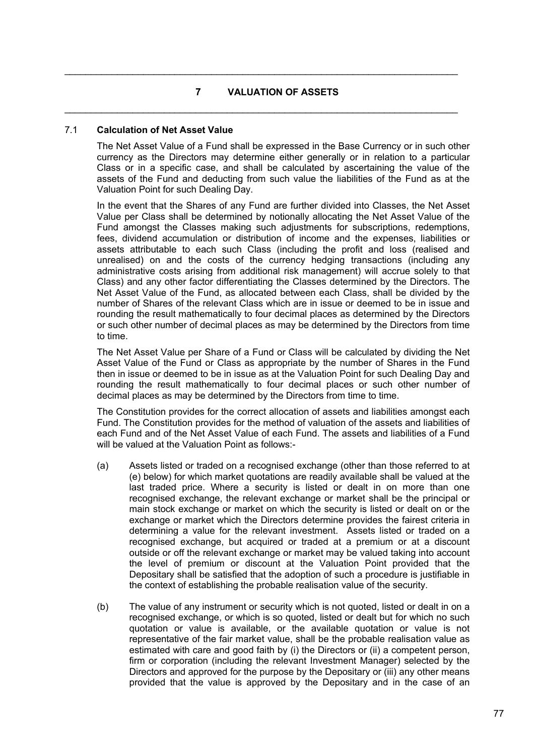## 7 VALUATION OF ASSETS

### 7.1 Calculation of Net Asset Value

The Net Asset Value of a Fund shall be expressed in the Base Currency or in such other currency as the Directors may determine either generally or in relation to a particular Class or in a specific case, and shall be calculated by ascertaining the value of the assets of the Fund and deducting from such value the liabilities of the Fund as at the Valuation Point for such Dealing Day.

In the event that the Shares of any Fund are further divided into Classes, the Net Asset Value per Class shall be determined by notionally allocating the Net Asset Value of the Fund amongst the Classes making such adjustments for subscriptions, redemptions, fees, dividend accumulation or distribution of income and the expenses, liabilities or assets attributable to each such Class (including the profit and loss (realised and unrealised) on and the costs of the currency hedging transactions (including any administrative costs arising from additional risk management) will accrue solely to that Class) and any other factor differentiating the Classes determined by the Directors. The Net Asset Value of the Fund, as allocated between each Class, shall be divided by the number of Shares of the relevant Class which are in issue or deemed to be in issue and rounding the result mathematically to four decimal places as determined by the Directors or such other number of decimal places as may be determined by the Directors from time to time.

The Net Asset Value per Share of a Fund or Class will be calculated by dividing the Net Asset Value of the Fund or Class as appropriate by the number of Shares in the Fund then in issue or deemed to be in issue as at the Valuation Point for such Dealing Day and rounding the result mathematically to four decimal places or such other number of decimal places as may be determined by the Directors from time to time.

The Constitution provides for the correct allocation of assets and liabilities amongst each Fund. The Constitution provides for the method of valuation of the assets and liabilities of each Fund and of the Net Asset Value of each Fund. The assets and liabilities of a Fund will be valued at the Valuation Point as follows:-

(a) Assets listed or traded on a recognised exchange (other than those referred to at (e) below) for which market quotations are readily available shall be valued at the last traded price. Where a security is listed or dealt in on more than one recognised exchange, the relevant exchange or market shall be the principal or main stock exchange or market on which the security is listed or dealt on or the exchange or market which the Directors determine provides the fairest criteria in determining a value for the relevant investment. Assets listed or traded on a recognised exchange, but acquired or traded at a premium or at a discount outside or off the relevant exchange or market may be valued taking into account the level of premium or discount at the Valuation Point provided that the Depositary shall be satisfied that the adoption of such a procedure is justifiable in the context of establishing the probable realisation value of the security.

(b) The value of any instrument or security which is not quoted, listed or dealt in on a recognised exchange, or which is so quoted, listed or dealt but for which no such quotation or value is available, or the available quotation or value is not representative of the fair market value, shall be the probable realisation value as estimated with care and good faith by (i) the Directors or (ii) a competent person, firm or corporation (including the relevant Investment Manager) selected by the Directors and approved for the purpose by the Depositary or (iii) any other means provided that the value is approved by the Depositary and in the case of an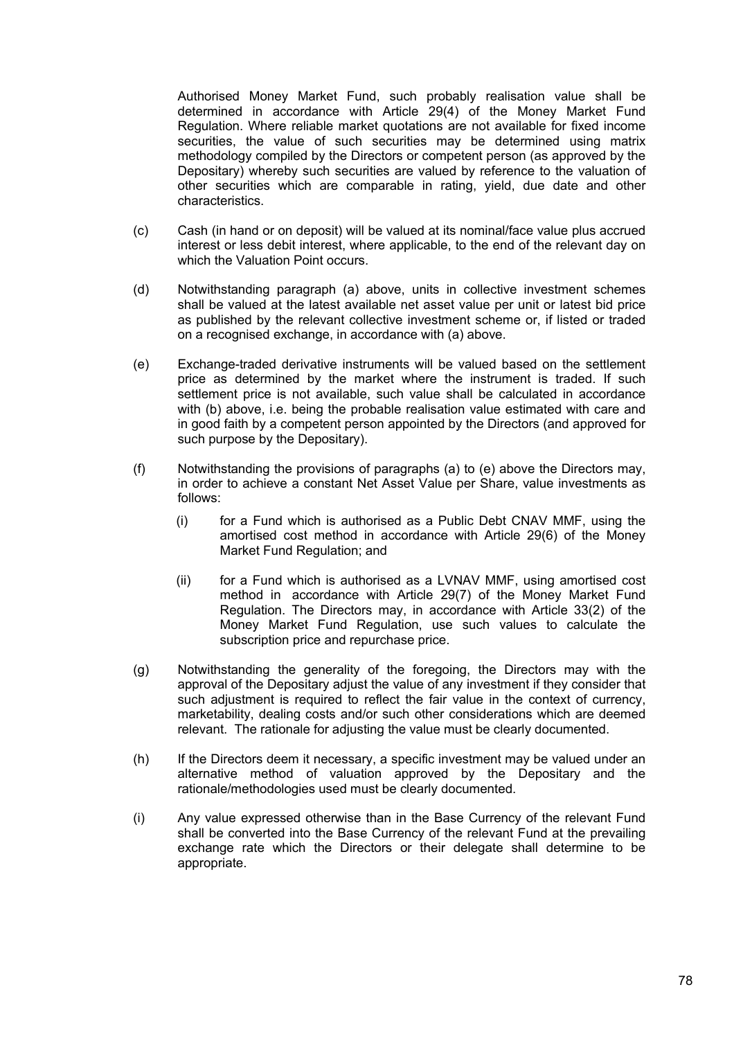Authorised Money Market Fund, such probably realisation value shall be determined in accordance with Article 29(4) of the Money Market Fund Regulation. Where reliable market quotations are not available for fixed income securities, the value of such securities may be determined using matrix methodology compiled by the Directors or competent person (as approved by the Depositary) whereby such securities are valued by reference to the valuation of other securities which are comparable in rating, yield, due date and other characteristics.

(c) Cash (in hand or on deposit) will be valued at its nominal/face value plus accrued interest or less debit interest, where applicable, to the end of the relevant day on which the Valuation Point occurs.

(d) Notwithstanding paragraph (a) above, units in collective investment schemes shall be valued at the latest available net asset value per unit or latest bid price as published by the relevant collective investment scheme or, if listed or traded on a recognised exchange, in accordance with (a) above.

(e) Exchange-traded derivative instruments will be valued based on the settlement price as determined by the market where the instrument is traded. If such settlement price is not available, such value shall be calculated in accordance with (b) above, i.e. being the probable realisation value estimated with care and in good faith by a competent person appointed by the Directors (and approved for such purpose by the Depositary).

(f) Notwithstanding the provisions of paragraphs (a) to (e) above the Directors may, in order to achieve a constant Net Asset Value per Share, value investments as follows:

   (i) for a Fund which is authorised as a Public Debt CNAV MMF, using the amortised cost method in accordance with Article 29(6) of the Money Market Fund Regulation; and

   (ii) for a Fund which is authorised as a LVNAV MMF, using amortised cost method in accordance with Article 29(7) of the Money Market Fund Regulation. The Directors may, in accordance with Article 33(2) of the Money Market Fund Regulation, use such values to calculate the subscription price and repurchase price.

(g) Notwithstanding the generality of the foregoing, the Directors may with the approval of the Depositary adjust the value of any investment if they consider that such adjustment is required to reflect the fair value in the context of currency, marketability, dealing costs and/or such other considerations which are deemed relevant. The rationale for adjusting the value must be clearly documented.

(h) If the Directors deem it necessary, a specific investment may be valued under an alternative method of valuation approved by the Depositary and the rationale/methodologies used must be clearly documented.

(i) Any value expressed otherwise than in the Base Currency of the relevant Fund shall be converted into the Base Currency of the relevant Fund at the prevailing exchange rate which the Directors or their delegate shall determine to be appropriate.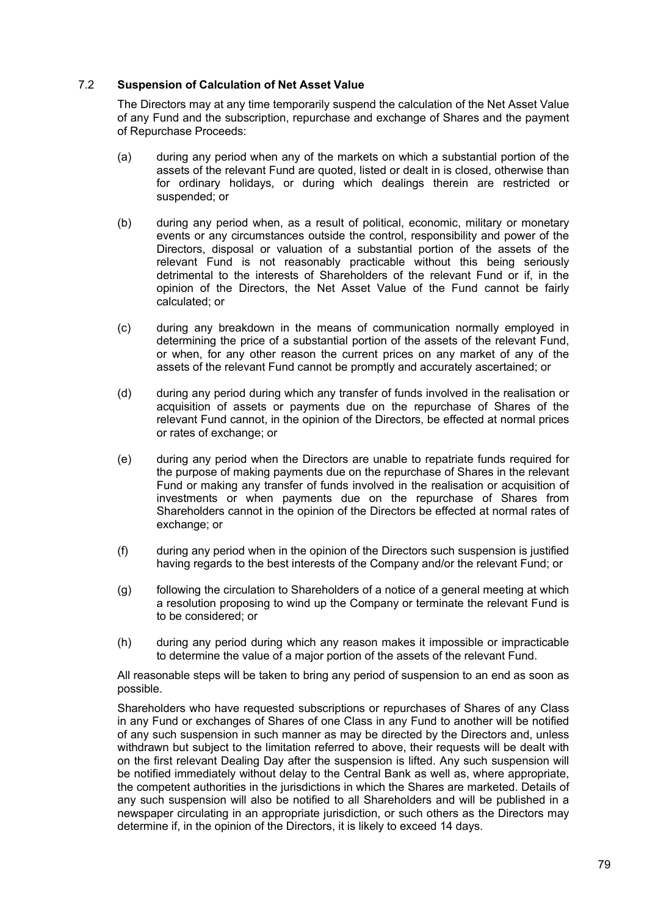### 7.2 Suspension of Calculation of Net Asset Value

The Directors may at any time temporarily suspend the calculation of the Net Asset Value of any Fund and the subscription, repurchase and exchange of Shares and the payment of Repurchase Proceeds:

(a) during any period when any of the markets on which a substantial portion of the assets of the relevant Fund are quoted, listed or dealt in is closed, otherwise than for ordinary holidays, or during which dealings therein are restricted or suspended; or

(b) during any period when, as a result of political, economic, military or monetary events or any circumstances outside the control, responsibility and power of the Directors, disposal or valuation of a substantial portion of the assets of the relevant Fund is not reasonably practicable without this being seriously detrimental to the interests of Shareholders of the relevant Fund or if, in the opinion of the Directors, the Net Asset Value of the Fund cannot be fairly calculated; or

(c) during any breakdown in the means of communication normally employed in determining the price of a substantial portion of the assets of the relevant Fund, or when, for any other reason the current prices on any market of any of the assets of the relevant Fund cannot be promptly and accurately ascertained; or

(d) during any period during which any transfer of funds involved in the realisation or acquisition of assets or payments due on the repurchase of Shares of the relevant Fund cannot, in the opinion of the Directors, be effected at normal prices or rates of exchange; or

(e) during any period when the Directors are unable to repatriate funds required for the purpose of making payments due on the repurchase of Shares in the relevant Fund or making any transfer of funds involved in the realisation or acquisition of investments or when payments due on the repurchase of Shares from Shareholders cannot in the opinion of the Directors be effected at normal rates of exchange; or

(f) during any period when in the opinion of the Directors such suspension is justified having regards to the best interests of the Company and/or the relevant Fund; or

(g) following the circulation to Shareholders of a notice of a general meeting at which a resolution proposing to wind up the Company or terminate the relevant Fund is to be considered; or

(h) during any period during which any reason makes it impossible or impracticable to determine the value of a major portion of the assets of the relevant Fund.

All reasonable steps will be taken to bring any period of suspension to an end as soon as possible.

Shareholders who have requested subscriptions or repurchases of Shares of any Class in any Fund or exchanges of Shares of one Class in any Fund to another will be notified of any such suspension in such manner as may be directed by the Directors and, unless withdrawn but subject to the limitation referred to above, their requests will be dealt with on the first relevant Dealing Day after the suspension is lifted. Any such suspension will be notified immediately without delay to the Central Bank as well as, where appropriate, the competent authorities in the jurisdictions in which the Shares are marketed. Details of any such suspension will also be notified to all Shareholders and will be published in a newspaper circulating in an appropriate jurisdiction, or such others as the Directors may determine if, in the opinion of the Directors, it is likely to exceed 14 days.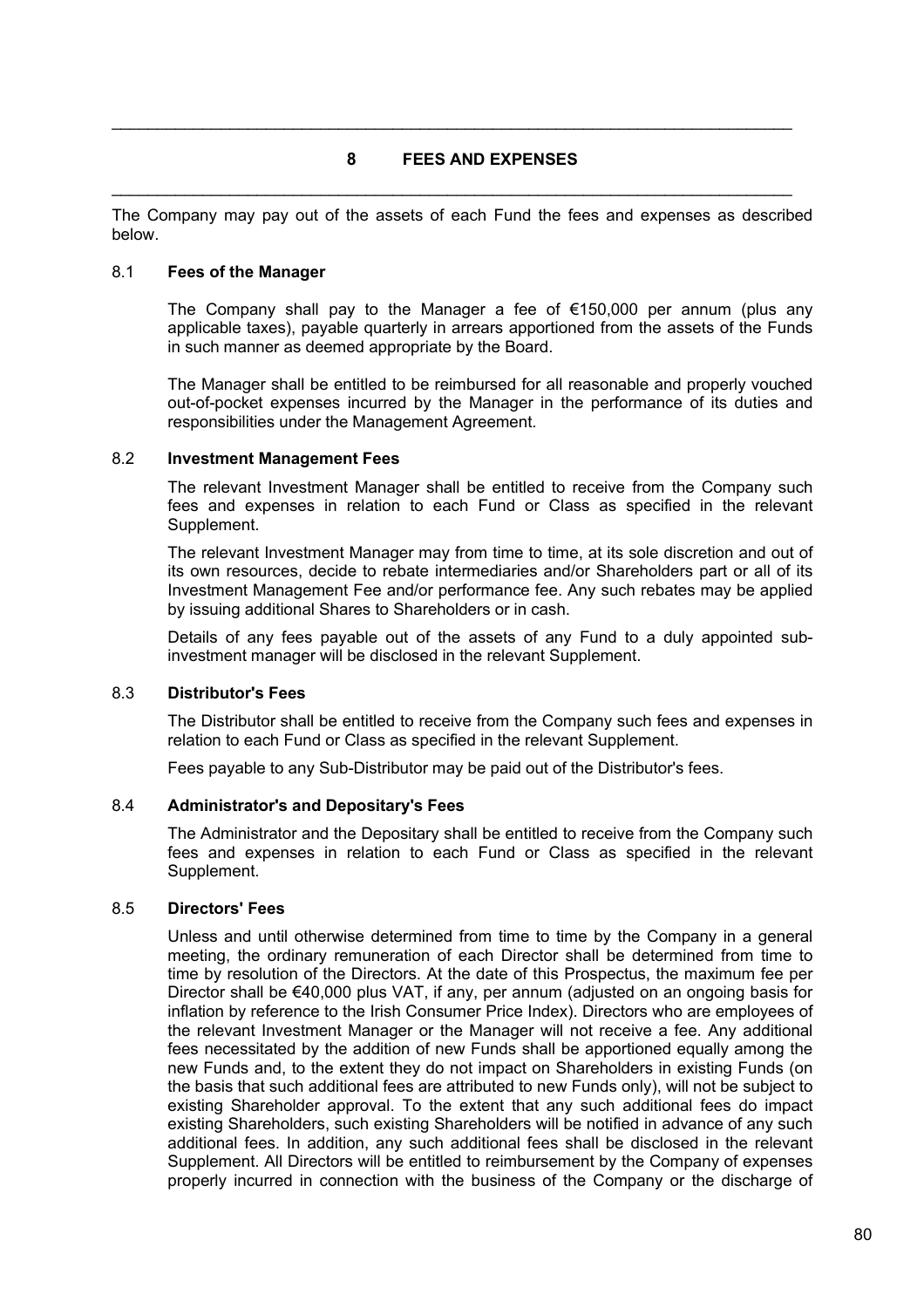## 8 FEES AND EXPENSES

The Company may pay out of the assets of each Fund the fees and expenses as described below.

### 8.1 Fees of the Manager

The Company shall pay to the Manager a fee of €150,000 per annum (plus any applicable taxes), payable quarterly in arrears apportioned from the assets of the Funds in such manner as deemed appropriate by the Board.

The Manager shall be entitled to be reimbursed for all reasonable and properly vouched out-of-pocket expenses incurred by the Manager in the performance of its duties and responsibilities under the Management Agreement.

### 8.2 Investment Management Fees

The relevant Investment Manager shall be entitled to receive from the Company such fees and expenses in relation to each Fund or Class as specified in the relevant Supplement.

The relevant Investment Manager may from time to time, at its sole discretion and out of its own resources, decide to rebate intermediaries and/or Shareholders part or all of its Investment Management Fee and/or performance fee. Any such rebates may be applied by issuing additional Shares to Shareholders or in cash.

Details of any fees payable out of the assets of any Fund to a duly appointed sub-investment manager will be disclosed in the relevant Supplement.

### 8.3 Distributor's Fees

The Distributor shall be entitled to receive from the Company such fees and expenses in relation to each Fund or Class as specified in the relevant Supplement.

Fees payable to any Sub-Distributor may be paid out of the Distributor's fees.

### 8.4 Administrator's and Depositary's Fees

The Administrator and the Depositary shall be entitled to receive from the Company such fees and expenses in relation to each Fund or Class as specified in the relevant Supplement.

### 8.5 Directors' Fees

Unless and until otherwise determined from time to time by the Company in a general meeting, the ordinary remuneration of each Director shall be determined from time to time by resolution of the Directors. At the date of this Prospectus, the maximum fee per Director shall be €40,000 plus VAT, if any, per annum (adjusted on an ongoing basis for inflation by reference to the Irish Consumer Price Index). Directors who are employees of the relevant Investment Manager or the Manager will not receive a fee. Any additional fees necessitated by the addition of new Funds shall be apportioned equally among the new Funds and, to the extent they do not impact on Shareholders in existing Funds (on the basis that such additional fees are attributed to new Funds only), will not be subject to existing Shareholder approval. To the extent that any such additional fees do impact existing Shareholders, such existing Shareholders will be notified in advance of any such additional fees. In addition, any such additional fees shall be disclosed in the relevant Supplement. All Directors will be entitled to reimbursement by the Company of expenses properly incurred in connection with the business of the Company or the discharge of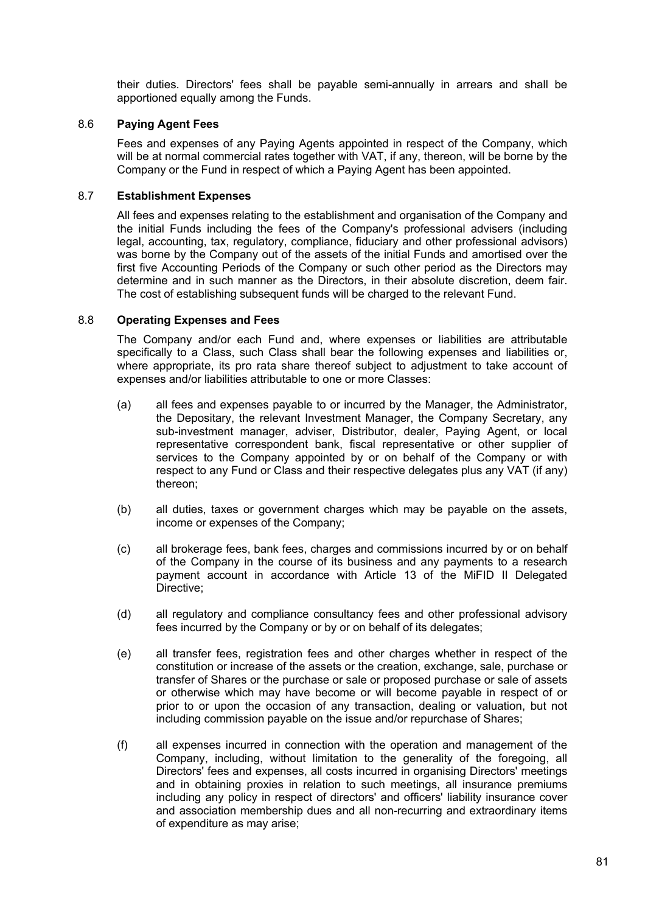their duties. Directors' fees shall be payable semi-annually in arrears and shall be apportioned equally among the Funds.

### 8.6 Paying Agent Fees

Fees and expenses of any Paying Agents appointed in respect of the Company, which will be at normal commercial rates together with VAT, if any, thereon, will be borne by the Company or the Fund in respect of which a Paying Agent has been appointed.

### 8.7 Establishment Expenses

All fees and expenses relating to the establishment and organisation of the Company and the initial Funds including the fees of the Company's professional advisers (including legal, accounting, tax, regulatory, compliance, fiduciary and other professional advisors) was borne by the Company out of the assets of the initial Funds and amortised over the first five Accounting Periods of the Company or such other period as the Directors may determine and in such manner as the Directors, in their absolute discretion, deem fair. The cost of establishing subsequent funds will be charged to the relevant Fund.

### 8.8 Operating Expenses and Fees

The Company and/or each Fund and, where expenses or liabilities are attributable specifically to a Class, such Class shall bear the following expenses and liabilities or, where appropriate, its pro rata share thereof subject to adjustment to take account of expenses and/or liabilities attributable to one or more Classes:

(a) all fees and expenses payable to or incurred by the Manager, the Administrator, the Depositary, the relevant Investment Manager, the Company Secretary, any sub-investment manager, adviser, Distributor, dealer, Paying Agent, or local representative correspondent bank, fiscal representative or other supplier of services to the Company appointed by or on behalf of the Company or with respect to any Fund or Class and their respective delegates plus any VAT (if any) thereon;

(b) all duties, taxes or government charges which may be payable on the assets, income or expenses of the Company;

(c) all brokerage fees, bank fees, charges and commissions incurred by or on behalf of the Company in the course of its business and any payments to a research payment account in accordance with Article 13 of the MiFID II Delegated Directive;

(d) all regulatory and compliance consultancy fees and other professional advisory fees incurred by the Company or by or on behalf of its delegates;

(e) all transfer fees, registration fees and other charges whether in respect of the constitution or increase of the assets or the creation, exchange, sale, purchase or transfer of Shares or the purchase or sale or proposed purchase or sale of assets or otherwise which may have become or will become payable in respect of or prior to or upon the occasion of any transaction, dealing or valuation, but not including commission payable on the issue and/or repurchase of Shares;

(f) all expenses incurred in connection with the operation and management of the Company, including, without limitation to the generality of the foregoing, all Directors' fees and expenses, all costs incurred in organising Directors' meetings and in obtaining proxies in relation to such meetings, all insurance premiums including any policy in respect of directors' and officers' liability insurance cover and association membership dues and all non-recurring and extraordinary items of expenditure as may arise;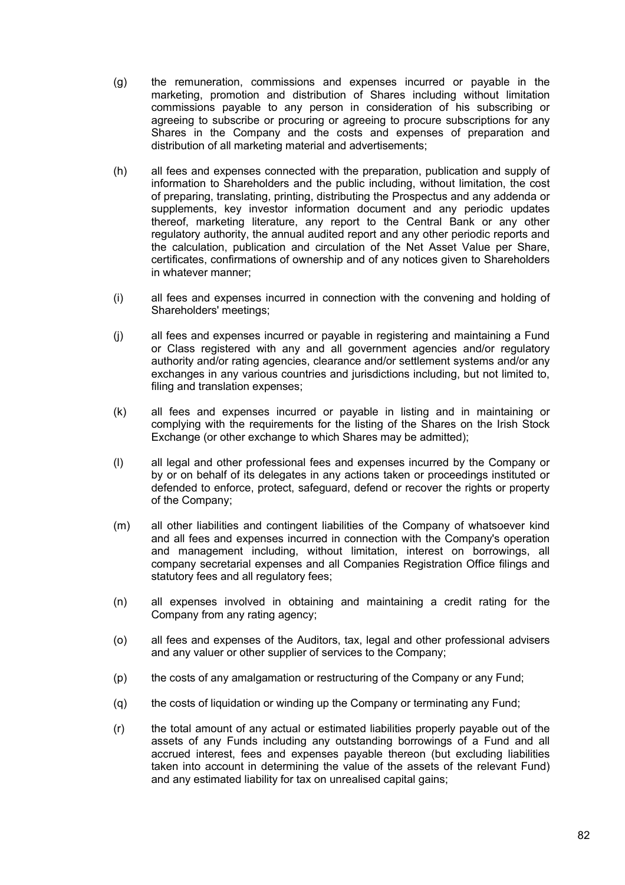(g) the remuneration, commissions and expenses incurred or payable in the marketing, promotion and distribution of Shares including without limitation commissions payable to any person in consideration of his subscribing or agreeing to subscribe or procuring or agreeing to procure subscriptions for any Shares in the Company and the costs and expenses of preparation and distribution of all marketing material and advertisements;

(h) all fees and expenses connected with the preparation, publication and supply of information to Shareholders and the public including, without limitation, the cost of preparing, translating, printing, distributing the Prospectus and any addenda or supplements, key investor information document and any periodic updates thereof, marketing literature, any report to the Central Bank or any other regulatory authority, the annual audited report and any other periodic reports and the calculation, publication and circulation of the Net Asset Value per Share, certificates, confirmations of ownership and of any notices given to Shareholders in whatever manner;

(i) all fees and expenses incurred in connection with the convening and holding of Shareholders' meetings;

(j) all fees and expenses incurred or payable in registering and maintaining a Fund or Class registered with any and all government agencies and/or regulatory authority and/or rating agencies, clearance and/or settlement systems and/or any exchanges in any various countries and jurisdictions including, but not limited to, filing and translation expenses;

(k) all fees and expenses incurred or payable in listing and in maintaining or complying with the requirements for the listing of the Shares on the Irish Stock Exchange (or other exchange to which Shares may be admitted);

(l) all legal and other professional fees and expenses incurred by the Company or by or on behalf of its delegates in any actions taken or proceedings instituted or defended to enforce, protect, safeguard, defend or recover the rights or property of the Company;

(m) all other liabilities and contingent liabilities of the Company of whatsoever kind and all fees and expenses incurred in connection with the Company's operation and management including, without limitation, interest on borrowings, all company secretarial expenses and all Companies Registration Office filings and statutory fees and all regulatory fees;

(n) all expenses involved in obtaining and maintaining a credit rating for the Company from any rating agency;

(o) all fees and expenses of the Auditors, tax, legal and other professional advisers and any valuer or other supplier of services to the Company;

(p) the costs of any amalgamation or restructuring of the Company or any Fund;

(q) the costs of liquidation or winding up the Company or terminating any Fund;

(r) the total amount of any actual or estimated liabilities properly payable out of the assets of any Funds including any outstanding borrowings of a Fund and all accrued interest, fees and expenses payable thereon (but excluding liabilities taken into account in determining the value of the assets of the relevant Fund) and any estimated liability for tax on unrealised capital gains;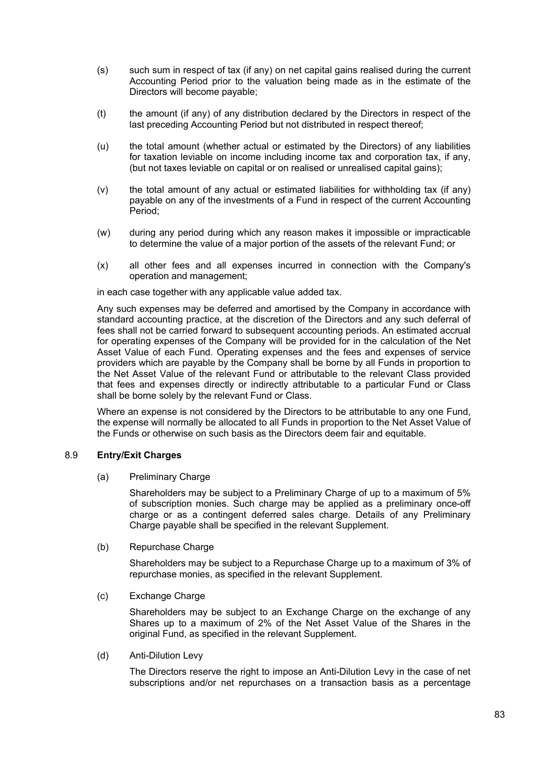(s) such sum in respect of tax (if any) on net capital gains realised during the current Accounting Period prior to the valuation being made as in the estimate of the Directors will become payable;

(t) the amount (if any) of any distribution declared by the Directors in respect of the last preceding Accounting Period but not distributed in respect thereof;

(u) the total amount (whether actual or estimated by the Directors) of any liabilities for taxation leviable on income including income tax and corporation tax, if any, (but not taxes leviable on capital or on realised or unrealised capital gains);

(v) the total amount of any actual or estimated liabilities for withholding tax (if any) payable on any of the investments of a Fund in respect of the current Accounting Period;

(w) during any period during which any reason makes it impossible or impracticable to determine the value of a major portion of the assets of the relevant Fund; or

(x) all other fees and all expenses incurred in connection with the Company's operation and management;

in each case together with any applicable value added tax.

Any such expenses may be deferred and amortised by the Company in accordance with standard accounting practice, at the discretion of the Directors and any such deferral of fees shall not be carried forward to subsequent accounting periods. An estimated accrual for operating expenses of the Company will be provided for in the calculation of the Net Asset Value of each Fund. Operating expenses and the fees and expenses of service providers which are payable by the Company shall be borne by all Funds in proportion to the Net Asset Value of the relevant Fund or attributable to the relevant Class provided that fees and expenses directly or indirectly attributable to a particular Fund or Class shall be borne solely by the relevant Fund or Class.

Where an expense is not considered by the Directors to be attributable to any one Fund, the expense will normally be allocated to all Funds in proportion to the Net Asset Value of the Funds or otherwise on such basis as the Directors deem fair and equitable.

## 8.9 Entry/Exit Charges

(a) Preliminary Charge

Shareholders may be subject to a Preliminary Charge of up to a maximum of 5% of subscription monies. Such charge may be applied as a preliminary once-off charge or as a contingent deferred sales charge. Details of any Preliminary Charge payable shall be specified in the relevant Supplement.

(b) Repurchase Charge

Shareholders may be subject to a Repurchase Charge up to a maximum of 3% of repurchase monies, as specified in the relevant Supplement.

(c) Exchange Charge

Shareholders may be subject to an Exchange Charge on the exchange of any Shares up to a maximum of 2% of the Net Asset Value of the Shares in the original Fund, as specified in the relevant Supplement.

(d) Anti-Dilution Levy

The Directors reserve the right to impose an Anti-Dilution Levy in the case of net subscriptions and/or net repurchases on a transaction basis as a percentage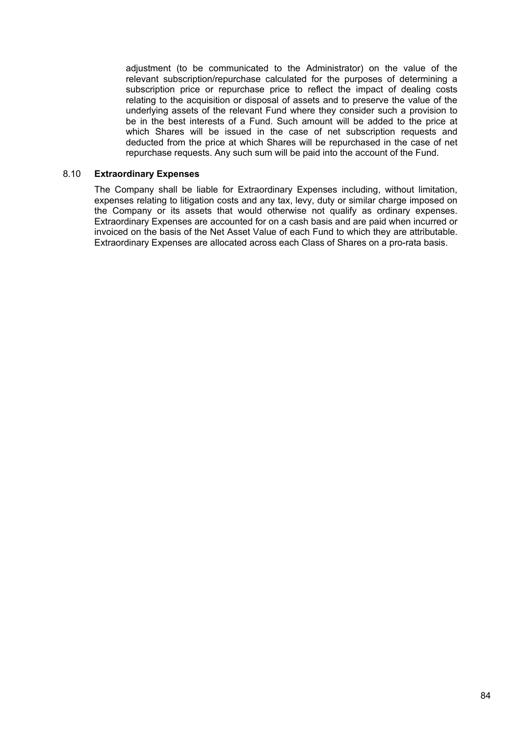adjustment (to be communicated to the Administrator) on the value of the relevant subscription/repurchase calculated for the purposes of determining a subscription price or repurchase price to reflect the impact of dealing costs relating to the acquisition or disposal of assets and to preserve the value of the underlying assets of the relevant Fund where they consider such a provision to be in the best interests of a Fund. Such amount will be added to the price at which Shares will be issued in the case of net subscription requests and deducted from the price at which Shares will be repurchased in the case of net repurchase requests. Any such sum will be paid into the account of the Fund.

### 8.10 **Extraordinary Expenses**

The Company shall be liable for Extraordinary Expenses including, without limitation, expenses relating to litigation costs and any tax, levy, duty or similar charge imposed on the Company or its assets that would otherwise not qualify as ordinary expenses. Extraordinary Expenses are accounted for on a cash basis and are paid when incurred or invoiced on the basis of the Net Asset Value of each Fund to which they are attributable. Extraordinary Expenses are allocated across each Class of Shares on a pro-rata basis.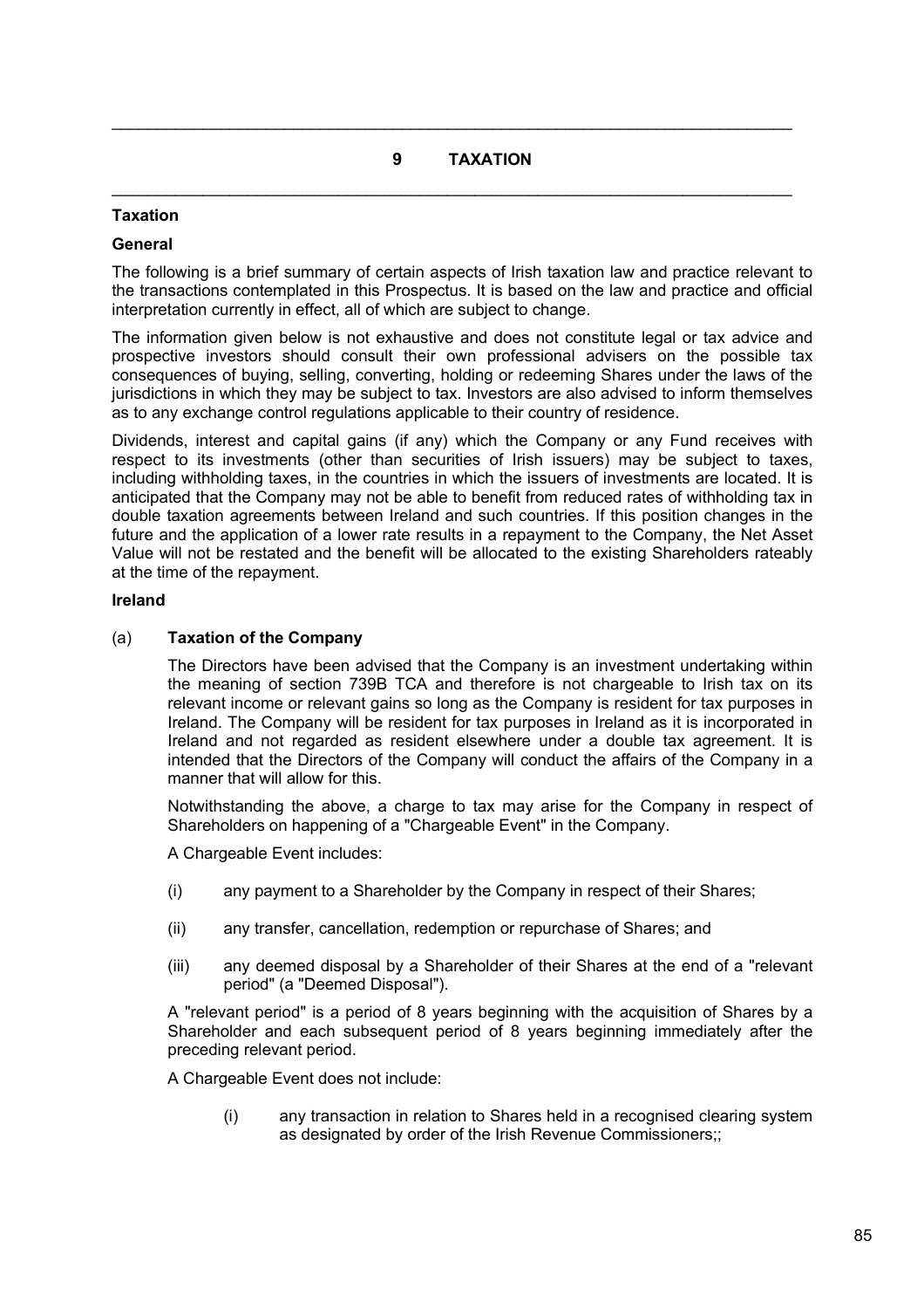## 9 TAXATION

**Taxation**

**General**

The following is a brief summary of certain aspects of Irish taxation law and practice relevant to the transactions contemplated in this Prospectus. It is based on the law and practice and official interpretation currently in effect, all of which are subject to change.

The information given below is not exhaustive and does not constitute legal or tax advice and prospective investors should consult their own professional advisers on the possible tax consequences of buying, selling, converting, holding or redeeming Shares under the laws of the jurisdictions in which they may be subject to tax. Investors are also advised to inform themselves as to any exchange control regulations applicable to their country of residence.

Dividends, interest and capital gains (if any) which the Company or any Fund receives with respect to its investments (other than securities of Irish issuers) may be subject to taxes, including withholding taxes, in the countries in which the issuers of investments are located. It is anticipated that the Company may not be able to benefit from reduced rates of withholding tax in double taxation agreements between Ireland and such countries. If this position changes in the future and the application of a lower rate results in a repayment to the Company, the Net Asset Value will not be restated and the benefit will be allocated to the existing Shareholders rateably at the time of the repayment.

**Ireland**

(a) **Taxation of the Company**

The Directors have been advised that the Company is an investment undertaking within the meaning of section 739B TCA and therefore is not chargeable to Irish tax on its relevant income or relevant gains so long as the Company is resident for tax purposes in Ireland. The Company will be resident for tax purposes in Ireland as it is incorporated in Ireland and not regarded as resident elsewhere under a double tax agreement. It is intended that the Directors of the Company will conduct the affairs of the Company in a manner that will allow for this.

Notwithstanding the above, a charge to tax may arise for the Company in respect of Shareholders on happening of a "Chargeable Event" in the Company.

A Chargeable Event includes:

(i) any payment to a Shareholder by the Company in respect of their Shares;

(ii) any transfer, cancellation, redemption or repurchase of Shares; and

(iii) any deemed disposal by a Shareholder of their Shares at the end of a "relevant period" (a "Deemed Disposal").

A "relevant period" is a period of 8 years beginning with the acquisition of Shares by a Shareholder and each subsequent period of 8 years beginning immediately after the preceding relevant period.

A Chargeable Event does not include:

(i) any transaction in relation to Shares held in a recognised clearing system as designated by order of the Irish Revenue Commissioners;;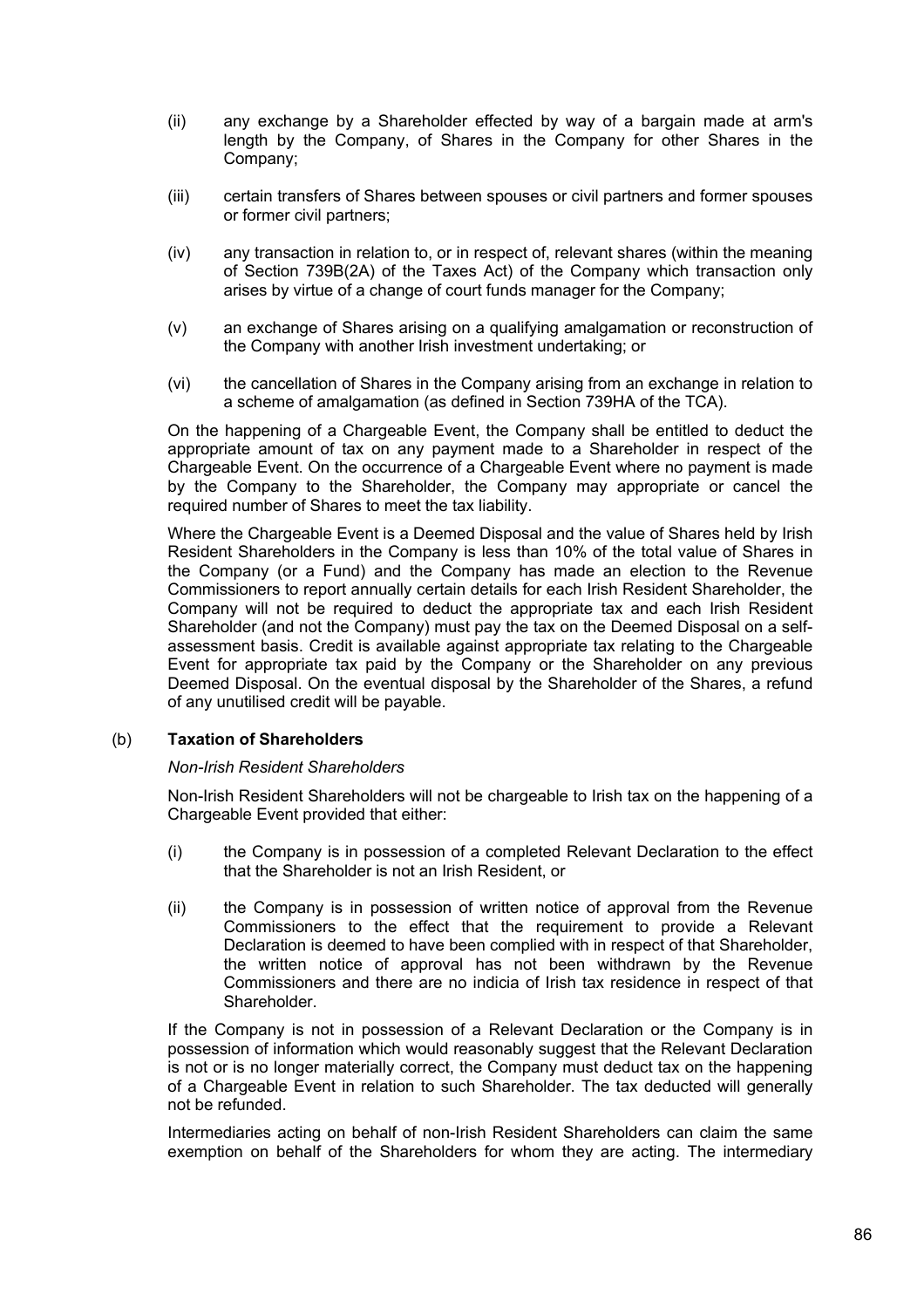(ii) any exchange by a Shareholder effected by way of a bargain made at arm's length by the Company, of Shares in the Company for other Shares in the Company;

(iii) certain transfers of Shares between spouses or civil partners and former spouses or former civil partners;

(iv) any transaction in relation to, or in respect of, relevant shares (within the meaning of Section 739B(2A) of the Taxes Act) of the Company which transaction only arises by virtue of a change of court funds manager for the Company;

(v) an exchange of Shares arising on a qualifying amalgamation or reconstruction of the Company with another Irish investment undertaking; or

(vi) the cancellation of Shares in the Company arising from an exchange in relation to a scheme of amalgamation (as defined in Section 739HA of the TCA).

On the happening of a Chargeable Event, the Company shall be entitled to deduct the appropriate amount of tax on any payment made to a Shareholder in respect of the Chargeable Event. On the occurrence of a Chargeable Event where no payment is made by the Company to the Shareholder, the Company may appropriate or cancel the required number of Shares to meet the tax liability.

Where the Chargeable Event is a Deemed Disposal and the value of Shares held by Irish Resident Shareholders in the Company is less than 10% of the total value of Shares in the Company (or a Fund) and the Company has made an election to the Revenue Commissioners to report annually certain details for each Irish Resident Shareholder, the Company will not be required to deduct the appropriate tax and each Irish Resident Shareholder (and not the Company) must pay the tax on the Deemed Disposal on a self-assessment basis. Credit is available against appropriate tax relating to the Chargeable Event for appropriate tax paid by the Company or the Shareholder on any previous Deemed Disposal. On the eventual disposal by the Shareholder of the Shares, a refund of any unutilised credit will be payable.

(b) **Taxation of Shareholders**

*Non-Irish Resident Shareholders*

Non-Irish Resident Shareholders will not be chargeable to Irish tax on the happening of a Chargeable Event provided that either:

(i) the Company is in possession of a completed Relevant Declaration to the effect that the Shareholder is not an Irish Resident, or

(ii) the Company is in possession of written notice of approval from the Revenue Commissioners to the effect that the requirement to provide a Relevant Declaration is deemed to have been complied with in respect of that Shareholder, the written notice of approval has not been withdrawn by the Revenue Commissioners and there are no indicia of Irish tax residence in respect of that Shareholder.

If the Company is not in possession of a Relevant Declaration or the Company is in possession of information which would reasonably suggest that the Relevant Declaration is not or is no longer materially correct, the Company must deduct tax on the happening of a Chargeable Event in relation to such Shareholder. The tax deducted will generally not be refunded.

Intermediaries acting on behalf of non-Irish Resident Shareholders can claim the same exemption on behalf of the Shareholders for whom they are acting. The intermediary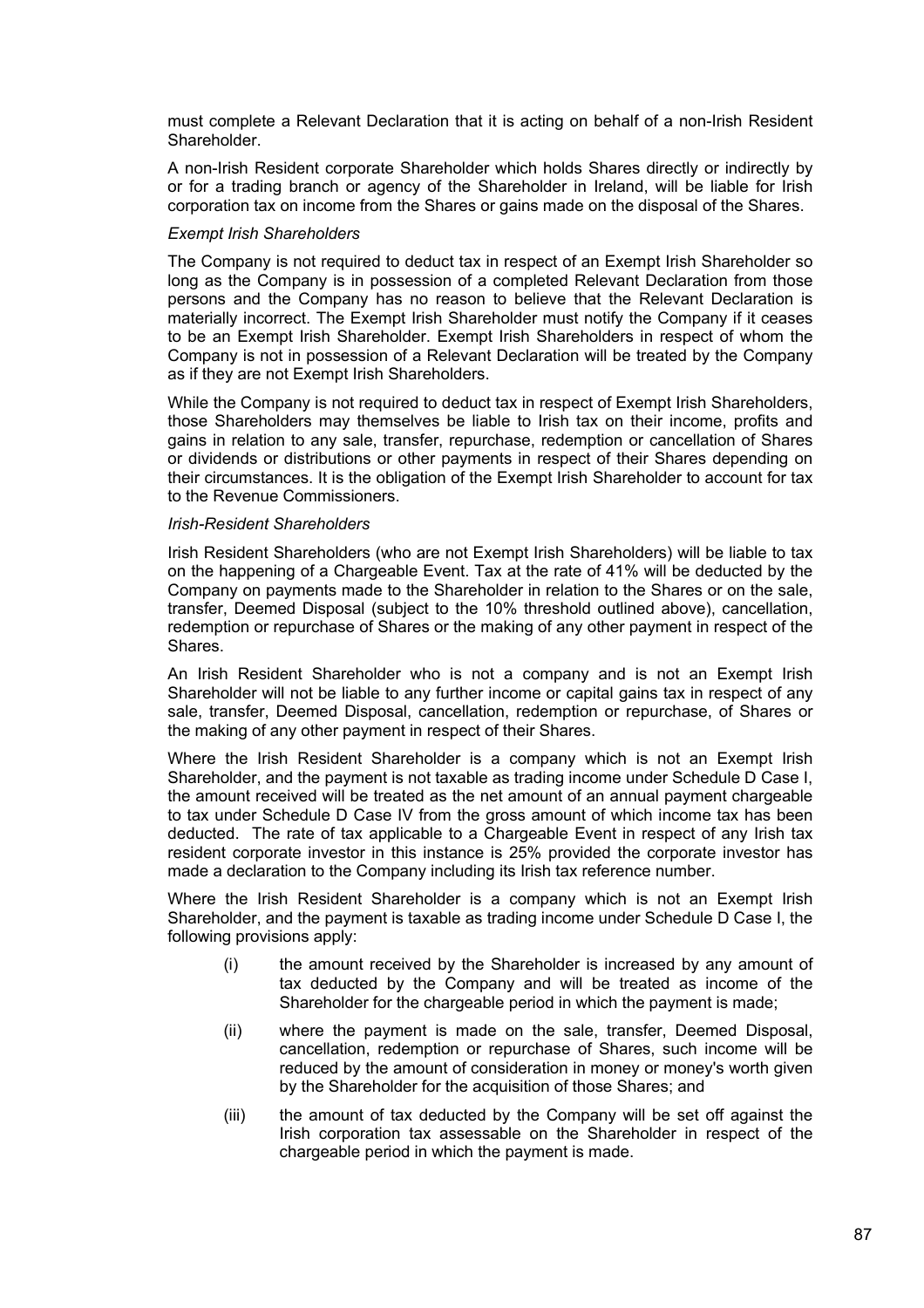must complete a Relevant Declaration that it is acting on behalf of a non-Irish Resident Shareholder.

A non-Irish Resident corporate Shareholder which holds Shares directly or indirectly by or for a trading branch or agency of the Shareholder in Ireland, will be liable for Irish corporation tax on income from the Shares or gains made on the disposal of the Shares.

*Exempt Irish Shareholders*

The Company is not required to deduct tax in respect of an Exempt Irish Shareholder so long as the Company is in possession of a completed Relevant Declaration from those persons and the Company has no reason to believe that the Relevant Declaration is materially incorrect. The Exempt Irish Shareholder must notify the Company if it ceases to be an Exempt Irish Shareholder. Exempt Irish Shareholders in respect of whom the Company is not in possession of a Relevant Declaration will be treated by the Company as if they are not Exempt Irish Shareholders.

While the Company is not required to deduct tax in respect of Exempt Irish Shareholders, those Shareholders may themselves be liable to Irish tax on their income, profits and gains in relation to any sale, transfer, repurchase, redemption or cancellation of Shares or dividends or distributions or other payments in respect of their Shares depending on their circumstances. It is the obligation of the Exempt Irish Shareholder to account for tax to the Revenue Commissioners.

*Irish-Resident Shareholders*

Irish Resident Shareholders (who are not Exempt Irish Shareholders) will be liable to tax on the happening of a Chargeable Event. Tax at the rate of 41% will be deducted by the Company on payments made to the Shareholder in relation to the Shares or on the sale, transfer, Deemed Disposal (subject to the 10% threshold outlined above), cancellation, redemption or repurchase of Shares or the making of any other payment in respect of the Shares.

An Irish Resident Shareholder who is not a company and is not an Exempt Irish Shareholder will not be liable to any further income or capital gains tax in respect of any sale, transfer, Deemed Disposal, cancellation, redemption or repurchase, of Shares or the making of any other payment in respect of their Shares.

Where the Irish Resident Shareholder is a company which is not an Exempt Irish Shareholder, and the payment is not taxable as trading income under Schedule D Case I, the amount received will be treated as the net amount of an annual payment chargeable to tax under Schedule D Case IV from the gross amount of which income tax has been deducted. The rate of tax applicable to a Chargeable Event in respect of any Irish tax resident corporate investor in this instance is 25% provided the corporate investor has made a declaration to the Company including its Irish tax reference number.

Where the Irish Resident Shareholder is a company which is not an Exempt Irish Shareholder, and the payment is taxable as trading income under Schedule D Case I, the following provisions apply:

(i) the amount received by the Shareholder is increased by any amount of tax deducted by the Company and will be treated as income of the Shareholder for the chargeable period in which the payment is made;

(ii) where the payment is made on the sale, transfer, Deemed Disposal, cancellation, redemption or repurchase of Shares, such income will be reduced by the amount of consideration in money or money's worth given by the Shareholder for the acquisition of those Shares; and

(iii) the amount of tax deducted by the Company will be set off against the Irish corporation tax assessable on the Shareholder in respect of the chargeable period in which the payment is made.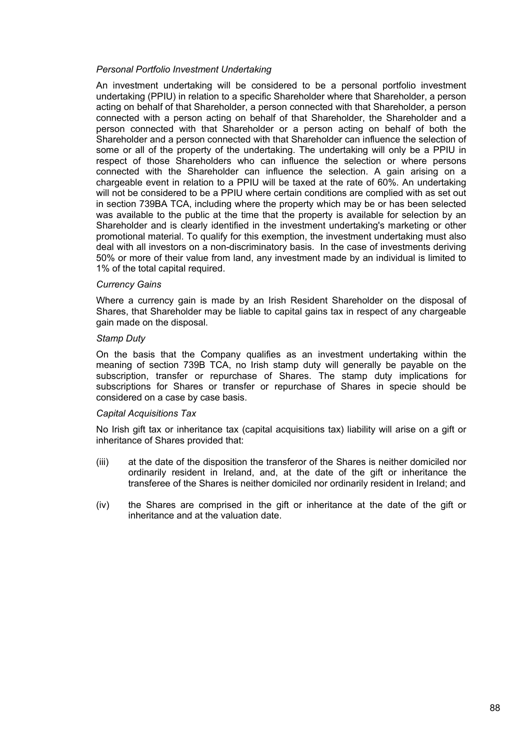*Personal Portfolio Investment Undertaking*

An investment undertaking will be considered to be a personal portfolio investment undertaking (PPIU) in relation to a specific Shareholder where that Shareholder, a person acting on behalf of that Shareholder, a person connected with that Shareholder, a person connected with a person acting on behalf of that Shareholder, the Shareholder and a person connected with that Shareholder or a person acting on behalf of both the Shareholder and a person connected with that Shareholder can influence the selection of some or all of the property of the undertaking. The undertaking will only be a PPIU in respect of those Shareholders who can influence the selection or where persons connected with the Shareholder can influence the selection. A gain arising on a chargeable event in relation to a PPIU will be taxed at the rate of 60%. An undertaking will not be considered to be a PPIU where certain conditions are complied with as set out in section 739BA TCA, including where the property which may be or has been selected was available to the public at the time that the property is available for selection by an Shareholder and is clearly identified in the investment undertaking's marketing or other promotional material. To qualify for this exemption, the investment undertaking must also deal with all investors on a non-discriminatory basis. In the case of investments deriving 50% or more of their value from land, any investment made by an individual is limited to 1% of the total capital required.

*Currency Gains*

Where a currency gain is made by an Irish Resident Shareholder on the disposal of Shares, that Shareholder may be liable to capital gains tax in respect of any chargeable gain made on the disposal.

*Stamp Duty*

On the basis that the Company qualifies as an investment undertaking within the meaning of section 739B TCA, no Irish stamp duty will generally be payable on the subscription, transfer or repurchase of Shares. The stamp duty implications for subscriptions for Shares or transfer or repurchase of Shares in specie should be considered on a case by case basis.

*Capital Acquisitions Tax*

No Irish gift tax or inheritance tax (capital acquisitions tax) liability will arise on a gift or inheritance of Shares provided that:

(iii) at the date of the disposition the transferor of the Shares is neither domiciled nor ordinarily resident in Ireland, and, at the date of the gift or inheritance the transferee of the Shares is neither domiciled nor ordinarily resident in Ireland; and

(iv) the Shares are comprised in the gift or inheritance at the date of the gift or inheritance and at the valuation date.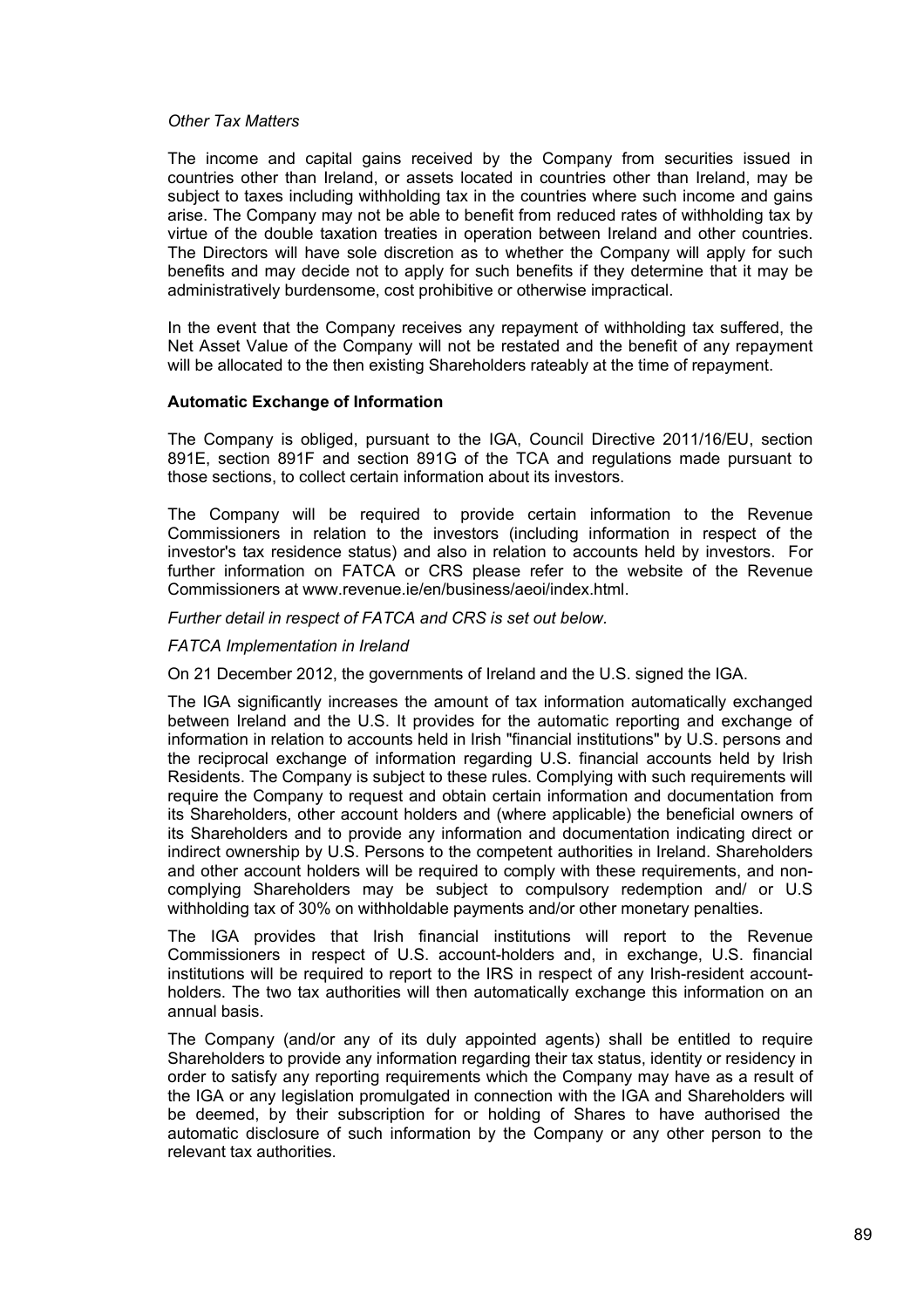*Other Tax Matters*

The income and capital gains received by the Company from securities issued in countries other than Ireland, or assets located in countries other than Ireland, may be subject to taxes including withholding tax in the countries where such income and gains arise. The Company may not be able to benefit from reduced rates of withholding tax by virtue of the double taxation treaties in operation between Ireland and other countries. The Directors will have sole discretion as to whether the Company will apply for such benefits and may decide not to apply for such benefits if they determine that it may be administratively burdensome, cost prohibitive or otherwise impractical.

In the event that the Company receives any repayment of withholding tax suffered, the Net Asset Value of the Company will not be restated and the benefit of any repayment will be allocated to the then existing Shareholders rateably at the time of repayment.

**Automatic Exchange of Information**

The Company is obliged, pursuant to the IGA, Council Directive 2011/16/EU, section 891E, section 891F and section 891G of the TCA and regulations made pursuant to those sections, to collect certain information about its investors.

The Company will be required to provide certain information to the Revenue Commissioners in relation to the investors (including information in respect of the investor's tax residence status) and also in relation to accounts held by investors. For further information on FATCA or CRS please refer to the website of the Revenue Commissioners at www.revenue.ie/en/business/aeoi/index.html.

*Further detail in respect of FATCA and CRS is set out below.*

*FATCA Implementation in Ireland*

On 21 December 2012, the governments of Ireland and the U.S. signed the IGA.

The IGA significantly increases the amount of tax information automatically exchanged between Ireland and the U.S. It provides for the automatic reporting and exchange of information in relation to accounts held in Irish "financial institutions" by U.S. persons and the reciprocal exchange of information regarding U.S. financial accounts held by Irish Residents. The Company is subject to these rules. Complying with such requirements will require the Company to request and obtain certain information and documentation from its Shareholders, other account holders and (where applicable) the beneficial owners of its Shareholders and to provide any information and documentation indicating direct or indirect ownership by U.S. Persons to the competent authorities in Ireland. Shareholders and other account holders will be required to comply with these requirements, and non-complying Shareholders may be subject to compulsory redemption and/ or U.S withholding tax of 30% on withholdable payments and/or other monetary penalties.

The IGA provides that Irish financial institutions will report to the Revenue Commissioners in respect of U.S. account-holders and, in exchange, U.S. financial institutions will be required to report to the IRS in respect of any Irish-resident account-holders. The two tax authorities will then automatically exchange this information on an annual basis.

The Company (and/or any of its duly appointed agents) shall be entitled to require Shareholders to provide any information regarding their tax status, identity or residency in order to satisfy any reporting requirements which the Company may have as a result of the IGA or any legislation promulgated in connection with the IGA and Shareholders will be deemed, by their subscription for or holding of Shares to have authorised the automatic disclosure of such information by the Company or any other person to the relevant tax authorities.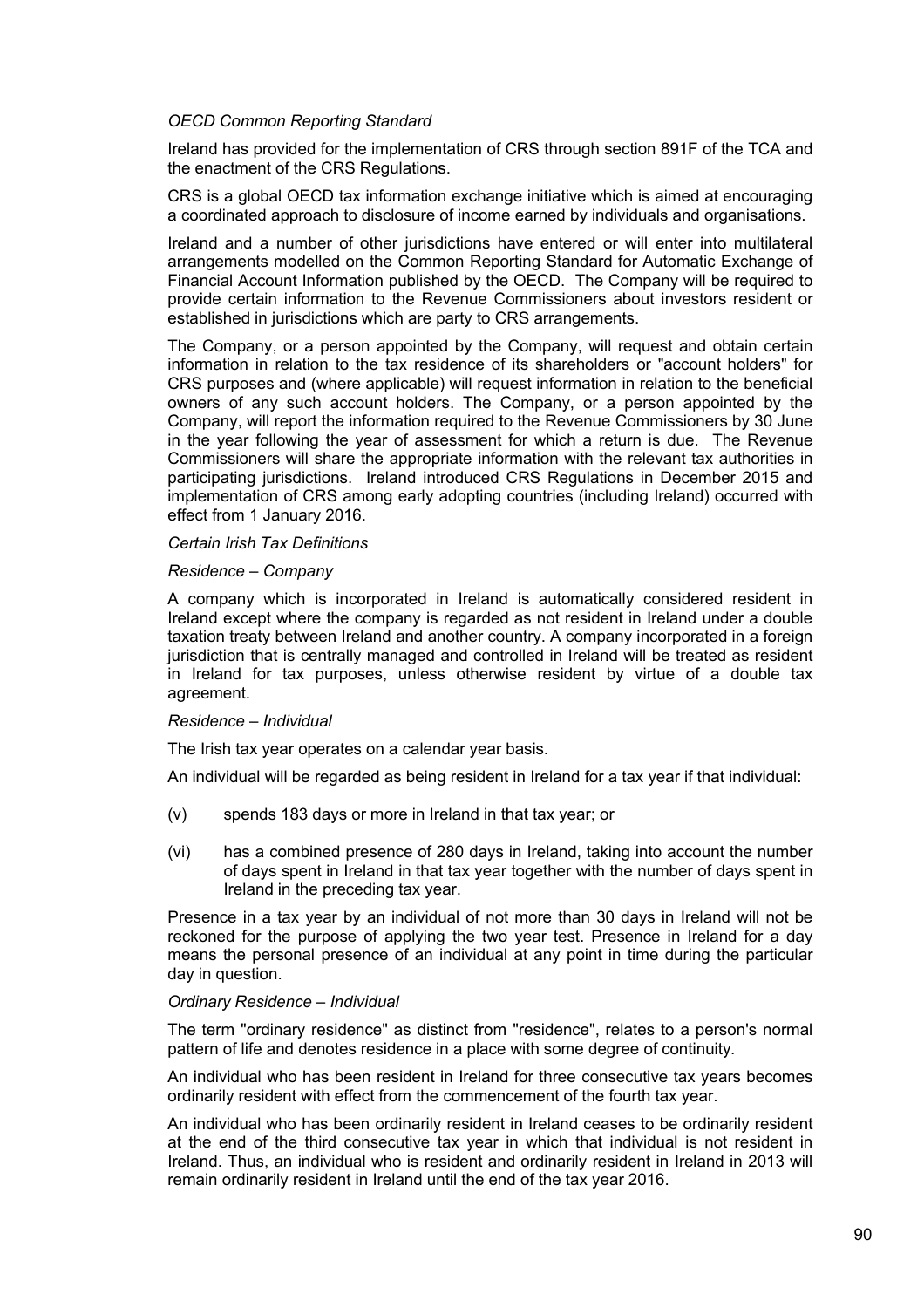*OECD Common Reporting Standard*

Ireland has provided for the implementation of CRS through section 891F of the TCA and the enactment of the CRS Regulations.

CRS is a global OECD tax information exchange initiative which is aimed at encouraging a coordinated approach to disclosure of income earned by individuals and organisations.

Ireland and a number of other jurisdictions have entered or will enter into multilateral arrangements modelled on the Common Reporting Standard for Automatic Exchange of Financial Account Information published by the OECD. The Company will be required to provide certain information to the Revenue Commissioners about investors resident or established in jurisdictions which are party to CRS arrangements.

The Company, or a person appointed by the Company, will request and obtain certain information in relation to the tax residence of its shareholders or "account holders" for CRS purposes and (where applicable) will request information in relation to the beneficial owners of any such account holders. The Company, or a person appointed by the Company, will report the information required to the Revenue Commissioners by 30 June in the year following the year of assessment for which a return is due. The Revenue Commissioners will share the appropriate information with the relevant tax authorities in participating jurisdictions. Ireland introduced CRS Regulations in December 2015 and implementation of CRS among early adopting countries (including Ireland) occurred with effect from 1 January 2016.

*Certain Irish Tax Definitions*

*Residence – Company*

A company which is incorporated in Ireland is automatically considered resident in Ireland except where the company is regarded as not resident in Ireland under a double taxation treaty between Ireland and another country. A company incorporated in a foreign jurisdiction that is centrally managed and controlled in Ireland will be treated as resident in Ireland for tax purposes, unless otherwise resident by virtue of a double tax agreement.

*Residence – Individual*

The Irish tax year operates on a calendar year basis.

An individual will be regarded as being resident in Ireland for a tax year if that individual:

(v) spends 183 days or more in Ireland in that tax year; or

(vi) has a combined presence of 280 days in Ireland, taking into account the number of days spent in Ireland in that tax year together with the number of days spent in Ireland in the preceding tax year.

Presence in a tax year by an individual of not more than 30 days in Ireland will not be reckoned for the purpose of applying the two year test. Presence in Ireland for a day means the personal presence of an individual at any point in time during the particular day in question.

*Ordinary Residence – Individual*

The term "ordinary residence" as distinct from "residence", relates to a person's normal pattern of life and denotes residence in a place with some degree of continuity.

An individual who has been resident in Ireland for three consecutive tax years becomes ordinarily resident with effect from the commencement of the fourth tax year.

An individual who has been ordinarily resident in Ireland ceases to be ordinarily resident at the end of the third consecutive tax year in which that individual is not resident in Ireland. Thus, an individual who is resident and ordinarily resident in Ireland in 2013 will remain ordinarily resident in Ireland until the end of the tax year 2016.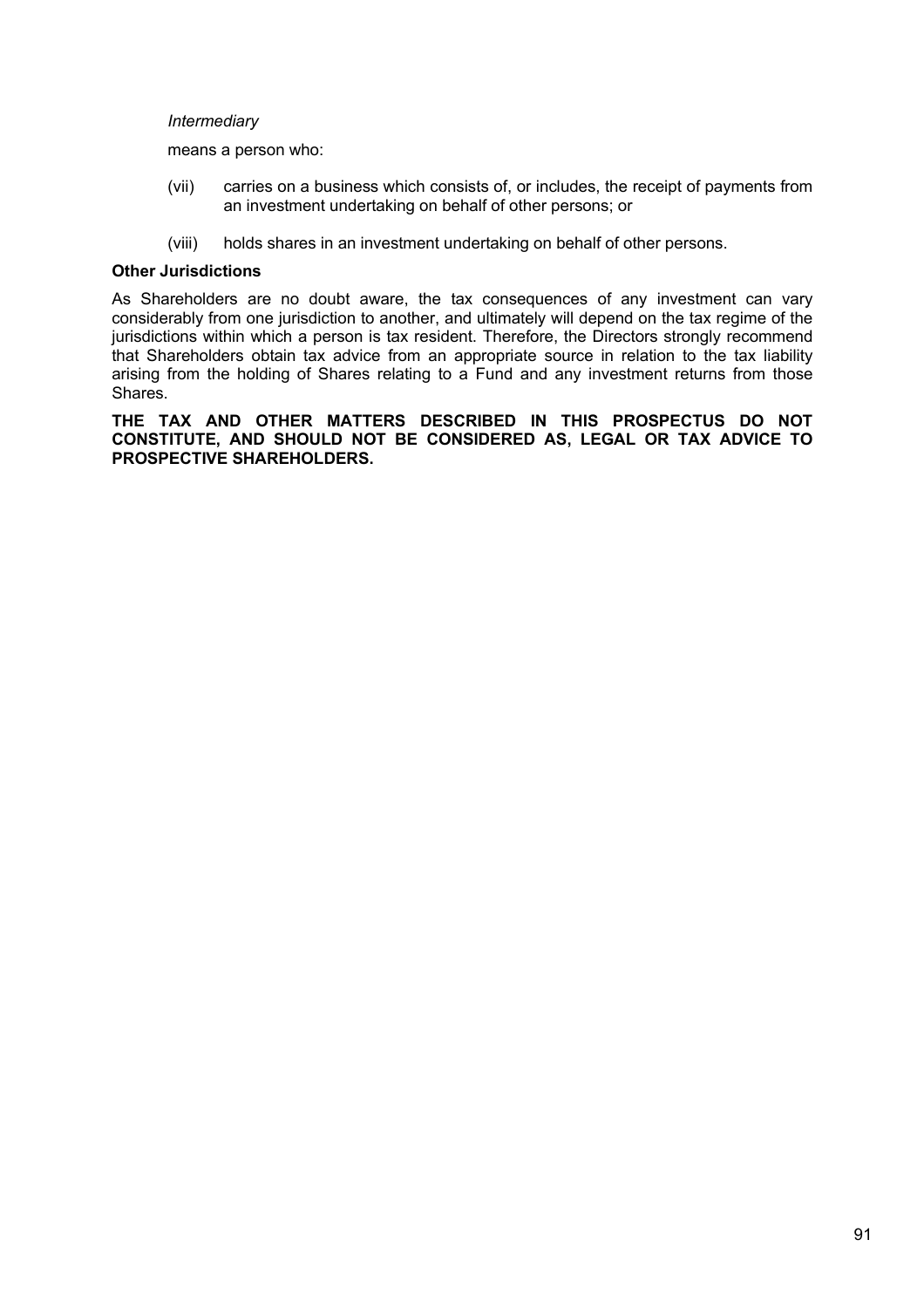*Intermediary*

means a person who:

(vii) carries on a business which consists of, or includes, the receipt of payments from an investment undertaking on behalf of other persons; or

(viii) holds shares in an investment undertaking on behalf of other persons.

**Other Jurisdictions**

As Shareholders are no doubt aware, the tax consequences of any investment can vary considerably from one jurisdiction to another, and ultimately will depend on the tax regime of the jurisdictions within which a person is tax resident. Therefore, the Directors strongly recommend that Shareholders obtain tax advice from an appropriate source in relation to the tax liability arising from the holding of Shares relating to a Fund and any investment returns from those Shares.

**THE TAX AND OTHER MATTERS DESCRIBED IN THIS PROSPECTUS DO NOT CONSTITUTE, AND SHOULD NOT BE CONSIDERED AS, LEGAL OR TAX ADVICE TO PROSPECTIVE SHAREHOLDERS.**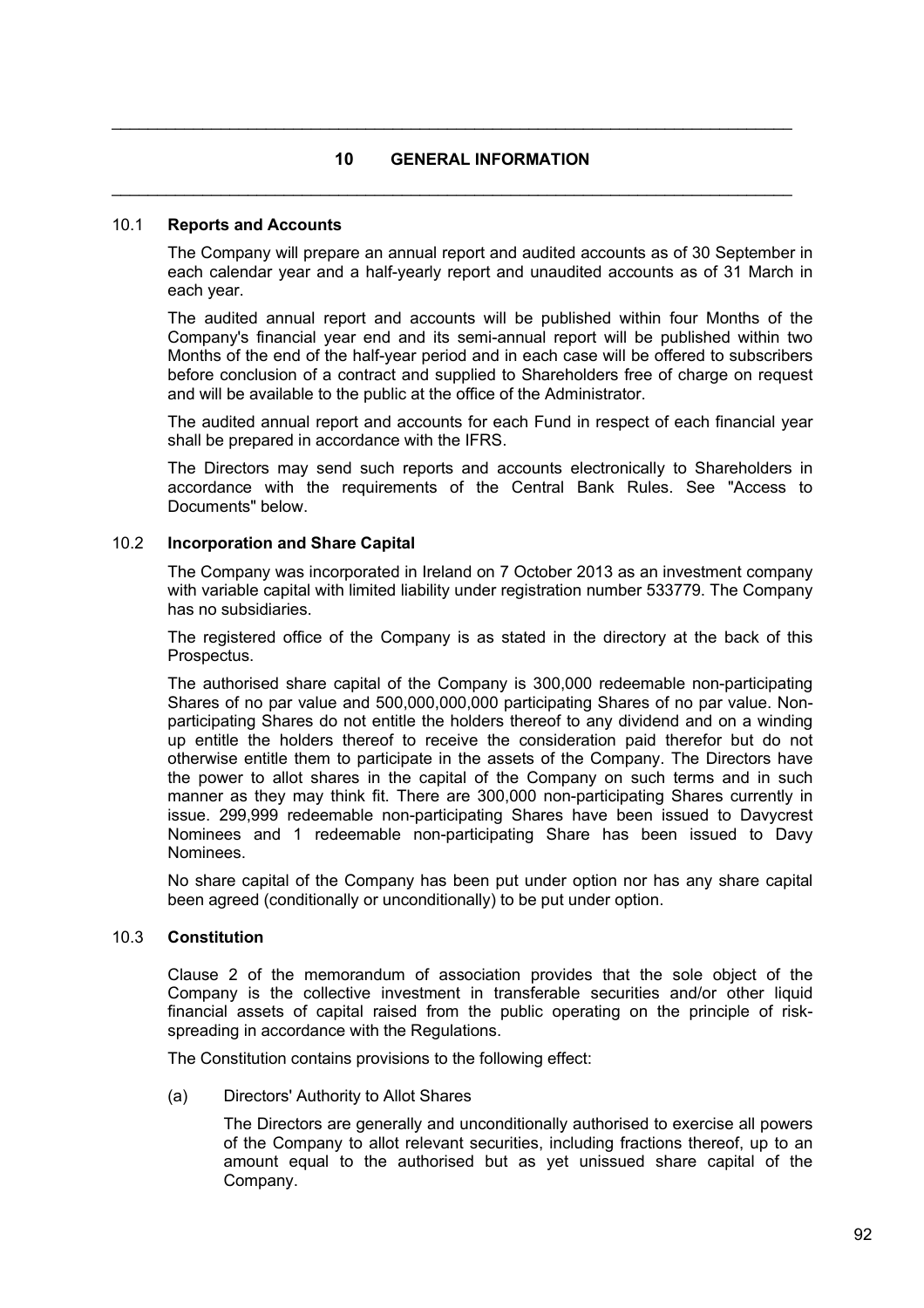## 10 GENERAL INFORMATION

### 10.1 Reports and Accounts

The Company will prepare an annual report and audited accounts as of 30 September in each calendar year and a half-yearly report and unaudited accounts as of 31 March in each year.

The audited annual report and accounts will be published within four Months of the Company's financial year end and its semi-annual report will be published within two Months of the end of the half-year period and in each case will be offered to subscribers before conclusion of a contract and supplied to Shareholders free of charge on request and will be available to the public at the office of the Administrator.

The audited annual report and accounts for each Fund in respect of each financial year shall be prepared in accordance with the IFRS.

The Directors may send such reports and accounts electronically to Shareholders in accordance with the requirements of the Central Bank Rules. See "Access to Documents" below.

### 10.2 Incorporation and Share Capital

The Company was incorporated in Ireland on 7 October 2013 as an investment company with variable capital with limited liability under registration number 533779. The Company has no subsidiaries.

The registered office of the Company is as stated in the directory at the back of this Prospectus.

The authorised share capital of the Company is 300,000 redeemable non-participating Shares of no par value and 500,000,000,000 participating Shares of no par value. Non-participating Shares do not entitle the holders thereof to any dividend and on a winding up entitle the holders thereof to receive the consideration paid therefor but do not otherwise entitle them to participate in the assets of the Company. The Directors have the power to allot shares in the capital of the Company on such terms and in such manner as they may think fit. There are 300,000 non-participating Shares currently in issue. 299,999 redeemable non-participating Shares have been issued to Davycrest Nominees and 1 redeemable non-participating Share has been issued to Davy Nominees.

No share capital of the Company has been put under option nor has any share capital been agreed (conditionally or unconditionally) to be put under option.

### 10.3 Constitution

Clause 2 of the memorandum of association provides that the sole object of the Company is the collective investment in transferable securities and/or other liquid financial assets of capital raised from the public operating on the principle of risk-spreading in accordance with the Regulations.

The Constitution contains provisions to the following effect:

(a) Directors' Authority to Allot Shares

The Directors are generally and unconditionally authorised to exercise all powers of the Company to allot relevant securities, including fractions thereof, up to an amount equal to the authorised but as yet unissued share capital of the Company.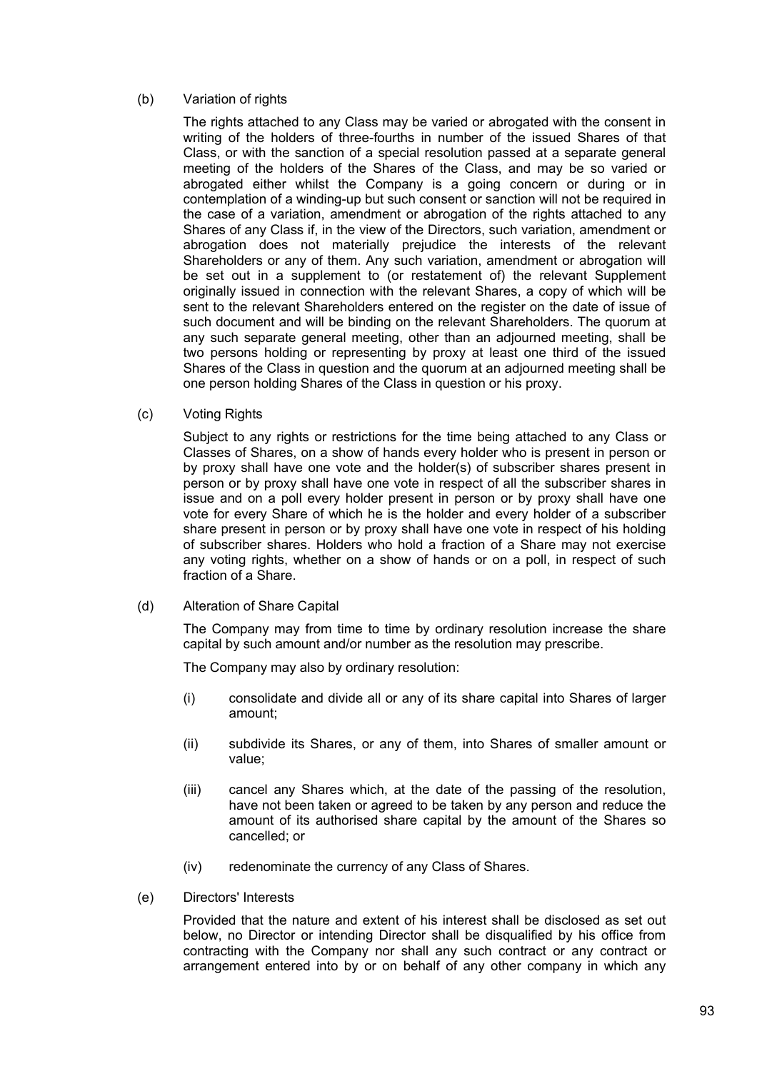(b) Variation of rights

The rights attached to any Class may be varied or abrogated with the consent in writing of the holders of three-fourths in number of the issued Shares of that Class, or with the sanction of a special resolution passed at a separate general meeting of the holders of the Shares of the Class, and may be so varied or abrogated either whilst the Company is a going concern or during or in contemplation of a winding-up but such consent or sanction will not be required in the case of a variation, amendment or abrogation of the rights attached to any Shares of any Class if, in the view of the Directors, such variation, amendment or abrogation does not materially prejudice the interests of the relevant Shareholders or any of them. Any such variation, amendment or abrogation will be set out in a supplement to (or restatement of) the relevant Supplement originally issued in connection with the relevant Shares, a copy of which will be sent to the relevant Shareholders entered on the register on the date of issue of such document and will be binding on the relevant Shareholders. The quorum at any such separate general meeting, other than an adjourned meeting, shall be two persons holding or representing by proxy at least one third of the issued Shares of the Class in question and the quorum at an adjourned meeting shall be one person holding Shares of the Class in question or his proxy.

(c) Voting Rights

Subject to any rights or restrictions for the time being attached to any Class or Classes of Shares, on a show of hands every holder who is present in person or by proxy shall have one vote and the holder(s) of subscriber shares present in person or by proxy shall have one vote in respect of all the subscriber shares in issue and on a poll every holder present in person or by proxy shall have one vote for every Share of which he is the holder and every holder of a subscriber share present in person or by proxy shall have one vote in respect of his holding of subscriber shares. Holders who hold a fraction of a Share may not exercise any voting rights, whether on a show of hands or on a poll, in respect of such fraction of a Share.

(d) Alteration of Share Capital

The Company may from time to time by ordinary resolution increase the share capital by such amount and/or number as the resolution may prescribe.

The Company may also by ordinary resolution:

(i) consolidate and divide all or any of its share capital into Shares of larger amount;

(ii) subdivide its Shares, or any of them, into Shares of smaller amount or value;

(iii) cancel any Shares which, at the date of the passing of the resolution, have not been taken or agreed to be taken by any person and reduce the amount of its authorised share capital by the amount of the Shares so cancelled; or

(iv) redenominate the currency of any Class of Shares.

(e) Directors' Interests

Provided that the nature and extent of his interest shall be disclosed as set out below, no Director or intending Director shall be disqualified by his office from contracting with the Company nor shall any such contract or any contract or arrangement entered into by or on behalf of any other company in which any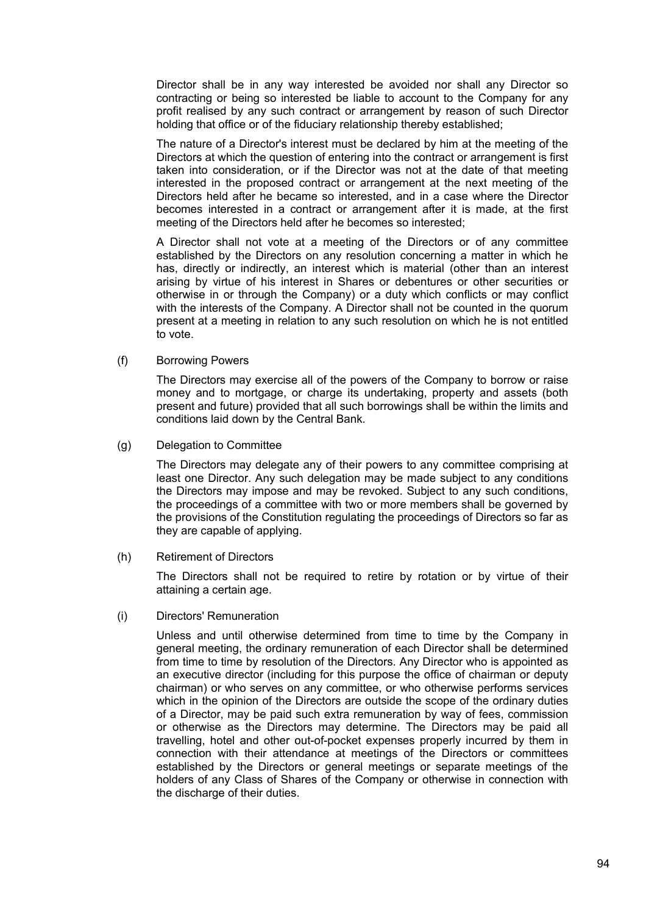Director shall be in any way interested be avoided nor shall any Director so contracting or being so interested be liable to account to the Company for any profit realised by any such contract or arrangement by reason of such Director holding that office or of the fiduciary relationship thereby established;

The nature of a Director's interest must be declared by him at the meeting of the Directors at which the question of entering into the contract or arrangement is first taken into consideration, or if the Director was not at the date of that meeting interested in the proposed contract or arrangement at the next meeting of the Directors held after he became so interested, and in a case where the Director becomes interested in a contract or arrangement after it is made, at the first meeting of the Directors held after he becomes so interested;

A Director shall not vote at a meeting of the Directors or of any committee established by the Directors on any resolution concerning a matter in which he has, directly or indirectly, an interest which is material (other than an interest arising by virtue of his interest in Shares or debentures or other securities or otherwise in or through the Company) or a duty which conflicts or may conflict with the interests of the Company. A Director shall not be counted in the quorum present at a meeting in relation to any such resolution on which he is not entitled to vote.

(f) Borrowing Powers

The Directors may exercise all of the powers of the Company to borrow or raise money and to mortgage, or charge its undertaking, property and assets (both present and future) provided that all such borrowings shall be within the limits and conditions laid down by the Central Bank.

(g) Delegation to Committee

The Directors may delegate any of their powers to any committee comprising at least one Director. Any such delegation may be made subject to any conditions the Directors may impose and may be revoked. Subject to any such conditions, the proceedings of a committee with two or more members shall be governed by the provisions of the Constitution regulating the proceedings of Directors so far as they are capable of applying.

(h) Retirement of Directors

The Directors shall not be required to retire by rotation or by virtue of their attaining a certain age.

(i) Directors' Remuneration

Unless and until otherwise determined from time to time by the Company in general meeting, the ordinary remuneration of each Director shall be determined from time to time by resolution of the Directors. Any Director who is appointed as an executive director (including for this purpose the office of chairman or deputy chairman) or who serves on any committee, or who otherwise performs services which in the opinion of the Directors are outside the scope of the ordinary duties of a Director, may be paid such extra remuneration by way of fees, commission or otherwise as the Directors may determine. The Directors may be paid all travelling, hotel and other out-of-pocket expenses properly incurred by them in connection with their attendance at meetings of the Directors or committees established by the Directors or general meetings or separate meetings of the holders of any Class of Shares of the Company or otherwise in connection with the discharge of their duties.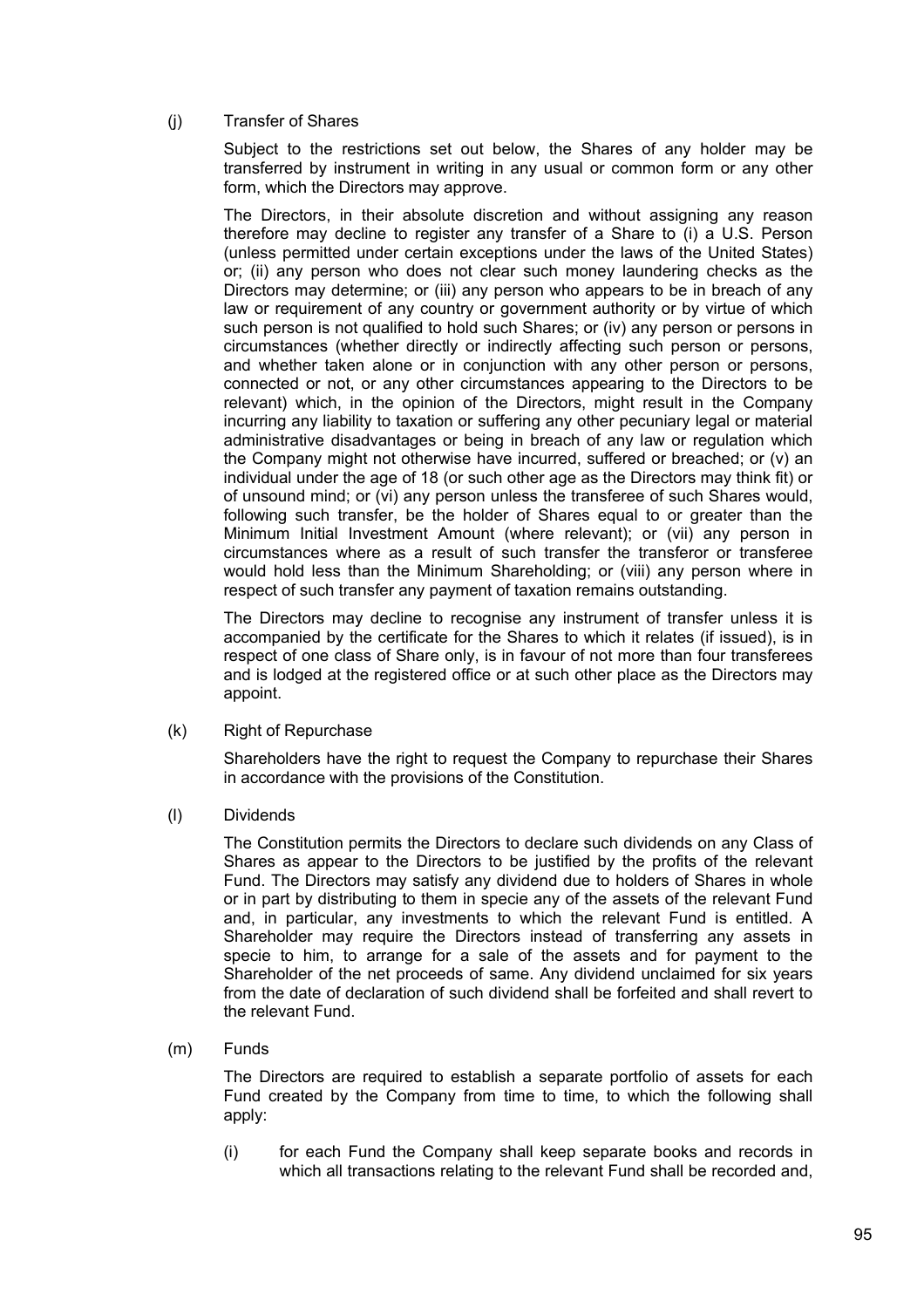(j) Transfer of Shares

Subject to the restrictions set out below, the Shares of any holder may be transferred by instrument in writing in any usual or common form or any other form, which the Directors may approve.

The Directors, in their absolute discretion and without assigning any reason therefore may decline to register any transfer of a Share to (i) a U.S. Person (unless permitted under certain exceptions under the laws of the United States) or; (ii) any person who does not clear such money laundering checks as the Directors may determine; or (iii) any person who appears to be in breach of any law or requirement of any country or government authority or by virtue of which such person is not qualified to hold such Shares; or (iv) any person or persons in circumstances (whether directly or indirectly affecting such person or persons, and whether taken alone or in conjunction with any other person or persons, connected or not, or any other circumstances appearing to the Directors to be relevant) which, in the opinion of the Directors, might result in the Company incurring any liability to taxation or suffering any other pecuniary legal or material administrative disadvantages or being in breach of any law or regulation which the Company might not otherwise have incurred, suffered or breached; or (v) an individual under the age of 18 (or such other age as the Directors may think fit) or of unsound mind; or (vi) any person unless the transferee of such Shares would, following such transfer, be the holder of Shares equal to or greater than the Minimum Initial Investment Amount (where relevant); or (vii) any person in circumstances where as a result of such transfer the transferor or transferee would hold less than the Minimum Shareholding; or (viii) any person where in respect of such transfer any payment of taxation remains outstanding.

The Directors may decline to recognise any instrument of transfer unless it is accompanied by the certificate for the Shares to which it relates (if issued), is in respect of one class of Share only, is in favour of not more than four transferees and is lodged at the registered office or at such other place as the Directors may appoint.

(k) Right of Repurchase

Shareholders have the right to request the Company to repurchase their Shares in accordance with the provisions of the Constitution.

(l) Dividends

The Constitution permits the Directors to declare such dividends on any Class of Shares as appear to the Directors to be justified by the profits of the relevant Fund. The Directors may satisfy any dividend due to holders of Shares in whole or in part by distributing to them in specie any of the assets of the relevant Fund and, in particular, any investments to which the relevant Fund is entitled. A Shareholder may require the Directors instead of transferring any assets in specie to him, to arrange for a sale of the assets and for payment to the Shareholder of the net proceeds of same. Any dividend unclaimed for six years from the date of declaration of such dividend shall be forfeited and shall revert to the relevant Fund.

(m) Funds

The Directors are required to establish a separate portfolio of assets for each Fund created by the Company from time to time, to which the following shall apply:

(i) for each Fund the Company shall keep separate books and records in which all transactions relating to the relevant Fund shall be recorded and,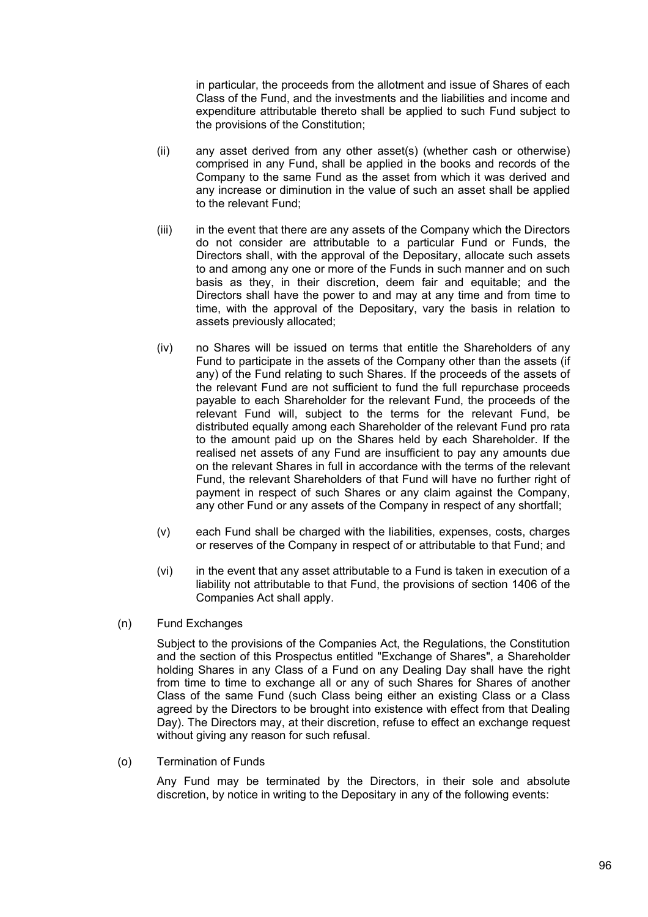in particular, the proceeds from the allotment and issue of Shares of each Class of the Fund, and the investments and the liabilities and income and expenditure attributable thereto shall be applied to such Fund subject to the provisions of the Constitution;

(ii) any asset derived from any other asset(s) (whether cash or otherwise) comprised in any Fund, shall be applied in the books and records of the Company to the same Fund as the asset from which it was derived and any increase or diminution in the value of such an asset shall be applied to the relevant Fund;

(iii) in the event that there are any assets of the Company which the Directors do not consider are attributable to a particular Fund or Funds, the Directors shall, with the approval of the Depositary, allocate such assets to and among any one or more of the Funds in such manner and on such basis as they, in their discretion, deem fair and equitable; and the Directors shall have the power to and may at any time and from time to time, with the approval of the Depositary, vary the basis in relation to assets previously allocated;

(iv) no Shares will be issued on terms that entitle the Shareholders of any Fund to participate in the assets of the Company other than the assets (if any) of the Fund relating to such Shares. If the proceeds of the assets of the relevant Fund are not sufficient to fund the full repurchase proceeds payable to each Shareholder for the relevant Fund, the proceeds of the relevant Fund will, subject to the terms for the relevant Fund, be distributed equally among each Shareholder of the relevant Fund pro rata to the amount paid up on the Shares held by each Shareholder. If the realised net assets of any Fund are insufficient to pay any amounts due on the relevant Shares in full in accordance with the terms of the relevant Fund, the relevant Shareholders of that Fund will have no further right of payment in respect of such Shares or any claim against the Company, any other Fund or any assets of the Company in respect of any shortfall;

(v) each Fund shall be charged with the liabilities, expenses, costs, charges or reserves of the Company in respect of or attributable to that Fund; and

(vi) in the event that any asset attributable to a Fund is taken in execution of a liability not attributable to that Fund, the provisions of section 1406 of the Companies Act shall apply.

(n) Fund Exchanges

Subject to the provisions of the Companies Act, the Regulations, the Constitution and the section of this Prospectus entitled "Exchange of Shares", a Shareholder holding Shares in any Class of a Fund on any Dealing Day shall have the right from time to time to exchange all or any of such Shares for Shares of another Class of the same Fund (such Class being either an existing Class or a Class agreed by the Directors to be brought into existence with effect from that Dealing Day). The Directors may, at their discretion, refuse to effect an exchange request without giving any reason for such refusal.

(o) Termination of Funds

Any Fund may be terminated by the Directors, in their sole and absolute discretion, by notice in writing to the Depositary in any of the following events: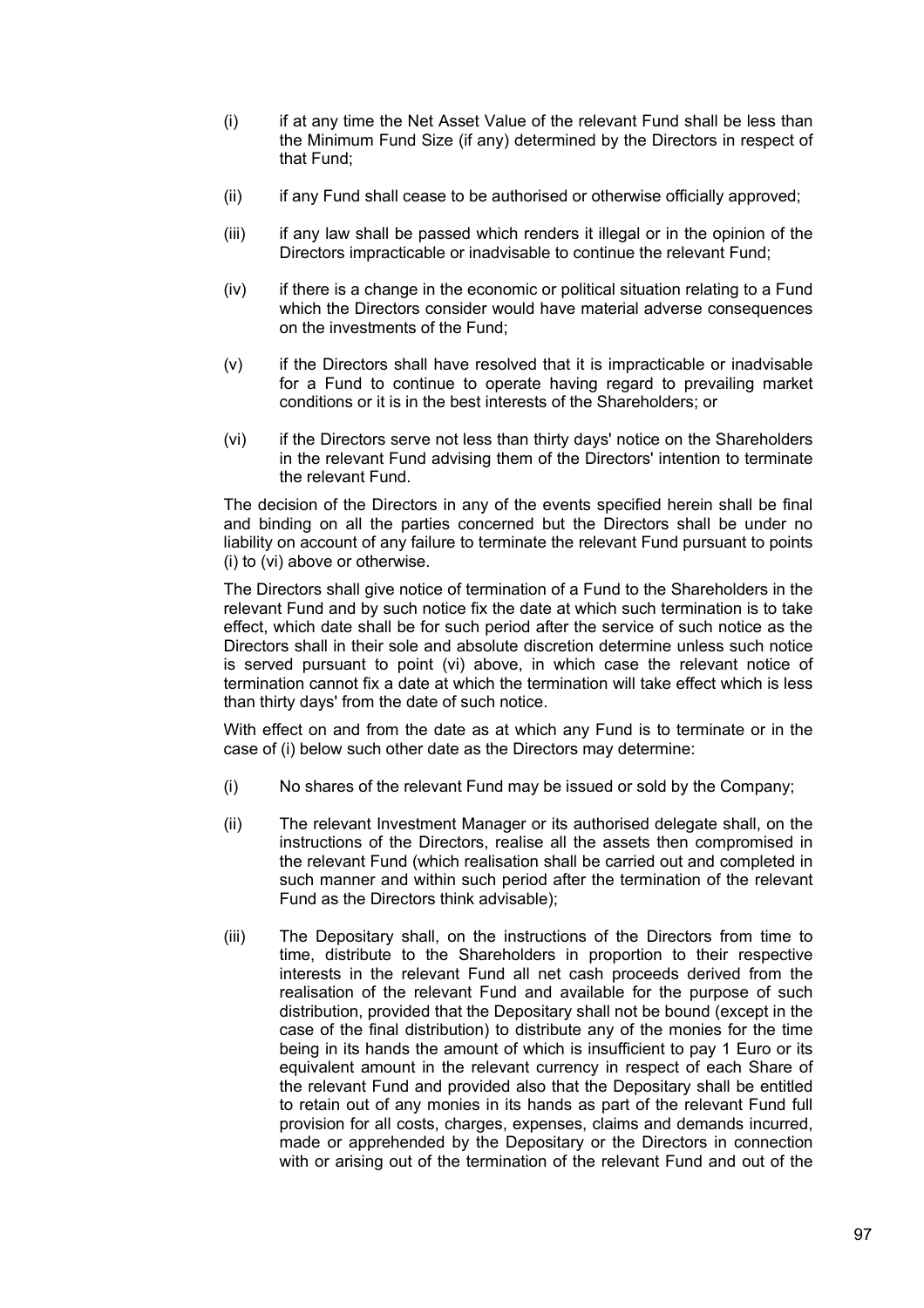(i) if at any time the Net Asset Value of the relevant Fund shall be less than the Minimum Fund Size (if any) determined by the Directors in respect of that Fund;

(ii) if any Fund shall cease to be authorised or otherwise officially approved;

(iii) if any law shall be passed which renders it illegal or in the opinion of the Directors impracticable or inadvisable to continue the relevant Fund;

(iv) if there is a change in the economic or political situation relating to a Fund which the Directors consider would have material adverse consequences on the investments of the Fund;

(v) if the Directors shall have resolved that it is impracticable or inadvisable for a Fund to continue to operate having regard to prevailing market conditions or it is in the best interests of the Shareholders; or

(vi) if the Directors serve not less than thirty days' notice on the Shareholders in the relevant Fund advising them of the Directors' intention to terminate the relevant Fund.

The decision of the Directors in any of the events specified herein shall be final and binding on all the parties concerned but the Directors shall be under no liability on account of any failure to terminate the relevant Fund pursuant to points (i) to (vi) above or otherwise.

The Directors shall give notice of termination of a Fund to the Shareholders in the relevant Fund and by such notice fix the date at which such termination is to take effect, which date shall be for such period after the service of such notice as the Directors shall in their sole and absolute discretion determine unless such notice is served pursuant to point (vi) above, in which case the relevant notice of termination cannot fix a date at which the termination will take effect which is less than thirty days' from the date of such notice.

With effect on and from the date as at which any Fund is to terminate or in the case of (i) below such other date as the Directors may determine:

(i) No shares of the relevant Fund may be issued or sold by the Company;

(ii) The relevant Investment Manager or its authorised delegate shall, on the instructions of the Directors, realise all the assets then compromised in the relevant Fund (which realisation shall be carried out and completed in such manner and within such period after the termination of the relevant Fund as the Directors think advisable);

(iii) The Depositary shall, on the instructions of the Directors from time to time, distribute to the Shareholders in proportion to their respective interests in the relevant Fund all net cash proceeds derived from the realisation of the relevant Fund and available for the purpose of such distribution, provided that the Depositary shall not be bound (except in the case of the final distribution) to distribute any of the monies for the time being in its hands the amount of which is insufficient to pay 1 Euro or its equivalent amount in the relevant currency in respect of each Share of the relevant Fund and provided also that the Depositary shall be entitled to retain out of any monies in its hands as part of the relevant Fund full provision for all costs, charges, expenses, claims and demands incurred, made or apprehended by the Depositary or the Directors in connection with or arising out of the termination of the relevant Fund and out of the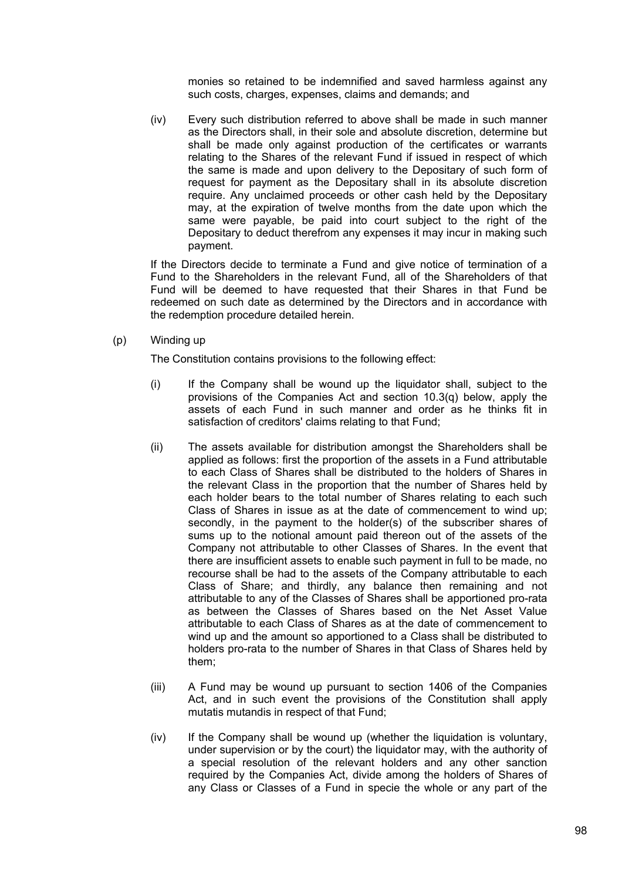monies so retained to be indemnified and saved harmless against any such costs, charges, expenses, claims and demands; and

(iv) Every such distribution referred to above shall be made in such manner as the Directors shall, in their sole and absolute discretion, determine but shall be made only against production of the certificates or warrants relating to the Shares of the relevant Fund if issued in respect of which the same is made and upon delivery to the Depositary of such form of request for payment as the Depositary shall in its absolute discretion require. Any unclaimed proceeds or other cash held by the Depositary may, at the expiration of twelve months from the date upon which the same were payable, be paid into court subject to the right of the Depositary to deduct therefrom any expenses it may incur in making such payment.

If the Directors decide to terminate a Fund and give notice of termination of a Fund to the Shareholders in the relevant Fund, all of the Shareholders of that Fund will be deemed to have requested that their Shares in that Fund be redeemed on such date as determined by the Directors and in accordance with the redemption procedure detailed herein.

(p) Winding up

The Constitution contains provisions to the following effect:

(i) If the Company shall be wound up the liquidator shall, subject to the provisions of the Companies Act and section 10.3(q) below, apply the assets of each Fund in such manner and order as he thinks fit in satisfaction of creditors' claims relating to that Fund;

(ii) The assets available for distribution amongst the Shareholders shall be applied as follows: first the proportion of the assets in a Fund attributable to each Class of Shares shall be distributed to the holders of Shares in the relevant Class in the proportion that the number of Shares held by each holder bears to the total number of Shares relating to each such Class of Shares in issue as at the date of commencement to wind up; secondly, in the payment to the holder(s) of the subscriber shares of sums up to the notional amount paid thereon out of the assets of the Company not attributable to other Classes of Shares. In the event that there are insufficient assets to enable such payment in full to be made, no recourse shall be had to the assets of the Company attributable to each Class of Share; and thirdly, any balance then remaining and not attributable to any of the Classes of Shares shall be apportioned pro-rata as between the Classes of Shares based on the Net Asset Value attributable to each Class of Shares as at the date of commencement to wind up and the amount so apportioned to a Class shall be distributed to holders pro-rata to the number of Shares in that Class of Shares held by them;

(iii) A Fund may be wound up pursuant to section 1406 of the Companies Act, and in such event the provisions of the Constitution shall apply mutatis mutandis in respect of that Fund;

(iv) If the Company shall be wound up (whether the liquidation is voluntary, under supervision or by the court) the liquidator may, with the authority of a special resolution of the relevant holders and any other sanction required by the Companies Act, divide among the holders of Shares of any Class or Classes of a Fund in specie the whole or any part of the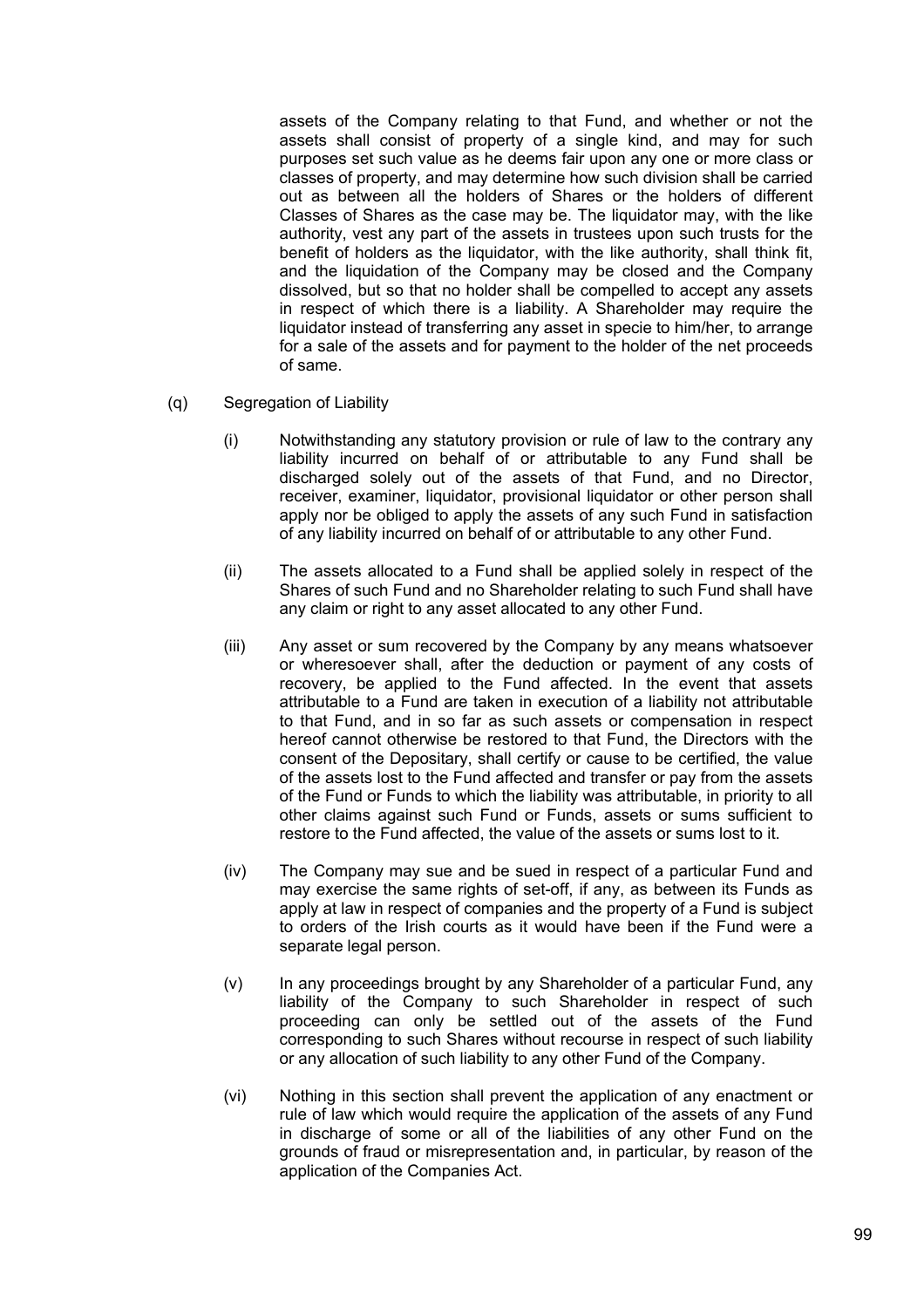assets of the Company relating to that Fund, and whether or not the assets shall consist of property of a single kind, and may for such purposes set such value as he deems fair upon any one or more class or classes of property, and may determine how such division shall be carried out as between all the holders of Shares or the holders of different Classes of Shares as the case may be. The liquidator may, with the like authority, vest any part of the assets in trustees upon such trusts for the benefit of holders as the liquidator, with the like authority, shall think fit, and the liquidation of the Company may be closed and the Company dissolved, but so that no holder shall be compelled to accept any assets in respect of which there is a liability. A Shareholder may require the liquidator instead of transferring any asset in specie to him/her, to arrange for a sale of the assets and for payment to the holder of the net proceeds of same.

(q) Segregation of Liability

(i) Notwithstanding any statutory provision or rule of law to the contrary any liability incurred on behalf of or attributable to any Fund shall be discharged solely out of the assets of that Fund, and no Director, receiver, examiner, liquidator, provisional liquidator or other person shall apply nor be obliged to apply the assets of any such Fund in satisfaction of any liability incurred on behalf of or attributable to any other Fund.

(ii) The assets allocated to a Fund shall be applied solely in respect of the Shares of such Fund and no Shareholder relating to such Fund shall have any claim or right to any asset allocated to any other Fund.

(iii) Any asset or sum recovered by the Company by any means whatsoever or wheresoever shall, after the deduction or payment of any costs of recovery, be applied to the Fund affected. In the event that assets attributable to a Fund are taken in execution of a liability not attributable to that Fund, and in so far as such assets or compensation in respect hereof cannot otherwise be restored to that Fund, the Directors with the consent of the Depositary, shall certify or cause to be certified, the value of the assets lost to the Fund affected and transfer or pay from the assets of the Fund or Funds to which the liability was attributable, in priority to all other claims against such Fund or Funds, assets or sums sufficient to restore to the Fund affected, the value of the assets or sums lost to it.

(iv) The Company may sue and be sued in respect of a particular Fund and may exercise the same rights of set-off, if any, as between its Funds as apply at law in respect of companies and the property of a Fund is subject to orders of the Irish courts as it would have been if the Fund were a separate legal person.

(v) In any proceedings brought by any Shareholder of a particular Fund, any liability of the Company to such Shareholder in respect of such proceeding can only be settled out of the assets of the Fund corresponding to such Shares without recourse in respect of such liability or any allocation of such liability to any other Fund of the Company.

(vi) Nothing in this section shall prevent the application of any enactment or rule of law which would require the application of the assets of any Fund in discharge of some or all of the liabilities of any other Fund on the grounds of fraud or misrepresentation and, in particular, by reason of the application of the Companies Act.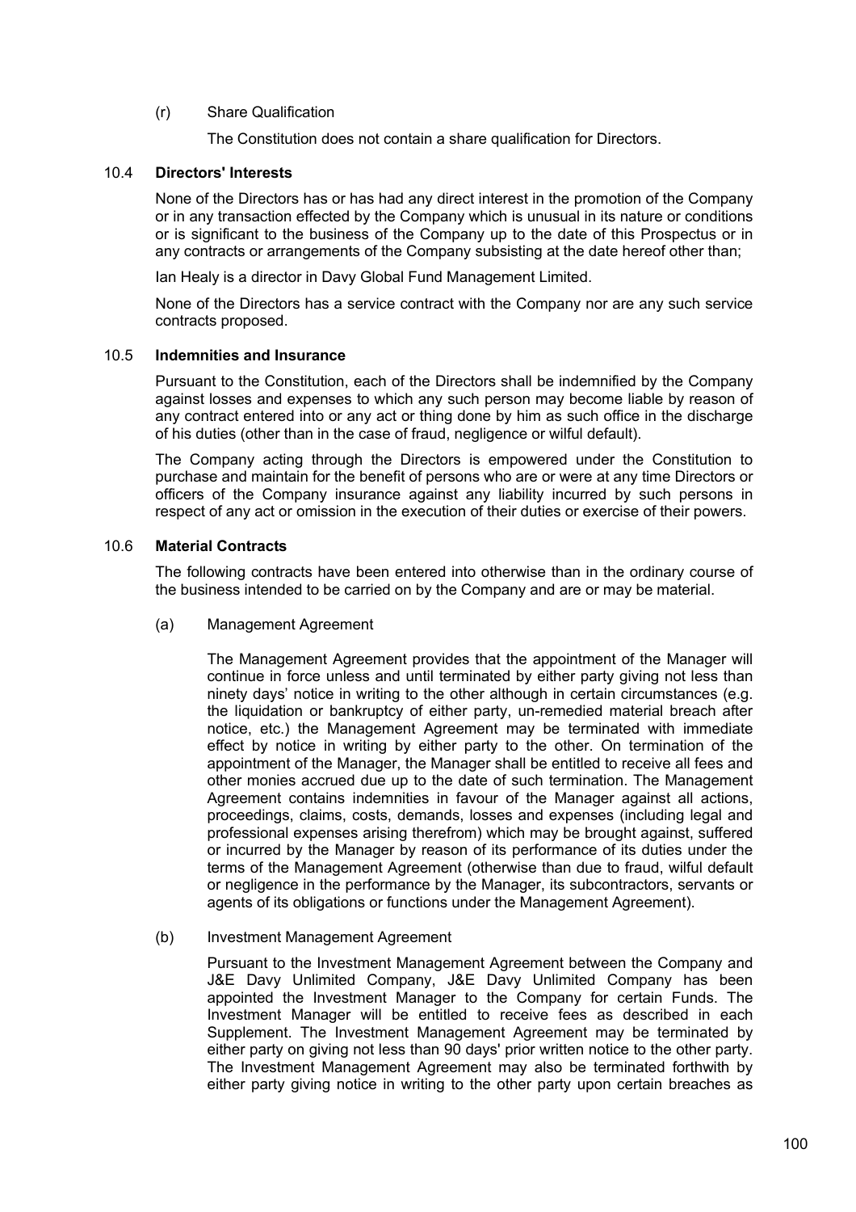(r) Share Qualification

The Constitution does not contain a share qualification for Directors.

## 10.4 Directors' Interests

None of the Directors has or has had any direct interest in the promotion of the Company or in any transaction effected by the Company which is unusual in its nature or conditions or is significant to the business of the Company up to the date of this Prospectus or in any contracts or arrangements of the Company subsisting at the date hereof other than;

Ian Healy is a director in Davy Global Fund Management Limited.

None of the Directors has a service contract with the Company nor are any such service contracts proposed.

## 10.5 Indemnities and Insurance

Pursuant to the Constitution, each of the Directors shall be indemnified by the Company against losses and expenses to which any such person may become liable by reason of any contract entered into or any act or thing done by him as such office in the discharge of his duties (other than in the case of fraud, negligence or wilful default).

The Company acting through the Directors is empowered under the Constitution to purchase and maintain for the benefit of persons who are or were at any time Directors or officers of the Company insurance against any liability incurred by such persons in respect of any act or omission in the execution of their duties or exercise of their powers.

## 10.6 Material Contracts

The following contracts have been entered into otherwise than in the ordinary course of the business intended to be carried on by the Company and are or may be material.

(a) Management Agreement

The Management Agreement provides that the appointment of the Manager will continue in force unless and until terminated by either party giving not less than ninety days' notice in writing to the other although in certain circumstances (e.g. the liquidation or bankruptcy of either party, un-remedied material breach after notice, etc.) the Management Agreement may be terminated with immediate effect by notice in writing by either party to the other. On termination of the appointment of the Manager, the Manager shall be entitled to receive all fees and other monies accrued due up to the date of such termination. The Management Agreement contains indemnities in favour of the Manager against all actions, proceedings, claims, costs, demands, losses and expenses (including legal and professional expenses arising therefrom) which may be brought against, suffered or incurred by the Manager by reason of its performance of its duties under the terms of the Management Agreement (otherwise than due to fraud, wilful default or negligence in the performance by the Manager, its subcontractors, servants or agents of its obligations or functions under the Management Agreement).

(b) Investment Management Agreement

Pursuant to the Investment Management Agreement between the Company and J&E Davy Unlimited Company, J&E Davy Unlimited Company has been appointed the Investment Manager to the Company for certain Funds. The Investment Manager will be entitled to receive fees as described in each Supplement. The Investment Management Agreement may be terminated by either party on giving not less than 90 days' prior written notice to the other party. The Investment Management Agreement may also be terminated forthwith by either party giving notice in writing to the other party upon certain breaches as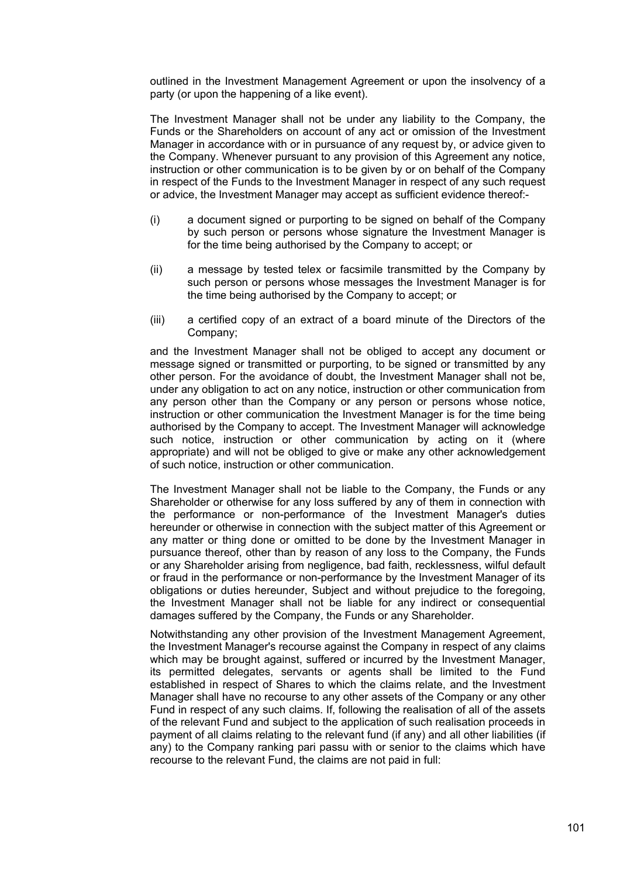outlined in the Investment Management Agreement or upon the insolvency of a party (or upon the happening of a like event).

The Investment Manager shall not be under any liability to the Company, the Funds or the Shareholders on account of any act or omission of the Investment Manager in accordance with or in pursuance of any request by, or advice given to the Company. Whenever pursuant to any provision of this Agreement any notice, instruction or other communication is to be given by or on behalf of the Company in respect of the Funds to the Investment Manager in respect of any such request or advice, the Investment Manager may accept as sufficient evidence thereof:-

(i) a document signed or purporting to be signed on behalf of the Company by such person or persons whose signature the Investment Manager is for the time being authorised by the Company to accept; or

(ii) a message by tested telex or facsimile transmitted by the Company by such person or persons whose messages the Investment Manager is for the time being authorised by the Company to accept; or

(iii) a certified copy of an extract of a board minute of the Directors of the Company;

and the Investment Manager shall not be obliged to accept any document or message signed or transmitted or purporting, to be signed or transmitted by any other person. For the avoidance of doubt, the Investment Manager shall not be, under any obligation to act on any notice, instruction or other communication from any person other than the Company or any person or persons whose notice, instruction or other communication the Investment Manager is for the time being authorised by the Company to accept. The Investment Manager will acknowledge such notice, instruction or other communication by acting on it (where appropriate) and will not be obliged to give or make any other acknowledgement of such notice, instruction or other communication.

The Investment Manager shall not be liable to the Company, the Funds or any Shareholder or otherwise for any loss suffered by any of them in connection with the performance or non-performance of the Investment Manager's duties hereunder or otherwise in connection with the subject matter of this Agreement or any matter or thing done or omitted to be done by the Investment Manager in pursuance thereof, other than by reason of any loss to the Company, the Funds or any Shareholder arising from negligence, bad faith, recklessness, wilful default or fraud in the performance or non-performance by the Investment Manager of its obligations or duties hereunder, Subject and without prejudice to the foregoing, the Investment Manager shall not be liable for any indirect or consequential damages suffered by the Company, the Funds or any Shareholder.

Notwithstanding any other provision of the Investment Management Agreement, the Investment Manager's recourse against the Company in respect of any claims which may be brought against, suffered or incurred by the Investment Manager, its permitted delegates, servants or agents shall be limited to the Fund established in respect of Shares to which the claims relate, and the Investment Manager shall have no recourse to any other assets of the Company or any other Fund in respect of any such claims. If, following the realisation of all of the assets of the relevant Fund and subject to the application of such realisation proceeds in payment of all claims relating to the relevant fund (if any) and all other liabilities (if any) to the Company ranking pari passu with or senior to the claims which have recourse to the relevant Fund, the claims are not paid in full: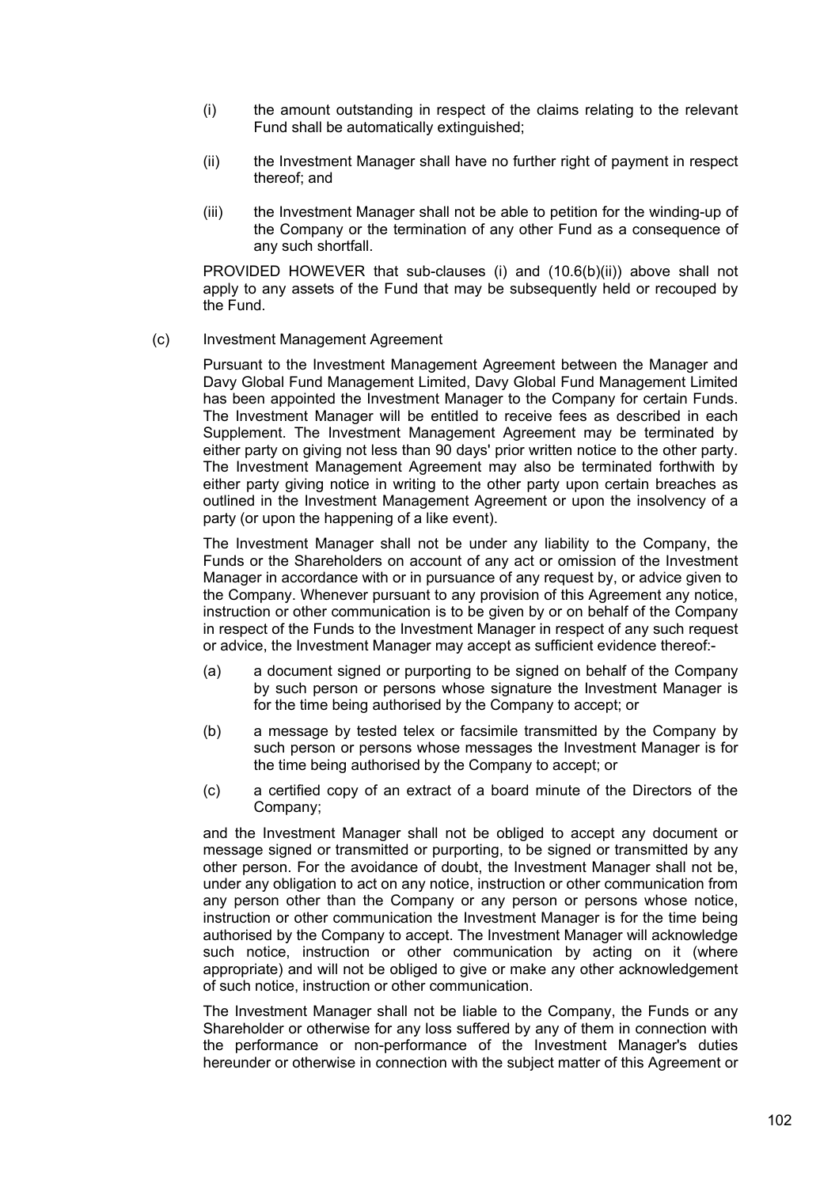(i) the amount outstanding in respect of the claims relating to the relevant Fund shall be automatically extinguished;

(ii) the Investment Manager shall have no further right of payment in respect thereof; and

(iii) the Investment Manager shall not be able to petition for the winding-up of the Company or the termination of any other Fund as a consequence of any such shortfall.

PROVIDED HOWEVER that sub-clauses (i) and (10.6(b)(ii)) above shall not apply to any assets of the Fund that may be subsequently held or recouped by the Fund.

(c) Investment Management Agreement

Pursuant to the Investment Management Agreement between the Manager and Davy Global Fund Management Limited, Davy Global Fund Management Limited has been appointed the Investment Manager to the Company for certain Funds. The Investment Manager will be entitled to receive fees as described in each Supplement. The Investment Management Agreement may be terminated by either party on giving not less than 90 days' prior written notice to the other party. The Investment Management Agreement may also be terminated forthwith by either party giving notice in writing to the other party upon certain breaches as outlined in the Investment Management Agreement or upon the insolvency of a party (or upon the happening of a like event).

The Investment Manager shall not be under any liability to the Company, the Funds or the Shareholders on account of any act or omission of the Investment Manager in accordance with or in pursuance of any request by, or advice given to the Company. Whenever pursuant to any provision of this Agreement any notice, instruction or other communication is to be given by or on behalf of the Company in respect of the Funds to the Investment Manager in respect of any such request or advice, the Investment Manager may accept as sufficient evidence thereof:-

(a) a document signed or purporting to be signed on behalf of the Company by such person or persons whose signature the Investment Manager is for the time being authorised by the Company to accept; or

(b) a message by tested telex or facsimile transmitted by the Company by such person or persons whose messages the Investment Manager is for the time being authorised by the Company to accept; or

(c) a certified copy of an extract of a board minute of the Directors of the Company;

and the Investment Manager shall not be obliged to accept any document or message signed or transmitted or purporting, to be signed or transmitted by any other person. For the avoidance of doubt, the Investment Manager shall not be, under any obligation to act on any notice, instruction or other communication from any person other than the Company or any person or persons whose notice, instruction or other communication the Investment Manager is for the time being authorised by the Company to accept. The Investment Manager will acknowledge such notice, instruction or other communication by acting on it (where appropriate) and will not be obliged to give or make any other acknowledgement of such notice, instruction or other communication.

The Investment Manager shall not be liable to the Company, the Funds or any Shareholder or otherwise for any loss suffered by any of them in connection with the performance or non-performance of the Investment Manager's duties hereunder or otherwise in connection with the subject matter of this Agreement or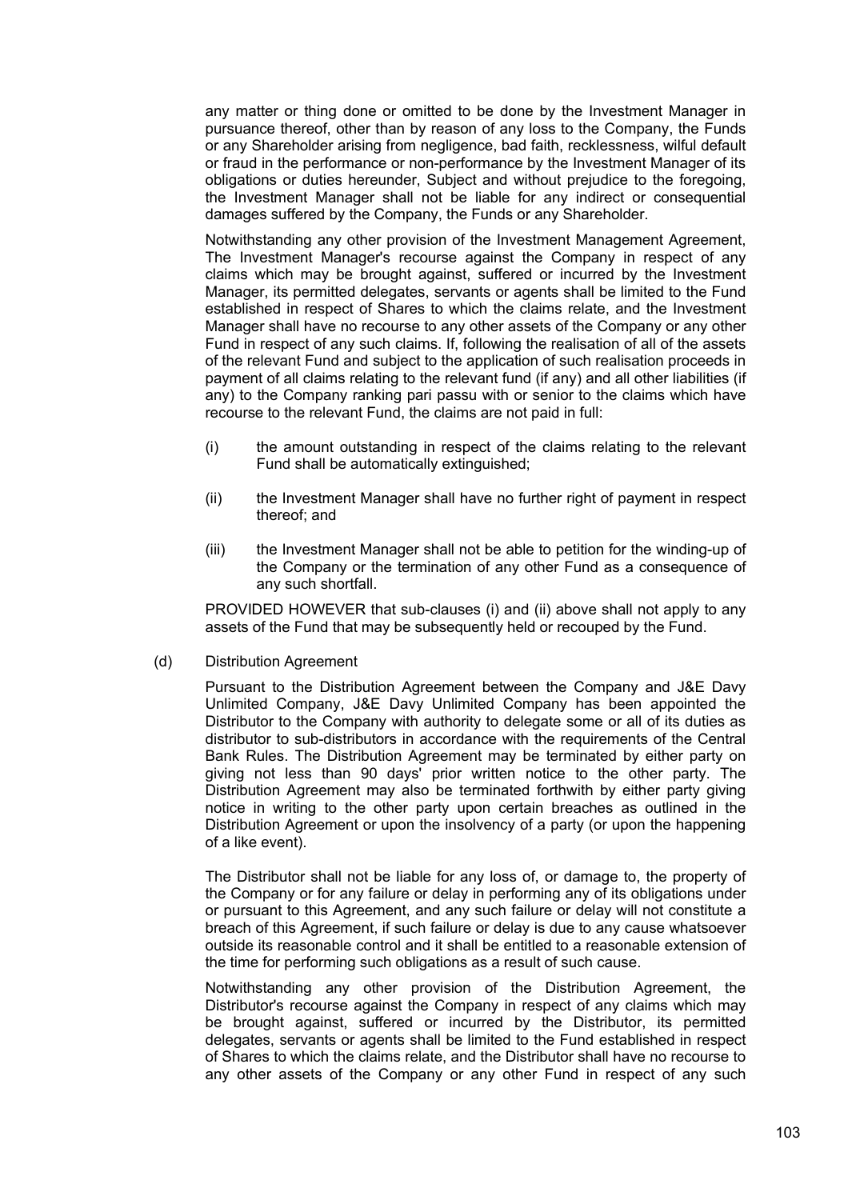any matter or thing done or omitted to be done by the Investment Manager in pursuance thereof, other than by reason of any loss to the Company, the Funds or any Shareholder arising from negligence, bad faith, recklessness, wilful default or fraud in the performance or non-performance by the Investment Manager of its obligations or duties hereunder, Subject and without prejudice to the foregoing, the Investment Manager shall not be liable for any indirect or consequential damages suffered by the Company, the Funds or any Shareholder.

Notwithstanding any other provision of the Investment Management Agreement, The Investment Manager's recourse against the Company in respect of any claims which may be brought against, suffered or incurred by the Investment Manager, its permitted delegates, servants or agents shall be limited to the Fund established in respect of Shares to which the claims relate, and the Investment Manager shall have no recourse to any other assets of the Company or any other Fund in respect of any such claims. If, following the realisation of all of the assets of the relevant Fund and subject to the application of such realisation proceeds in payment of all claims relating to the relevant fund (if any) and all other liabilities (if any) to the Company ranking pari passu with or senior to the claims which have recourse to the relevant Fund, the claims are not paid in full:

(i) the amount outstanding in respect of the claims relating to the relevant Fund shall be automatically extinguished;

(ii) the Investment Manager shall have no further right of payment in respect thereof; and

(iii) the Investment Manager shall not be able to petition for the winding-up of the Company or the termination of any other Fund as a consequence of any such shortfall.

PROVIDED HOWEVER that sub-clauses (i) and (ii) above shall not apply to any assets of the Fund that may be subsequently held or recouped by the Fund.

(d) Distribution Agreement

Pursuant to the Distribution Agreement between the Company and J&E Davy Unlimited Company, J&E Davy Unlimited Company has been appointed the Distributor to the Company with authority to delegate some or all of its duties as distributor to sub-distributors in accordance with the requirements of the Central Bank Rules. The Distribution Agreement may be terminated by either party on giving not less than 90 days' prior written notice to the other party. The Distribution Agreement may also be terminated forthwith by either party giving notice in writing to the other party upon certain breaches as outlined in the Distribution Agreement or upon the insolvency of a party (or upon the happening of a like event).

The Distributor shall not be liable for any loss of, or damage to, the property of the Company or for any failure or delay in performing any of its obligations under or pursuant to this Agreement, and any such failure or delay will not constitute a breach of this Agreement, if such failure or delay is due to any cause whatsoever outside its reasonable control and it shall be entitled to a reasonable extension of the time for performing such obligations as a result of such cause.

Notwithstanding any other provision of the Distribution Agreement, the Distributor's recourse against the Company in respect of any claims which may be brought against, suffered or incurred by the Distributor, its permitted delegates, servants or agents shall be limited to the Fund established in respect of Shares to which the claims relate, and the Distributor shall have no recourse to any other assets of the Company or any other Fund in respect of any such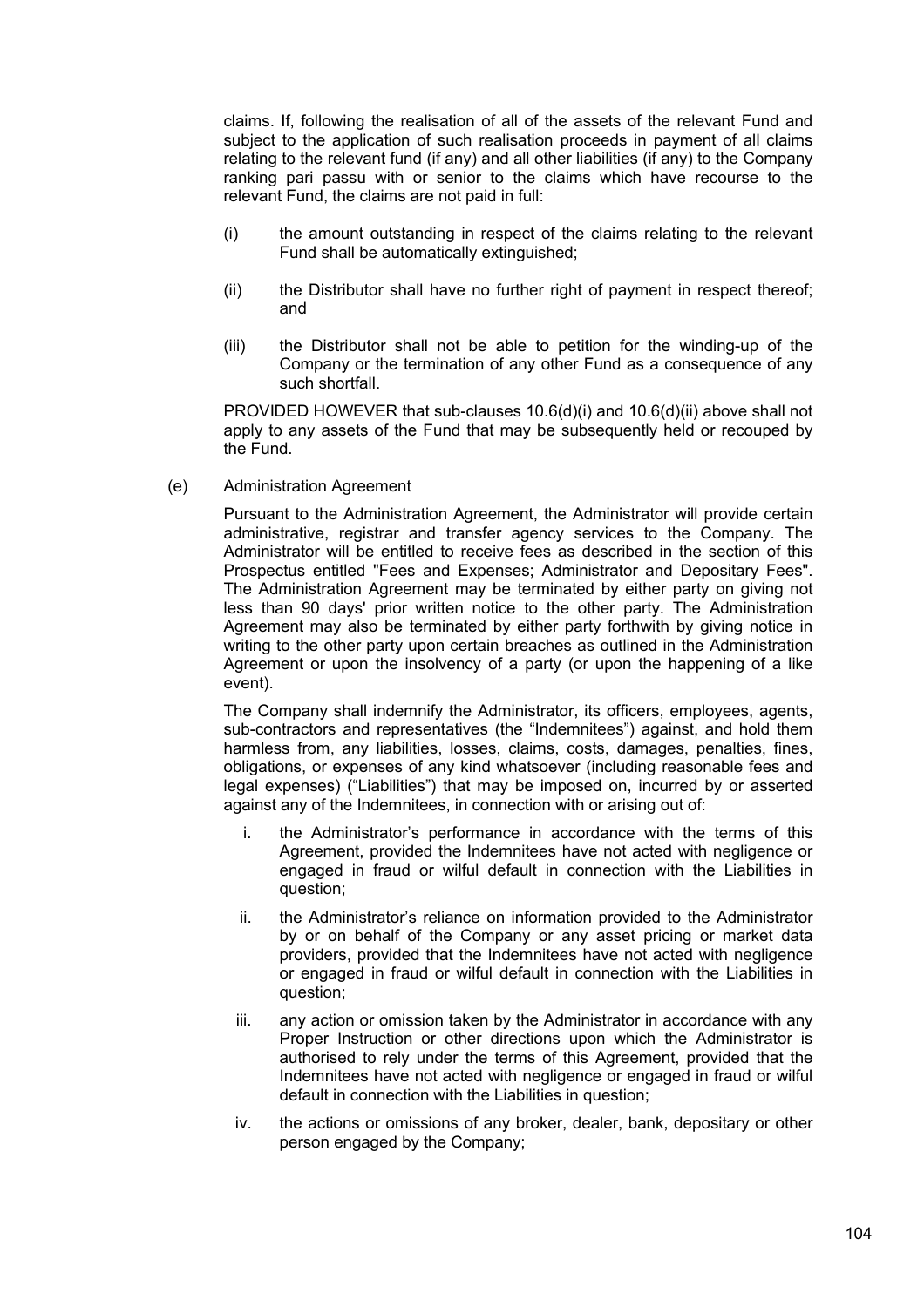claims. If, following the realisation of all of the assets of the relevant Fund and subject to the application of such realisation proceeds in payment of all claims relating to the relevant fund (if any) and all other liabilities (if any) to the Company ranking pari passu with or senior to the claims which have recourse to the relevant Fund, the claims are not paid in full:

(i) the amount outstanding in respect of the claims relating to the relevant Fund shall be automatically extinguished;

(ii) the Distributor shall have no further right of payment in respect thereof; and

(iii) the Distributor shall not be able to petition for the winding-up of the Company or the termination of any other Fund as a consequence of any such shortfall.

PROVIDED HOWEVER that sub-clauses 10.6(d)(i) and 10.6(d)(ii) above shall not apply to any assets of the Fund that may be subsequently held or recouped by the Fund.

(e) Administration Agreement

Pursuant to the Administration Agreement, the Administrator will provide certain administrative, registrar and transfer agency services to the Company. The Administrator will be entitled to receive fees as described in the section of this Prospectus entitled "Fees and Expenses; Administrator and Depositary Fees". The Administration Agreement may be terminated by either party on giving not less than 90 days' prior written notice to the other party. The Administration Agreement may also be terminated by either party forthwith by giving notice in writing to the other party upon certain breaches as outlined in the Administration Agreement or upon the insolvency of a party (or upon the happening of a like event).

The Company shall indemnify the Administrator, its officers, employees, agents, sub-contractors and representatives (the "Indemnitees") against, and hold them harmless from, any liabilities, losses, claims, costs, damages, penalties, fines, obligations, or expenses of any kind whatsoever (including reasonable fees and legal expenses) ("Liabilities") that may be imposed on, incurred by or asserted against any of the Indemnitees, in connection with or arising out of:

i. the Administrator's performance in accordance with the terms of this Agreement, provided the Indemnitees have not acted with negligence or engaged in fraud or wilful default in connection with the Liabilities in question;

ii. the Administrator's reliance on information provided to the Administrator by or on behalf of the Company or any asset pricing or market data providers, provided that the Indemnitees have not acted with negligence or engaged in fraud or wilful default in connection with the Liabilities in question;

iii. any action or omission taken by the Administrator in accordance with any Proper Instruction or other directions upon which the Administrator is authorised to rely under the terms of this Agreement, provided that the Indemnitees have not acted with negligence or engaged in fraud or wilful default in connection with the Liabilities in question;

iv. the actions or omissions of any broker, dealer, bank, depositary or other person engaged by the Company;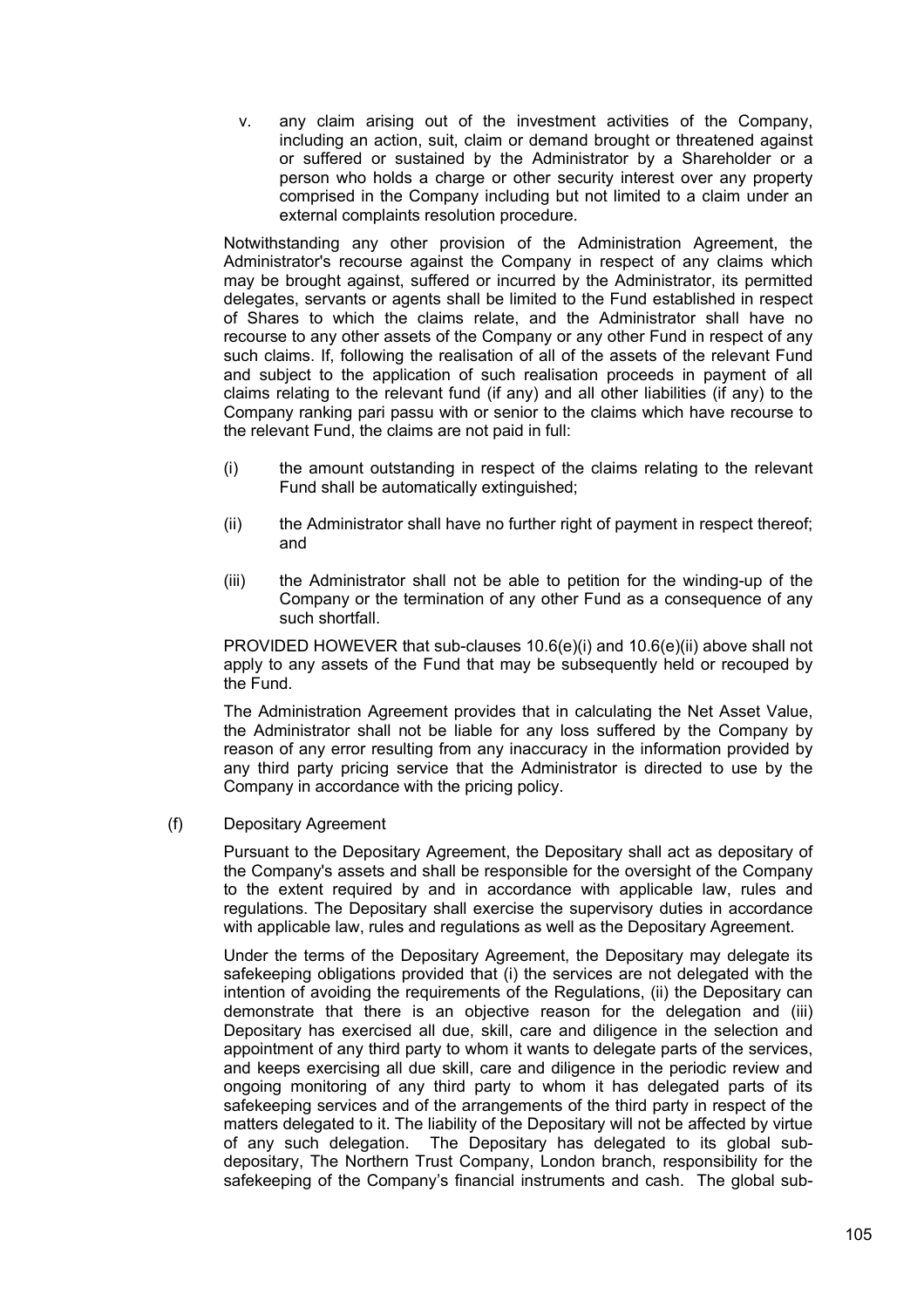v. any claim arising out of the investment activities of the Company, including an action, suit, claim or demand brought or threatened against or suffered or sustained by the Administrator by a Shareholder or a person who holds a charge or other security interest over any property comprised in the Company including but not limited to a claim under an external complaints resolution procedure.

Notwithstanding any other provision of the Administration Agreement, the Administrator's recourse against the Company in respect of any claims which may be brought against, suffered or incurred by the Administrator, its permitted delegates, servants or agents shall be limited to the Fund established in respect of Shares to which the claims relate, and the Administrator shall have no recourse to any other assets of the Company or any other Fund in respect of any such claims. If, following the realisation of all of the assets of the relevant Fund and subject to the application of such realisation proceeds in payment of all claims relating to the relevant fund (if any) and all other liabilities (if any) to the Company ranking pari passu with or senior to the claims which have recourse to the relevant Fund, the claims are not paid in full:

(i) the amount outstanding in respect of the claims relating to the relevant Fund shall be automatically extinguished;

(ii) the Administrator shall have no further right of payment in respect thereof; and

(iii) the Administrator shall not be able to petition for the winding-up of the Company or the termination of any other Fund as a consequence of any such shortfall.

PROVIDED HOWEVER that sub-clauses 10.6(e)(i) and 10.6(e)(ii) above shall not apply to any assets of the Fund that may be subsequently held or recouped by the Fund.

The Administration Agreement provides that in calculating the Net Asset Value, the Administrator shall not be liable for any loss suffered by the Company by reason of any error resulting from any inaccuracy in the information provided by any third party pricing service that the Administrator is directed to use by the Company in accordance with the pricing policy.

(f) Depositary Agreement

Pursuant to the Depositary Agreement, the Depositary shall act as depositary of the Company's assets and shall be responsible for the oversight of the Company to the extent required by and in accordance with applicable law, rules and regulations. The Depositary shall exercise the supervisory duties in accordance with applicable law, rules and regulations as well as the Depositary Agreement.

Under the terms of the Depositary Agreement, the Depositary may delegate its safekeeping obligations provided that (i) the services are not delegated with the intention of avoiding the requirements of the Regulations, (ii) the Depositary can demonstrate that there is an objective reason for the delegation and (iii) Depositary has exercised all due, skill, care and diligence in the selection and appointment of any third party to whom it wants to delegate parts of the services, and keeps exercising all due skill, care and diligence in the periodic review and ongoing monitoring of any third party to whom it has delegated parts of its safekeeping services and of the arrangements of the third party in respect of the matters delegated to it. The liability of the Depositary will not be affected by virtue of any such delegation. The Depositary has delegated to its global sub-depositary, The Northern Trust Company, London branch, responsibility for the safekeeping of the Company's financial instruments and cash. The global sub-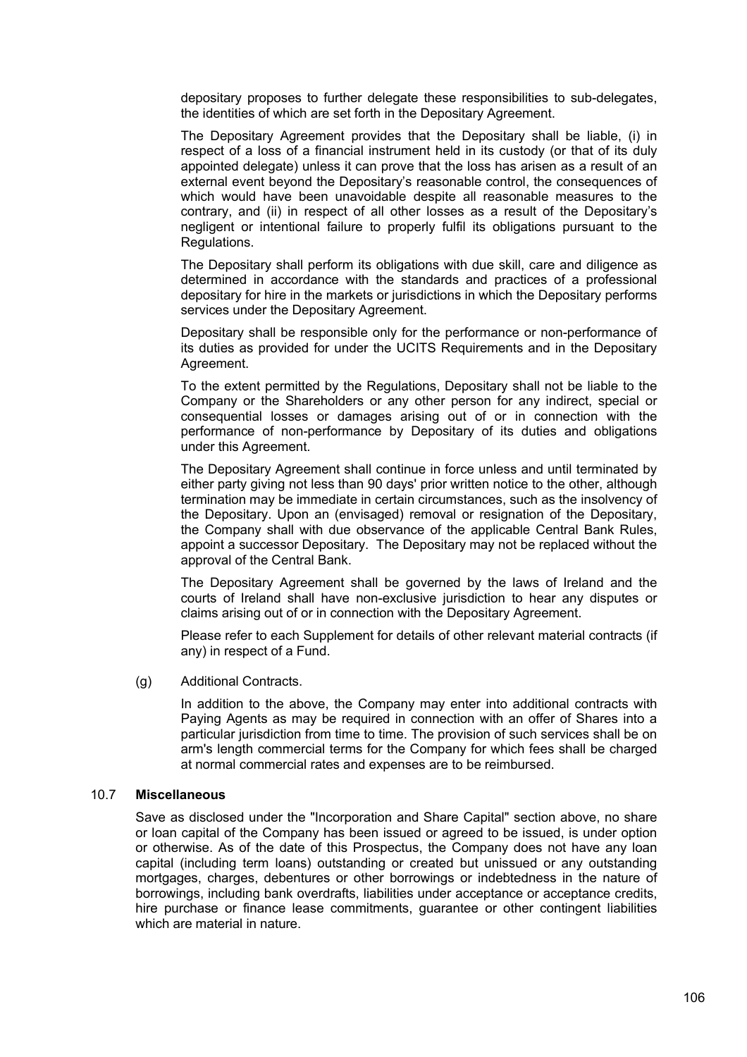depositary proposes to further delegate these responsibilities to sub-delegates, the identities of which are set forth in the Depositary Agreement.

The Depositary Agreement provides that the Depositary shall be liable, (i) in respect of a loss of a financial instrument held in its custody (or that of its duly appointed delegate) unless it can prove that the loss has arisen as a result of an external event beyond the Depositary's reasonable control, the consequences of which would have been unavoidable despite all reasonable measures to the contrary, and (ii) in respect of all other losses as a result of the Depositary's negligent or intentional failure to properly fulfil its obligations pursuant to the Regulations.

The Depositary shall perform its obligations with due skill, care and diligence as determined in accordance with the standards and practices of a professional depositary for hire in the markets or jurisdictions in which the Depositary performs services under the Depositary Agreement.

Depositary shall be responsible only for the performance or non-performance of its duties as provided for under the UCITS Requirements and in the Depositary Agreement.

To the extent permitted by the Regulations, Depositary shall not be liable to the Company or the Shareholders or any other person for any indirect, special or consequential losses or damages arising out of or in connection with the performance of non-performance by Depositary of its duties and obligations under this Agreement.

The Depositary Agreement shall continue in force unless and until terminated by either party giving not less than 90 days' prior written notice to the other, although termination may be immediate in certain circumstances, such as the insolvency of the Depositary. Upon an (envisaged) removal or resignation of the Depositary, the Company shall with due observance of the applicable Central Bank Rules, appoint a successor Depositary. The Depositary may not be replaced without the approval of the Central Bank.

The Depositary Agreement shall be governed by the laws of Ireland and the courts of Ireland shall have non-exclusive jurisdiction to hear any disputes or claims arising out of or in connection with the Depositary Agreement.

Please refer to each Supplement for details of other relevant material contracts (if any) in respect of a Fund.

(g) Additional Contracts.

In addition to the above, the Company may enter into additional contracts with Paying Agents as may be required in connection with an offer of Shares into a particular jurisdiction from time to time. The provision of such services shall be on arm's length commercial terms for the Company for which fees shall be charged at normal commercial rates and expenses are to be reimbursed.

### 10.7 **Miscellaneous**

Save as disclosed under the "Incorporation and Share Capital" section above, no share or loan capital of the Company has been issued or agreed to be issued, is under option or otherwise. As of the date of this Prospectus, the Company does not have any loan capital (including term loans) outstanding or created but unissued or any outstanding mortgages, charges, debentures or other borrowings or indebtedness in the nature of borrowings, including bank overdrafts, liabilities under acceptance or acceptance credits, hire purchase or finance lease commitments, guarantee or other contingent liabilities which are material in nature.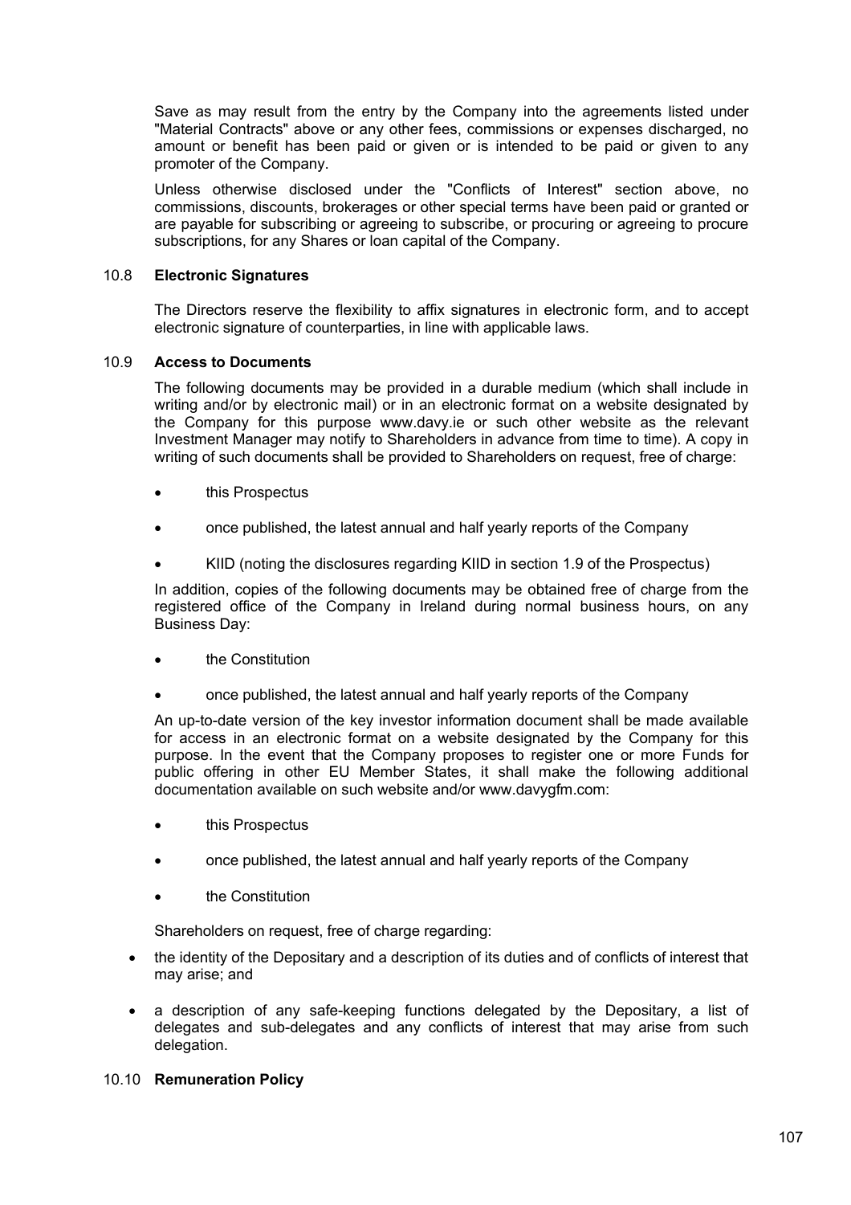Save as may result from the entry by the Company into the agreements listed under "Material Contracts" above or any other fees, commissions or expenses discharged, no amount or benefit has been paid or given or is intended to be paid or given to any promoter of the Company.

Unless otherwise disclosed under the "Conflicts of Interest" section above, no commissions, discounts, brokerages or other special terms have been paid or granted or are payable for subscribing or agreeing to subscribe, or procuring or agreeing to procure subscriptions, for any Shares or loan capital of the Company.

### 10.8 Electronic Signatures

The Directors reserve the flexibility to affix signatures in electronic form, and to accept electronic signature of counterparties, in line with applicable laws.

### 10.9 Access to Documents

The following documents may be provided in a durable medium (which shall include in writing and/or by electronic mail) or in an electronic format on a website designated by the Company for this purpose www.davy.ie or such other website as the relevant Investment Manager may notify to Shareholders in advance from time to time). A copy in writing of such documents shall be provided to Shareholders on request, free of charge:

- this Prospectus
- once published, the latest annual and half yearly reports of the Company
- KIID (noting the disclosures regarding KIID in section 1.9 of the Prospectus)

In addition, copies of the following documents may be obtained free of charge from the registered office of the Company in Ireland during normal business hours, on any Business Day:

- the Constitution
- once published, the latest annual and half yearly reports of the Company

An up-to-date version of the key investor information document shall be made available for access in an electronic format on a website designated by the Company for this purpose. In the event that the Company proposes to register one or more Funds for public offering in other EU Member States, it shall make the following additional documentation available on such website and/or www.davygfm.com:

- this Prospectus
- once published, the latest annual and half yearly reports of the Company
- the Constitution

Shareholders on request, free of charge regarding:

- the identity of the Depositary and a description of its duties and of conflicts of interest that may arise; and
- a description of any safe-keeping functions delegated by the Depositary, a list of delegates and sub-delegates and any conflicts of interest that may arise from such delegation.

### 10.10 Remuneration Policy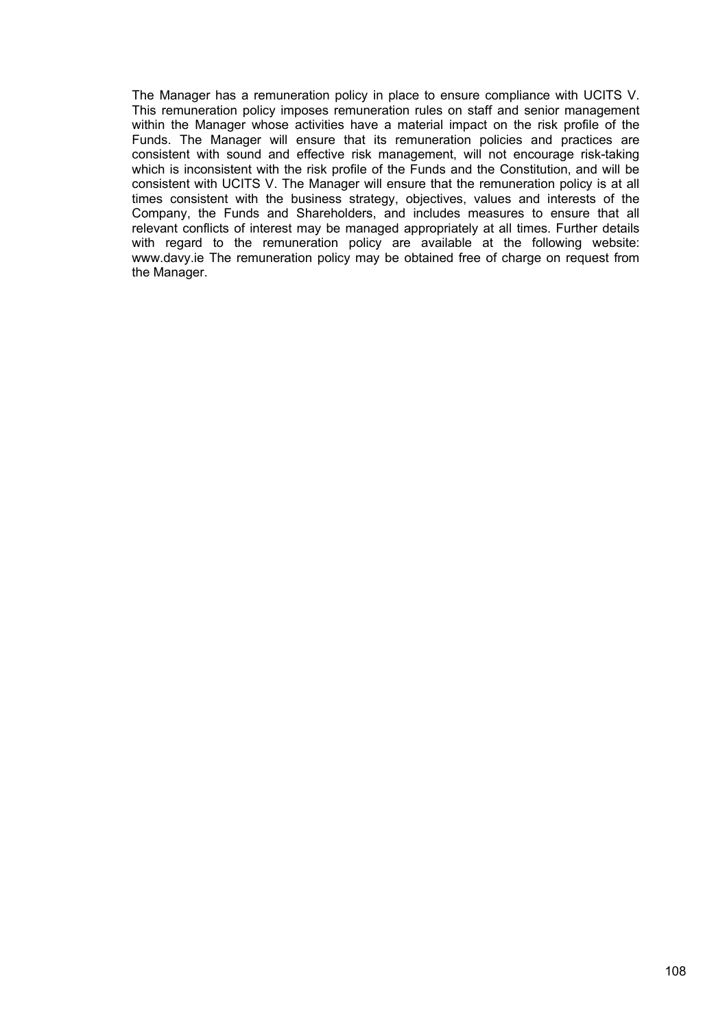The Manager has a remuneration policy in place to ensure compliance with UCITS V. This remuneration policy imposes remuneration rules on staff and senior management within the Manager whose activities have a material impact on the risk profile of the Funds. The Manager will ensure that its remuneration policies and practices are consistent with sound and effective risk management, will not encourage risk-taking which is inconsistent with the risk profile of the Funds and the Constitution, and will be consistent with UCITS V. The Manager will ensure that the remuneration policy is at all times consistent with the business strategy, objectives, values and interests of the Company, the Funds and Shareholders, and includes measures to ensure that all relevant conflicts of interest may be managed appropriately at all times. Further details with regard to the remuneration policy are available at the following website: www.davy.ie The remuneration policy may be obtained free of charge on request from the Manager.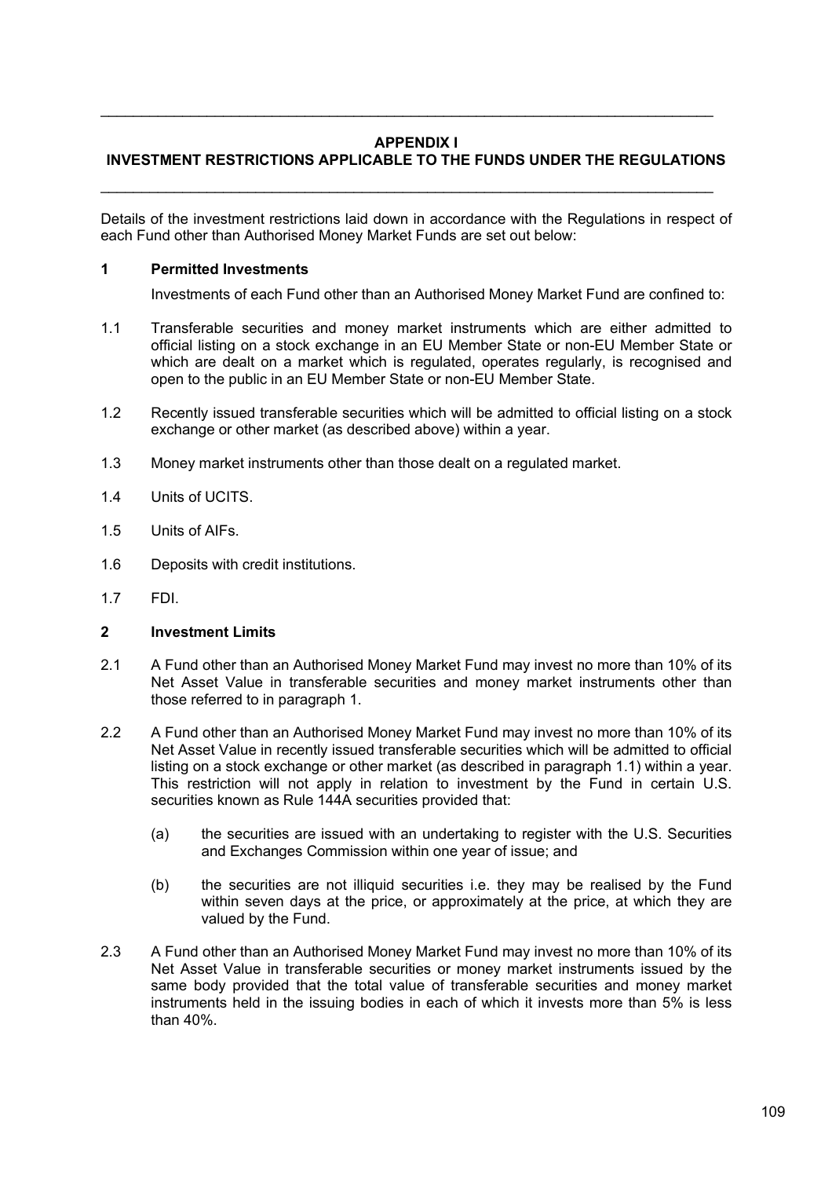## APPENDIX I
## INVESTMENT RESTRICTIONS APPLICABLE TO THE FUNDS UNDER THE REGULATIONS

Details of the investment restrictions laid down in accordance with the Regulations in respect of each Fund other than Authorised Money Market Funds are set out below:

### 1 Permitted Investments

Investments of each Fund other than an Authorised Money Market Fund are confined to:

1.1 Transferable securities and money market instruments which are either admitted to official listing on a stock exchange in an EU Member State or non-EU Member State or which are dealt on a market which is regulated, operates regularly, is recognised and open to the public in an EU Member State or non-EU Member State.

1.2 Recently issued transferable securities which will be admitted to official listing on a stock exchange or other market (as described above) within a year.

1.3 Money market instruments other than those dealt on a regulated market.

1.4 Units of UCITS.

1.5 Units of AIFs.

1.6 Deposits with credit institutions.

1.7 FDI.

### 2 Investment Limits

2.1 A Fund other than an Authorised Money Market Fund may invest no more than 10% of its Net Asset Value in transferable securities and money market instruments other than those referred to in paragraph 1.

2.2 A Fund other than an Authorised Money Market Fund may invest no more than 10% of its Net Asset Value in recently issued transferable securities which will be admitted to official listing on a stock exchange or other market (as described in paragraph 1.1) within a year. This restriction will not apply in relation to investment by the Fund in certain U.S. securities known as Rule 144A securities provided that:

(a) the securities are issued with an undertaking to register with the U.S. Securities and Exchanges Commission within one year of issue; and

(b) the securities are not illiquid securities i.e. they may be realised by the Fund within seven days at the price, or approximately at the price, at which they are valued by the Fund.

2.3 A Fund other than an Authorised Money Market Fund may invest no more than 10% of its Net Asset Value in transferable securities or money market instruments issued by the same body provided that the total value of transferable securities and money market instruments held in the issuing bodies in each of which it invests more than 5% is less than 40%.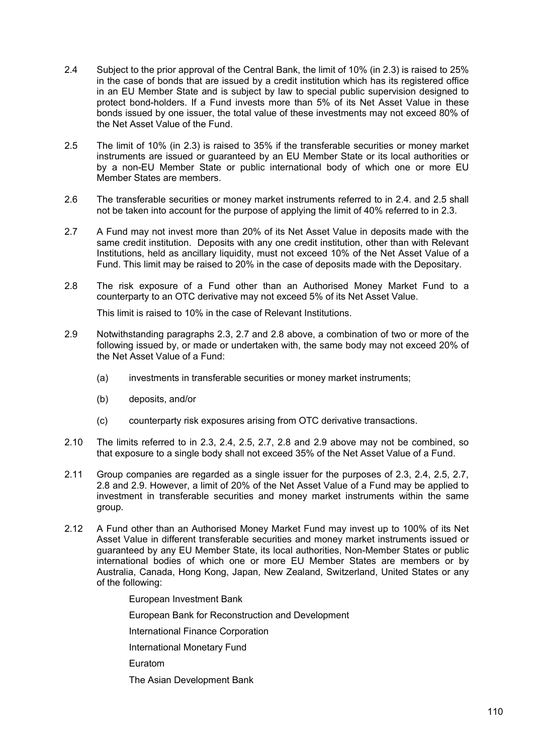2.4 Subject to the prior approval of the Central Bank, the limit of 10% (in 2.3) is raised to 25% in the case of bonds that are issued by a credit institution which has its registered office in an EU Member State and is subject by law to special public supervision designed to protect bond-holders. If a Fund invests more than 5% of its Net Asset Value in these bonds issued by one issuer, the total value of these investments may not exceed 80% of the Net Asset Value of the Fund.

2.5 The limit of 10% (in 2.3) is raised to 35% if the transferable securities or money market instruments are issued or guaranteed by an EU Member State or its local authorities or by a non-EU Member State or public international body of which one or more EU Member States are members.

2.6 The transferable securities or money market instruments referred to in 2.4. and 2.5 shall not be taken into account for the purpose of applying the limit of 40% referred to in 2.3.

2.7 A Fund may not invest more than 20% of its Net Asset Value in deposits made with the same credit institution. Deposits with any one credit institution, other than with Relevant Institutions, held as ancillary liquidity, must not exceed 10% of the Net Asset Value of a Fund. This limit may be raised to 20% in the case of deposits made with the Depositary.

2.8 The risk exposure of a Fund other than an Authorised Money Market Fund to a counterparty to an OTC derivative may not exceed 5% of its Net Asset Value.

This limit is raised to 10% in the case of Relevant Institutions.

2.9 Notwithstanding paragraphs 2.3, 2.7 and 2.8 above, a combination of two or more of the following issued by, or made or undertaken with, the same body may not exceed 20% of the Net Asset Value of a Fund:

(a) investments in transferable securities or money market instruments;

(b) deposits, and/or

(c) counterparty risk exposures arising from OTC derivative transactions.

2.10 The limits referred to in 2.3, 2.4, 2.5, 2.7, 2.8 and 2.9 above may not be combined, so that exposure to a single body shall not exceed 35% of the Net Asset Value of a Fund.

2.11 Group companies are regarded as a single issuer for the purposes of 2.3, 2.4, 2.5, 2.7, 2.8 and 2.9. However, a limit of 20% of the Net Asset Value of a Fund may be applied to investment in transferable securities and money market instruments within the same group.

2.12 A Fund other than an Authorised Money Market Fund may invest up to 100% of its Net Asset Value in different transferable securities and money market instruments issued or guaranteed by any EU Member State, its local authorities, Non-Member States or public international bodies of which one or more EU Member States are members or by Australia, Canada, Hong Kong, Japan, New Zealand, Switzerland, United States or any of the following:

European Investment Bank

European Bank for Reconstruction and Development

International Finance Corporation

International Monetary Fund

Euratom

The Asian Development Bank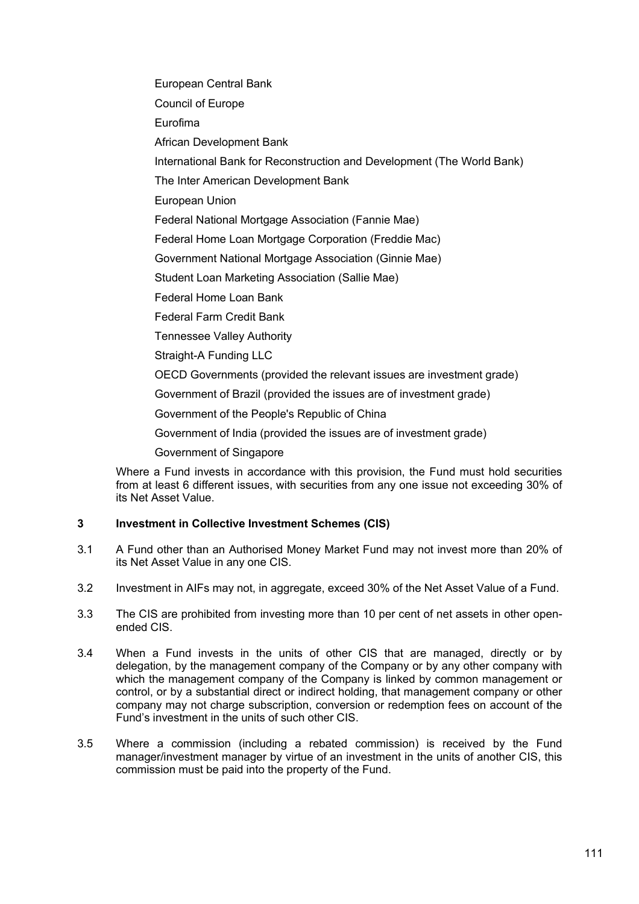European Central Bank

Council of Europe

Eurofima

African Development Bank

International Bank for Reconstruction and Development (The World Bank)

The Inter American Development Bank

European Union

Federal National Mortgage Association (Fannie Mae)

Federal Home Loan Mortgage Corporation (Freddie Mac)

Government National Mortgage Association (Ginnie Mae)

Student Loan Marketing Association (Sallie Mae)

Federal Home Loan Bank

Federal Farm Credit Bank

Tennessee Valley Authority

Straight-A Funding LLC

OECD Governments (provided the relevant issues are investment grade)

Government of Brazil (provided the issues are of investment grade)

Government of the People's Republic of China

Government of India (provided the issues are of investment grade)

Government of Singapore

Where a Fund invests in accordance with this provision, the Fund must hold securities from at least 6 different issues, with securities from any one issue not exceeding 30% of its Net Asset Value.

### 3 Investment in Collective Investment Schemes (CIS)

3.1 A Fund other than an Authorised Money Market Fund may not invest more than 20% of its Net Asset Value in any one CIS.

3.2 Investment in AIFs may not, in aggregate, exceed 30% of the Net Asset Value of a Fund.

3.3 The CIS are prohibited from investing more than 10 per cent of net assets in other open-ended CIS.

3.4 When a Fund invests in the units of other CIS that are managed, directly or by delegation, by the management company of the Company or by any other company with which the management company of the Company is linked by common management or control, or by a substantial direct or indirect holding, that management company or other company may not charge subscription, conversion or redemption fees on account of the Fund's investment in the units of such other CIS.

3.5 Where a commission (including a rebated commission) is received by the Fund manager/investment manager by virtue of an investment in the units of another CIS, this commission must be paid into the property of the Fund.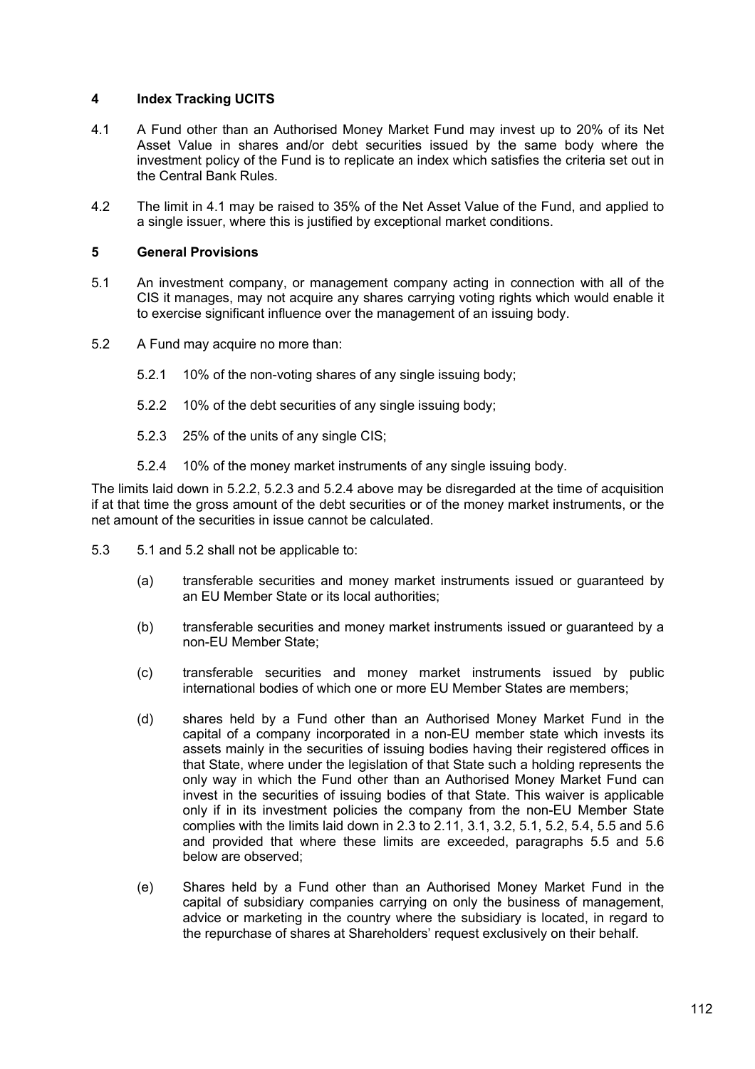## 4 Index Tracking UCITS

4.1 A Fund other than an Authorised Money Market Fund may invest up to 20% of its Net Asset Value in shares and/or debt securities issued by the same body where the investment policy of the Fund is to replicate an index which satisfies the criteria set out in the Central Bank Rules.

4.2 The limit in 4.1 may be raised to 35% of the Net Asset Value of the Fund, and applied to a single issuer, where this is justified by exceptional market conditions.

## 5 General Provisions

5.1 An investment company, or management company acting in connection with all of the CIS it manages, may not acquire any shares carrying voting rights which would enable it to exercise significant influence over the management of an issuing body.

5.2 A Fund may acquire no more than:

5.2.1 10% of the non-voting shares of any single issuing body;

5.2.2 10% of the debt securities of any single issuing body;

5.2.3 25% of the units of any single CIS;

5.2.4 10% of the money market instruments of any single issuing body.

The limits laid down in 5.2.2, 5.2.3 and 5.2.4 above may be disregarded at the time of acquisition if at that time the gross amount of the debt securities or of the money market instruments, or the net amount of the securities in issue cannot be calculated.

5.3 5.1 and 5.2 shall not be applicable to:

(a) transferable securities and money market instruments issued or guaranteed by an EU Member State or its local authorities;

(b) transferable securities and money market instruments issued or guaranteed by a non-EU Member State;

(c) transferable securities and money market instruments issued by public international bodies of which one or more EU Member States are members;

(d) shares held by a Fund other than an Authorised Money Market Fund in the capital of a company incorporated in a non-EU member state which invests its assets mainly in the securities of issuing bodies having their registered offices in that State, where under the legislation of that State such a holding represents the only way in which the Fund other than an Authorised Money Market Fund can invest in the securities of issuing bodies of that State. This waiver is applicable only if in its investment policies the company from the non-EU Member State complies with the limits laid down in 2.3 to 2.11, 3.1, 3.2, 5.1, 5.2, 5.4, 5.5 and 5.6 and provided that where these limits are exceeded, paragraphs 5.5 and 5.6 below are observed;

(e) Shares held by a Fund other than an Authorised Money Market Fund in the capital of subsidiary companies carrying on only the business of management, advice or marketing in the country where the subsidiary is located, in regard to the repurchase of shares at Shareholders' request exclusively on their behalf.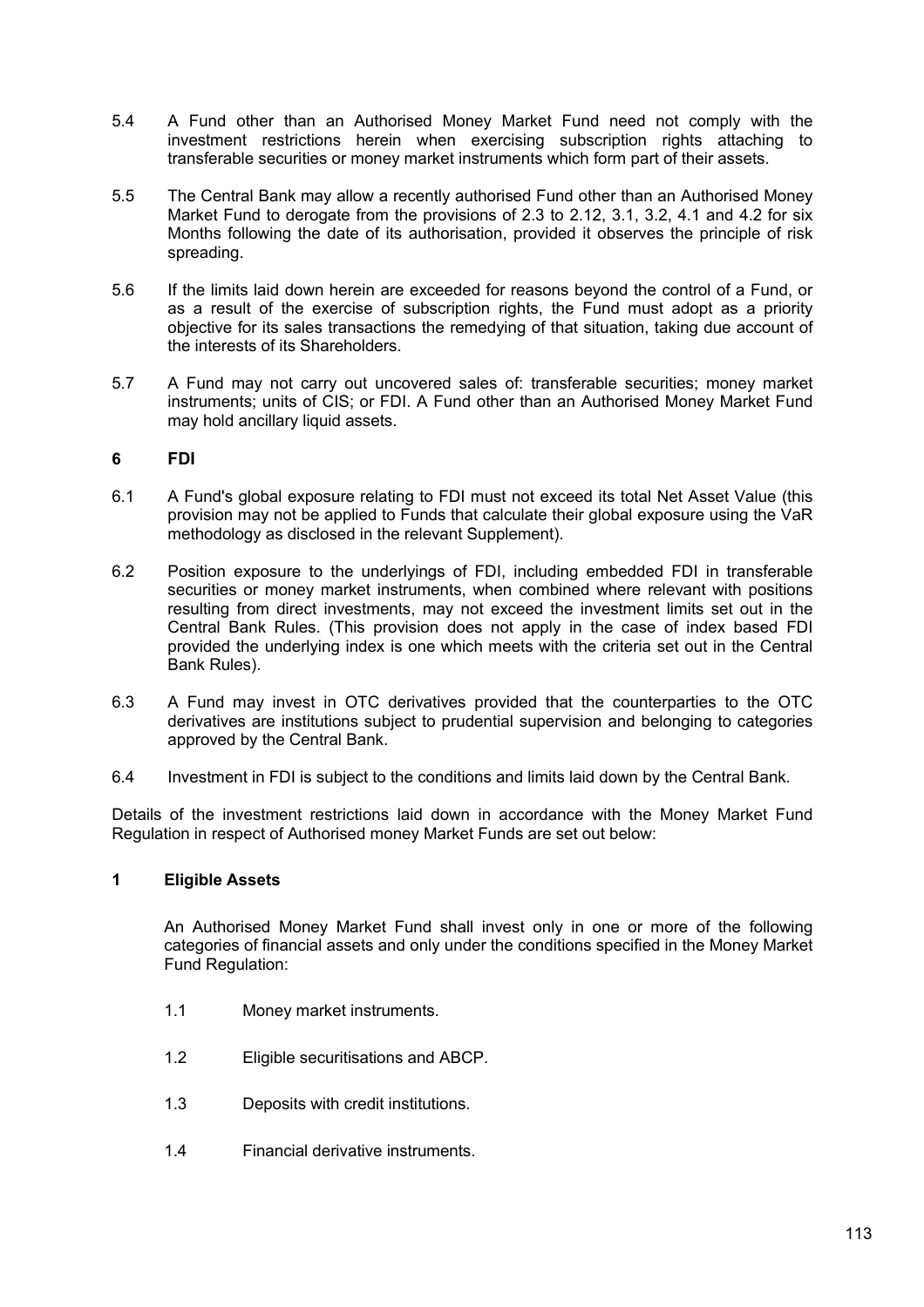5.4 A Fund other than an Authorised Money Market Fund need not comply with the investment restrictions herein when exercising subscription rights attaching to transferable securities or money market instruments which form part of their assets.

5.5 The Central Bank may allow a recently authorised Fund other than an Authorised Money Market Fund to derogate from the provisions of 2.3 to 2.12, 3.1, 3.2, 4.1 and 4.2 for six Months following the date of its authorisation, provided it observes the principle of risk spreading.

5.6 If the limits laid down herein are exceeded for reasons beyond the control of a Fund, or as a result of the exercise of subscription rights, the Fund must adopt as a priority objective for its sales transactions the remedying of that situation, taking due account of the interests of its Shareholders.

5.7 A Fund may not carry out uncovered sales of: transferable securities; money market instruments; units of CIS; or FDI. A Fund other than an Authorised Money Market Fund may hold ancillary liquid assets.

**6 FDI**

6.1 A Fund's global exposure relating to FDI must not exceed its total Net Asset Value (this provision may not be applied to Funds that calculate their global exposure using the VaR methodology as disclosed in the relevant Supplement).

6.2 Position exposure to the underlyings of FDI, including embedded FDI in transferable securities or money market instruments, when combined where relevant with positions resulting from direct investments, may not exceed the investment limits set out in the Central Bank Rules. (This provision does not apply in the case of index based FDI provided the underlying index is one which meets with the criteria set out in the Central Bank Rules).

6.3 A Fund may invest in OTC derivatives provided that the counterparties to the OTC derivatives are institutions subject to prudential supervision and belonging to categories approved by the Central Bank.

6.4 Investment in FDI is subject to the conditions and limits laid down by the Central Bank.

Details of the investment restrictions laid down in accordance with the Money Market Fund Regulation in respect of Authorised money Market Funds are set out below:

**1 Eligible Assets**

An Authorised Money Market Fund shall invest only in one or more of the following categories of financial assets and only under the conditions specified in the Money Market Fund Regulation:

1.1 Money market instruments.

1.2 Eligible securitisations and ABCP.

1.3 Deposits with credit institutions.

1.4 Financial derivative instruments.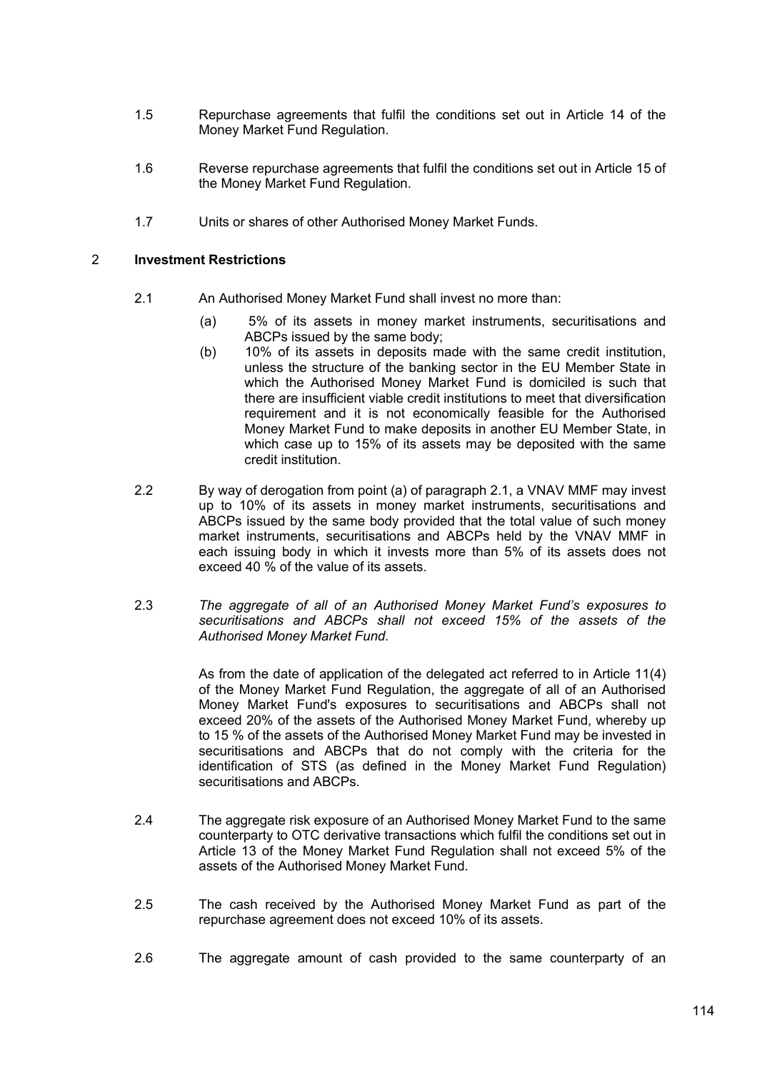1.5 Repurchase agreements that fulfil the conditions set out in Article 14 of the Money Market Fund Regulation.

1.6 Reverse repurchase agreements that fulfil the conditions set out in Article 15 of the Money Market Fund Regulation.

1.7 Units or shares of other Authorised Money Market Funds.

## 2 Investment Restrictions

2.1 An Authorised Money Market Fund shall invest no more than:

(a) 5% of its assets in money market instruments, securitisations and ABCPs issued by the same body;

(b) 10% of its assets in deposits made with the same credit institution, unless the structure of the banking sector in the EU Member State in which the Authorised Money Market Fund is domiciled is such that there are insufficient viable credit institutions to meet that diversification requirement and it is not economically feasible for the Authorised Money Market Fund to make deposits in another EU Member State, in which case up to 15% of its assets may be deposited with the same credit institution.

2.2 By way of derogation from point (a) of paragraph 2.1, a VNAV MMF may invest up to 10% of its assets in money market instruments, securitisations and ABCPs issued by the same body provided that the total value of such money market instruments, securitisations and ABCPs held by the VNAV MMF in each issuing body in which it invests more than 5% of assets does not exceed 40 % of the value of its assets.

2.3 *The aggregate of all of an Authorised Money Market Fund's exposures to securitisations and ABCPs shall not exceed 15% of the assets of the Authorised Money Market Fund.*

As from the date of application of the delegated act referred to in Article 11(4) of the Money Market Fund Regulation, the aggregate of all of an Authorised Money Market Fund's exposures to securitisations and ABCPs shall not exceed 20% of the assets of the Authorised Money Market Fund, whereby up to 15 % of the assets of the Authorised Money Market Fund may be invested in securitisations and ABCPs that do not comply with the criteria for the identification of STS (as defined in the Money Market Fund Regulation) securitisations and ABCPs.

2.4 The aggregate risk exposure of an Authorised Money Market Fund to the same counterparty to OTC derivative transactions which fulfil the conditions set out in Article 13 of the Money Market Fund Regulation shall not exceed 5% of the assets of the Authorised Money Market Fund.

2.5 The cash received by the Authorised Money Market Fund as part of the repurchase agreement does not exceed 10% of its assets.

2.6 The aggregate amount of cash provided to the same counterparty of an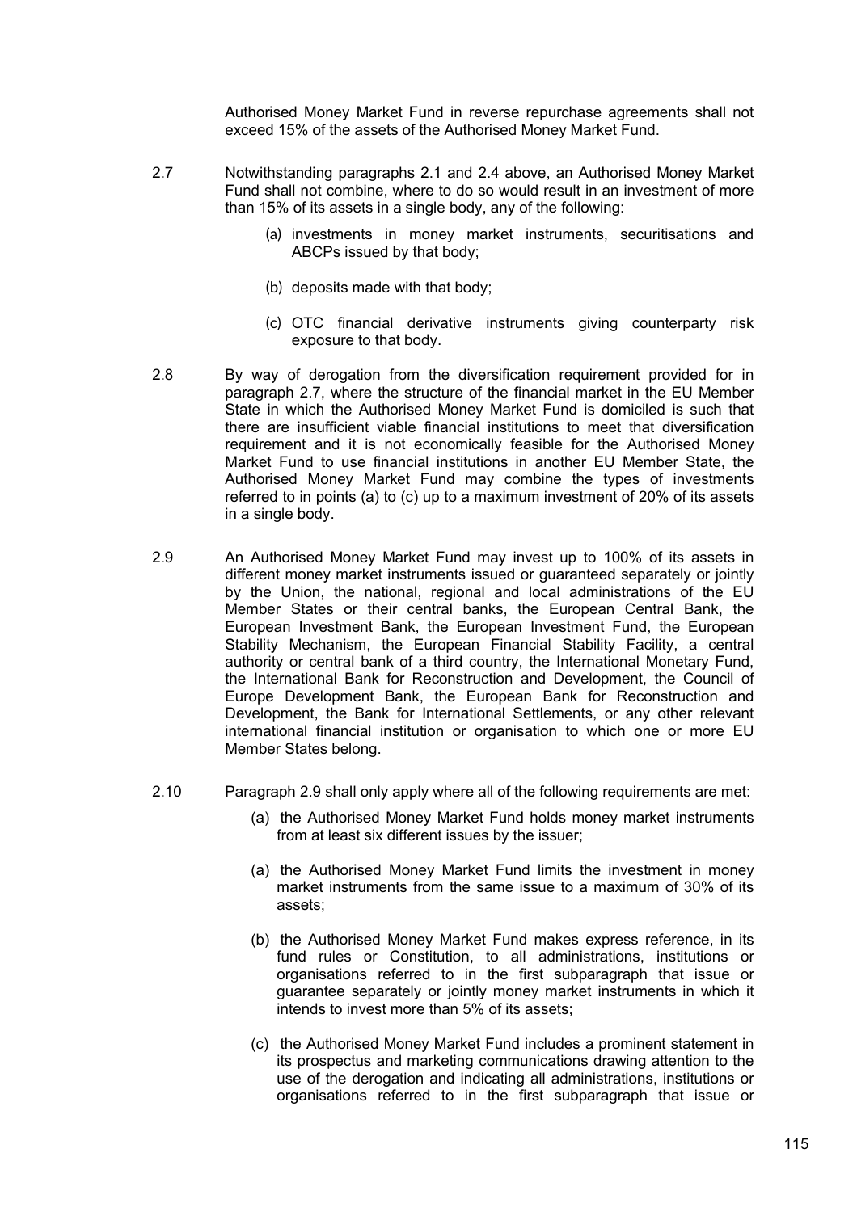Authorised Money Market Fund in reverse repurchase agreements shall not exceed 15% of the assets of the Authorised Money Market Fund.

2.7 Notwithstanding paragraphs 2.1 and 2.4 above, an Authorised Money Market Fund shall not combine, where to do so would result in an investment of more than 15% of its assets in a single body, any of the following:

(a) investments in money market instruments, securitisations and ABCPs issued by that body;

(b) deposits made with that body;

(c) OTC financial derivative instruments giving counterparty risk exposure to that body.

2.8 By way of derogation from the diversification requirement provided for in paragraph 2.7, where the structure of the financial market in the EU Member State in which the Authorised Money Market Fund is domiciled is such that there are insufficient viable financial institutions to meet that diversification requirement and it is not economically feasible for the Authorised Money Market Fund to use financial institutions in another EU Member State, the Authorised Money Market Fund may combine the types of investments referred to in points (a) to (c) up to a maximum investment of 20% of its assets in a single body.

2.9 An Authorised Money Market Fund may invest up to 100% of its assets in different money market instruments issued or guaranteed separately or jointly by the Union, the national, regional and local administrations of the EU Member States or their central banks, the European Central Bank, the European Investment Bank, the European Investment Fund, the European Stability Mechanism, the European Financial Stability Facility, a central authority or central bank of a third country, the International Monetary Fund, the International Bank for Reconstruction and Development, the Council of Europe Development Bank, the European Bank for Reconstruction and Development, the Bank for International Settlements, or any other relevant international financial institution or organisation to which one or more EU Member States belong.

2.10 Paragraph 2.9 shall only apply where all of the following requirements are met:

(a) the Authorised Money Market Fund holds money market instruments from at least six different issues by the issuer;

(a) the Authorised Money Market Fund limits the investment in money market instruments from the same issue to a maximum of 30% of its assets;

(b) the Authorised Money Market Fund makes express reference, in its fund rules or Constitution, to all administrations, institutions or organisations referred to in the first subparagraph that issue or guarantee separately or jointly money market instruments in which it intends to invest more than 5% of its assets;

(c) the Authorised Money Market Fund includes a prominent statement in its prospectus and marketing communications drawing attention to the use of the derogation and indicating all administrations, institutions or organisations referred to in the first subparagraph that issue or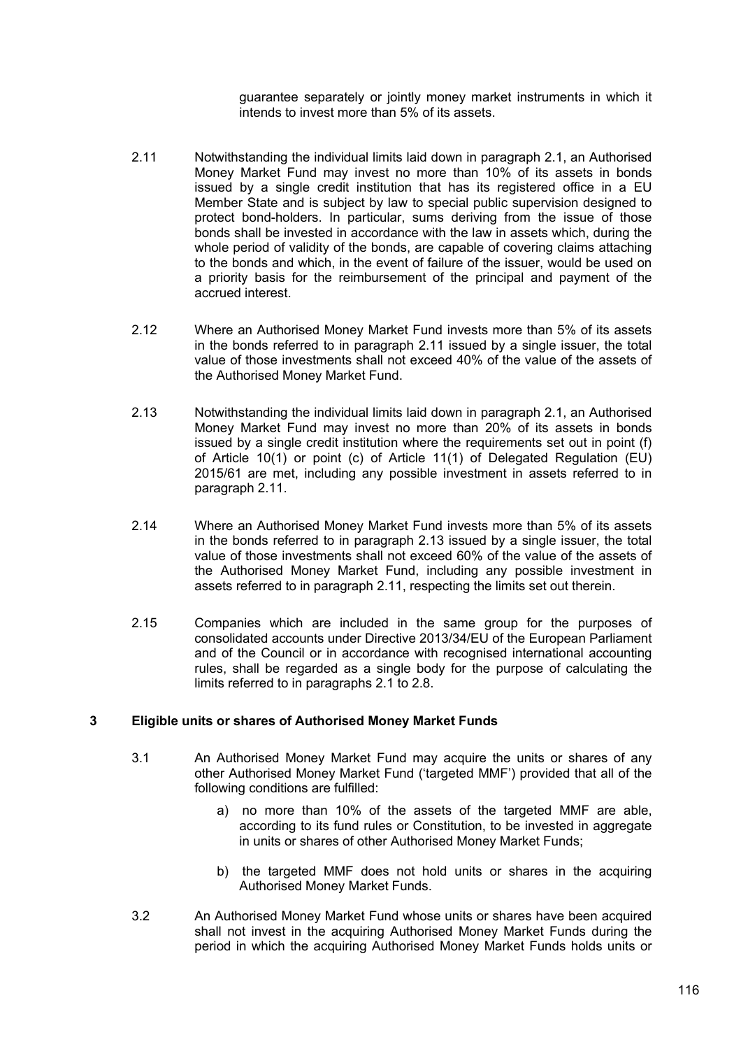guarantee separately or jointly money market instruments in which it intends to invest more than 5% of its assets.

2.11 Notwithstanding the individual limits laid down in paragraph 2.1, an Authorised Money Market Fund may invest no more than 10% of its assets in bonds issued by a single credit institution that has its registered office in a EU Member State and is subject by law to special public supervision designed to protect bond-holders. In particular, sums deriving from the issue of those bonds shall be invested in accordance with the law in assets which, during the whole period of validity of the bonds, are capable of covering claims attaching to the bonds and which, in the event of failure of the issuer, would be used on a priority basis for the reimbursement of the principal and payment of the accrued interest.

2.12 Where an Authorised Money Market Fund invests more than 5% of its assets in the bonds referred to in paragraph 2.11 issued by a single issuer, the total value of those investments shall not exceed 40% of the value of the assets of the Authorised Money Market Fund.

2.13 Notwithstanding the individual limits laid down in paragraph 2.1, an Authorised Money Market Fund may invest no more than 20% of its assets in bonds issued by a single credit institution where the requirements set out in point (f) of Article 10(1) or point (c) of Article 11(1) of Delegated Regulation (EU) 2015/61 are met, including any possible investment in assets referred to in paragraph 2.11.

2.14 Where an Authorised Money Market Fund invests more than 5% of its assets in the bonds referred to in paragraph 2.13 issued by a single issuer, the total value of those investments shall not exceed 60% of the value of the assets of the Authorised Money Market Fund, including any possible investment in assets referred to in paragraph 2.11, respecting the limits set out therein.

2.15 Companies which are included in the same group for the purposes of consolidated accounts under Directive 2013/34/EU of the European Parliament and of the Council or in accordance with recognised international accounting rules, shall be regarded as a single body for the purpose of calculating the limits referred to in paragraphs 2.1 to 2.8.

## 3 Eligible units or shares of Authorised Money Market Funds

3.1 An Authorised Money Market Fund may acquire the units or shares of any other Authorised Money Market Fund ('targeted MMF') provided that all of the following conditions are fulfilled:

a) no more than 10% of the assets of the targeted MMF are able, according to its fund rules or Constitution, to be invested in aggregate in units or shares of other Authorised Money Market Funds;

b) the targeted MMF does not hold units or shares in the acquiring Authorised Money Market Funds.

3.2 An Authorised Money Market Fund whose units or shares have been acquired shall not invest in the acquiring Authorised Money Market Funds during the period in which the acquiring Authorised Money Market Funds holds units or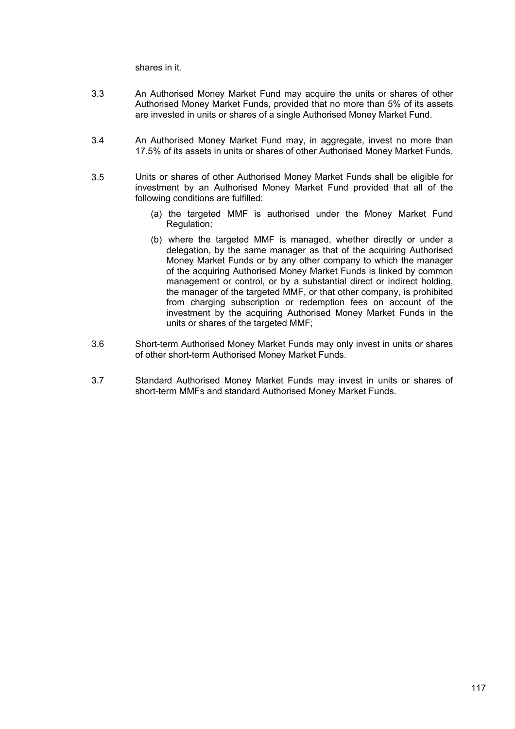shares in it.

3.3 An Authorised Money Market Fund may acquire the units or shares of other Authorised Money Market Funds, provided that no more than 5% of its assets are invested in units or shares of a single Authorised Money Market Fund.

3.4 An Authorised Money Market Fund may, in aggregate, invest no more than 17.5% of its assets in units or shares of other Authorised Money Market Funds.

3.5 Units or shares of other Authorised Money Market Funds shall be eligible for investment by an Authorised Money Market Fund provided that all of the following conditions are fulfilled:

(a) the targeted MMF is authorised under the Money Market Fund Regulation;

(b) where the targeted MMF is managed, whether directly or under a delegation, by the same manager as that of the acquiring Authorised Money Market Funds or by any other company to which the manager of the acquiring Authorised Money Market Funds is linked by common management or control, or by a substantial direct or indirect holding, the manager of the targeted MMF, or that other company, is prohibited from charging subscription or redemption fees on account of the investment by the acquiring Authorised Money Market Funds in the units or shares of the targeted MMF;

3.6 Short-term Authorised Money Market Funds may only invest in units or shares of other short-term Authorised Money Market Funds.

3.7 Standard Authorised Money Market Funds may invest in units or shares of short-term MMFs and standard Authorised Money Market Funds.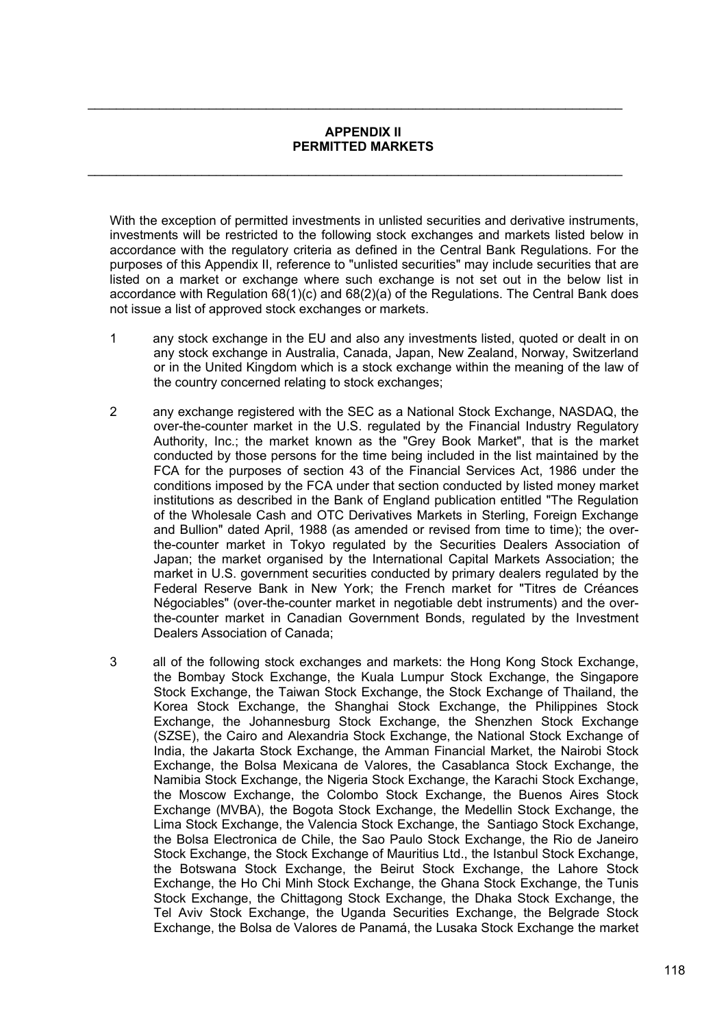# APPENDIX II
# PERMITTED MARKETS

With the exception of permitted investments in unlisted securities and derivative instruments, investments will be restricted to the following stock exchanges and markets listed below in accordance with the regulatory criteria as defined in the Central Bank Regulations. For the purposes of this Appendix II, reference to "unlisted securities" may include securities that are listed on a market or exchange where such exchange is not set out in the below list in accordance with Regulation 68(1)(c) and 68(2)(a) of the Regulations. The Central Bank does not issue a list of approved stock exchanges or markets.

1. any stock exchange in the EU and also any investments listed, quoted or dealt in on any stock exchange in Australia, Canada, Japan, New Zealand, Norway, Switzerland or in the United Kingdom which is a stock exchange within the meaning of the law of the country concerned relating to stock exchanges;

2. any exchange registered with the SEC as a National Stock Exchange, NASDAQ, the over-the-counter market in the U.S. regulated by the Financial Industry Regulatory Authority, Inc.; the market known as the "Grey Book Market", that is the market conducted by those persons for the time being included in the list maintained by the FCA for the purposes of section 43 of the Financial Services Act, 1986 under the conditions imposed by the FCA under that section conducted by listed money market institutions as described in the Bank of England publication entitled "The Regulation of the Wholesale Cash and OTC Derivatives Markets in Sterling, Foreign Exchange and Bullion" dated April, 1988 (as amended or revised from time to time); the over-the-counter market in Tokyo regulated by the Securities Dealers Association of Japan; the market organised by the International Capital Markets Association; the market in U.S. government securities conducted by primary dealers regulated by the Federal Reserve Bank in New York; the French market for "Titres de Créances Négociables" (over-the-counter market in negotiable debt instruments) and the over-the-counter market in Canadian Government Bonds, regulated by the Investment Dealers Association of Canada;

3. all of the following stock exchanges and markets: the Hong Kong Stock Exchange, the Bombay Stock Exchange, the Kuala Lumpur Stock Exchange, the Singapore Stock Exchange, the Taiwan Stock Exchange, the Stock Exchange of Thailand, the Korea Stock Exchange, the Shanghai Stock Exchange, the Philippines Stock Exchange, the Johannesburg Stock Exchange, the Shenzhen Stock Exchange (SZSE), the Cairo and Alexandria Stock Exchange, the National Stock Exchange of India, the Jakarta Stock Exchange, the Amman Financial Market, the Nairobi Stock Exchange, the Bolsa Mexicana de Valores, the Casablanca Stock Exchange, the Namibia Stock Exchange, the Nigeria Stock Exchange, the Karachi Stock Exchange, the Moscow Exchange, the Colombo Stock Exchange, the Buenos Aires Stock Exchange (MVBA), the Bogota Stock Exchange, the Medellin Stock Exchange, the Lima Stock Exchange, the Valencia Stock Exchange, the Santiago Stock Exchange, the Bolsa Electronica de Chile, the Sao Paulo Stock Exchange, the Rio de Janeiro Stock Exchange, the Stock Exchange of Mauritius Ltd., the Istanbul Stock Exchange, the Botswana Stock Exchange, the Beirut Stock Exchange, the Lahore Stock Exchange, the Ho Chi Minh Stock Exchange, the Ghana Stock Exchange, the Tunis Stock Exchange, the Chittagong Stock Exchange, the Dhaka Stock Exchange, the Tel Aviv Stock Exchange, the Uganda Securities Exchange, the Belgrade Stock Exchange, the Bolsa de Valores de Panamá, the Lusaka Stock Exchange the market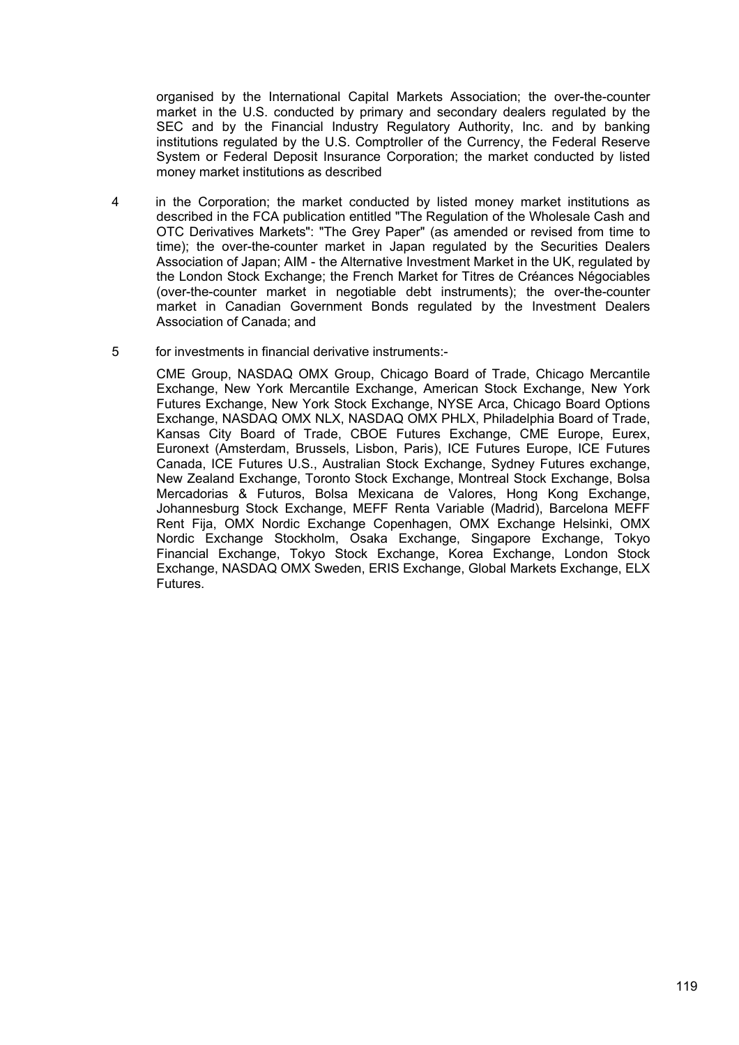organised by the International Capital Markets Association; the over-the-counter market in the U.S. conducted by primary and secondary dealers regulated by the SEC and by the Financial Industry Regulatory Authority, Inc. and by banking institutions regulated by the U.S. Comptroller of the Currency, the Federal Reserve System or Federal Deposit Insurance Corporation; the market conducted by listed money market institutions as described

4 in the Corporation; the market conducted by listed money market institutions as described in the FCA publication entitled "The Regulation of the Wholesale Cash and OTC Derivatives Markets": "The Grey Paper" (as amended or revised from time to time); the over-the-counter market in Japan regulated by the Securities Dealers Association of Japan; AIM - the Alternative Investment Market in the UK, regulated by the London Stock Exchange; the French Market for Titres de Créances Négociables (over-the-counter market in negotiable debt instruments); the over-the-counter market in Canadian Government Bonds regulated by the Investment Dealers Association of Canada; and

5 for investments in financial derivative instruments:-

CME Group, NASDAQ OMX Group, Chicago Board of Trade, Chicago Mercantile Exchange, New York Mercantile Exchange, American Stock Exchange, New York Futures Exchange, New York Stock Exchange, NYSE Arca, Chicago Board Options Exchange, NASDAQ OMX NLX, NASDAQ OMX PHLX, Philadelphia Board of Trade, Kansas City Board of Trade, CBOE Futures Exchange, CME Europe, Eurex, Euronext (Amsterdam, Brussels, Lisbon, Paris), ICE Futures Europe, ICE Futures Canada, ICE Futures U.S., Australian Stock Exchange, Sydney Futures exchange, New Zealand Exchange, Toronto Stock Exchange, Montreal Stock Exchange, Bolsa Mercadorias & Futuros, Bolsa Mexicana de Valores, Hong Kong Exchange, Johannesburg Stock Exchange, MEFF Renta Variable (Madrid), Barcelona MEFF Rent Fija, OMX Nordic Exchange Copenhagen, OMX Exchange Helsinki, OMX Nordic Exchange Stockholm, Osaka Exchange, Singapore Exchange, Tokyo Financial Exchange, Tokyo Stock Exchange, Korea Exchange, London Stock Exchange, NASDAQ OMX Sweden, ERIS Exchange, Global Markets Exchange, ELX Futures.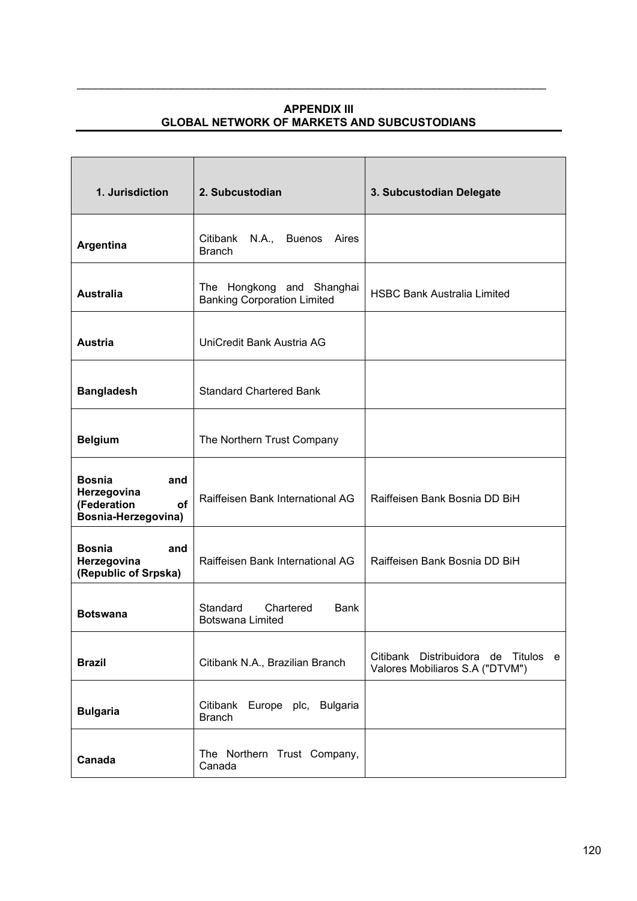## APPENDIX III
## GLOBAL NETWORK OF MARKETS AND SUBCUSTODIANS

| 1. Jurisdiction | 2. Subcustodian | 3. Subcustodian Delegate |
|---|---|---|
| **Argentina** | Citibank N.A., Buenos Aires Branch | |
| **Australia** | The Hongkong and Shanghai Banking Corporation Limited | HSBC Bank Australia Limited |
| **Austria** | UniCredit Bank Austria AG | |
| **Bangladesh** | Standard Chartered Bank | |
| **Belgium** | The Northern Trust Company | |
| **Bosnia and Herzegovina (Federation of Bosnia-Herzegovina)** | Raiffeisen Bank International AG | Raiffeisen Bank Bosnia DD BiH |
| **Bosnia and Herzegovina (Republic of Srpska)** | Raiffeisen Bank International AG | Raiffeisen Bank Bosnia DD BiH |
| **Botswana** | Standard Chartered Bank Botswana Limited | |
| **Brazil** | Citibank N.A., Brazilian Branch | Citibank Distribuidora de Titulos e Valores Mobiliaros S.A ("DTVM") |
| **Bulgaria** | Citibank Europe plc, Bulgaria Branch | |
| **Canada** | The Northern Trust Company, Canada | |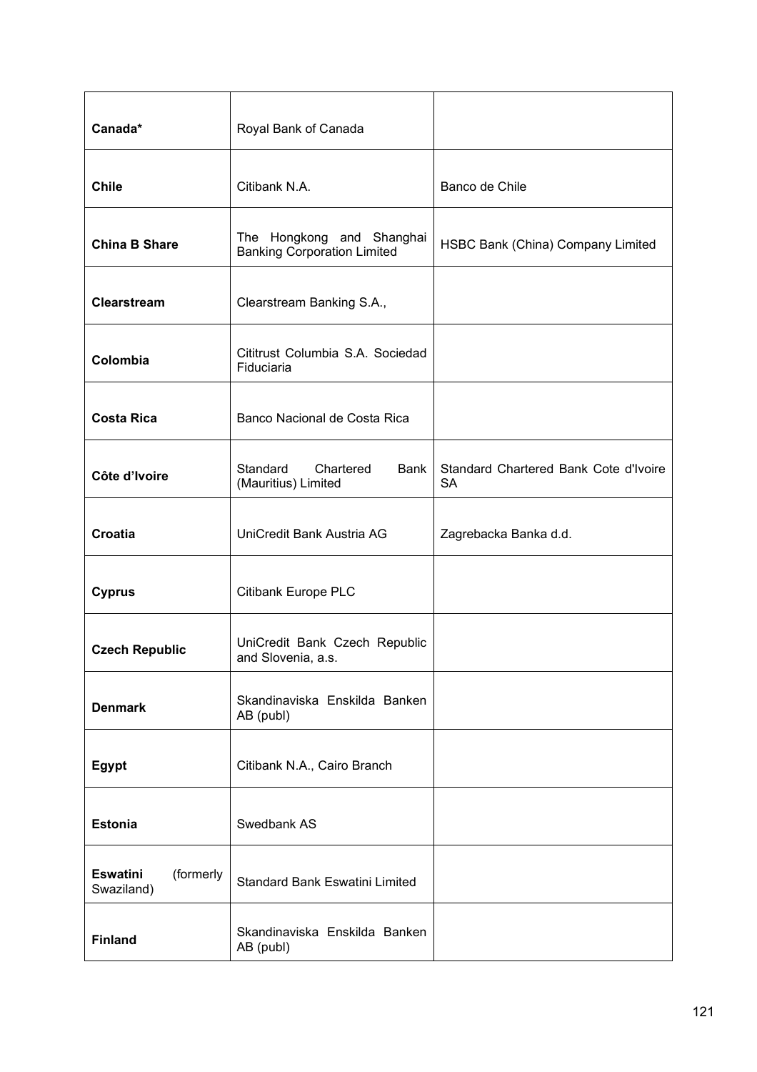| | | |
|---|---|---|
| **Canada*** | Royal Bank of Canada | |
| **Chile** | Citibank N.A. | Banco de Chile |
| **China B Share** | The Hongkong and Shanghai Banking Corporation Limited | HSBC Bank (China) Company Limited |
| **Clearstream** | Clearstream Banking S.A., | |
| **Colombia** | Cititrust Columbia S.A. Sociedad Fiduciaria | |
| **Costa Rica** | Banco Nacional de Costa Rica | |
| **Côte d'Ivoire** | Standard Chartered Bank (Mauritius) Limited | Standard Chartered Bank Cote d'Ivoire SA |
| **Croatia** | UniCredit Bank Austria AG | Zagrebacka Banka d.d. |
| **Cyprus** | Citibank Europe PLC | |
| **Czech Republic** | UniCredit Bank Czech Republic and Slovenia, a.s. | |
| **Denmark** | Skandinaviska Enskilda Banken AB (publ) | |
| **Egypt** | Citibank N.A., Cairo Branch | |
| **Estonia** | Swedbank AS | |
| **Eswatini** (formerly Swaziland) | Standard Bank Eswatini Limited | |
| **Finland** | Skandinaviska Enskilda Banken AB (publ) | |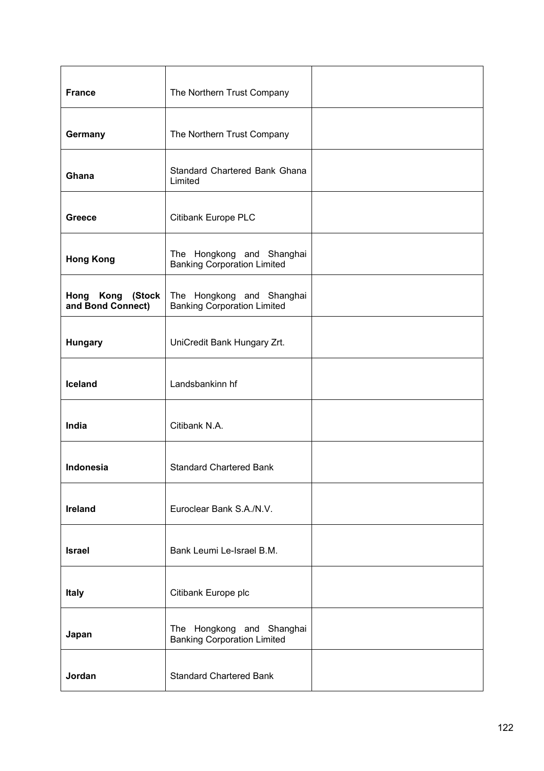| | | |
|---|---|---|
| **France** | The Northern Trust Company | |
| **Germany** | The Northern Trust Company | |
| **Ghana** | Standard Chartered Bank Ghana Limited | |
| **Greece** | Citibank Europe PLC | |
| **Hong Kong** | The Hongkong and Shanghai Banking Corporation Limited | |
| **Hong Kong (Stock and Bond Connect)** | The Hongkong and Shanghai Banking Corporation Limited | |
| **Hungary** | UniCredit Bank Hungary Zrt. | |
| **Iceland** | Landsbankinn hf | |
| **India** | Citibank N.A. | |
| **Indonesia** | Standard Chartered Bank | |
| **Ireland** | Euroclear Bank S.A./N.V. | |
| **Israel** | Bank Leumi Le-Israel B.M. | |
| **Italy** | Citibank Europe plc | |
| **Japan** | The Hongkong and Shanghai Banking Corporation Limited | |
| **Jordan** | Standard Chartered Bank | |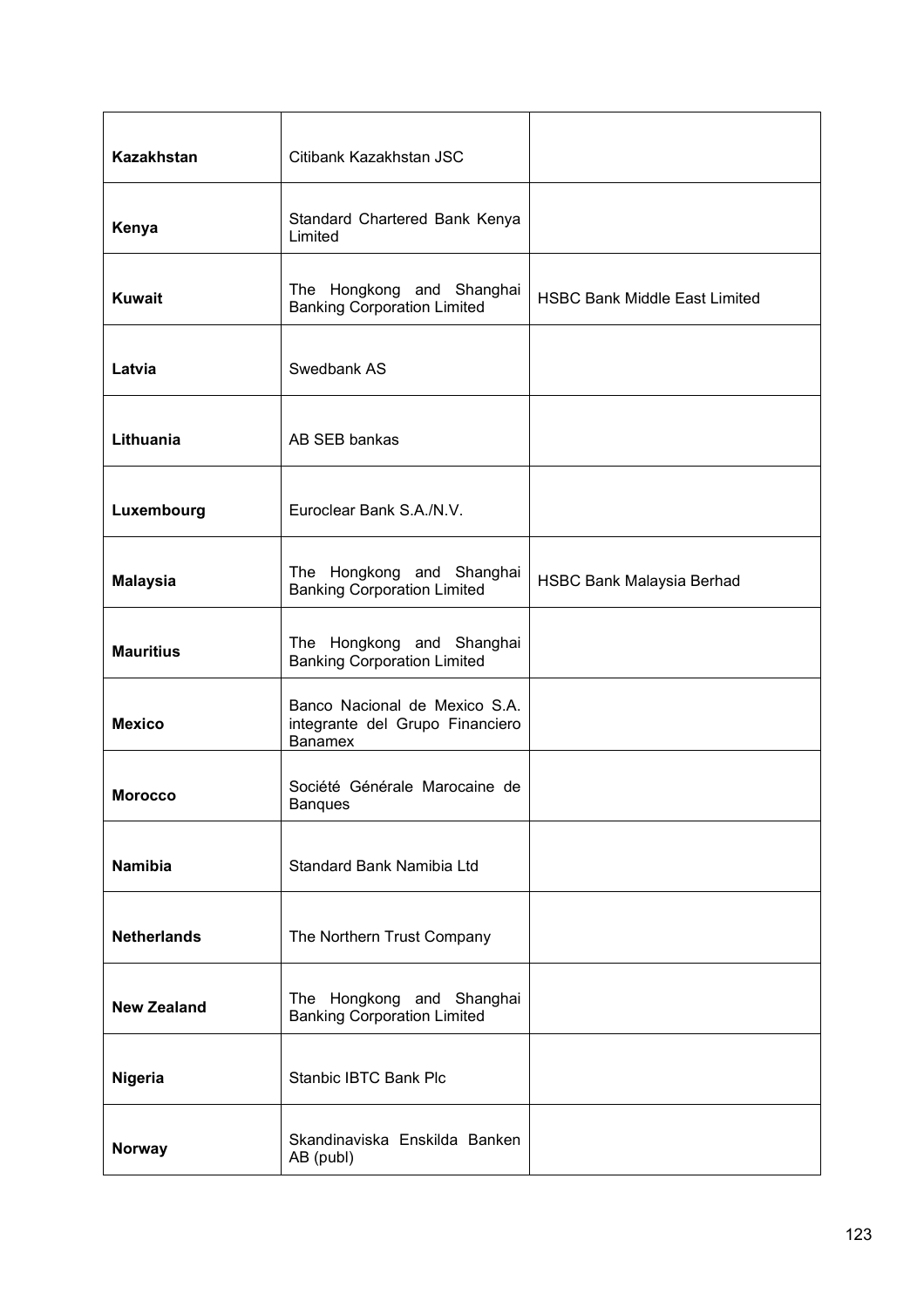| | | |
|---|---|---|
| **Kazakhstan** | Citibank Kazakhstan JSC | |
| **Kenya** | Standard Chartered Bank Kenya Limited | |
| **Kuwait** | The Hongkong and Shanghai Banking Corporation Limited | HSBC Bank Middle East Limited |
| **Latvia** | Swedbank AS | |
| **Lithuania** | AB SEB bankas | |
| **Luxembourg** | Euroclear Bank S.A./N.V. | |
| **Malaysia** | The Hongkong and Shanghai Banking Corporation Limited | HSBC Bank Malaysia Berhad |
| **Mauritius** | The Hongkong and Shanghai Banking Corporation Limited | |
| **Mexico** | Banco Nacional de Mexico S.A. integrante del Grupo Financiero Banamex | |
| **Morocco** | Société Générale Marocaine de Banques | |
| **Namibia** | Standard Bank Namibia Ltd | |
| **Netherlands** | The Northern Trust Company | |
| **New Zealand** | The Hongkong and Shanghai Banking Corporation Limited | |
| **Nigeria** | Stanbic IBTC Bank Plc | |
| **Norway** | Skandinaviska Enskilda Banken AB (publ) | |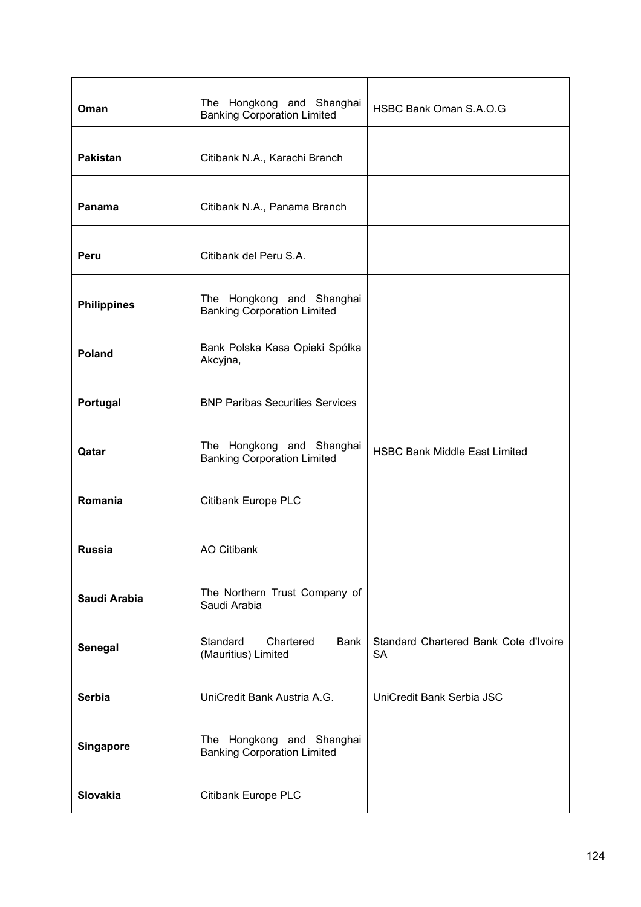| | | |
|---|---|---|
| **Oman** | The Hongkong and Shanghai Banking Corporation Limited | HSBC Bank Oman S.A.O.G |
| **Pakistan** | Citibank N.A., Karachi Branch | |
| **Panama** | Citibank N.A., Panama Branch | |
| **Peru** | Citibank del Peru S.A. | |
| **Philippines** | The Hongkong and Shanghai Banking Corporation Limited | |
| **Poland** | Bank Polska Kasa Opieki Spółka Akcyjna, | |
| **Portugal** | BNP Paribas Securities Services | |
| **Qatar** | The Hongkong and Shanghai Banking Corporation Limited | HSBC Bank Middle East Limited |
| **Romania** | Citibank Europe PLC | |
| **Russia** | AO Citibank | |
| **Saudi Arabia** | The Northern Trust Company of Saudi Arabia | |
| **Senegal** | Standard Chartered Bank (Mauritius) Limited | Standard Chartered Bank Cote d'Ivoire SA |
| **Serbia** | UniCredit Bank Austria A.G. | UniCredit Bank Serbia JSC |
| **Singapore** | The Hongkong and Shanghai Banking Corporation Limited | |
| **Slovakia** | Citibank Europe PLC | |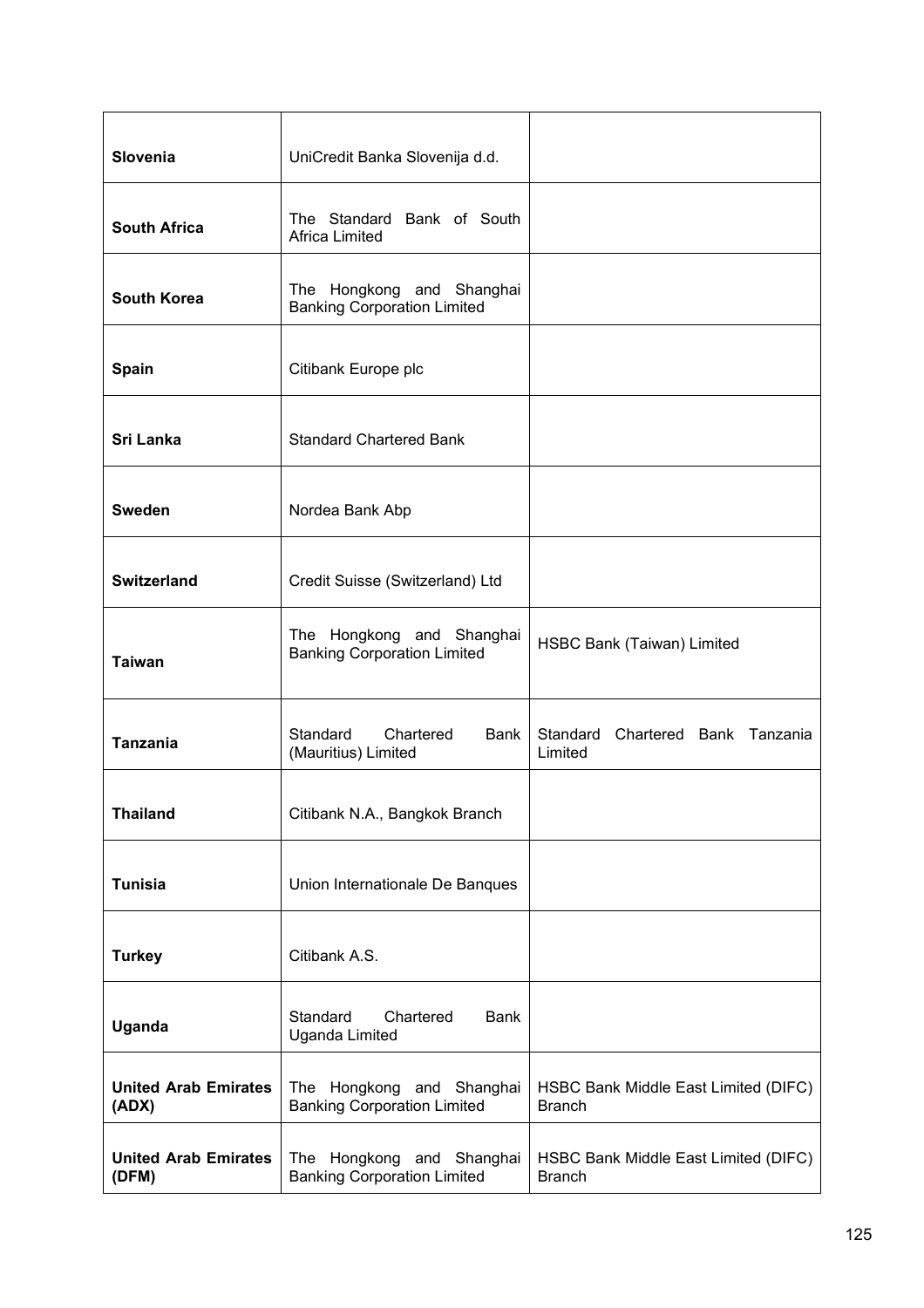| | | |
|---|---|---|
| **Slovenia** | UniCredit Banka Slovenija d.d. | |
| **South Africa** | The Standard Bank of South Africa Limited | |
| **South Korea** | The Hongkong and Shanghai Banking Corporation Limited | |
| **Spain** | Citibank Europe plc | |
| **Sri Lanka** | Standard Chartered Bank | |
| **Sweden** | Nordea Bank Abp | |
| **Switzerland** | Credit Suisse (Switzerland) Ltd | |
| **Taiwan** | The Hongkong and Shanghai Banking Corporation Limited | HSBC Bank (Taiwan) Limited |
| **Tanzania** | Standard Chartered Bank (Mauritius) Limited | Standard Chartered Bank Tanzania Limited |
| **Thailand** | Citibank N.A., Bangkok Branch | |
| **Tunisia** | Union Internationale De Banques | |
| **Turkey** | Citibank A.S. | |
| **Uganda** | Standard Chartered Bank Uganda Limited | |
| **United Arab Emirates (ADX)** | The Hongkong and Shanghai Banking Corporation Limited | HSBC Bank Middle East Limited (DIFC) Branch |
| **United Arab Emirates (DFM)** | The Hongkong and Shanghai Banking Corporation Limited | HSBC Bank Middle East Limited (DIFC) Branch |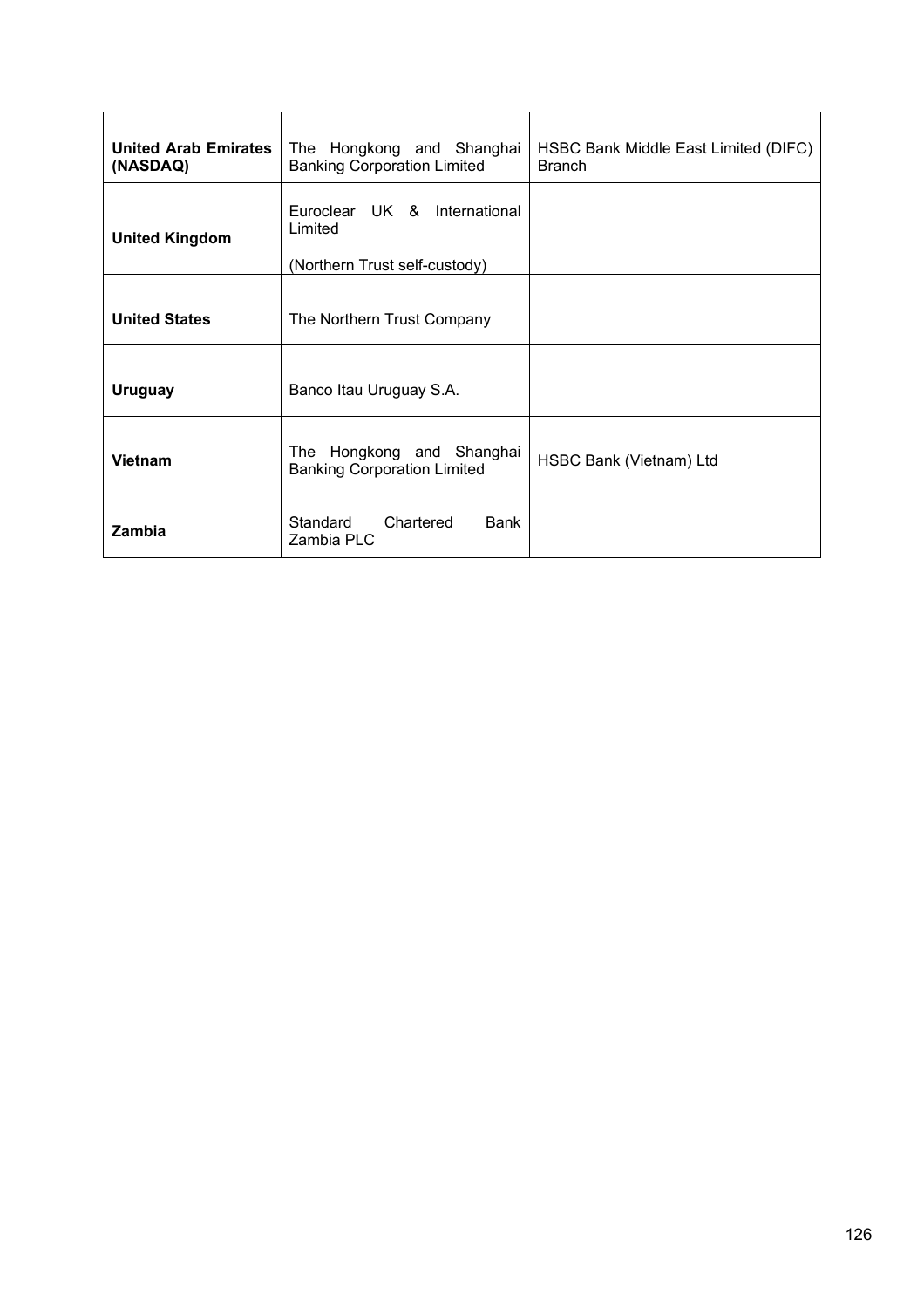| **United Arab Emirates (NASDAQ)** | The Hongkong and Shanghai Banking Corporation Limited | HSBC Bank Middle East Limited (DIFC) Branch |
|---|---|---|
| **United Kingdom** | Euroclear UK & International Limited<br><br>(Northern Trust self-custody) | |
| **United States** | The Northern Trust Company | |
| **Uruguay** | Banco Itau Uruguay S.A. | |
| **Vietnam** | The Hongkong and Shanghai Banking Corporation Limited | HSBC Bank (Vietnam) Ltd |
| **Zambia** | Standard Chartered Bank Zambia PLC | |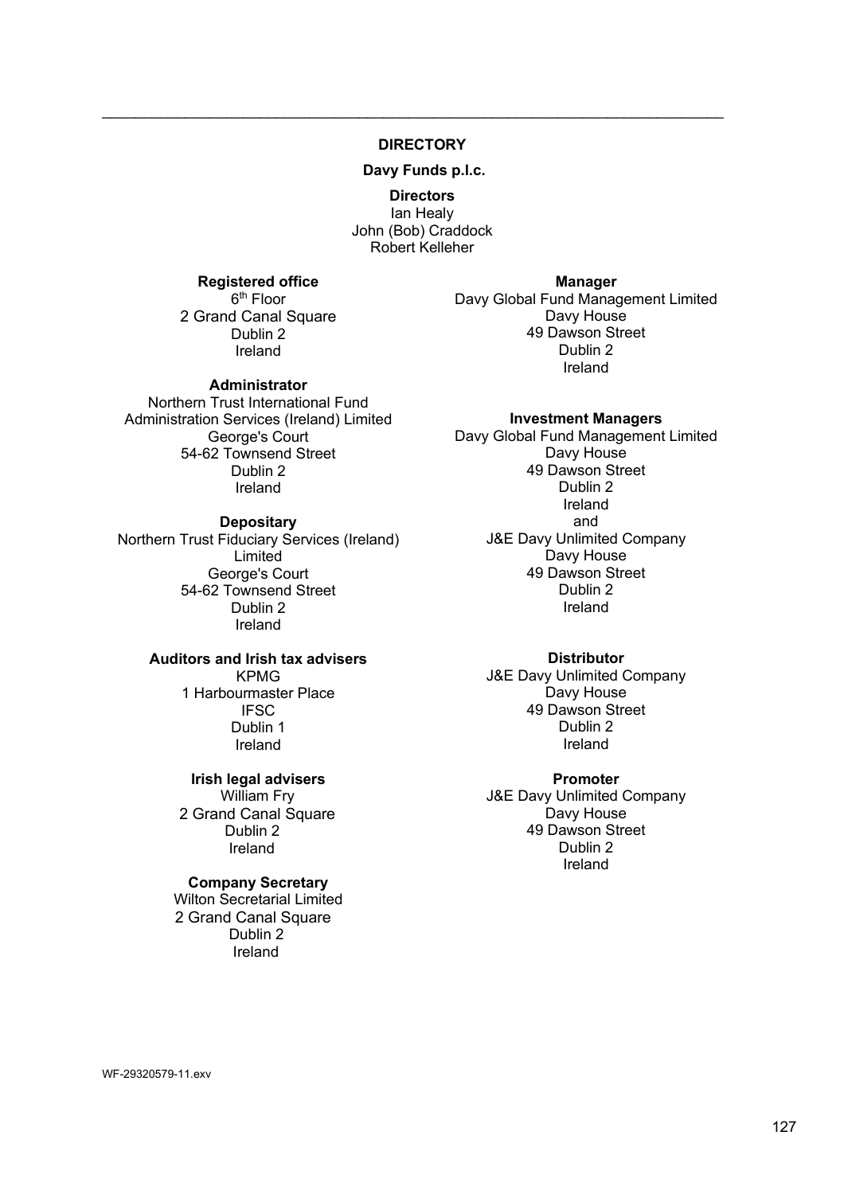## DIRECTORY

### Davy Funds p.l.c.

**Directors**
Ian Healy
John (Bob) Craddock
Robert Kelleher

**Registered office**
6th Floor
2 Grand Canal Square
Dublin 2
Ireland

**Administrator**
Northern Trust International Fund Administration Services (Ireland) Limited
George's Court
54-62 Townsend Street
Dublin 2
Ireland

**Depositary**
Northern Trust Fiduciary Services (Ireland) Limited
George's Court
54-62 Townsend Street
Dublin 2
Ireland

**Auditors and Irish tax advisers**
KPMG
1 Harbourmaster Place
IFSC
Dublin 1
Ireland

**Irish legal advisers**
William Fry
2 Grand Canal Square
Dublin 2
Ireland

**Company Secretary**
Wilton Secretarial Limited
2 Grand Canal Square
Dublin 2
Ireland

**Manager**
Davy Global Fund Management Limited
Davy House
49 Dawson Street
Dublin 2
Ireland

**Investment Managers**
Davy Global Fund Management Limited
Davy House
49 Dawson Street
Dublin 2
Ireland
and
J&E Davy Unlimited Company
Davy House
49 Dawson Street
Dublin 2
Ireland

**Distributor**
J&E Davy Unlimited Company
Davy House
49 Dawson Street
Dublin 2
Ireland

**Promoter**
J&E Davy Unlimited Company
Davy House
49 Dawson Street
Dublin 2
Ireland

WF-29320579-11.exv